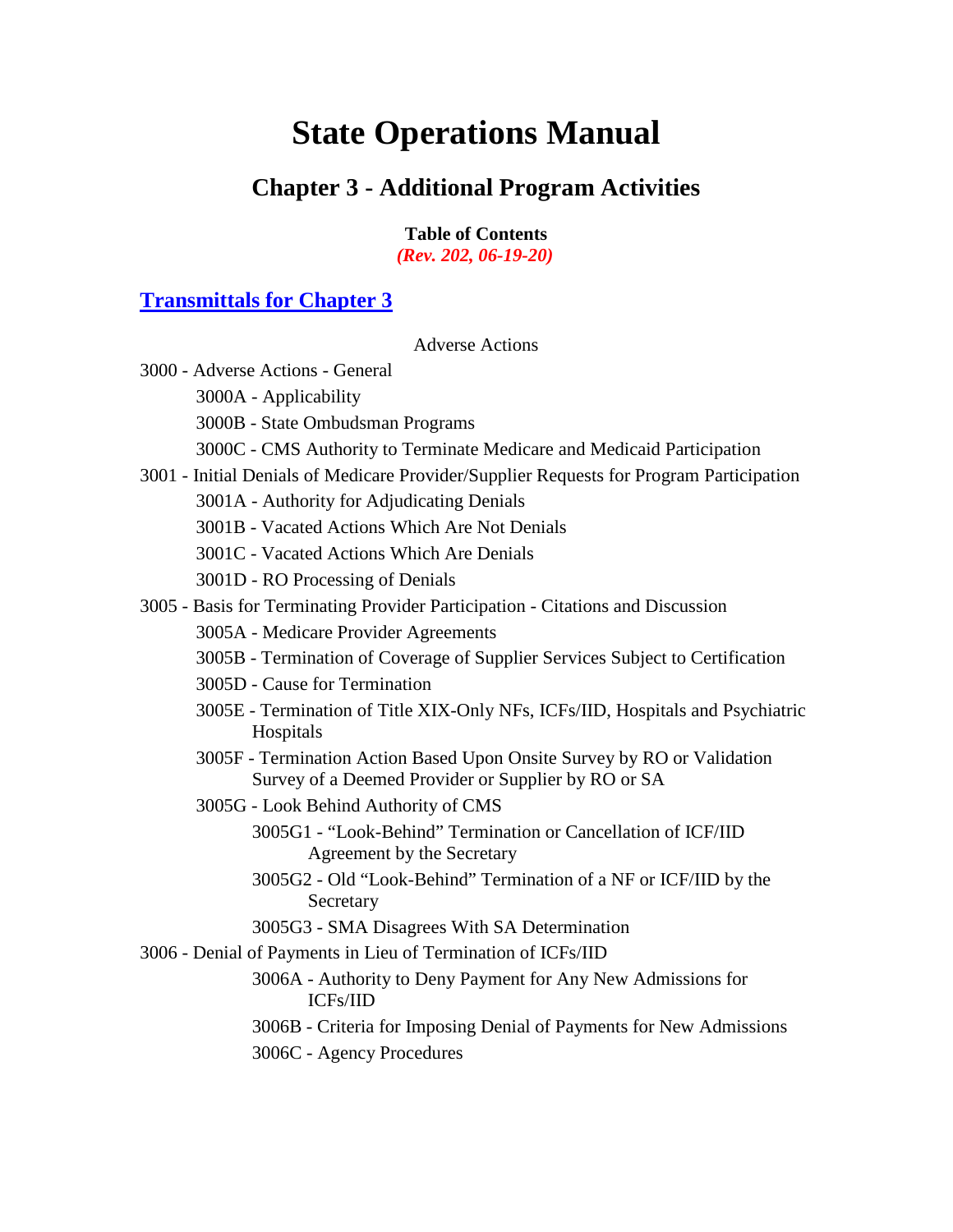# State Operations Manual

## Chapter 3 - Additional Program Activities

**Table of Contents**

***(Rev. 202, 06-19-20)***

### [Transmittals for Chapter 3]()

Adverse Actions

3000 - Adverse Actions - General

- 3000A - Applicability
- 3000B - State Ombudsman Programs
- 3000C - CMS Authority to Terminate Medicare and Medicaid Participation

3001 - Initial Denials of Medicare Provider/Supplier Requests for Program Participation

- 3001A - Authority for Adjudicating Denials
- 3001B - Vacated Actions Which Are Not Denials
- 3001C - Vacated Actions Which Are Denials
- 3001D - RO Processing of Denials

3005 - Basis for Terminating Provider Participation - Citations and Discussion

- 3005A - Medicare Provider Agreements
- 3005B - Termination of Coverage of Supplier Services Subject to Certification
- 3005D - Cause for Termination
- 3005E - Termination of Title XIX-Only NFs, ICFs/IID, Hospitals and Psychiatric Hospitals
- 3005F - Termination Action Based Upon Onsite Survey by RO or Validation Survey of a Deemed Provider or Supplier by RO or SA
- 3005G - Look Behind Authority of CMS
  - 3005G1 - "Look-Behind" Termination or Cancellation of ICF/IID Agreement by the Secretary
  - 3005G2 - Old "Look-Behind" Termination of a NF or ICF/IID by the Secretary
  - 3005G3 - SMA Disagrees With SA Determination

3006 - Denial of Payments in Lieu of Termination of ICFs/IID

- 3006A - Authority to Deny Payment for Any New Admissions for ICFs/IID
- 3006B - Criteria for Imposing Denial of Payments for New Admissions
- 3006C - Agency Procedures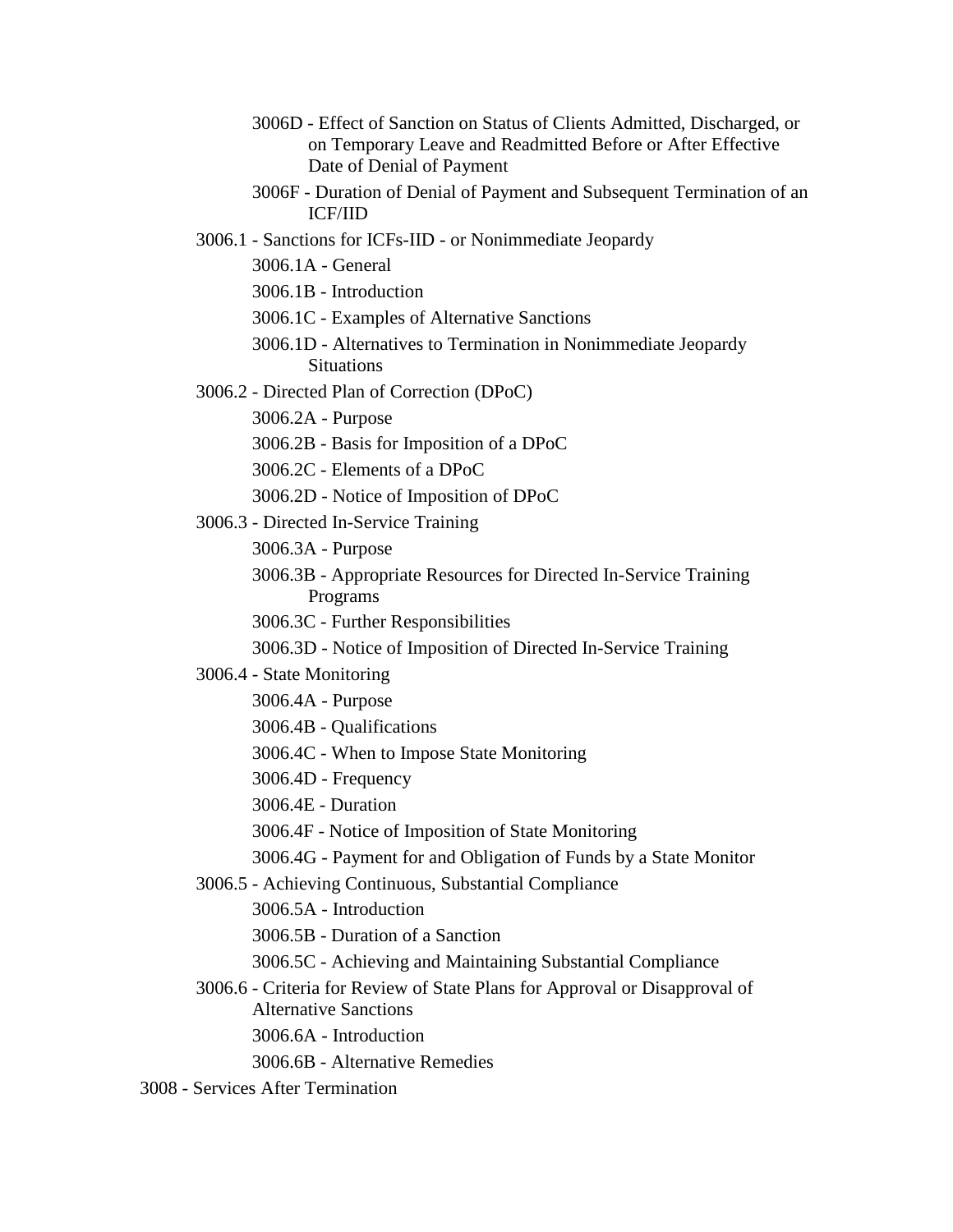- 3006D - Effect of Sanction on Status of Clients Admitted, Discharged, or on Temporary Leave and Readmitted Before or After Effective Date of Denial of Payment
- 3006F - Duration of Denial of Payment and Subsequent Termination of an ICF/IID

3006.1 - Sanctions for ICFs-IID - or Nonimmediate Jeopardy

- 3006.1A - General
- 3006.1B - Introduction
- 3006.1C - Examples of Alternative Sanctions
- 3006.1D - Alternatives to Termination in Nonimmediate Jeopardy Situations

3006.2 - Directed Plan of Correction (DPoC)

- 3006.2A - Purpose
- 3006.2B - Basis for Imposition of a DPoC
- 3006.2C - Elements of a DPoC
- 3006.2D - Notice of Imposition of DPoC

3006.3 - Directed In-Service Training

- 3006.3A - Purpose
- 3006.3B - Appropriate Resources for Directed In-Service Training Programs
- 3006.3C - Further Responsibilities
- 3006.3D - Notice of Imposition of Directed In-Service Training

3006.4 - State Monitoring

- 3006.4A - Purpose
- 3006.4B - Qualifications
- 3006.4C - When to Impose State Monitoring
- 3006.4D - Frequency
- 3006.4E - Duration
- 3006.4F - Notice of Imposition of State Monitoring
- 3006.4G - Payment for and Obligation of Funds by a State Monitor

3006.5 - Achieving Continuous, Substantial Compliance

- 3006.5A - Introduction
- 3006.5B - Duration of a Sanction
- 3006.5C - Achieving and Maintaining Substantial Compliance

3006.6 - Criteria for Review of State Plans for Approval or Disapproval of Alternative Sanctions

- 3006.6A - Introduction
- 3006.6B - Alternative Remedies

3008 - Services After Termination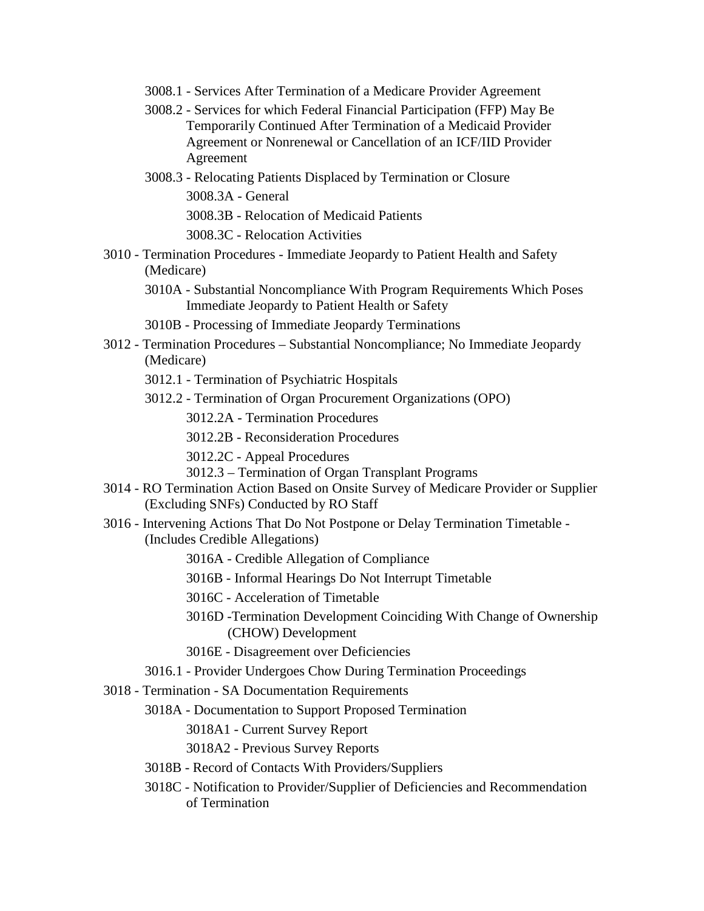3008.1 - Services After Termination of a Medicare Provider Agreement

3008.2 - Services for which Federal Financial Participation (FFP) May Be Temporarily Continued After Termination of a Medicaid Provider Agreement or Nonrenewal or Cancellation of an ICF/IID Provider Agreement

3008.3 - Relocating Patients Displaced by Termination or Closure

3008.3A - General

3008.3B - Relocation of Medicaid Patients

3008.3C - Relocation Activities

3010 - Termination Procedures - Immediate Jeopardy to Patient Health and Safety (Medicare)

3010A - Substantial Noncompliance With Program Requirements Which Poses Immediate Jeopardy to Patient Health or Safety

3010B - Processing of Immediate Jeopardy Terminations

3012 - Termination Procedures – Substantial Noncompliance; No Immediate Jeopardy (Medicare)

3012.1 - Termination of Psychiatric Hospitals

3012.2 - Termination of Organ Procurement Organizations (OPO)

3012.2A - Termination Procedures

3012.2B - Reconsideration Procedures

3012.2C - Appeal Procedures

3012.3 – Termination of Organ Transplant Programs

3014 - RO Termination Action Based on Onsite Survey of Medicare Provider or Supplier (Excluding SNFs) Conducted by RO Staff

3016 - Intervening Actions That Do Not Postpone or Delay Termination Timetable - (Includes Credible Allegations)

3016A - Credible Allegation of Compliance

3016B - Informal Hearings Do Not Interrupt Timetable

3016C - Acceleration of Timetable

3016D -Termination Development Coinciding With Change of Ownership (CHOW) Development

3016E - Disagreement over Deficiencies

3016.1 - Provider Undergoes Chow During Termination Proceedings

3018 - Termination - SA Documentation Requirements

3018A - Documentation to Support Proposed Termination

3018A1 - Current Survey Report

3018A2 - Previous Survey Reports

3018B - Record of Contacts With Providers/Suppliers

3018C - Notification to Provider/Supplier of Deficiencies and Recommendation of Termination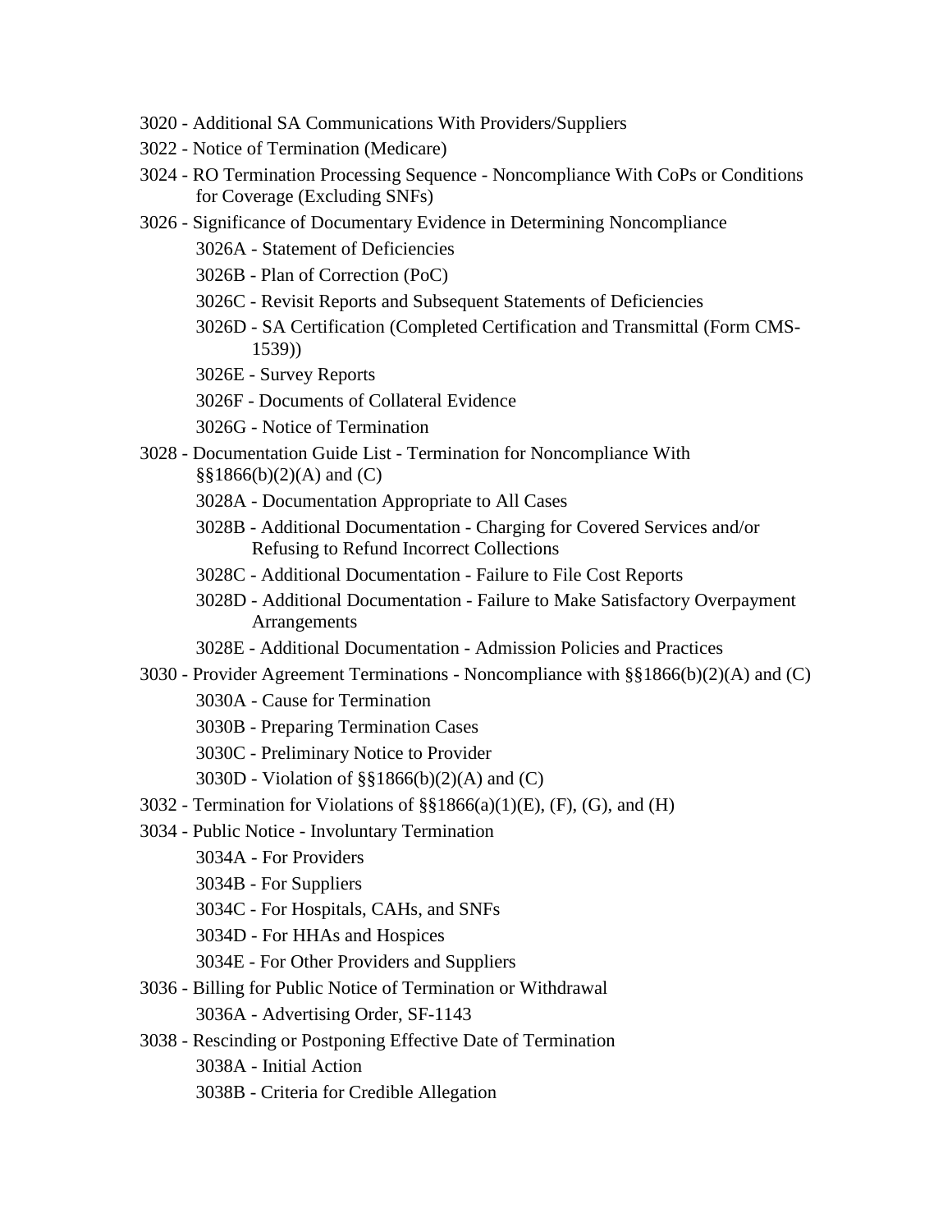- 3020 - Additional SA Communications With Providers/Suppliers
- 3022 - Notice of Termination (Medicare)
- 3024 - RO Termination Processing Sequence - Noncompliance With CoPs or Conditions for Coverage (Excluding SNFs)
- 3026 - Significance of Documentary Evidence in Determining Noncompliance
  - 3026A - Statement of Deficiencies
  - 3026B - Plan of Correction (PoC)
  - 3026C - Revisit Reports and Subsequent Statements of Deficiencies
  - 3026D - SA Certification (Completed Certification and Transmittal (Form CMS-1539))
  - 3026E - Survey Reports
  - 3026F - Documents of Collateral Evidence
  - 3026G - Notice of Termination
- 3028 - Documentation Guide List - Termination for Noncompliance With §§1866(b)(2)(A) and (C)
  - 3028A - Documentation Appropriate to All Cases
  - 3028B - Additional Documentation - Charging for Covered Services and/or Refusing to Refund Incorrect Collections
  - 3028C - Additional Documentation - Failure to File Cost Reports
  - 3028D - Additional Documentation - Failure to Make Satisfactory Overpayment Arrangements
  - 3028E - Additional Documentation - Admission Policies and Practices
- 3030 - Provider Agreement Terminations - Noncompliance with §§1866(b)(2)(A) and (C)
  - 3030A - Cause for Termination
  - 3030B - Preparing Termination Cases
  - 3030C - Preliminary Notice to Provider
  - 3030D - Violation of §§1866(b)(2)(A) and (C)
- 3032 - Termination for Violations of §§1866(a)(1)(E), (F), (G), and (H)
- 3034 - Public Notice - Involuntary Termination
  - 3034A - For Providers
  - 3034B - For Suppliers
  - 3034C - For Hospitals, CAHs, and SNFs
  - 3034D - For HHAs and Hospices
  - 3034E - For Other Providers and Suppliers
- 3036 - Billing for Public Notice of Termination or Withdrawal
  - 3036A - Advertising Order, SF-1143
- 3038 - Rescinding or Postponing Effective Date of Termination
  - 3038A - Initial Action
  - 3038B - Criteria for Credible Allegation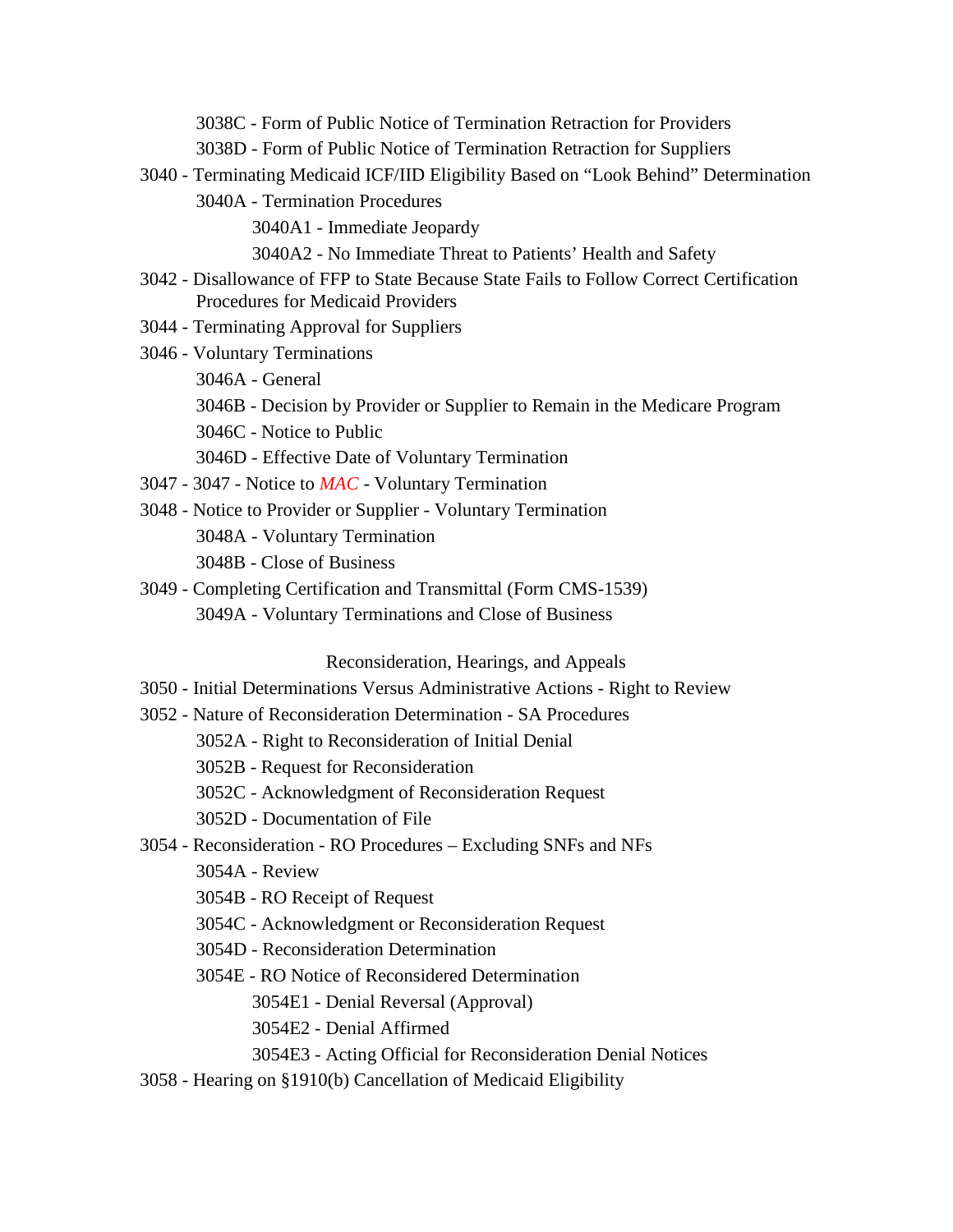3038C - Form of Public Notice of Termination Retraction for Providers

3038D - Form of Public Notice of Termination Retraction for Suppliers

3040 - Terminating Medicaid ICF/IID Eligibility Based on "Look Behind" Determination

3040A - Termination Procedures

3040A1 - Immediate Jeopardy

3040A2 - No Immediate Threat to Patients' Health and Safety

3042 - Disallowance of FFP to State Because State Fails to Follow Correct Certification Procedures for Medicaid Providers

3044 - Terminating Approval for Suppliers

3046 - Voluntary Terminations

3046A - General

3046B - Decision by Provider or Supplier to Remain in the Medicare Program

3046C - Notice to Public

3046D - Effective Date of Voluntary Termination

3047 - 3047 - Notice to *MAC* - Voluntary Termination

3048 - Notice to Provider or Supplier - Voluntary Termination

3048A - Voluntary Termination

3048B - Close of Business

3049 - Completing Certification and Transmittal (Form CMS-1539)

3049A - Voluntary Terminations and Close of Business

Reconsideration, Hearings, and Appeals

3050 - Initial Determinations Versus Administrative Actions - Right to Review

3052 - Nature of Reconsideration Determination - SA Procedures

3052A - Right to Reconsideration of Initial Denial

3052B - Request for Reconsideration

3052C - Acknowledgment of Reconsideration Request

3052D - Documentation of File

3054 - Reconsideration - RO Procedures – Excluding SNFs and NFs

3054A - Review

3054B - RO Receipt of Request

3054C - Acknowledgment or Reconsideration Request

3054D - Reconsideration Determination

3054E - RO Notice of Reconsidered Determination

3054E1 - Denial Reversal (Approval)

3054E2 - Denial Affirmed

3054E3 - Acting Official for Reconsideration Denial Notices

3058 - Hearing on §1910(b) Cancellation of Medicaid Eligibility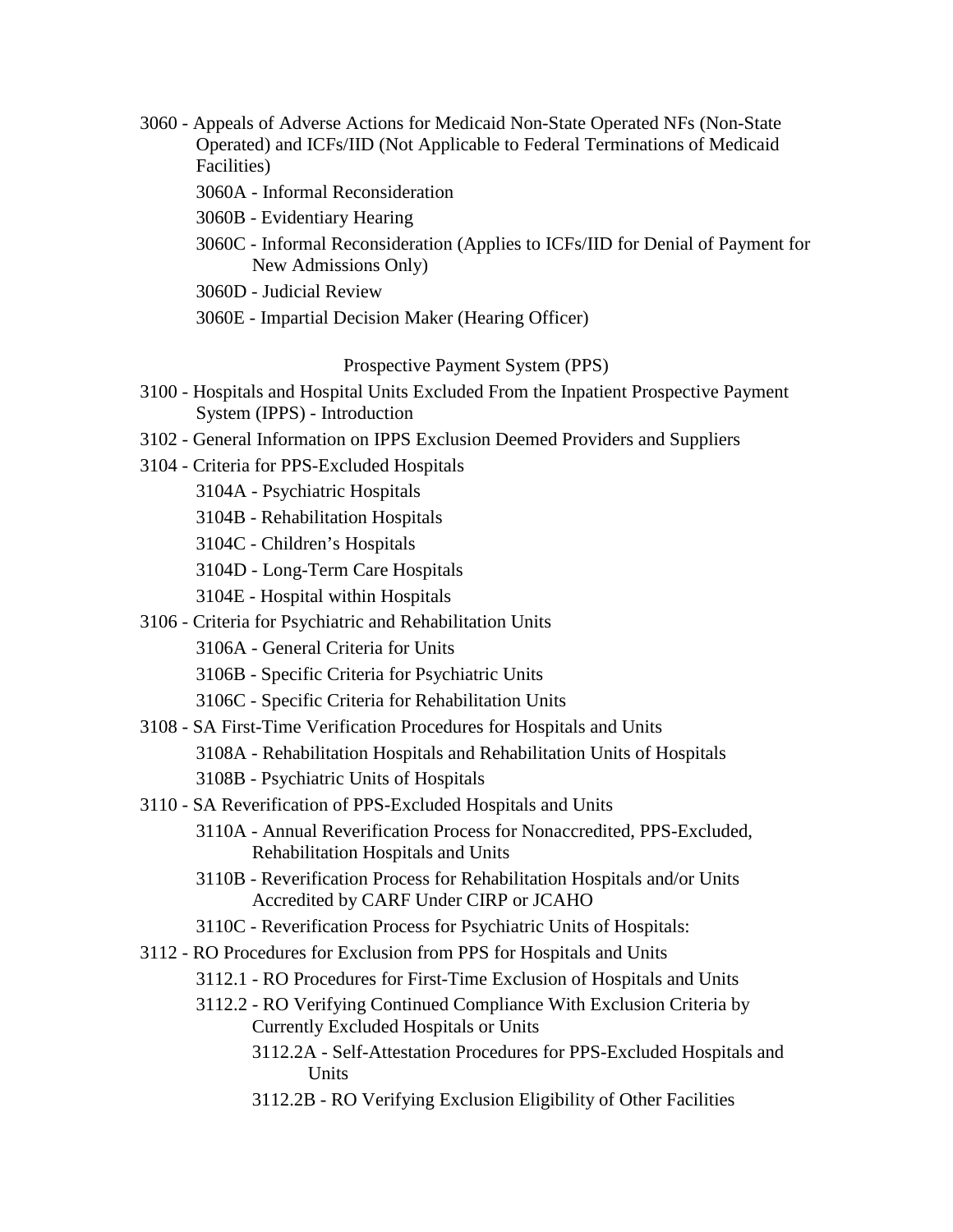3060 - Appeals of Adverse Actions for Medicaid Non-State Operated NFs (Non-State Operated) and ICFs/IID (Not Applicable to Federal Terminations of Medicaid Facilities)

- 3060A - Informal Reconsideration
- 3060B - Evidentiary Hearing
- 3060C - Informal Reconsideration (Applies to ICFs/IID for Denial of Payment for New Admissions Only)
- 3060D - Judicial Review
- 3060E - Impartial Decision Maker (Hearing Officer)

Prospective Payment System (PPS)

3100 - Hospitals and Hospital Units Excluded From the Inpatient Prospective Payment System (IPPS) - Introduction

3102 - General Information on IPPS Exclusion Deemed Providers and Suppliers

3104 - Criteria for PPS-Excluded Hospitals

- 3104A - Psychiatric Hospitals
- 3104B - Rehabilitation Hospitals
- 3104C - Children's Hospitals
- 3104D - Long-Term Care Hospitals
- 3104E - Hospital within Hospitals

3106 - Criteria for Psychiatric and Rehabilitation Units

- 3106A - General Criteria for Units
- 3106B - Specific Criteria for Psychiatric Units
- 3106C - Specific Criteria for Rehabilitation Units

3108 - SA First-Time Verification Procedures for Hospitals and Units

- 3108A - Rehabilitation Hospitals and Rehabilitation Units of Hospitals
- 3108B - Psychiatric Units of Hospitals

3110 - SA Reverification of PPS-Excluded Hospitals and Units

- 3110A - Annual Reverification Process for Nonaccredited, PPS-Excluded, Rehabilitation Hospitals and Units
- 3110B - Reverification Process for Rehabilitation Hospitals and/or Units Accredited by CARF Under CIRP or JCAHO
- 3110C - Reverification Process for Psychiatric Units of Hospitals:

3112 - RO Procedures for Exclusion from PPS for Hospitals and Units

- 3112.1 - RO Procedures for First-Time Exclusion of Hospitals and Units
- 3112.2 - RO Verifying Continued Compliance With Exclusion Criteria by Currently Excluded Hospitals or Units
  - 3112.2A - Self-Attestation Procedures for PPS-Excluded Hospitals and Units
  - 3112.2B - RO Verifying Exclusion Eligibility of Other Facilities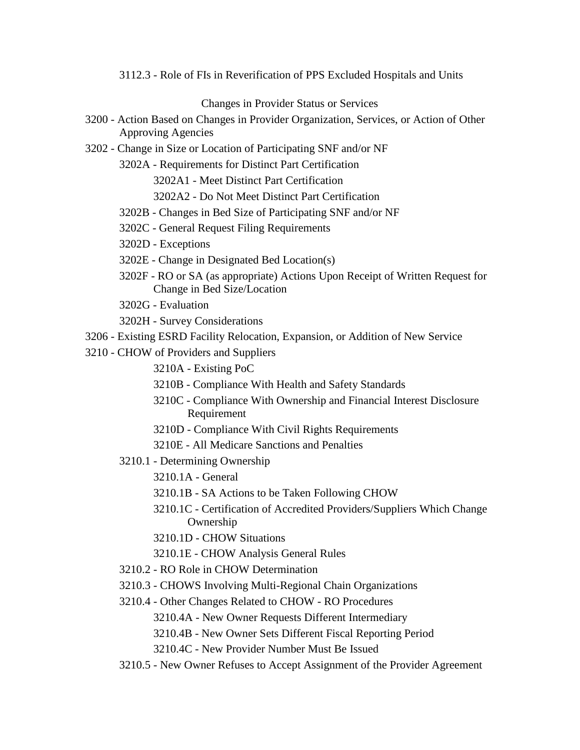3112.3 - Role of FIs in Reverification of PPS Excluded Hospitals and Units

Changes in Provider Status or Services

3200 - Action Based on Changes in Provider Organization, Services, or Action of Other Approving Agencies

3202 - Change in Size or Location of Participating SNF and/or NF

- 3202A - Requirements for Distinct Part Certification
  - 3202A1 - Meet Distinct Part Certification
  - 3202A2 - Do Not Meet Distinct Part Certification
- 3202B - Changes in Bed Size of Participating SNF and/or NF
- 3202C - General Request Filing Requirements
- 3202D - Exceptions
- 3202E - Change in Designated Bed Location(s)
- 3202F - RO or SA (as appropriate) Actions Upon Receipt of Written Request for Change in Bed Size/Location
- 3202G - Evaluation
- 3202H - Survey Considerations

3206 - Existing ESRD Facility Relocation, Expansion, or Addition of New Service

3210 - CHOW of Providers and Suppliers

- 3210A - Existing PoC
- 3210B - Compliance With Health and Safety Standards
- 3210C - Compliance With Ownership and Financial Interest Disclosure Requirement
- 3210D - Compliance With Civil Rights Requirements
- 3210E - All Medicare Sanctions and Penalties

3210.1 - Determining Ownership

- 3210.1A - General
- 3210.1B - SA Actions to be Taken Following CHOW
- 3210.1C - Certification of Accredited Providers/Suppliers Which Change Ownership
- 3210.1D - CHOW Situations
- 3210.1E - CHOW Analysis General Rules

3210.2 - RO Role in CHOW Determination

3210.3 - CHOWS Involving Multi-Regional Chain Organizations

3210.4 - Other Changes Related to CHOW - RO Procedures

- 3210.4A - New Owner Requests Different Intermediary
- 3210.4B - New Owner Sets Different Fiscal Reporting Period
- 3210.4C - New Provider Number Must Be Issued

3210.5 - New Owner Refuses to Accept Assignment of the Provider Agreement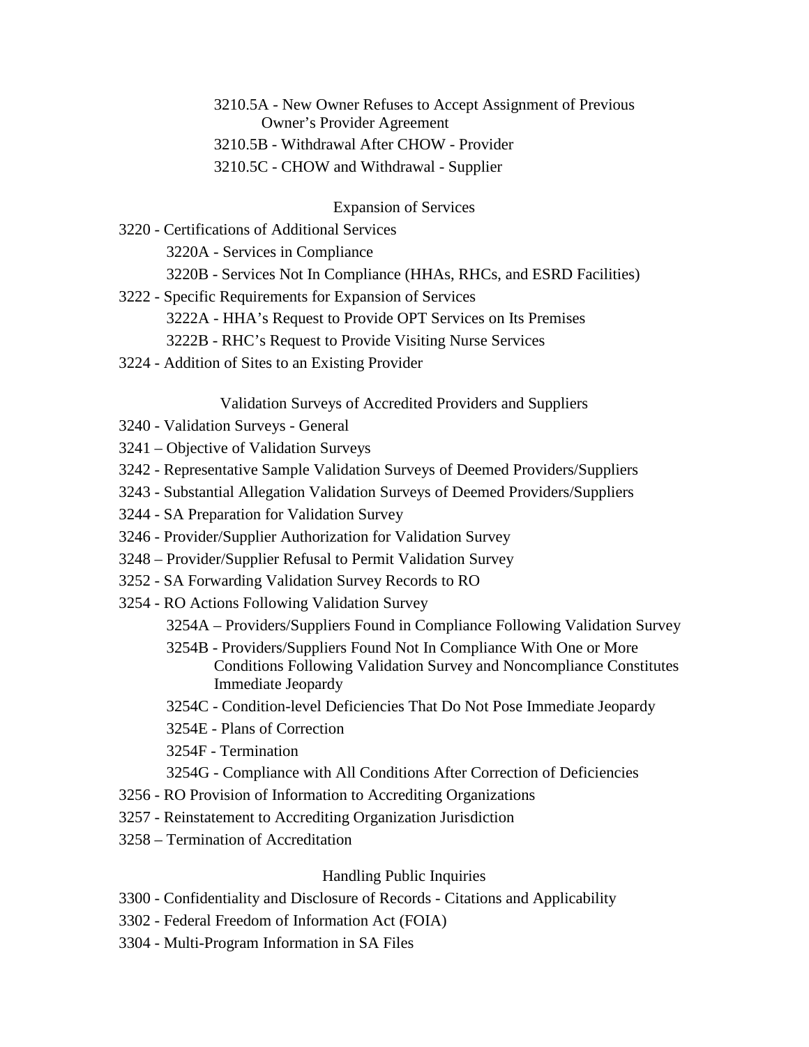3210.5A - New Owner Refuses to Accept Assignment of Previous Owner's Provider Agreement

3210.5B - Withdrawal After CHOW - Provider

3210.5C - CHOW and Withdrawal - Supplier

### Expansion of Services

3220 - Certifications of Additional Services

3220A - Services in Compliance

3220B - Services Not In Compliance (HHAs, RHCs, and ESRD Facilities)

3222 - Specific Requirements for Expansion of Services

3222A - HHA's Request to Provide OPT Services on Its Premises

3222B - RHC's Request to Provide Visiting Nurse Services

3224 - Addition of Sites to an Existing Provider

### Validation Surveys of Accredited Providers and Suppliers

3240 - Validation Surveys - General

3241 – Objective of Validation Surveys

3242 - Representative Sample Validation Surveys of Deemed Providers/Suppliers

3243 - Substantial Allegation Validation Surveys of Deemed Providers/Suppliers

3244 - SA Preparation for Validation Survey

3246 - Provider/Supplier Authorization for Validation Survey

3248 – Provider/Supplier Refusal to Permit Validation Survey

3252 - SA Forwarding Validation Survey Records to RO

3254 - RO Actions Following Validation Survey

3254A – Providers/Suppliers Found in Compliance Following Validation Survey

3254B - Providers/Suppliers Found Not In Compliance With One or More Conditions Following Validation Survey and Noncompliance Constitutes Immediate Jeopardy

3254C - Condition-level Deficiencies That Do Not Pose Immediate Jeopardy

3254E - Plans of Correction

3254F - Termination

3254G - Compliance with All Conditions After Correction of Deficiencies

3256 - RO Provision of Information to Accrediting Organizations

3257 - Reinstatement to Accrediting Organization Jurisdiction

3258 – Termination of Accreditation

### Handling Public Inquiries

3300 - Confidentiality and Disclosure of Records - Citations and Applicability

3302 - Federal Freedom of Information Act (FOIA)

3304 - Multi-Program Information in SA Files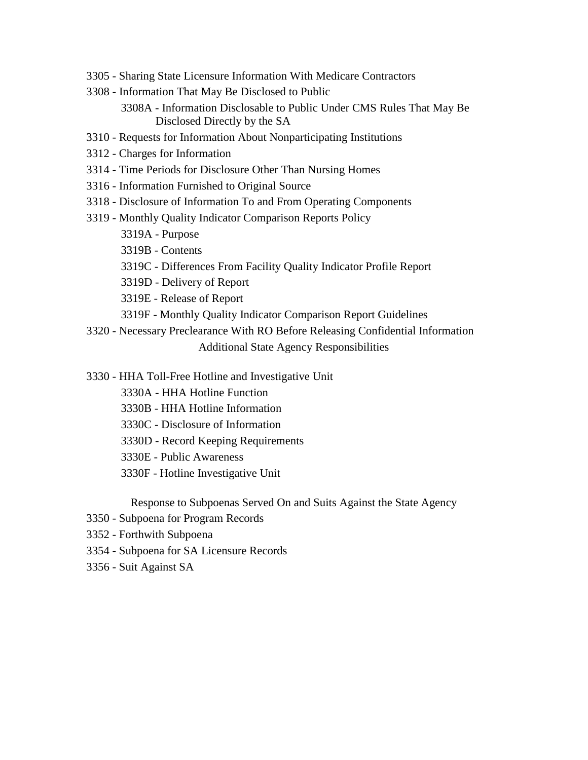3305 - Sharing State Licensure Information With Medicare Contractors

3308 - Information That May Be Disclosed to Public

- 3308A - Information Disclosable to Public Under CMS Rules That May Be Disclosed Directly by the SA

3310 - Requests for Information About Nonparticipating Institutions

3312 - Charges for Information

3314 - Time Periods for Disclosure Other Than Nursing Homes

3316 - Information Furnished to Original Source

3318 - Disclosure of Information To and From Operating Components

3319 - Monthly Quality Indicator Comparison Reports Policy

- 3319A - Purpose
- 3319B - Contents
- 3319C - Differences From Facility Quality Indicator Profile Report
- 3319D - Delivery of Report
- 3319E - Release of Report
- 3319F - Monthly Quality Indicator Comparison Report Guidelines

3320 - Necessary Preclearance With RO Before Releasing Confidential Information

Additional State Agency Responsibilities

3330 - HHA Toll-Free Hotline and Investigative Unit

- 3330A - HHA Hotline Function
- 3330B - HHA Hotline Information
- 3330C - Disclosure of Information
- 3330D - Record Keeping Requirements
- 3330E - Public Awareness
- 3330F - Hotline Investigative Unit

Response to Subpoenas Served On and Suits Against the State Agency

3350 - Subpoena for Program Records

3352 - Forthwith Subpoena

3354 - Subpoena for SA Licensure Records

3356 - Suit Against SA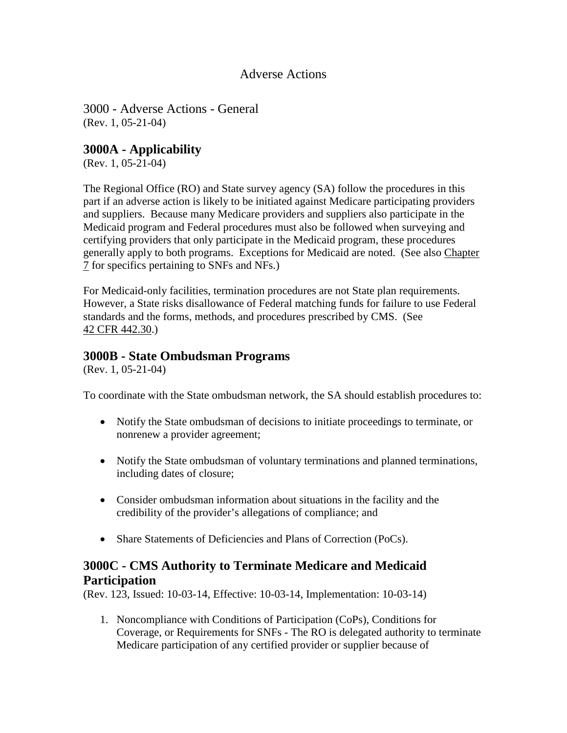# Adverse Actions

## 3000 - Adverse Actions - General

(Rev. 1, 05-21-04)

### 3000A - Applicability

(Rev. 1, 05-21-04)

The Regional Office (RO) and State survey agency (SA) follow the procedures in this part if an adverse action is likely to be initiated against Medicare participating providers and suppliers. Because many Medicare providers and suppliers also participate in the Medicaid program and Federal procedures must also be followed when surveying and certifying providers that only participate in the Medicaid program, these procedures generally apply to both programs. Exceptions for Medicaid are noted. (See also Chapter 7 for specifics pertaining to SNFs and NFs.)

For Medicaid-only facilities, termination procedures are not State plan requirements. However, a State risks disallowance of Federal matching funds for failure to use Federal standards and the forms, methods, and procedures prescribed by CMS. (See 42 CFR 442.30.)

### 3000B - State Ombudsman Programs

(Rev. 1, 05-21-04)

To coordinate with the State ombudsman network, the SA should establish procedures to:

- Notify the State ombudsman of decisions to initiate proceedings to terminate, or nonrenew a provider agreement;
- Notify the State ombudsman of voluntary terminations and planned terminations, including dates of closure;
- Consider ombudsman information about situations in the facility and the credibility of the provider's allegations of compliance; and
- Share Statements of Deficiencies and Plans of Correction (PoCs).

### 3000C - CMS Authority to Terminate Medicare and Medicaid Participation

(Rev. 123, Issued: 10-03-14, Effective: 10-03-14, Implementation: 10-03-14)

1. Noncompliance with Conditions of Participation (CoPs), Conditions for Coverage, or Requirements for SNFs - The RO is delegated authority to terminate Medicare participation of any certified provider or supplier because of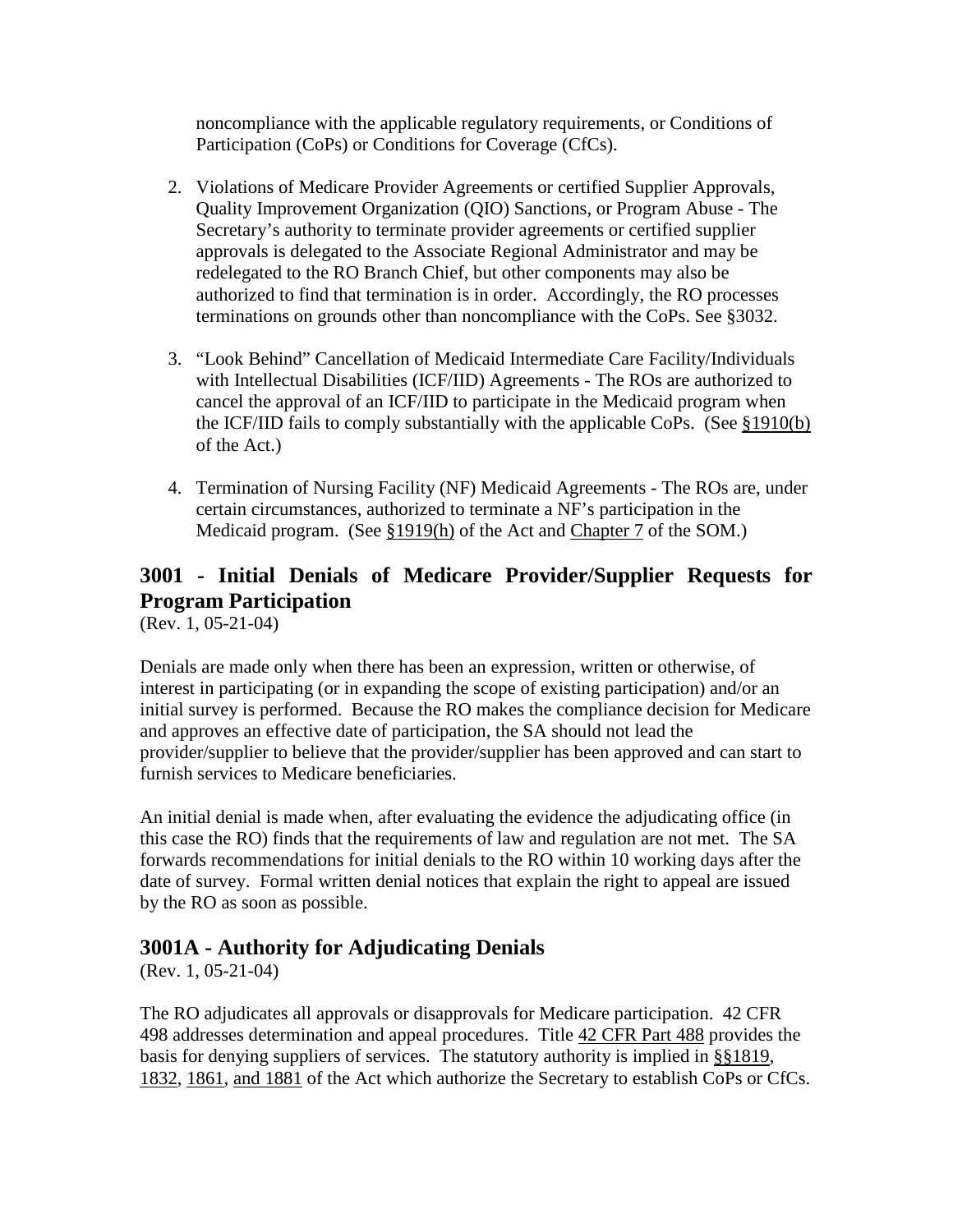noncompliance with the applicable regulatory requirements, or Conditions of Participation (CoPs) or Conditions for Coverage (CfCs).

2. Violations of Medicare Provider Agreements or certified Supplier Approvals, Quality Improvement Organization (QIO) Sanctions, or Program Abuse - The Secretary's authority to terminate provider agreements or certified supplier approvals is delegated to the Associate Regional Administrator and may be redelegated to the RO Branch Chief, but other components may also be authorized to find that termination is in order. Accordingly, the RO processes terminations on grounds other than noncompliance with the CoPs. See §3032.

3. "Look Behind" Cancellation of Medicaid Intermediate Care Facility/Individuals with Intellectual Disabilities (ICF/IID) Agreements - The ROs are authorized to cancel the approval of an ICF/IID to participate in the Medicaid program when the ICF/IID fails to comply substantially with the applicable CoPs. (See §1910(b) of the Act.)

4. Termination of Nursing Facility (NF) Medicaid Agreements - The ROs are, under certain circumstances, authorized to terminate a NF's participation in the Medicaid program. (See §1919(h) of the Act and Chapter 7 of the SOM.)

## 3001 - Initial Denials of Medicare Provider/Supplier Requests for Program Participation

(Rev. 1, 05-21-04)

Denials are made only when there has been an expression, written or otherwise, of interest in participating (or in expanding the scope of existing participation) and/or an initial survey is performed. Because the RO makes the compliance decision for Medicare and approves an effective date of participation, the SA should not lead the provider/supplier to believe that the provider/supplier has been approved and can start to furnish services to Medicare beneficiaries.

An initial denial is made when, after evaluating the evidence the adjudicating office (in this case the RO) finds that the requirements of law and regulation are not met. The SA forwards recommendations for initial denials to the RO within 10 working days after the date of survey. Formal written denial notices that explain the right to appeal are issued by the RO as soon as possible.

## 3001A - Authority for Adjudicating Denials

(Rev. 1, 05-21-04)

The RO adjudicates all approvals or disapprovals for Medicare participation. 42 CFR 498 addresses determination and appeal procedures. Title 42 CFR Part 488 provides the basis for denying suppliers of services. The statutory authority is implied in §§1819, 1832, 1861, and 1881 of the Act which authorize the Secretary to establish CoPs or CfCs.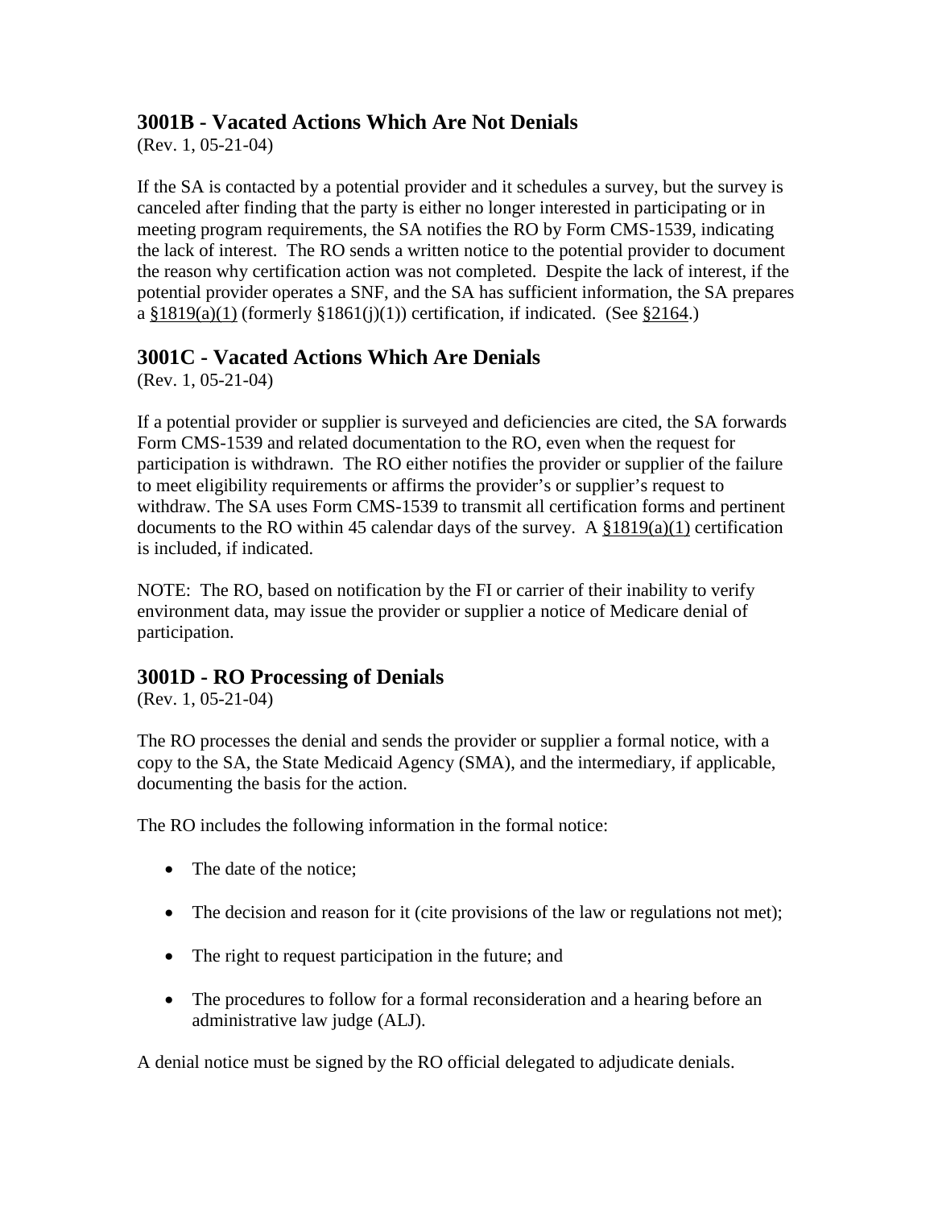## 3001B - Vacated Actions Which Are Not Denials

(Rev. 1, 05-21-04)

If the SA is contacted by a potential provider and it schedules a survey, but the survey is canceled after finding that the party is either no longer interested in participating or in meeting program requirements, the SA notifies the RO by Form CMS-1539, indicating the lack of interest. The RO sends a written notice to the potential provider to document the reason why certification action was not completed. Despite the lack of interest, if the potential provider operates a SNF, and the SA has sufficient information, the SA prepares a §1819(a)(1) (formerly §1861(j)(1)) certification, if indicated. (See §2164.)

## 3001C - Vacated Actions Which Are Denials

(Rev. 1, 05-21-04)

If a potential provider or supplier is surveyed and deficiencies are cited, the SA forwards Form CMS-1539 and related documentation to the RO, even when the request for participation is withdrawn. The RO either notifies the provider or supplier of the failure to meet eligibility requirements or affirms the provider's or supplier's request to withdraw. The SA uses Form CMS-1539 to transmit all certification forms and pertinent documents to the RO within 45 calendar days of the survey. A §1819(a)(1) certification is included, if indicated.

NOTE: The RO, based on notification by the FI or carrier of their inability to verify environment data, may issue the provider or supplier a notice of Medicare denial of participation.

## 3001D - RO Processing of Denials

(Rev. 1, 05-21-04)

The RO processes the denial and sends the provider or supplier a formal notice, with a copy to the SA, the State Medicaid Agency (SMA), and the intermediary, if applicable, documenting the basis for the action.

The RO includes the following information in the formal notice:

- The date of the notice;
- The decision and reason for it (cite provisions of the law or regulations not met);
- The right to request participation in the future; and
- The procedures to follow for a formal reconsideration and a hearing before an administrative law judge (ALJ).

A denial notice must be signed by the RO official delegated to adjudicate denials.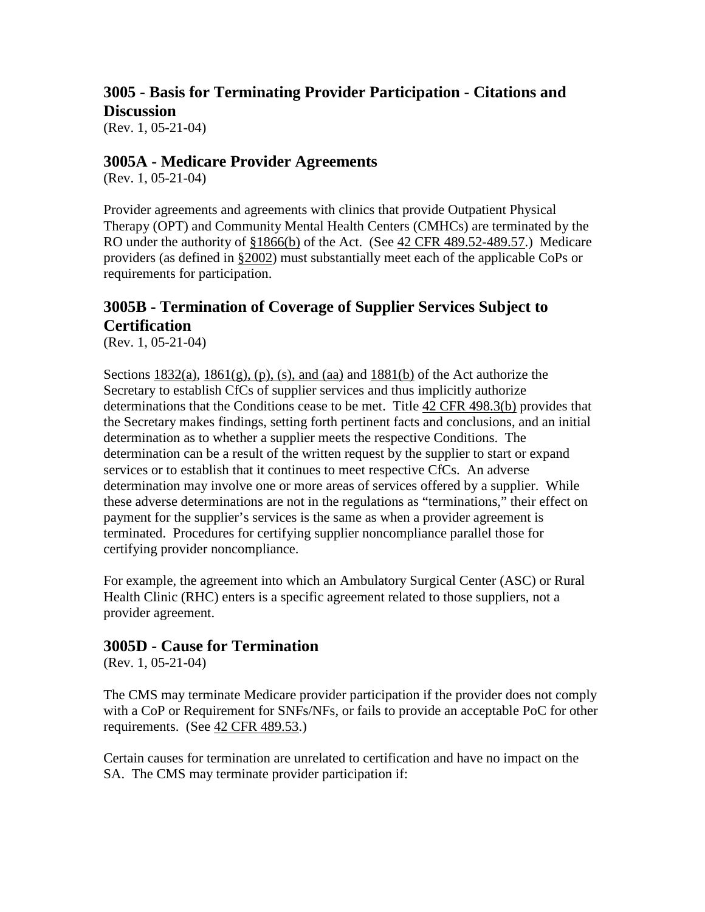## 3005 - Basis for Terminating Provider Participation - Citations and Discussion

(Rev. 1, 05-21-04)

### 3005A - Medicare Provider Agreements

(Rev. 1, 05-21-04)

Provider agreements and agreements with clinics that provide Outpatient Physical Therapy (OPT) and Community Mental Health Centers (CMHCs) are terminated by the RO under the authority of §1866(b) of the Act. (See 42 CFR 489.52-489.57.) Medicare providers (as defined in §2002) must substantially meet each of the applicable CoPs or requirements for participation.

### 3005B - Termination of Coverage of Supplier Services Subject to Certification

(Rev. 1, 05-21-04)

Sections 1832(a), 1861(g), (p), (s), and (aa) and 1881(b) of the Act authorize the Secretary to establish CfCs of supplier services and thus implicitly authorize determinations that the Conditions cease to be met. Title 42 CFR 498.3(b) provides that the Secretary makes findings, setting forth pertinent facts and conclusions, and an initial determination as to whether a supplier meets the respective Conditions. The determination can be a result of the written request by the supplier to start or expand services or to establish that it continues to meet respective CfCs. An adverse determination may involve one or more areas of services offered by a supplier. While these adverse determinations are not in the regulations as "terminations," their effect on payment for the supplier's services is the same as when a provider agreement is terminated. Procedures for certifying supplier noncompliance parallel those for certifying provider noncompliance.

For example, the agreement into which an Ambulatory Surgical Center (ASC) or Rural Health Clinic (RHC) enters is a specific agreement related to those suppliers, not a provider agreement.

### 3005D - Cause for Termination

(Rev. 1, 05-21-04)

The CMS may terminate Medicare provider participation if the provider does not comply with a CoP or Requirement for SNFs/NFs, or fails to provide an acceptable PoC for other requirements. (See 42 CFR 489.53.)

Certain causes for termination are unrelated to certification and have no impact on the SA. The CMS may terminate provider participation if: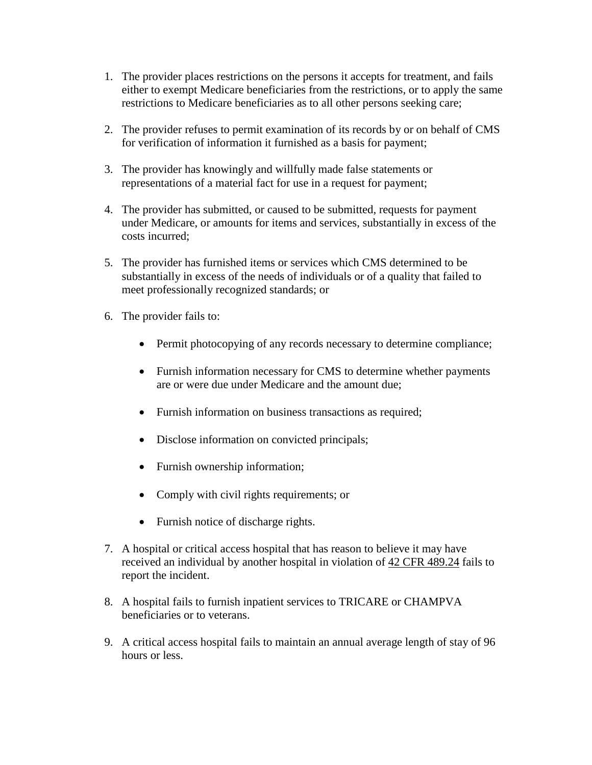1. The provider places restrictions on the persons it accepts for treatment, and fails either to exempt Medicare beneficiaries from the restrictions, or to apply the same restrictions to Medicare beneficiaries as to all other persons seeking care;

2. The provider refuses to permit examination of its records by or on behalf of CMS for verification of information it furnished as a basis for payment;

3. The provider has knowingly and willfully made false statements or representations of a material fact for use in a request for payment;

4. The provider has submitted, or caused to be submitted, requests for payment under Medicare, or amounts for items and services, substantially in excess of the costs incurred;

5. The provider has furnished items or services which CMS determined to be substantially in excess of the needs of individuals or of a quality that failed to meet professionally recognized standards; or

6. The provider fails to:

    - Permit photocopying of any records necessary to determine compliance;

    - Furnish information necessary for CMS to determine whether payments are or were due under Medicare and the amount due;

    - Furnish information on business transactions as required;

    - Disclose information on convicted principals;

    - Furnish ownership information;

    - Comply with civil rights requirements; or

    - Furnish notice of discharge rights.

7. A hospital or critical access hospital that has reason to believe it may have received an individual by another hospital in violation of 42 CFR 489.24 fails to report the incident.

8. A hospital fails to furnish inpatient services to TRICARE or CHAMPVA beneficiaries or to veterans.

9. A critical access hospital fails to maintain an annual average length of stay of 96 hours or less.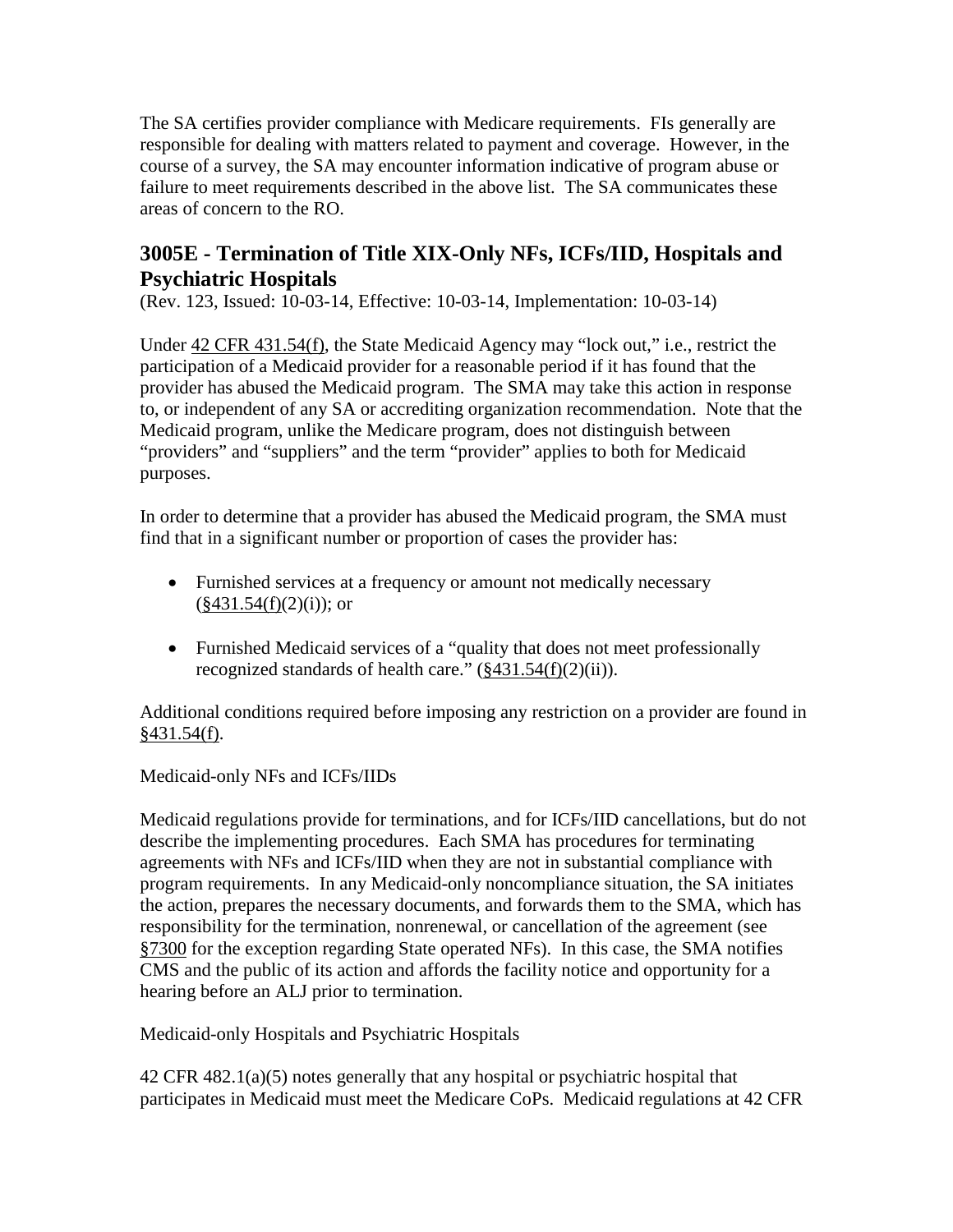The SA certifies provider compliance with Medicare requirements. FIs generally are responsible for dealing with matters related to payment and coverage. However, in the course of a survey, the SA may encounter information indicative of program abuse or failure to meet requirements described in the above list. The SA communicates these areas of concern to the RO.

## 3005E - Termination of Title XIX-Only NFs, ICFs/IID, Hospitals and Psychiatric Hospitals

(Rev. 123, Issued: 10-03-14, Effective: 10-03-14, Implementation: 10-03-14)

Under 42 CFR 431.54(f), the State Medicaid Agency may "lock out," i.e., restrict the participation of a Medicaid provider for a reasonable period if it has found that the provider has abused the Medicaid program. The SMA may take this action in response to, or independent of any SA or accrediting organization recommendation. Note that the Medicaid program, unlike the Medicare program, does not distinguish between "providers" and "suppliers" and the term "provider" applies to both for Medicaid purposes.

In order to determine that a provider has abused the Medicaid program, the SMA must find that in a significant number or proportion of cases the provider has:

- Furnished services at a frequency or amount not medically necessary (§431.54(f)(2)(i)); or
- Furnished Medicaid services of a "quality that does not meet professionally recognized standards of health care." (§431.54(f)(2)(ii)).

Additional conditions required before imposing any restriction on a provider are found in §431.54(f).

Medicaid-only NFs and ICFs/IIDs

Medicaid regulations provide for terminations, and for ICFs/IID cancellations, but do not describe the implementing procedures. Each SMA has procedures for terminating agreements with NFs and ICFs/IID when they are not in substantial compliance with program requirements. In any Medicaid-only noncompliance situation, the SA initiates the action, prepares the necessary documents, and forwards them to the SMA, which has responsibility for the termination, nonrenewal, or cancellation of the agreement (see §7300 for the exception regarding State operated NFs). In this case, the SMA notifies CMS and the public of its action and affords the facility notice and opportunity for a hearing before an ALJ prior to termination.

Medicaid-only Hospitals and Psychiatric Hospitals

42 CFR 482.1(a)(5) notes generally that any hospital or psychiatric hospital that participates in Medicaid must meet the Medicare CoPs. Medicaid regulations at 42 CFR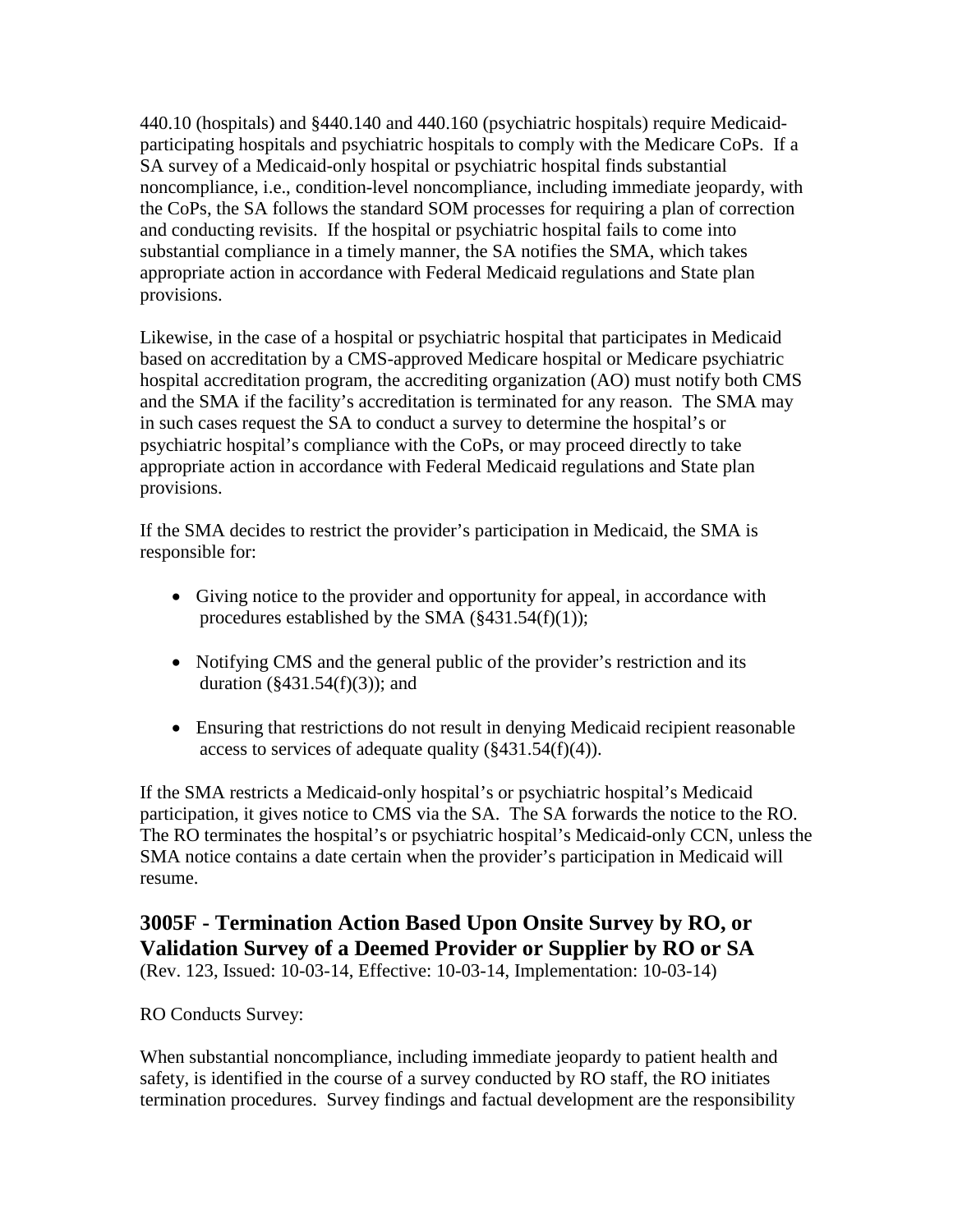440.10 (hospitals) and §440.140 and 440.160 (psychiatric hospitals) require Medicaid-participating hospitals and psychiatric hospitals to comply with the Medicare CoPs. If a SA survey of a Medicaid-only hospital or psychiatric hospital finds substantial noncompliance, i.e., condition-level noncompliance, including immediate jeopardy, with the CoPs, the SA follows the standard SOM processes for requiring a plan of correction and conducting revisits. If the hospital or psychiatric hospital fails to come into substantial compliance in a timely manner, the SA notifies the SMA, which takes appropriate action in accordance with Federal Medicaid regulations and State plan provisions.

Likewise, in the case of a hospital or psychiatric hospital that participates in Medicaid based on accreditation by a CMS-approved Medicare hospital or Medicare psychiatric hospital accreditation program, the accrediting organization (AO) must notify both CMS and the SMA if the facility's accreditation is terminated for any reason. The SMA may in such cases request the SA to conduct a survey to determine the hospital's or psychiatric hospital's compliance with the CoPs, or may proceed directly to take appropriate action in accordance with Federal Medicaid regulations and State plan provisions.

If the SMA decides to restrict the provider's participation in Medicaid, the SMA is responsible for:

- Giving notice to the provider and opportunity for appeal, in accordance with procedures established by the SMA (§431.54(f)(1));
- Notifying CMS and the general public of the provider's restriction and its duration (§431.54(f)(3)); and
- Ensuring that restrictions do not result in denying Medicaid recipient reasonable access to services of adequate quality (§431.54(f)(4)).

If the SMA restricts a Medicaid-only hospital's or psychiatric hospital's Medicaid participation, it gives notice to CMS via the SA. The SA forwards the notice to the RO. The RO terminates the hospital's or psychiatric hospital's Medicaid-only CCN, unless the SMA notice contains a date certain when the provider's participation in Medicaid will resume.

## 3005F - Termination Action Based Upon Onsite Survey by RO, or Validation Survey of a Deemed Provider or Supplier by RO or SA

(Rev. 123, Issued: 10-03-14, Effective: 10-03-14, Implementation: 10-03-14)

RO Conducts Survey:

When substantial noncompliance, including immediate jeopardy to patient health and safety, is identified in the course of a survey conducted by RO staff, the RO initiates termination procedures. Survey findings and factual development are the responsibility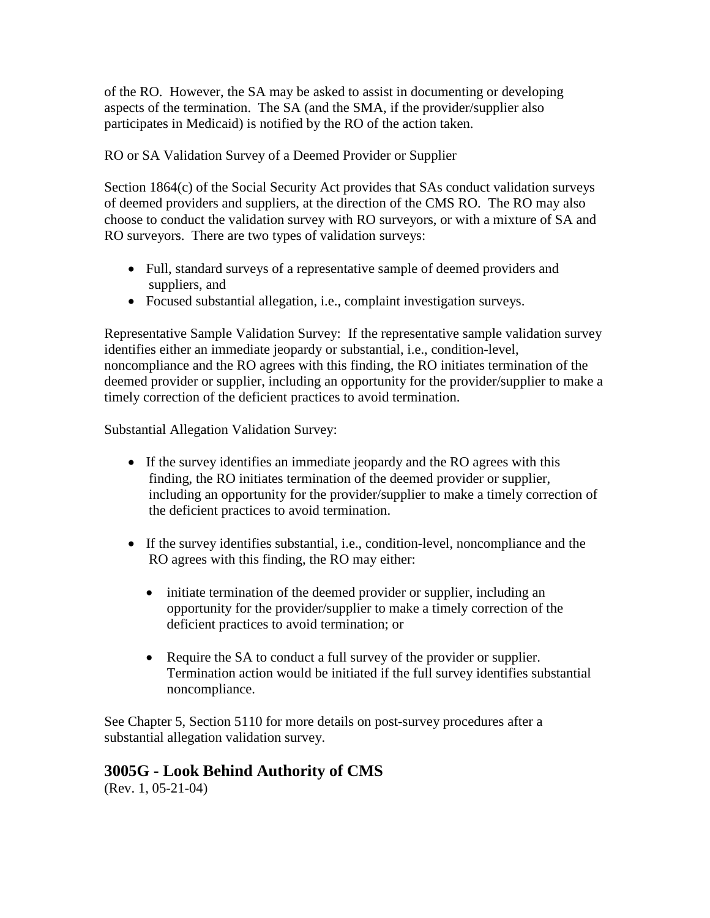of the RO. However, the SA may be asked to assist in documenting or developing aspects of the termination. The SA (and the SMA, if the provider/supplier also participates in Medicaid) is notified by the RO of the action taken.

RO or SA Validation Survey of a Deemed Provider or Supplier

Section 1864(c) of the Social Security Act provides that SAs conduct validation surveys of deemed providers and suppliers, at the direction of the CMS RO. The RO may also choose to conduct the validation survey with RO surveyors, or with a mixture of SA and RO surveyors. There are two types of validation surveys:

- Full, standard surveys of a representative sample of deemed providers and suppliers, and
- Focused substantial allegation, i.e., complaint investigation surveys.

Representative Sample Validation Survey: If the representative sample validation survey identifies either an immediate jeopardy or substantial, i.e., condition-level, noncompliance and the RO agrees with this finding, the RO initiates termination of the deemed provider or supplier, including an opportunity for the provider/supplier to make a timely correction of the deficient practices to avoid termination.

Substantial Allegation Validation Survey:

- If the survey identifies an immediate jeopardy and the RO agrees with this finding, the RO initiates termination of the deemed provider or supplier, including an opportunity for the provider/supplier to make a timely correction of the deficient practices to avoid termination.

- If the survey identifies substantial, i.e., condition-level, noncompliance and the RO agrees with this finding, the RO may either:

  - initiate termination of the deemed provider or supplier, including an opportunity for the provider/supplier to make a timely correction of the deficient practices to avoid termination; or

  - Require the SA to conduct a full survey of the provider or supplier. Termination action would be initiated if the full survey identifies substantial noncompliance.

See Chapter 5, Section 5110 for more details on post-survey procedures after a substantial allegation validation survey.

## 3005G - Look Behind Authority of CMS

(Rev. 1, 05-21-04)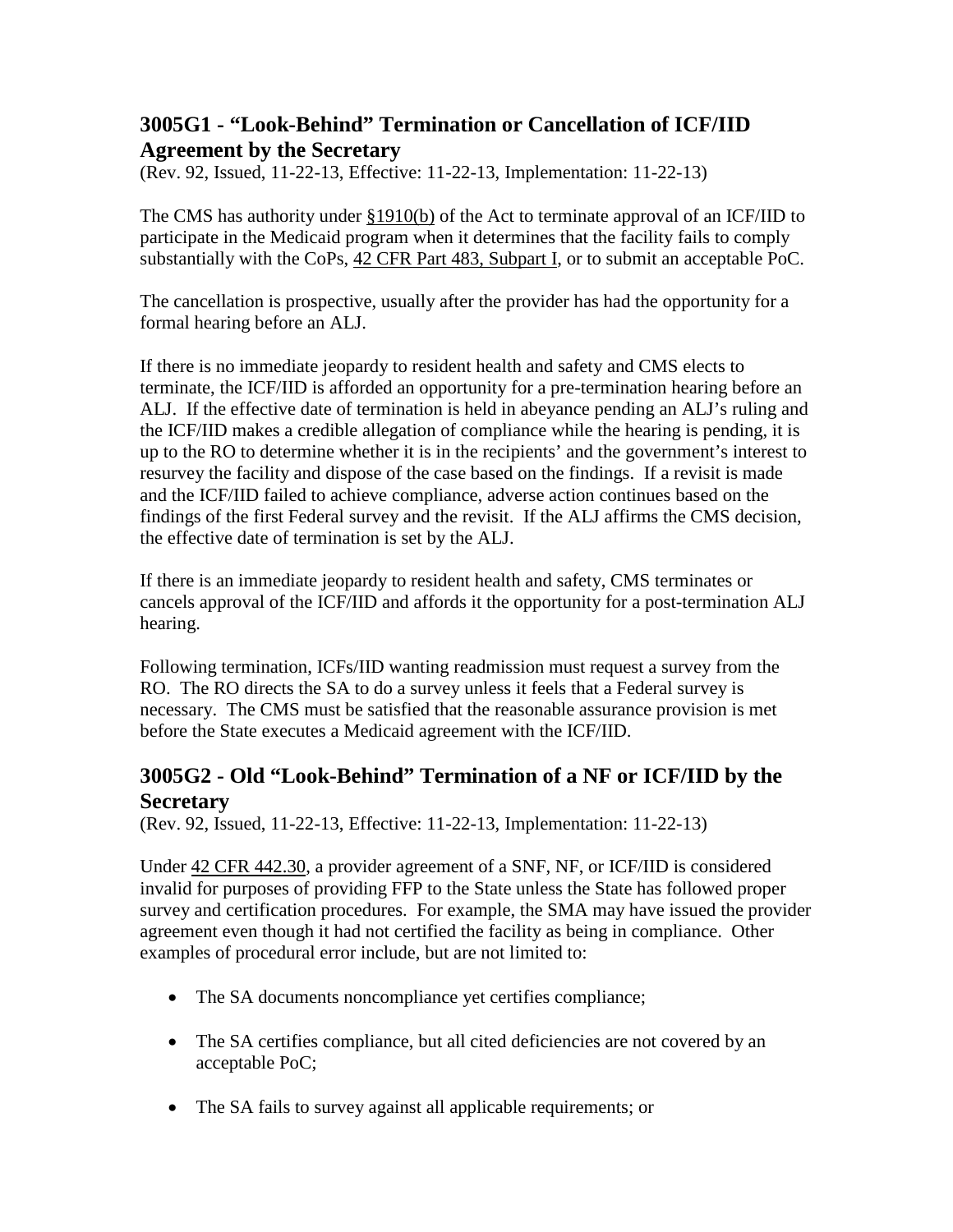## 3005G1 - "Look-Behind" Termination or Cancellation of ICF/IID Agreement by the Secretary

(Rev. 92, Issued, 11-22-13, Effective: 11-22-13, Implementation: 11-22-13)

The CMS has authority under §1910(b) of the Act to terminate approval of an ICF/IID to participate in the Medicaid program when it determines that the facility fails to comply substantially with the CoPs, 42 CFR Part 483, Subpart I, or to submit an acceptable PoC.

The cancellation is prospective, usually after the provider has had the opportunity for a formal hearing before an ALJ.

If there is no immediate jeopardy to resident health and safety and CMS elects to terminate, the ICF/IID is afforded an opportunity for a pre-termination hearing before an ALJ. If the effective date of termination is held in abeyance pending an ALJ's ruling and the ICF/IID makes a credible allegation of compliance while the hearing is pending, it is up to the RO to determine whether it is in the recipients' and the government's interest to resurvey the facility and dispose of the case based on the findings. If a revisit is made and the ICF/IID failed to achieve compliance, adverse action continues based on the findings of the first Federal survey and the revisit. If the ALJ affirms the CMS decision, the effective date of termination is set by the ALJ.

If there is an immediate jeopardy to resident health and safety, CMS terminates or cancels approval of the ICF/IID and affords it the opportunity for a post-termination ALJ hearing.

Following termination, ICFs/IID wanting readmission must request a survey from the RO. The RO directs the SA to do a survey unless it feels that a Federal survey is necessary. The CMS must be satisfied that the reasonable assurance provision is met before the State executes a Medicaid agreement with the ICF/IID.

## 3005G2 - Old "Look-Behind" Termination of a NF or ICF/IID by the Secretary

(Rev. 92, Issued, 11-22-13, Effective: 11-22-13, Implementation: 11-22-13)

Under 42 CFR 442.30, a provider agreement of a SNF, NF, or ICF/IID is considered invalid for purposes of providing FFP to the State unless the State has followed proper survey and certification procedures. For example, the SMA may have issued the provider agreement even though it had not certified the facility as being in compliance. Other examples of procedural error include, but are not limited to:

- The SA documents noncompliance yet certifies compliance;
- The SA certifies compliance, but all cited deficiencies are not covered by an acceptable PoC;
- The SA fails to survey against all applicable requirements; or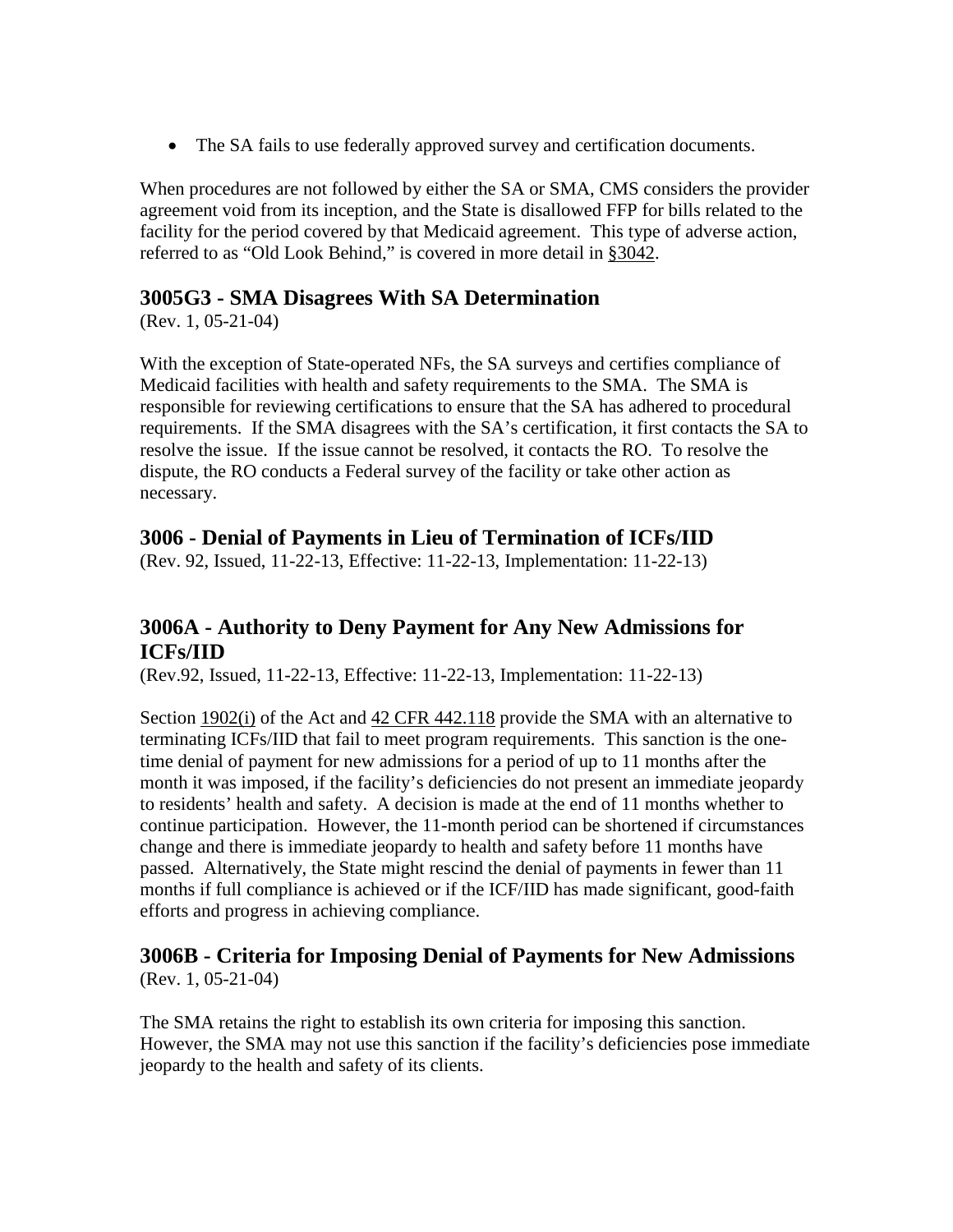- The SA fails to use federally approved survey and certification documents.

When procedures are not followed by either the SA or SMA, CMS considers the provider agreement void from its inception, and the State is disallowed FFP for bills related to the facility for the period covered by that Medicaid agreement. This type of adverse action, referred to as "Old Look Behind," is covered in more detail in §3042.

## 3005G3 - SMA Disagrees With SA Determination

(Rev. 1, 05-21-04)

With the exception of State-operated NFs, the SA surveys and certifies compliance of Medicaid facilities with health and safety requirements to the SMA. The SMA is responsible for reviewing certifications to ensure that the SA has adhered to procedural requirements. If the SMA disagrees with the SA's certification, it first contacts the SA to resolve the issue. If the issue cannot be resolved, it contacts the RO. To resolve the dispute, the RO conducts a Federal survey of the facility or take other action as necessary.

## 3006 - Denial of Payments in Lieu of Termination of ICFs/IID

(Rev. 92, Issued, 11-22-13, Effective: 11-22-13, Implementation: 11-22-13)

## 3006A - Authority to Deny Payment for Any New Admissions for ICFs/IID

(Rev.92, Issued, 11-22-13, Effective: 11-22-13, Implementation: 11-22-13)

Section 1902(i) of the Act and 42 CFR 442.118 provide the SMA with an alternative to terminating ICFs/IID that fail to meet program requirements. This sanction is the one-time denial of payment for new admissions for a period of up to 11 months after the month it was imposed, if the facility's deficiencies do not present an immediate jeopardy to residents' health and safety. A decision is made at the end of 11 months whether to continue participation. However, the 11-month period can be shortened if circumstances change and there is immediate jeopardy to health and safety before 11 months have passed. Alternatively, the State might rescind the denial of payments in fewer than 11 months if full compliance is achieved or if the ICF/IID has made significant, good-faith efforts and progress in achieving compliance.

## 3006B - Criteria for Imposing Denial of Payments for New Admissions

(Rev. 1, 05-21-04)

The SMA retains the right to establish its own criteria for imposing this sanction. However, the SMA may not use this sanction if the facility's deficiencies pose immediate jeopardy to the health and safety of its clients.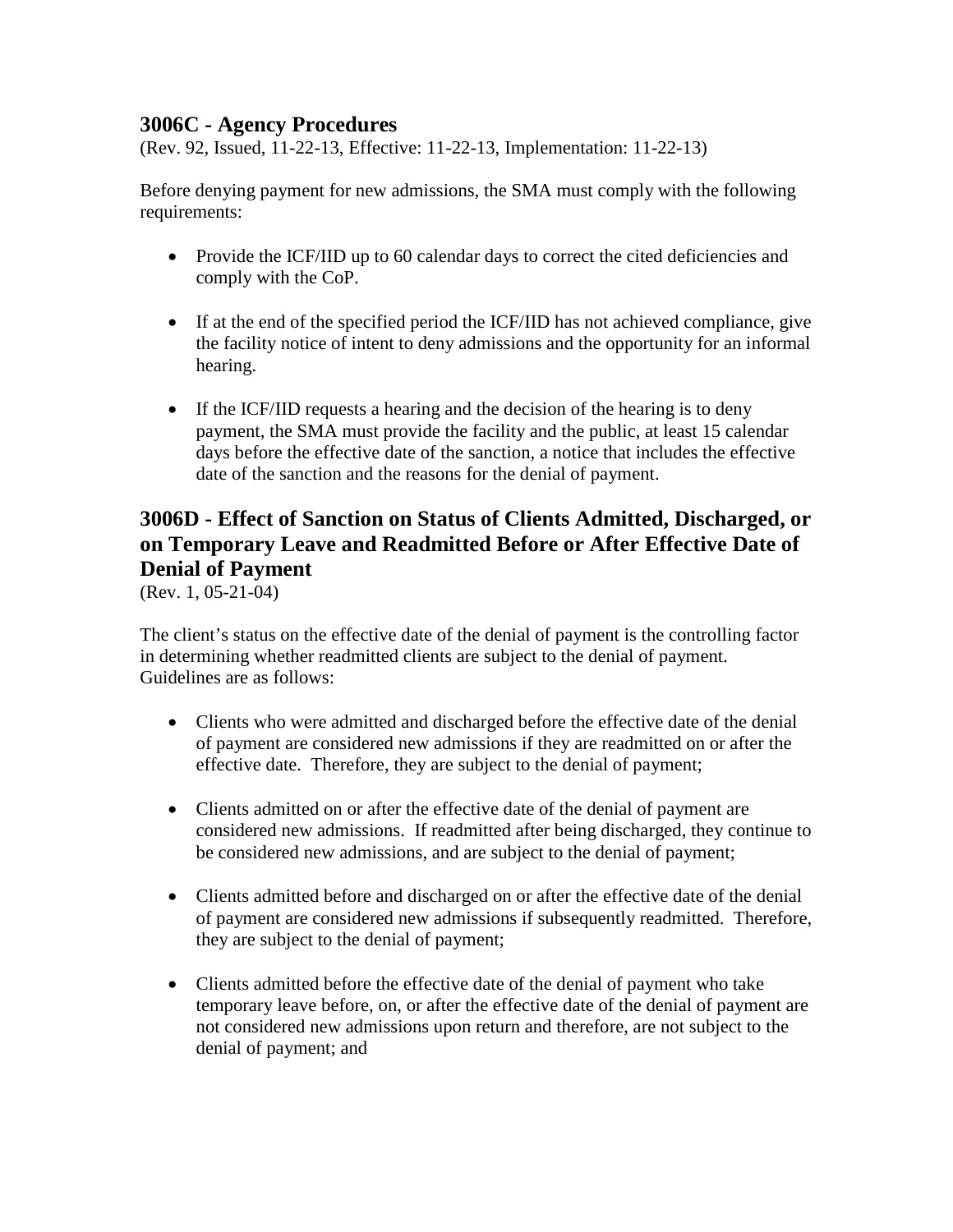## 3006C - Agency Procedures

(Rev. 92, Issued, 11-22-13, Effective: 11-22-13, Implementation: 11-22-13)

Before denying payment for new admissions, the SMA must comply with the following requirements:

- Provide the ICF/IID up to 60 calendar days to correct the cited deficiencies and comply with the CoP.
- If at the end of the specified period the ICF/IID has not achieved compliance, give the facility notice of intent to deny admissions and the opportunity for an informal hearing.
- If the ICF/IID requests a hearing and the decision of the hearing is to deny payment, the SMA must provide the facility and the public, at least 15 calendar days before the effective date of the sanction, a notice that includes the effective date of the sanction and the reasons for the denial of payment.

## 3006D - Effect of Sanction on Status of Clients Admitted, Discharged, or on Temporary Leave and Readmitted Before or After Effective Date of Denial of Payment

(Rev. 1, 05-21-04)

The client's status on the effective date of the denial of payment is the controlling factor in determining whether readmitted clients are subject to the denial of payment. Guidelines are as follows:

- Clients who were admitted and discharged before the effective date of the denial of payment are considered new admissions if they are readmitted on or after the effective date. Therefore, they are subject to the denial of payment;
- Clients admitted on or after the effective date of the denial of payment are considered new admissions. If readmitted after being discharged, they continue to be considered new admissions, and are subject to the denial of payment;
- Clients admitted before and discharged on or after the effective date of the denial of payment are considered new admissions if subsequently readmitted. Therefore, they are subject to the denial of payment;
- Clients admitted before the effective date of the denial of payment who take temporary leave before, on, or after the effective date of the denial of payment are not considered new admissions upon return and therefore, are not subject to the denial of payment; and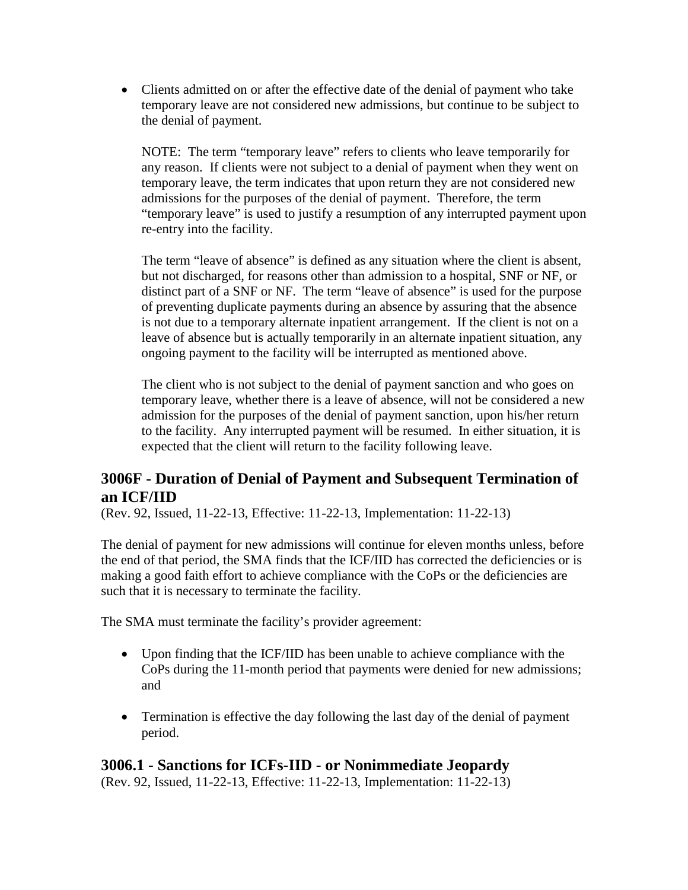- Clients admitted on or after the effective date of the denial of payment who take temporary leave are not considered new admissions, but continue to be subject to the denial of payment.

  NOTE: The term "temporary leave" refers to clients who leave temporarily for any reason. If clients were not subject to a denial of payment when they went on temporary leave, the term indicates that upon return they are not considered new admissions for the purposes of the denial of payment. Therefore, the term "temporary leave" is used to justify a resumption of any interrupted payment upon re-entry into the facility.

  The term "leave of absence" is defined as any situation where the client is absent, but not discharged, for reasons other than admission to a hospital, SNF or NF, or distinct part of a SNF or NF. The term "leave of absence" is used for the purpose of preventing duplicate payments during an absence by assuring that the absence is not due to a temporary alternate inpatient arrangement. If the client is not on a leave of absence but is actually temporarily in an alternate inpatient situation, any ongoing payment to the facility will be interrupted as mentioned above.

  The client who is not subject to the denial of payment sanction and who goes on temporary leave, whether there is a leave of absence, will not be considered a new admission for the purposes of the denial of payment sanction, upon his/her return to the facility. Any interrupted payment will be resumed. In either situation, it is expected that the client will return to the facility following leave.

## 3006F - Duration of Denial of Payment and Subsequent Termination of an ICF/IID

(Rev. 92, Issued, 11-22-13, Effective: 11-22-13, Implementation: 11-22-13)

The denial of payment for new admissions will continue for eleven months unless, before the end of that period, the SMA finds that the ICF/IID has corrected the deficiencies or is making a good faith effort to achieve compliance with the CoPs or the deficiencies are such that it is necessary to terminate the facility.

The SMA must terminate the facility's provider agreement:

- Upon finding that the ICF/IID has been unable to achieve compliance with the CoPs during the 11-month period that payments were denied for new admissions; and
- Termination is effective the day following the last day of the denial of payment period.

## 3006.1 - Sanctions for ICFs-IID - or Nonimmediate Jeopardy

(Rev. 92, Issued, 11-22-13, Effective: 11-22-13, Implementation: 11-22-13)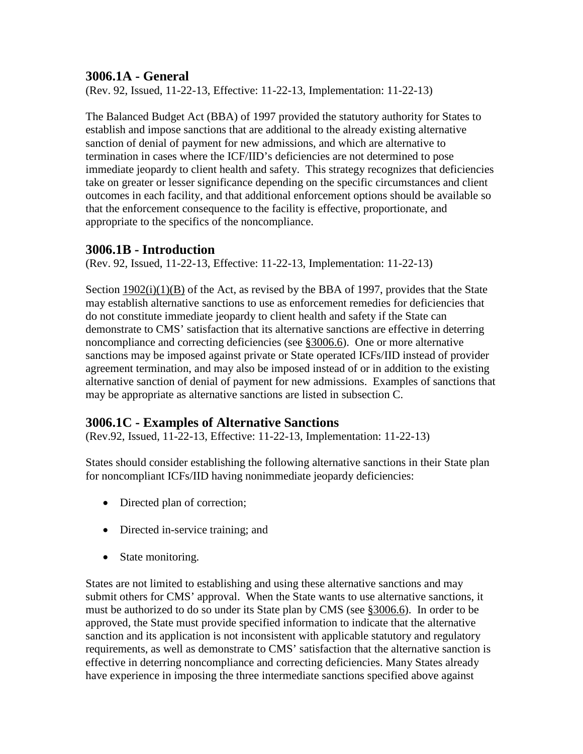## 3006.1A - General

(Rev. 92, Issued, 11-22-13, Effective: 11-22-13, Implementation: 11-22-13)

The Balanced Budget Act (BBA) of 1997 provided the statutory authority for States to establish and impose sanctions that are additional to the already existing alternative sanction of denial of payment for new admissions, and which are alternative to termination in cases where the ICF/IID's deficiencies are not determined to pose immediate jeopardy to client health and safety. This strategy recognizes that deficiencies take on greater or lesser significance depending on the specific circumstances and client outcomes in each facility, and that additional enforcement options should be available so that the enforcement consequence to the facility is effective, proportionate, and appropriate to the specifics of the noncompliance.

## 3006.1B - Introduction

(Rev. 92, Issued, 11-22-13, Effective: 11-22-13, Implementation: 11-22-13)

Section 1902(i)(1)(B) of the Act, as revised by the BBA of 1997, provides that the State may establish alternative sanctions to use as enforcement remedies for deficiencies that do not constitute immediate jeopardy to client health and safety if the State can demonstrate to CMS' satisfaction that its alternative sanctions are effective in deterring noncompliance and correcting deficiencies (see §3006.6). One or more alternative sanctions may be imposed against private or State operated ICFs/IID instead of provider agreement termination, and may also be imposed instead of or in addition to the existing alternative sanction of denial of payment for new admissions. Examples of sanctions that may be appropriate as alternative sanctions are listed in subsection C.

## 3006.1C - Examples of Alternative Sanctions

(Rev.92, Issued, 11-22-13, Effective: 11-22-13, Implementation: 11-22-13)

States should consider establishing the following alternative sanctions in their State plan for noncompliant ICFs/IID having nonimmediate jeopardy deficiencies:

- Directed plan of correction;
- Directed in-service training; and
- State monitoring.

States are not limited to establishing and using these alternative sanctions and may submit others for CMS' approval. When the State wants to use alternative sanctions, it must be authorized to do so under its State plan by CMS (see §3006.6). In order to be approved, the State must provide specified information to indicate that the alternative sanction and its application is not inconsistent with applicable statutory and regulatory requirements, as well as demonstrate to CMS' satisfaction that the alternative sanction is effective in deterring noncompliance and correcting deficiencies. Many States already have experience in imposing the three intermediate sanctions specified above against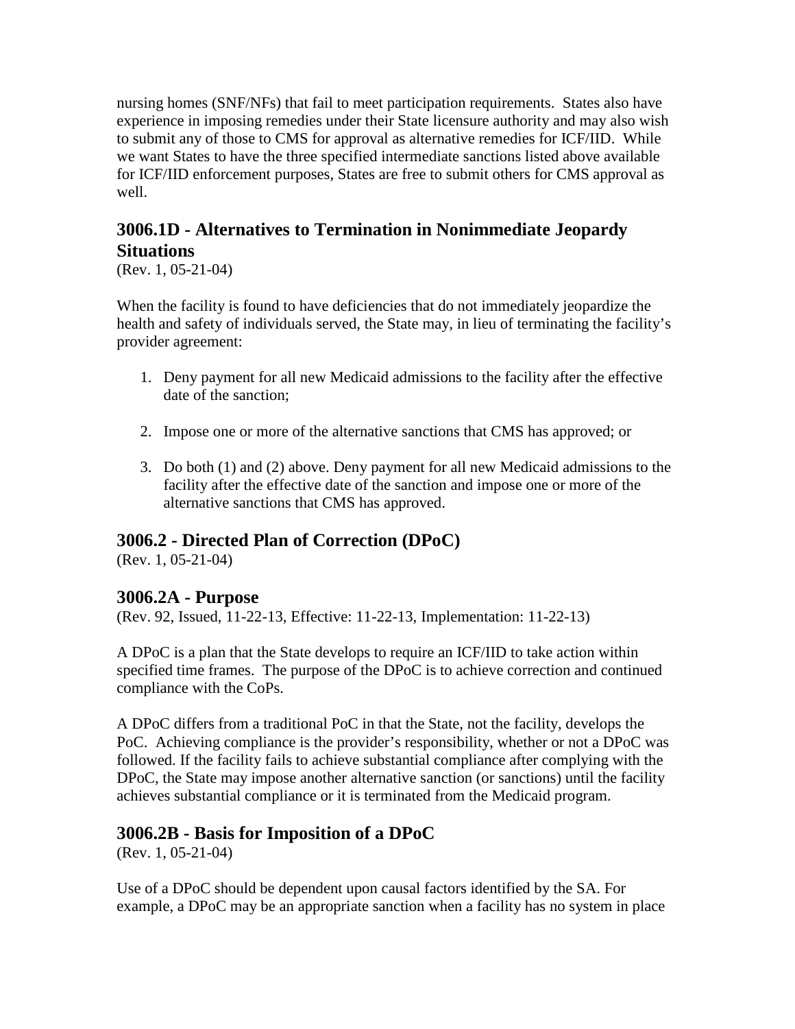nursing homes (SNF/NFs) that fail to meet participation requirements. States also have experience in imposing remedies under their State licensure authority and may also wish to submit any of those to CMS for approval as alternative remedies for ICF/IID. While we want States to have the three specified intermediate sanctions listed above available for ICF/IID enforcement purposes, States are free to submit others for CMS approval as well.

## 3006.1D - Alternatives to Termination in Nonimmediate Jeopardy Situations

(Rev. 1, 05-21-04)

When the facility is found to have deficiencies that do not immediately jeopardize the health and safety of individuals served, the State may, in lieu of terminating the facility's provider agreement:

1. Deny payment for all new Medicaid admissions to the facility after the effective date of the sanction;
2. Impose one or more of the alternative sanctions that CMS has approved; or
3. Do both (1) and (2) above. Deny payment for all new Medicaid admissions to the facility after the effective date of the sanction and impose one or more of the alternative sanctions that CMS has approved.

## 3006.2 - Directed Plan of Correction (DPoC)

(Rev. 1, 05-21-04)

## 3006.2A - Purpose

(Rev. 92, Issued, 11-22-13, Effective: 11-22-13, Implementation: 11-22-13)

A DPoC is a plan that the State develops to require an ICF/IID to take action within specified time frames. The purpose of the DPoC is to achieve correction and continued compliance with the CoPs.

A DPoC differs from a traditional PoC in that the State, not the facility, develops the PoC. Achieving compliance is the provider's responsibility, whether or not a DPoC was followed. If the facility fails to achieve substantial compliance after complying with the DPoC, the State may impose another alternative sanction (or sanctions) until the facility achieves substantial compliance or it is terminated from the Medicaid program.

## 3006.2B - Basis for Imposition of a DPoC

(Rev. 1, 05-21-04)

Use of a DPoC should be dependent upon causal factors identified by the SA. For example, a DPoC may be an appropriate sanction when a facility has no system in place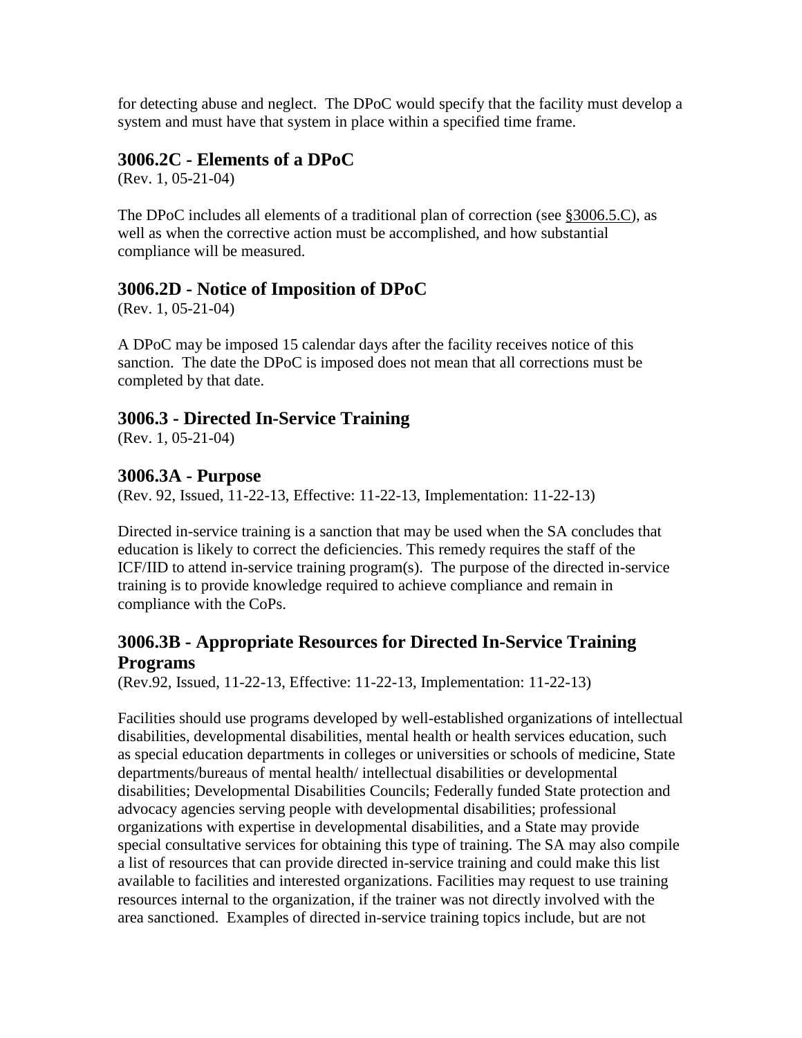for detecting abuse and neglect. The DPoC would specify that the facility must develop a system and must have that system in place within a specified time frame.

### 3006.2C - Elements of a DPoC

(Rev. 1, 05-21-04)

The DPoC includes all elements of a traditional plan of correction (see §3006.5.C), as well as when the corrective action must be accomplished, and how substantial compliance will be measured.

### 3006.2D - Notice of Imposition of DPoC

(Rev. 1, 05-21-04)

A DPoC may be imposed 15 calendar days after the facility receives notice of this sanction. The date the DPoC is imposed does not mean that all corrections must be completed by that date.

## 3006.3 - Directed In-Service Training

(Rev. 1, 05-21-04)

### 3006.3A - Purpose

(Rev. 92, Issued, 11-22-13, Effective: 11-22-13, Implementation: 11-22-13)

Directed in-service training is a sanction that may be used when the SA concludes that education is likely to correct the deficiencies. This remedy requires the staff of the ICF/IID to attend in-service training program(s). The purpose of the directed in-service training is to provide knowledge required to achieve compliance and remain in compliance with the CoPs.

### 3006.3B - Appropriate Resources for Directed In-Service Training Programs

(Rev.92, Issued, 11-22-13, Effective: 11-22-13, Implementation: 11-22-13)

Facilities should use programs developed by well-established organizations of intellectual disabilities, developmental disabilities, mental health or health services education, such as special education departments in colleges or universities or schools of medicine, State departments/bureaus of mental health/ intellectual disabilities or developmental disabilities; Developmental Disabilities Councils; Federally funded State protection and advocacy agencies serving people with developmental disabilities; professional organizations with expertise in developmental disabilities, and a State may provide special consultative services for obtaining this type of training. The SA may also compile a list of resources that can provide directed in-service training and could make this list available to facilities and interested organizations. Facilities may request to use training resources internal to the organization, if the trainer was not directly involved with the area sanctioned. Examples of directed in-service training topics include, but are not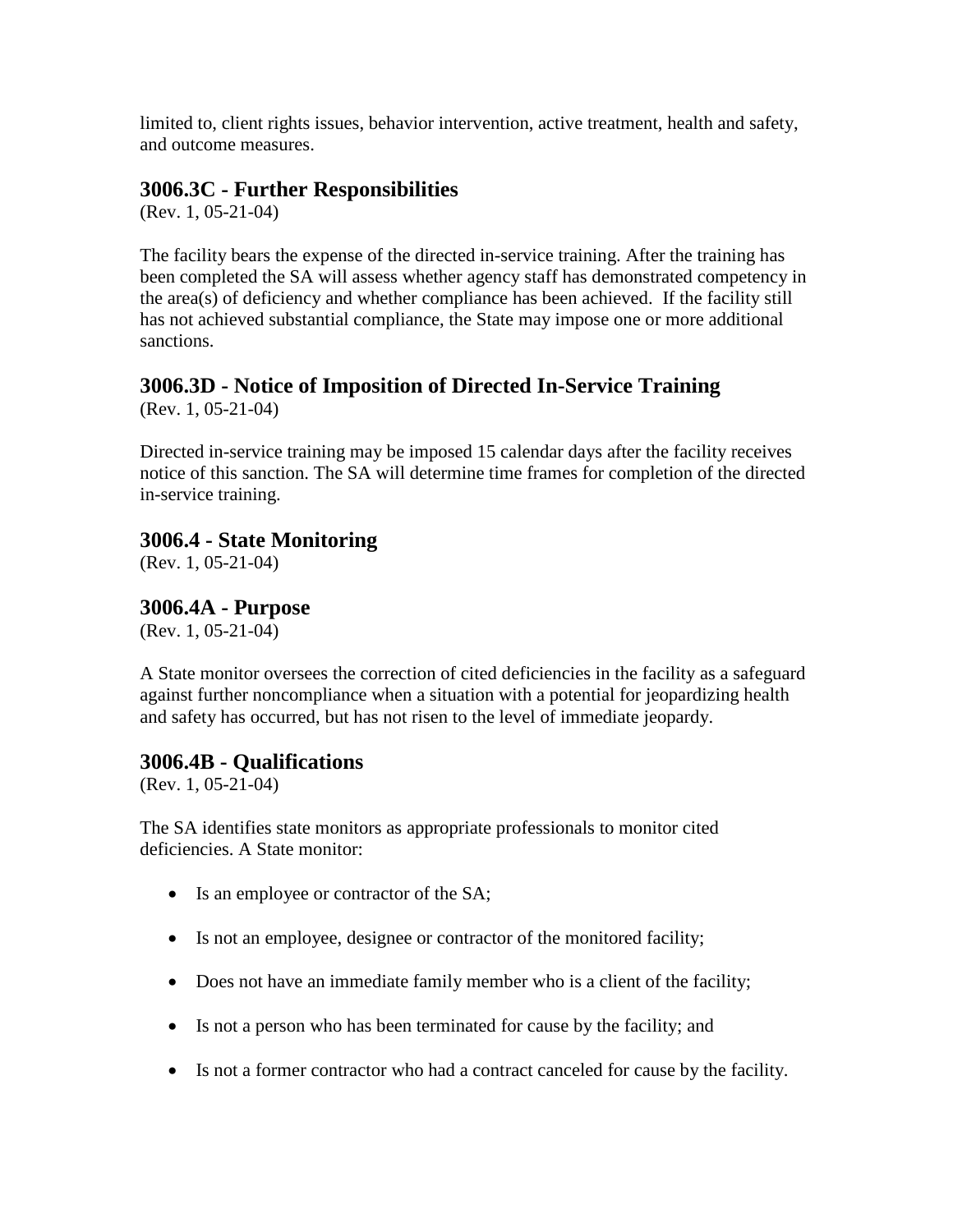limited to, client rights issues, behavior intervention, active treatment, health and safety, and outcome measures.

### 3006.3C - Further Responsibilities

(Rev. 1, 05-21-04)

The facility bears the expense of the directed in-service training. After the training has been completed the SA will assess whether agency staff has demonstrated competency in the area(s) of deficiency and whether compliance has been achieved. If the facility still has not achieved substantial compliance, the State may impose one or more additional sanctions.

### 3006.3D - Notice of Imposition of Directed In-Service Training

(Rev. 1, 05-21-04)

Directed in-service training may be imposed 15 calendar days after the facility receives notice of this sanction. The SA will determine time frames for completion of the directed in-service training.

### 3006.4 - State Monitoring

(Rev. 1, 05-21-04)

### 3006.4A - Purpose

(Rev. 1, 05-21-04)

A State monitor oversees the correction of cited deficiencies in the facility as a safeguard against further noncompliance when a situation with a potential for jeopardizing health and safety has occurred, but has not risen to the level of immediate jeopardy.

### 3006.4B - Qualifications

(Rev. 1, 05-21-04)

The SA identifies state monitors as appropriate professionals to monitor cited deficiencies. A State monitor:

- Is an employee or contractor of the SA;
- Is not an employee, designee or contractor of the monitored facility;
- Does not have an immediate family member who is a client of the facility;
- Is not a person who has been terminated for cause by the facility; and
- Is not a former contractor who had a contract canceled for cause by the facility.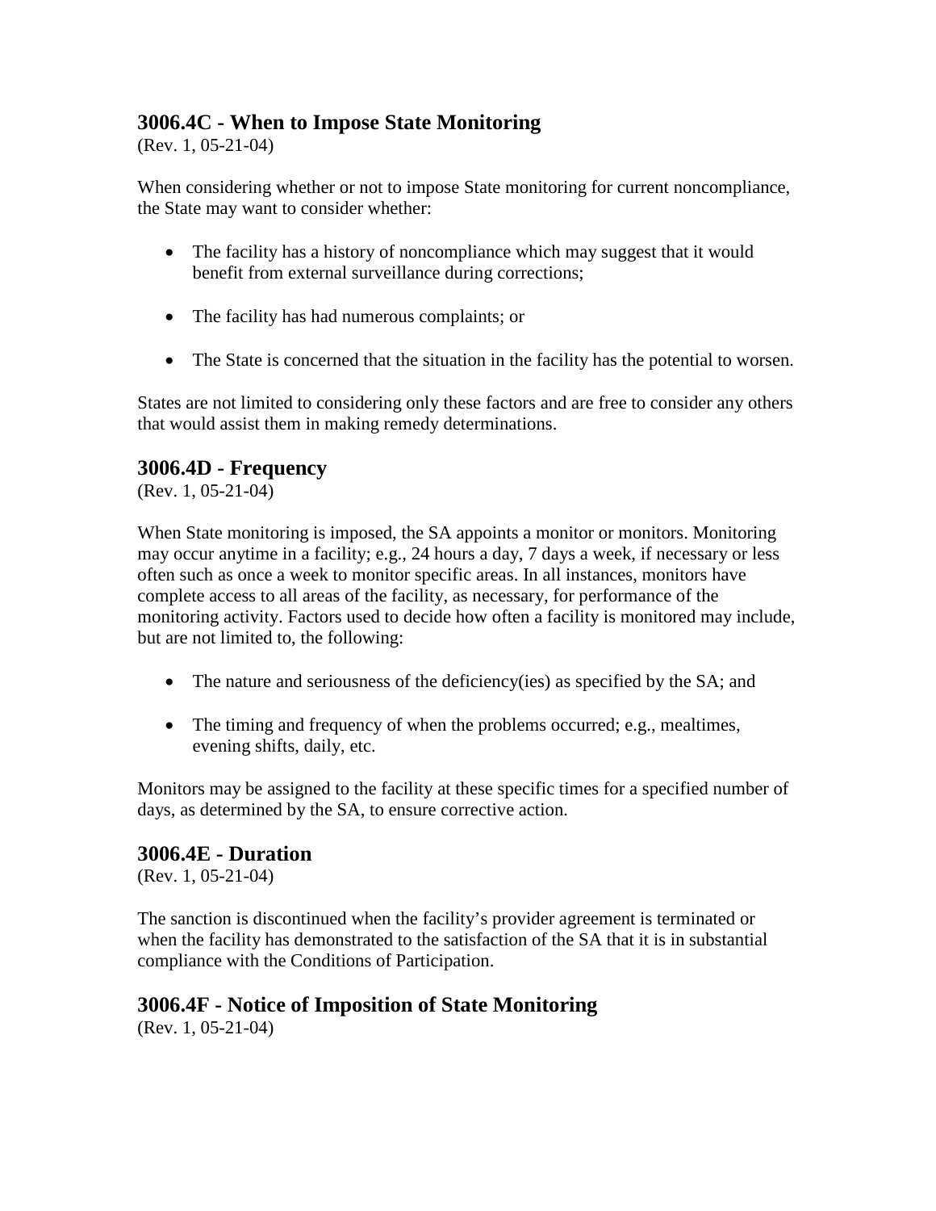### 3006.4C - When to Impose State Monitoring

(Rev. 1, 05-21-04)

When considering whether or not to impose State monitoring for current noncompliance, the State may want to consider whether:

- The facility has a history of noncompliance which may suggest that it would benefit from external surveillance during corrections;
- The facility has had numerous complaints; or
- The State is concerned that the situation in the facility has the potential to worsen.

States are not limited to considering only these factors and are free to consider any others that would assist them in making remedy determinations.

### 3006.4D - Frequency

(Rev. 1, 05-21-04)

When State monitoring is imposed, the SA appoints a monitor or monitors. Monitoring may occur anytime in a facility; e.g., 24 hours a day, 7 days a week, if necessary or less often such as once a week to monitor specific areas. In all instances, monitors have complete access to all areas of the facility, as necessary, for performance of the monitoring activity. Factors used to decide how often a facility is monitored may include, but are not limited to, the following:

- The nature and seriousness of the deficiency(ies) as specified by the SA; and
- The timing and frequency of when the problems occurred; e.g., mealtimes, evening shifts, daily, etc.

Monitors may be assigned to the facility at these specific times for a specified number of days, as determined by the SA, to ensure corrective action.

### 3006.4E - Duration

(Rev. 1, 05-21-04)

The sanction is discontinued when the facility's provider agreement is terminated or when the facility has demonstrated to the satisfaction of the SA that it is in substantial compliance with the Conditions of Participation.

### 3006.4F - Notice of Imposition of State Monitoring

(Rev. 1, 05-21-04)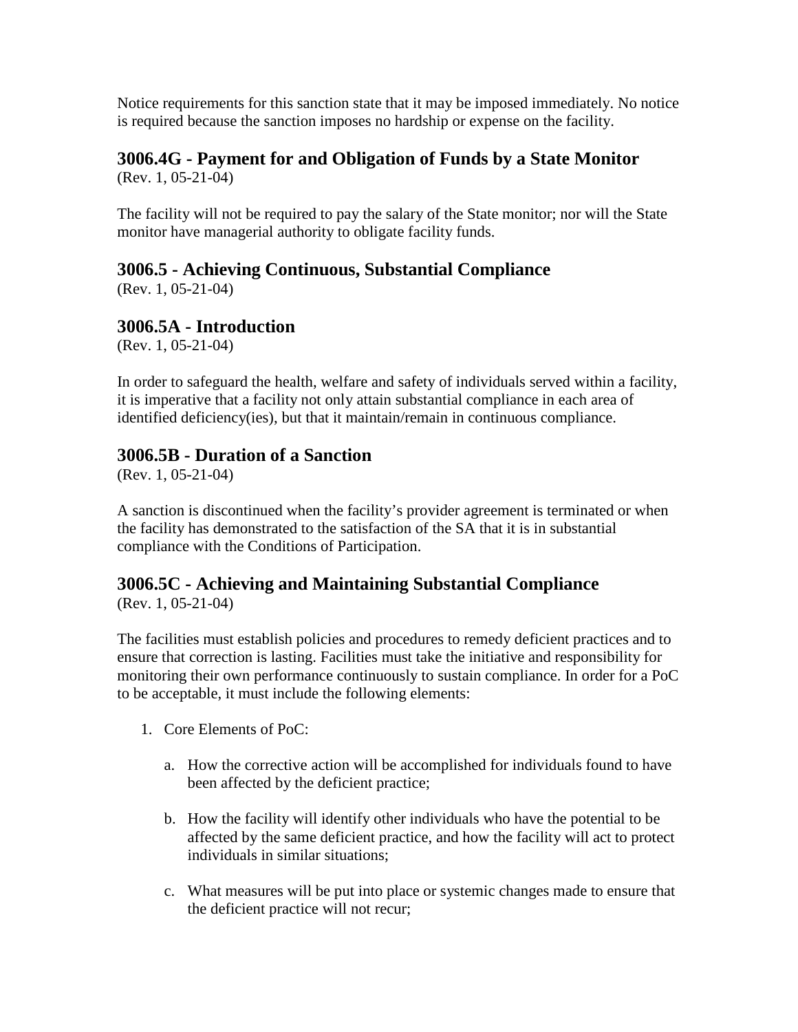Notice requirements for this sanction state that it may be imposed immediately. No notice is required because the sanction imposes no hardship or expense on the facility.

### 3006.4G - Payment for and Obligation of Funds by a State Monitor

(Rev. 1, 05-21-04)

The facility will not be required to pay the salary of the State monitor; nor will the State monitor have managerial authority to obligate facility funds.

### 3006.5 - Achieving Continuous, Substantial Compliance

(Rev. 1, 05-21-04)

### 3006.5A - Introduction

(Rev. 1, 05-21-04)

In order to safeguard the health, welfare and safety of individuals served within a facility, it is imperative that a facility not only attain substantial compliance in each area of identified deficiency(ies), but that it maintain/remain in continuous compliance.

### 3006.5B - Duration of a Sanction

(Rev. 1, 05-21-04)

A sanction is discontinued when the facility's provider agreement is terminated or when the facility has demonstrated to the satisfaction of the SA that it is in substantial compliance with the Conditions of Participation.

### 3006.5C - Achieving and Maintaining Substantial Compliance

(Rev. 1, 05-21-04)

The facilities must establish policies and procedures to remedy deficient practices and to ensure that correction is lasting. Facilities must take the initiative and responsibility for monitoring their own performance continuously to sustain compliance. In order for a PoC to be acceptable, it must include the following elements:

1. Core Elements of PoC:

   a. How the corrective action will be accomplished for individuals found to have been affected by the deficient practice;

   b. How the facility will identify other individuals who have the potential to be affected by the same deficient practice, and how the facility will act to protect individuals in similar situations;

   c. What measures will be put into place or systemic changes made to ensure that the deficient practice will not recur;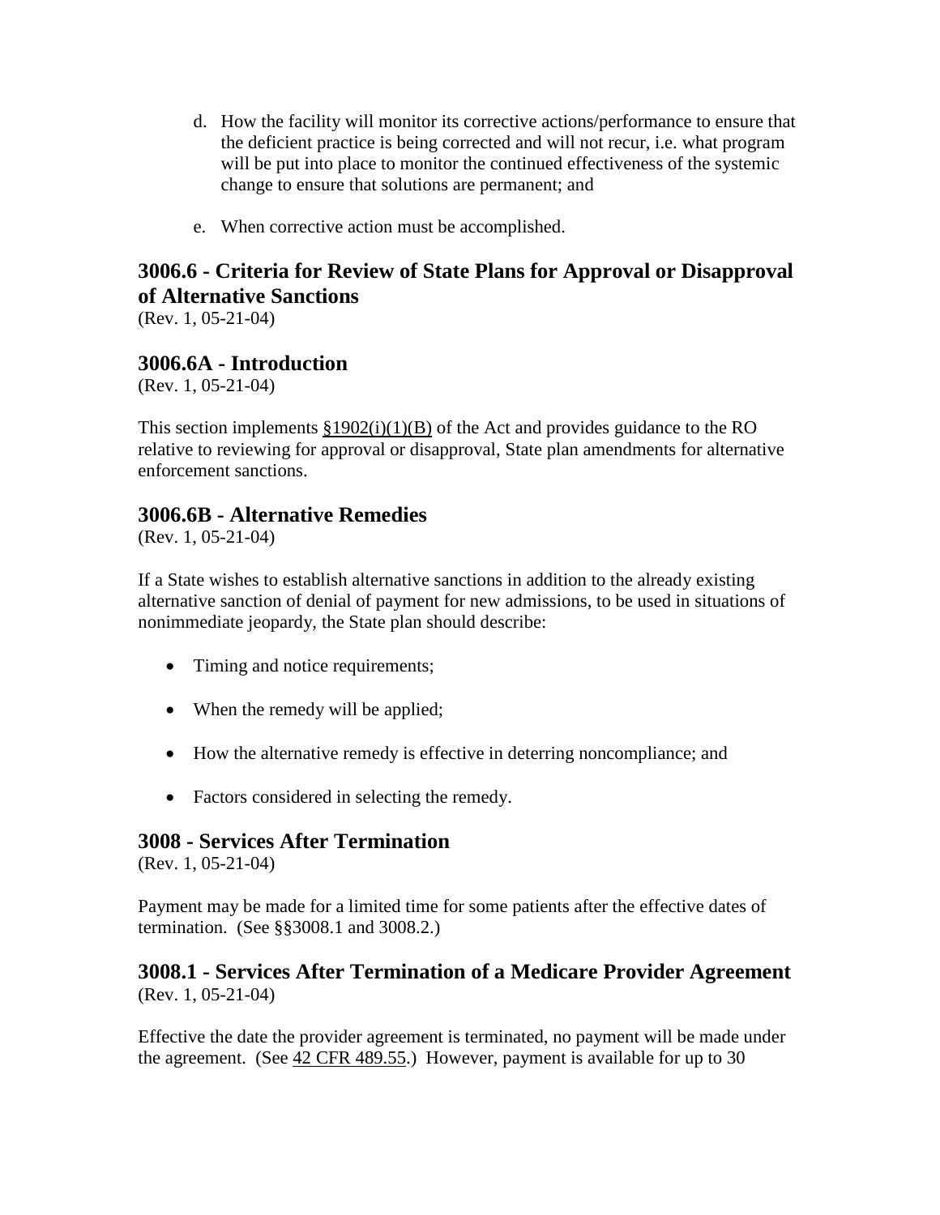d. How the facility will monitor its corrective actions/performance to ensure that the deficient practice is being corrected and will not recur, i.e. what program will be put into place to monitor the continued effectiveness of the systemic change to ensure that solutions are permanent; and

e. When corrective action must be accomplished.

## 3006.6 - Criteria for Review of State Plans for Approval or Disapproval of Alternative Sanctions

(Rev. 1, 05-21-04)

## 3006.6A - Introduction

(Rev. 1, 05-21-04)

This section implements §1902(i)(1)(B) of the Act and provides guidance to the RO relative to reviewing for approval or disapproval, State plan amendments for alternative enforcement sanctions.

## 3006.6B - Alternative Remedies

(Rev. 1, 05-21-04)

If a State wishes to establish alternative sanctions in addition to the already existing alternative sanction of denial of payment for new admissions, to be used in situations of nonimmediate jeopardy, the State plan should describe:

- Timing and notice requirements;
- When the remedy will be applied;
- How the alternative remedy is effective in deterring noncompliance; and
- Factors considered in selecting the remedy.

## 3008 - Services After Termination

(Rev. 1, 05-21-04)

Payment may be made for a limited time for some patients after the effective dates of termination. (See §§3008.1 and 3008.2.)

## 3008.1 - Services After Termination of a Medicare Provider Agreement

(Rev. 1, 05-21-04)

Effective the date the provider agreement is terminated, no payment will be made under the agreement. (See 42 CFR 489.55.) However, payment is available for up to 30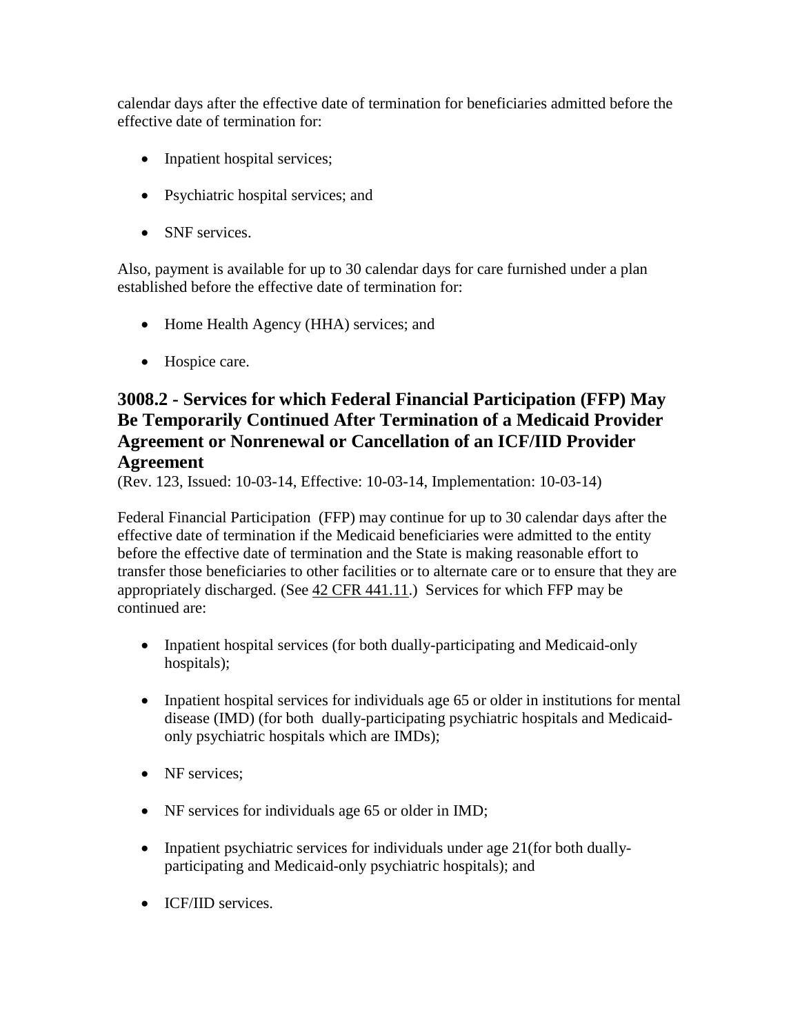calendar days after the effective date of termination for beneficiaries admitted before the effective date of termination for:

- Inpatient hospital services;
- Psychiatric hospital services; and
- SNF services.

Also, payment is available for up to 30 calendar days for care furnished under a plan established before the effective date of termination for:

- Home Health Agency (HHA) services; and
- Hospice care.

## 3008.2 - Services for which Federal Financial Participation (FFP) May Be Temporarily Continued After Termination of a Medicaid Provider Agreement or Nonrenewal or Cancellation of an ICF/IID Provider Agreement

(Rev. 123, Issued: 10-03-14, Effective: 10-03-14, Implementation: 10-03-14)

Federal Financial Participation (FFP) may continue for up to 30 calendar days after the effective date of termination if the Medicaid beneficiaries were admitted to the entity before the effective date of termination and the State is making reasonable effort to transfer those beneficiaries to other facilities or to alternate care or to ensure that they are appropriately discharged. (See 42 CFR 441.11.) Services for which FFP may be continued are:

- Inpatient hospital services (for both dually-participating and Medicaid-only hospitals);
- Inpatient hospital services for individuals age 65 or older in institutions for mental disease (IMD) (for both dually-participating psychiatric hospitals and Medicaid-only psychiatric hospitals which are IMDs);
- NF services;
- NF services for individuals age 65 or older in IMD;
- Inpatient psychiatric services for individuals under age 21(for both dually-participating and Medicaid-only psychiatric hospitals); and
- ICF/IID services.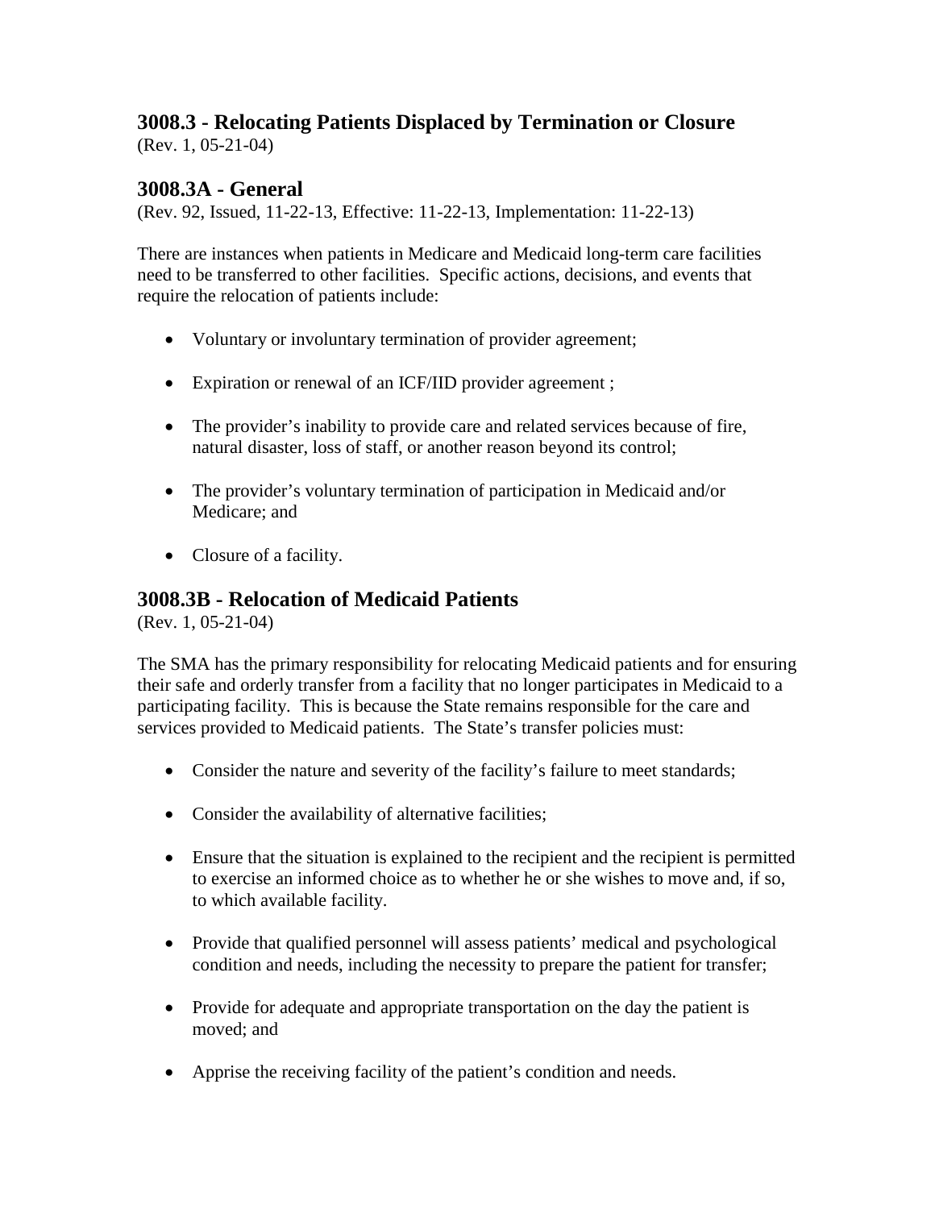## 3008.3 - Relocating Patients Displaced by Termination or Closure

(Rev. 1, 05-21-04)

### 3008.3A - General

(Rev. 92, Issued, 11-22-13, Effective: 11-22-13, Implementation: 11-22-13)

There are instances when patients in Medicare and Medicaid long-term care facilities need to be transferred to other facilities. Specific actions, decisions, and events that require the relocation of patients include:

- Voluntary or involuntary termination of provider agreement;
- Expiration or renewal of an ICF/IID provider agreement ;
- The provider's inability to provide care and related services because of fire, natural disaster, loss of staff, or another reason beyond its control;
- The provider's voluntary termination of participation in Medicaid and/or Medicare; and
- Closure of a facility.

### 3008.3B - Relocation of Medicaid Patients

(Rev. 1, 05-21-04)

The SMA has the primary responsibility for relocating Medicaid patients and for ensuring their safe and orderly transfer from a facility that no longer participates in Medicaid to a participating facility. This is because the State remains responsible for the care and services provided to Medicaid patients. The State's transfer policies must:

- Consider the nature and severity of the facility's failure to meet standards;
- Consider the availability of alternative facilities;
- Ensure that the situation is explained to the recipient and the recipient is permitted to exercise an informed choice as to whether he or she wishes to move and, if so, to which available facility.
- Provide that qualified personnel will assess patients' medical and psychological condition and needs, including the necessity to prepare the patient for transfer;
- Provide for adequate and appropriate transportation on the day the patient is moved; and
- Apprise the receiving facility of the patient's condition and needs.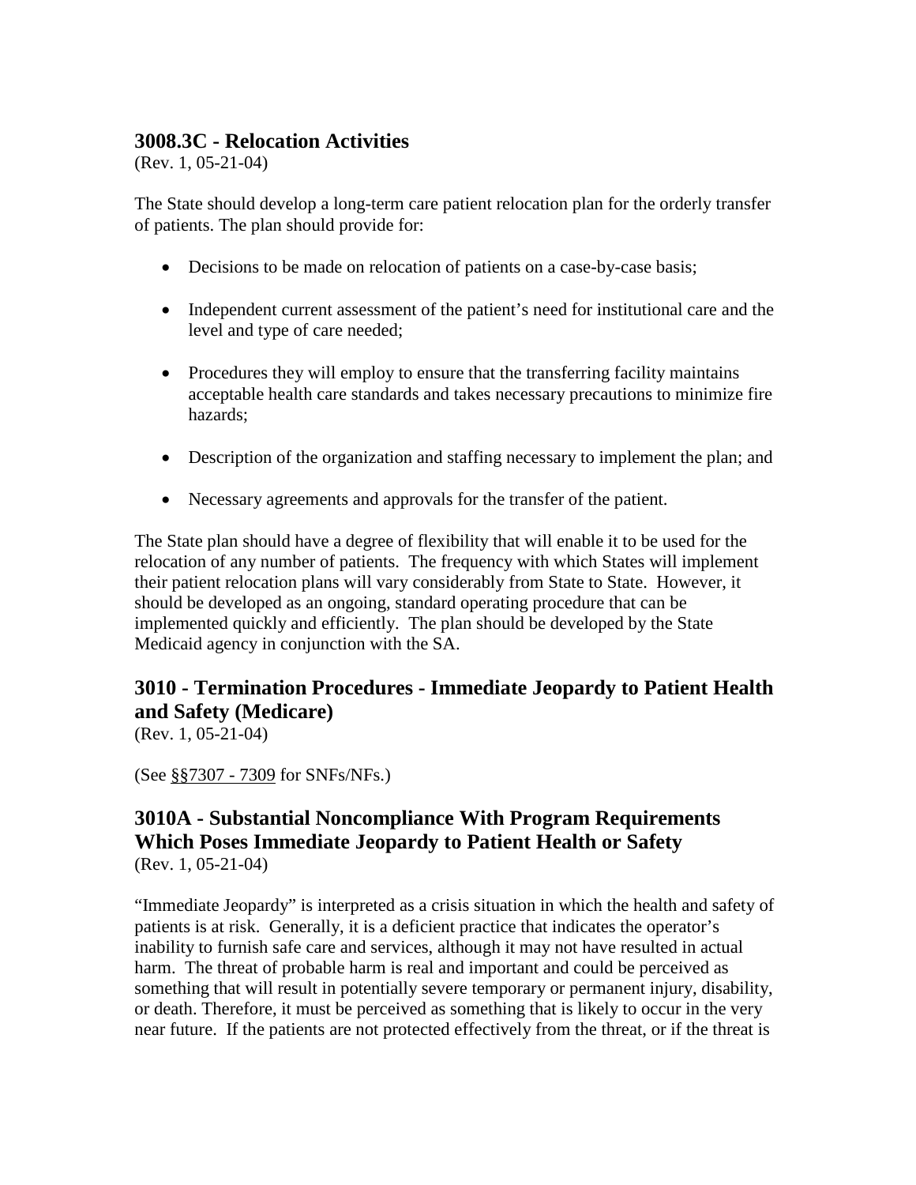## 3008.3C - Relocation Activities

(Rev. 1, 05-21-04)

The State should develop a long-term care patient relocation plan for the orderly transfer of patients. The plan should provide for:

- Decisions to be made on relocation of patients on a case-by-case basis;
- Independent current assessment of the patient's need for institutional care and the level and type of care needed;
- Procedures they will employ to ensure that the transferring facility maintains acceptable health care standards and takes necessary precautions to minimize fire hazards;
- Description of the organization and staffing necessary to implement the plan; and
- Necessary agreements and approvals for the transfer of the patient.

The State plan should have a degree of flexibility that will enable it to be used for the relocation of any number of patients. The frequency with which States will implement their patient relocation plans will vary considerably from State to State. However, it should be developed as an ongoing, standard operating procedure that can be implemented quickly and efficiently. The plan should be developed by the State Medicaid agency in conjunction with the SA.

## 3010 - Termination Procedures - Immediate Jeopardy to Patient Health and Safety (Medicare)

(Rev. 1, 05-21-04)

(See §§7307 - 7309 for SNFs/NFs.)

## 3010A - Substantial Noncompliance With Program Requirements Which Poses Immediate Jeopardy to Patient Health or Safety

(Rev. 1, 05-21-04)

"Immediate Jeopardy" is interpreted as a crisis situation in which the health and safety of patients is at risk. Generally, it is a deficient practice that indicates the operator's inability to furnish safe care and services, although it may not have resulted in actual harm. The threat of probable harm is real and important and could be perceived as something that will result in potentially severe temporary or permanent injury, disability, or death. Therefore, it must be perceived as something that is likely to occur in the very near future. If the patients are not protected effectively from the threat, or if the threat is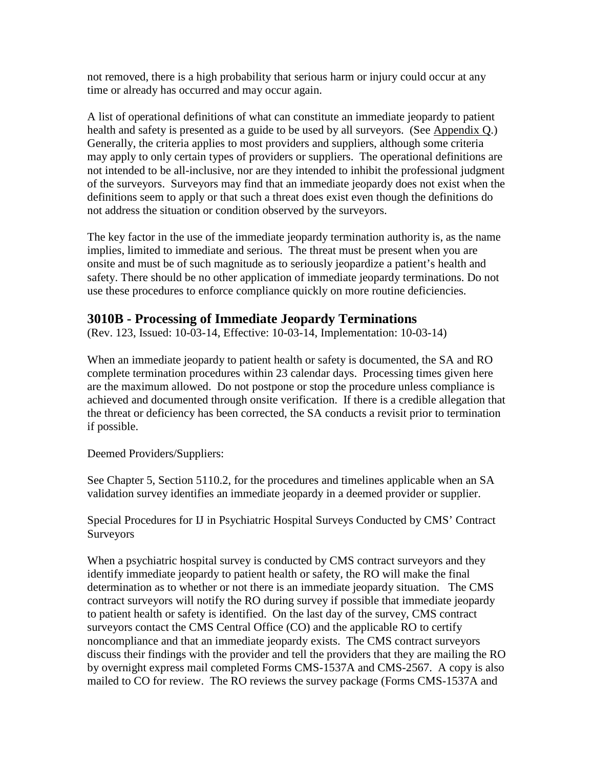not removed, there is a high probability that serious harm or injury could occur at any time or already has occurred and may occur again.

A list of operational definitions of what can constitute an immediate jeopardy to patient health and safety is presented as a guide to be used by all surveyors. (See Appendix Q.) Generally, the criteria applies to most providers and suppliers, although some criteria may apply to only certain types of providers or suppliers. The operational definitions are not intended to be all-inclusive, nor are they intended to inhibit the professional judgment of the surveyors. Surveyors may find that an immediate jeopardy does not exist when the definitions seem to apply or that such a threat does exist even though the definitions do not address the situation or condition observed by the surveyors.

The key factor in the use of the immediate jeopardy termination authority is, as the name implies, limited to immediate and serious. The threat must be present when you are onsite and must be of such magnitude as to seriously jeopardize a patient's health and safety. There should be no other application of immediate jeopardy terminations. Do not use these procedures to enforce compliance quickly on more routine deficiencies.

## 3010B - Processing of Immediate Jeopardy Terminations

(Rev. 123, Issued: 10-03-14, Effective: 10-03-14, Implementation: 10-03-14)

When an immediate jeopardy to patient health or safety is documented, the SA and RO complete termination procedures within 23 calendar days. Processing times given here are the maximum allowed. Do not postpone or stop the procedure unless compliance is achieved and documented through onsite verification. If there is a credible allegation that the threat or deficiency has been corrected, the SA conducts a revisit prior to termination if possible.

Deemed Providers/Suppliers:

See Chapter 5, Section 5110.2, for the procedures and timelines applicable when an SA validation survey identifies an immediate jeopardy in a deemed provider or supplier.

Special Procedures for IJ in Psychiatric Hospital Surveys Conducted by CMS' Contract Surveyors

When a psychiatric hospital survey is conducted by CMS contract surveyors and they identify immediate jeopardy to patient health or safety, the RO will make the final determination as to whether or not there is an immediate jeopardy situation. The CMS contract surveyors will notify the RO during survey if possible that immediate jeopardy to patient health or safety is identified. On the last day of the survey, CMS contract surveyors contact the CMS Central Office (CO) and the applicable RO to certify noncompliance and that an immediate jeopardy exists. The CMS contract surveyors discuss their findings with the provider and tell the providers that they are mailing the RO by overnight express mail completed Forms CMS-1537A and CMS-2567. A copy is also mailed to CO for review. The RO reviews the survey package (Forms CMS-1537A and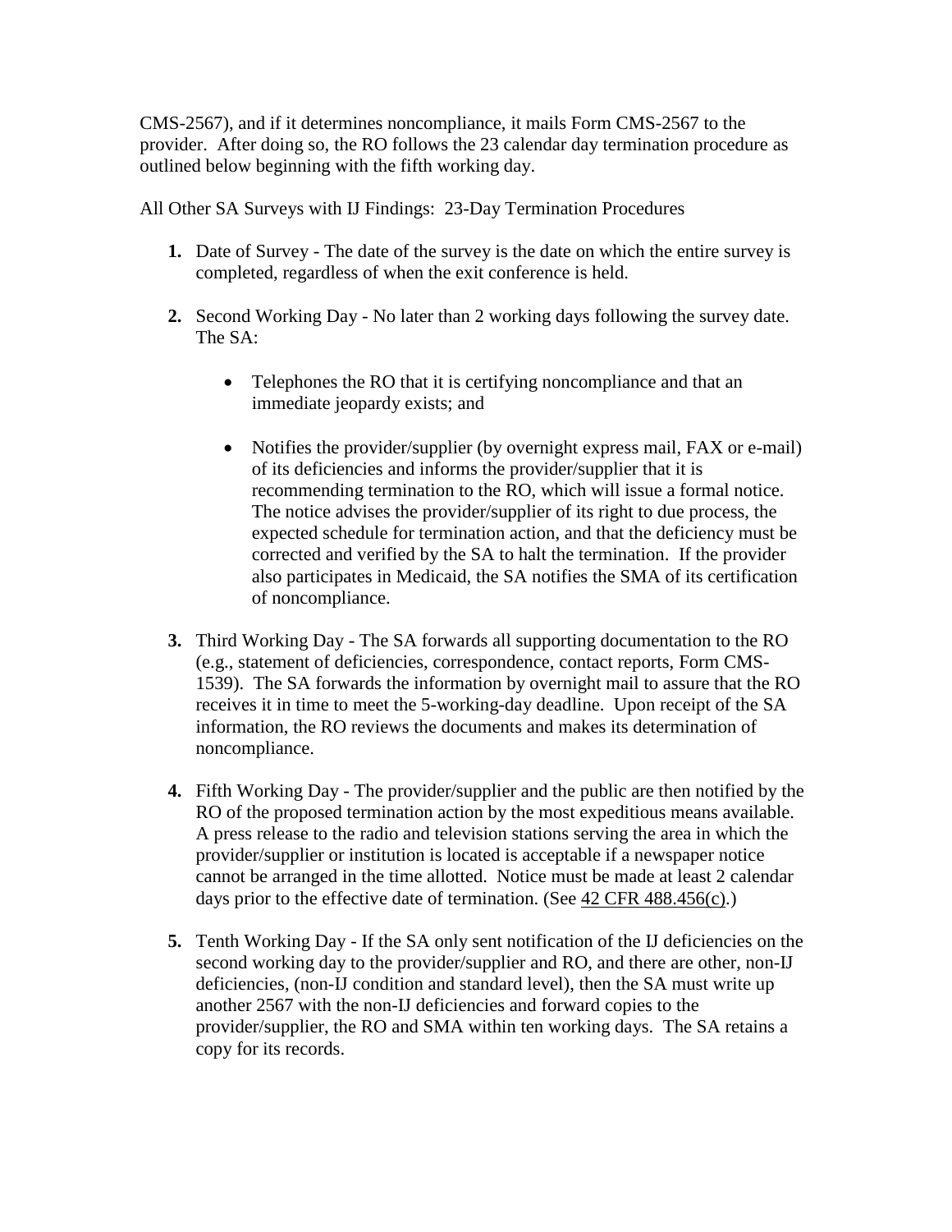CMS-2567), and if it determines noncompliance, it mails Form CMS-2567 to the provider. After doing so, the RO follows the 23 calendar day termination procedure as outlined below beginning with the fifth working day.

All Other SA Surveys with IJ Findings: 23-Day Termination Procedures

1. Date of Survey - The date of the survey is the date on which the entire survey is completed, regardless of when the exit conference is held.

2. Second Working Day - No later than 2 working days following the survey date. The SA:

   - Telephones the RO that it is certifying noncompliance and that an immediate jeopardy exists; and

   - Notifies the provider/supplier (by overnight express mail, FAX or e-mail) of its deficiencies and informs the provider/supplier that it is recommending termination to the RO, which will issue a formal notice. The notice advises the provider/supplier of its right to due process, the expected schedule for termination action, and that the deficiency must be corrected and verified by the SA to halt the termination. If the provider also participates in Medicaid, the SA notifies the SMA of its certification of noncompliance.

3. Third Working Day - The SA forwards all supporting documentation to the RO (e.g., statement of deficiencies, correspondence, contact reports, Form CMS-1539). The SA forwards the information by overnight mail to assure that the RO receives it in time to meet the 5-working-day deadline. Upon receipt of the SA information, the RO reviews the documents and makes its determination of noncompliance.

4. Fifth Working Day - The provider/supplier and the public are then notified by the RO of the proposed termination action by the most expeditious means available. A press release to the radio and television stations serving the area in which the provider/supplier or institution is located is acceptable if a newspaper notice cannot be arranged in the time allotted. Notice must be made at least 2 calendar days prior to the effective date of termination. (See 42 CFR 488.456(c).)

5. Tenth Working Day - If the SA only sent notification of the IJ deficiencies on the second working day to the provider/supplier and RO, and there are other, non-IJ deficiencies, (non-IJ condition and standard level), then the SA must write up another 2567 with the non-IJ deficiencies and forward copies to the provider/supplier, the RO and SMA within ten working days. The SA retains a copy for its records.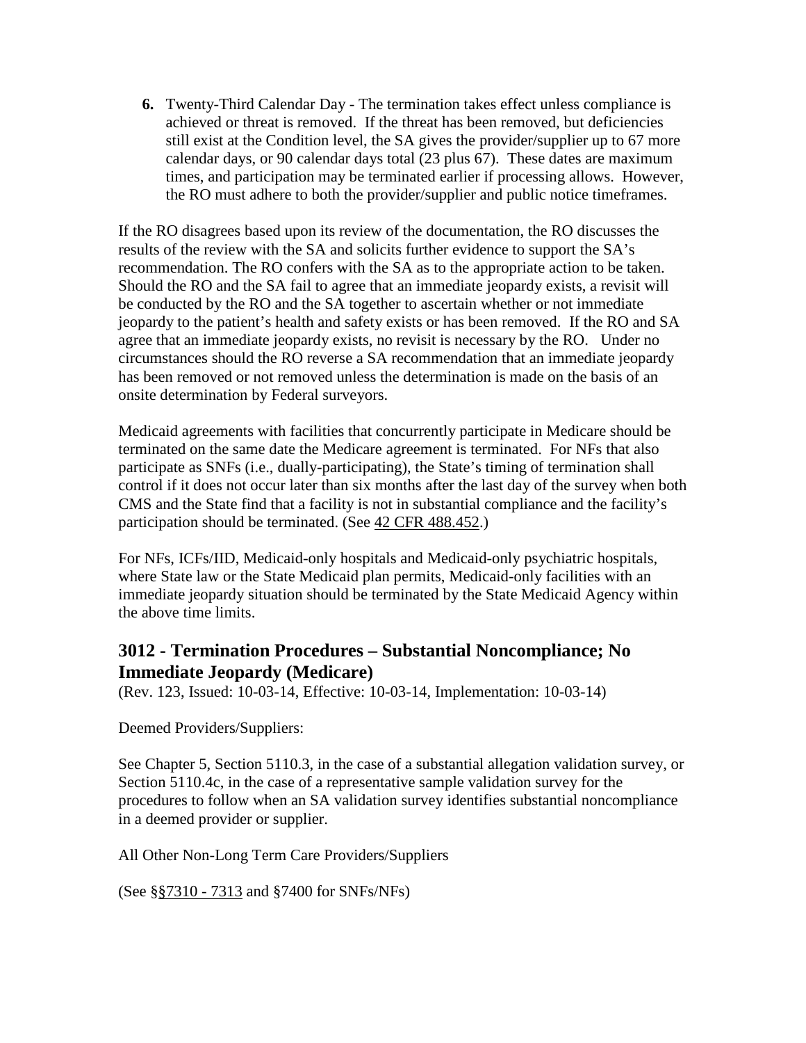6. Twenty-Third Calendar Day - The termination takes effect unless compliance is achieved or threat is removed. If the threat has been removed, but deficiencies still exist at the Condition level, the SA gives the provider/supplier up to 67 more calendar days, or 90 calendar days total (23 plus 67). These dates are maximum times, and participation may be terminated earlier if processing allows. However, the RO must adhere to both the provider/supplier and public notice timeframes.

If the RO disagrees based upon its review of the documentation, the RO discusses the results of the review with the SA and solicits further evidence to support the SA's recommendation. The RO confers with the SA as to the appropriate action to be taken. Should the RO and the SA fail to agree that an immediate jeopardy exists, a revisit will be conducted by the RO and the SA together to ascertain whether or not immediate jeopardy to the patient's health and safety exists or has been removed. If the RO and SA agree that an immediate jeopardy exists, no revisit is necessary by the RO. Under no circumstances should the RO reverse a SA recommendation that an immediate jeopardy has been removed or not removed unless the determination is made on the basis of an onsite determination by Federal surveyors.

Medicaid agreements with facilities that concurrently participate in Medicare should be terminated on the same date the Medicare agreement is terminated. For NFs that also participate as SNFs (i.e., dually-participating), the State's timing of termination shall control if it does not occur later than six months after the last day of the survey when both CMS and the State find that a facility is not in substantial compliance and the facility's participation should be terminated. (See 42 CFR 488.452.)

For NFs, ICFs/IID, Medicaid-only hospitals and Medicaid-only psychiatric hospitals, where State law or the State Medicaid plan permits, Medicaid-only facilities with an immediate jeopardy situation should be terminated by the State Medicaid Agency within the above time limits.

## 3012 - Termination Procedures – Substantial Noncompliance; No Immediate Jeopardy (Medicare)

(Rev. 123, Issued: 10-03-14, Effective: 10-03-14, Implementation: 10-03-14)

Deemed Providers/Suppliers:

See Chapter 5, Section 5110.3, in the case of a substantial allegation validation survey, or Section 5110.4c, in the case of a representative sample validation survey for the procedures to follow when an SA validation survey identifies substantial noncompliance in a deemed provider or supplier.

All Other Non-Long Term Care Providers/Suppliers

(See §§7310 - 7313 and §7400 for SNFs/NFs)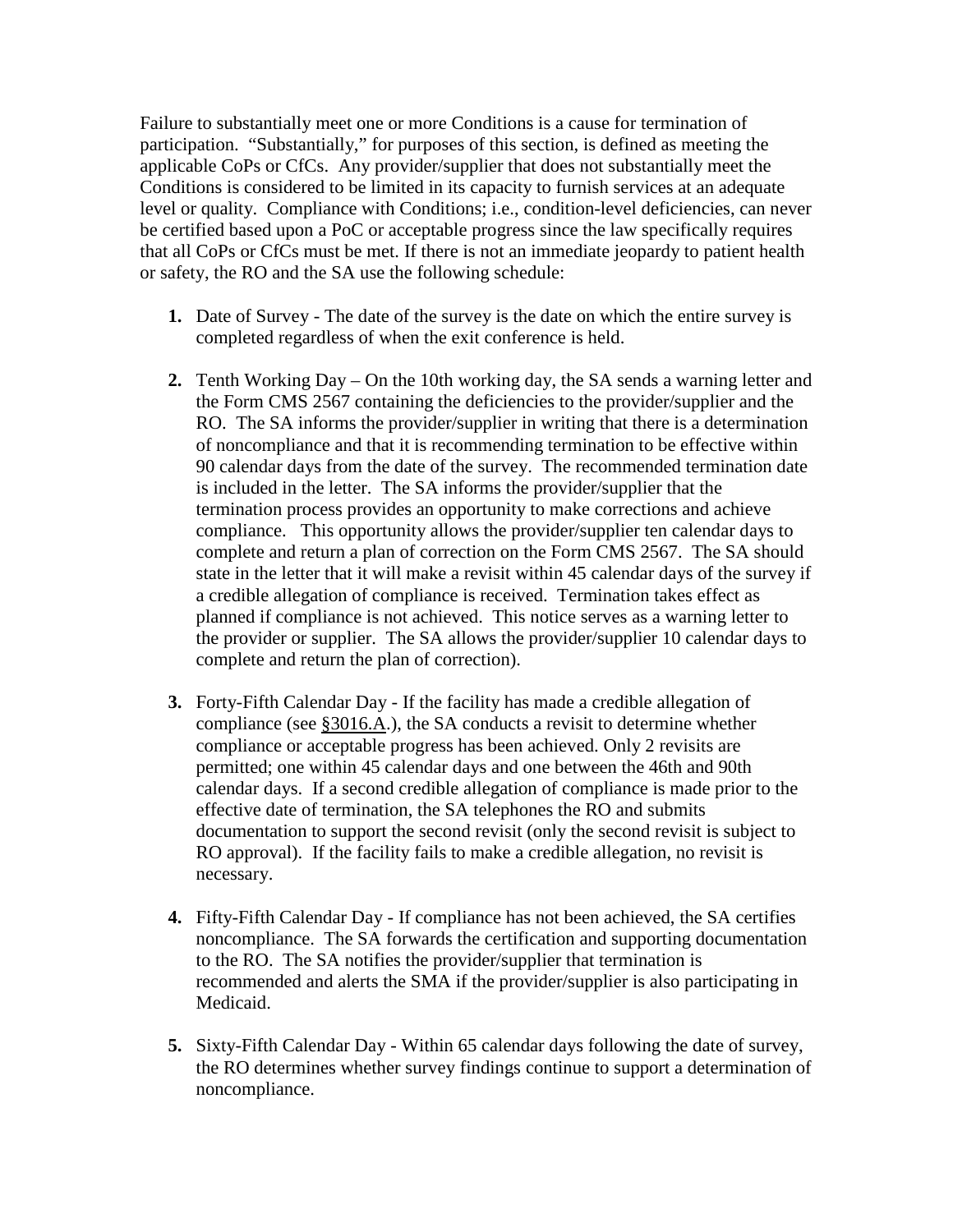Failure to substantially meet one or more Conditions is a cause for termination of participation. "Substantially," for purposes of this section, is defined as meeting the applicable CoPs or CfCs. Any provider/supplier that does not substantially meet the Conditions is considered to be limited in its capacity to furnish services at an adequate level or quality. Compliance with Conditions; i.e., condition-level deficiencies, can never be certified based upon a PoC or acceptable progress since the law specifically requires that all CoPs or CfCs must be met. If there is not an immediate jeopardy to patient health or safety, the RO and the SA use the following schedule:

1. Date of Survey - The date of the survey is the date on which the entire survey is completed regardless of when the exit conference is held.

2. Tenth Working Day – On the 10th working day, the SA sends a warning letter and the Form CMS 2567 containing the deficiencies to the provider/supplier and the RO. The SA informs the provider/supplier in writing that there is a determination of noncompliance and that it is recommending termination to be effective within 90 calendar days from the date of the survey. The recommended termination date is included in the letter. The SA informs the provider/supplier that the termination process provides an opportunity to make corrections and achieve compliance. This opportunity allows the provider/supplier ten calendar days to complete and return a plan of correction on the Form CMS 2567. The SA should state in the letter that it will make a revisit within 45 calendar days of the survey if a credible allegation of compliance is received. Termination takes effect as planned if compliance is not achieved. This notice serves as a warning letter to the provider or supplier. The SA allows the provider/supplier 10 calendar days to complete and return the plan of correction).

3. Forty-Fifth Calendar Day - If the facility has made a credible allegation of compliance (see §3016.A.), the SA conducts a revisit to determine whether compliance or acceptable progress has been achieved. Only 2 revisits are permitted; one within 45 calendar days and one between the 46th and 90th calendar days. If a second credible allegation of compliance is made prior to the effective date of termination, the SA telephones the RO and submits documentation to support the second revisit (only the second revisit is subject to RO approval). If the facility fails to make a credible allegation, no revisit is necessary.

4. Fifty-Fifth Calendar Day - If compliance has not been achieved, the SA certifies noncompliance. The SA forwards the certification and supporting documentation to the RO. The SA notifies the provider/supplier that termination is recommended and alerts the SMA if the provider/supplier is also participating in Medicaid.

5. Sixty-Fifth Calendar Day - Within 65 calendar days following the date of survey, the RO determines whether survey findings continue to support a determination of noncompliance.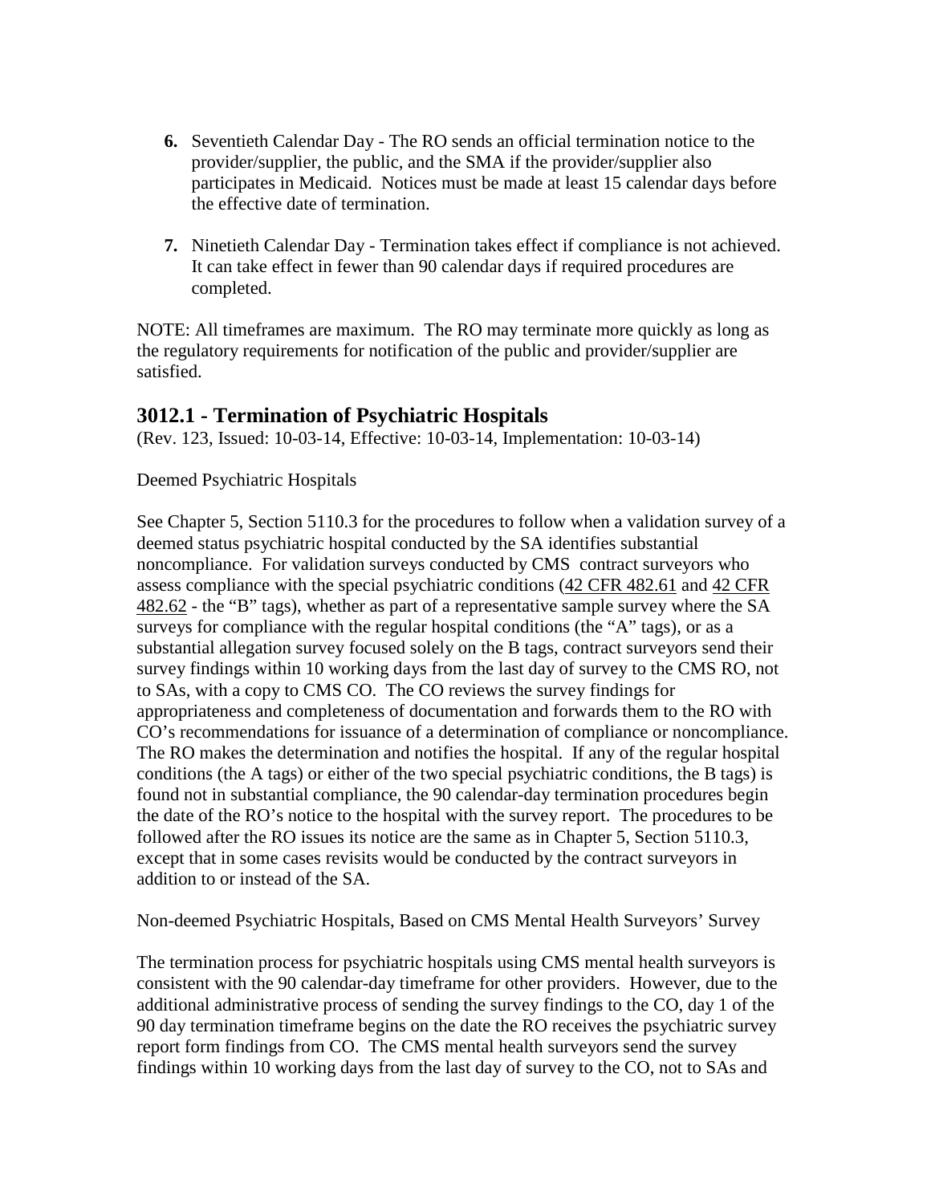6. Seventieth Calendar Day - The RO sends an official termination notice to the provider/supplier, the public, and the SMA if the provider/supplier also participates in Medicaid. Notices must be made at least 15 calendar days before the effective date of termination.

7. Ninetieth Calendar Day - Termination takes effect if compliance is not achieved. It can take effect in fewer than 90 calendar days if required procedures are completed.

NOTE: All timeframes are maximum. The RO may terminate more quickly as long as the regulatory requirements for notification of the public and provider/supplier are satisfied.

## 3012.1 - Termination of Psychiatric Hospitals

(Rev. 123, Issued: 10-03-14, Effective: 10-03-14, Implementation: 10-03-14)

Deemed Psychiatric Hospitals

See Chapter 5, Section 5110.3 for the procedures to follow when a validation survey of a deemed status psychiatric hospital conducted by the SA identifies substantial noncompliance. For validation surveys conducted by CMS contract surveyors who assess compliance with the special psychiatric conditions (42 CFR 482.61 and 42 CFR 482.62 - the "B" tags), whether as part of a representative sample survey where the SA surveys for compliance with the regular hospital conditions (the "A" tags), or as a substantial allegation survey focused solely on the B tags, contract surveyors send their survey findings within 10 working days from the last day of survey to the CMS RO, not to SAs, with a copy to CMS CO. The CO reviews the survey findings for appropriateness and completeness of documentation and forwards them to the RO with CO's recommendations for issuance of a determination of compliance or noncompliance. The RO makes the determination and notifies the hospital. If any of the regular hospital conditions (the A tags) or either of the two special psychiatric conditions, the B tags) is found not in substantial compliance, the 90 calendar-day termination procedures begin the date of the RO's notice to the hospital with the survey report. The procedures to be followed after the RO issues its notice are the same as in Chapter 5, Section 5110.3, except that in some cases revisits would be conducted by the contract surveyors in addition to or instead of the SA.

Non-deemed Psychiatric Hospitals, Based on CMS Mental Health Surveyors' Survey

The termination process for psychiatric hospitals using CMS mental health surveyors is consistent with the 90 calendar-day timeframe for other providers. However, due to the additional administrative process of sending the survey findings to the CO, day 1 of the 90 day termination timeframe begins on the date the RO receives the psychiatric survey report form findings from CO. The CMS mental health surveyors send the survey findings within 10 working days from the last day of survey to the CO, not to SAs and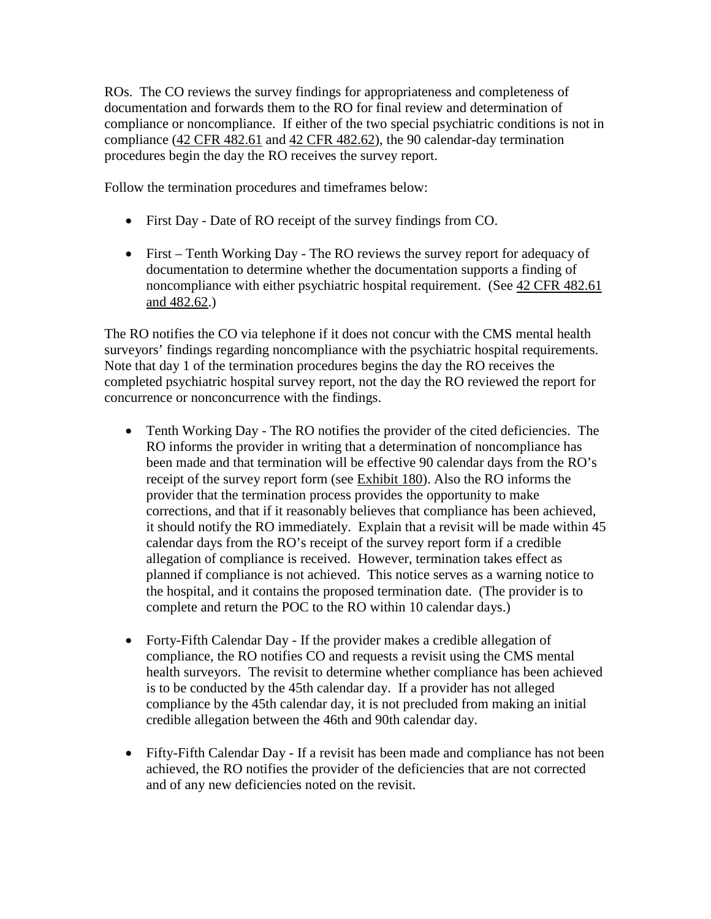ROs. The CO reviews the survey findings for appropriateness and completeness of documentation and forwards them to the RO for final review and determination of compliance or noncompliance. If either of the two special psychiatric conditions is not in compliance (42 CFR 482.61 and 42 CFR 482.62), the 90 calendar-day termination procedures begin the day the RO receives the survey report.

Follow the termination procedures and timeframes below:

- First Day - Date of RO receipt of the survey findings from CO.
- First – Tenth Working Day - The RO reviews the survey report for adequacy of documentation to determine whether the documentation supports a finding of noncompliance with either psychiatric hospital requirement. (See 42 CFR 482.61 and 482.62.)

The RO notifies the CO via telephone if it does not concur with the CMS mental health surveyors' findings regarding noncompliance with the psychiatric hospital requirements. Note that day 1 of the termination procedures begins the day the RO receives the completed psychiatric hospital survey report, not the day the RO reviewed the report for concurrence or nonconcurrence with the findings.

- Tenth Working Day - The RO notifies the provider of the cited deficiencies. The RO informs the provider in writing that a determination of noncompliance has been made and that termination will be effective 90 calendar days from the RO's receipt of the survey report form (see Exhibit 180). Also the RO informs the provider that the termination process provides the opportunity to make corrections, and that if it reasonably believes that compliance has been achieved, it should notify the RO immediately. Explain that a revisit will be made within 45 calendar days from the RO's receipt of the survey report form if a credible allegation of compliance is received. However, termination takes effect as planned if compliance is not achieved. This notice serves as a warning notice to the hospital, and it contains the proposed termination date. (The provider is to complete and return the POC to the RO within 10 calendar days.)
- Forty-Fifth Calendar Day - If the provider makes a credible allegation of compliance, the RO notifies CO and requests a revisit using the CMS mental health surveyors. The revisit to determine whether compliance has been achieved is to be conducted by the 45th calendar day. If a provider has not alleged compliance by the 45th calendar day, it is not precluded from making an initial credible allegation between the 46th and 90th calendar day.
- Fifty-Fifth Calendar Day - If a revisit has been made and compliance has not been achieved, the RO notifies the provider of the deficiencies that are not corrected and of any new deficiencies noted on the revisit.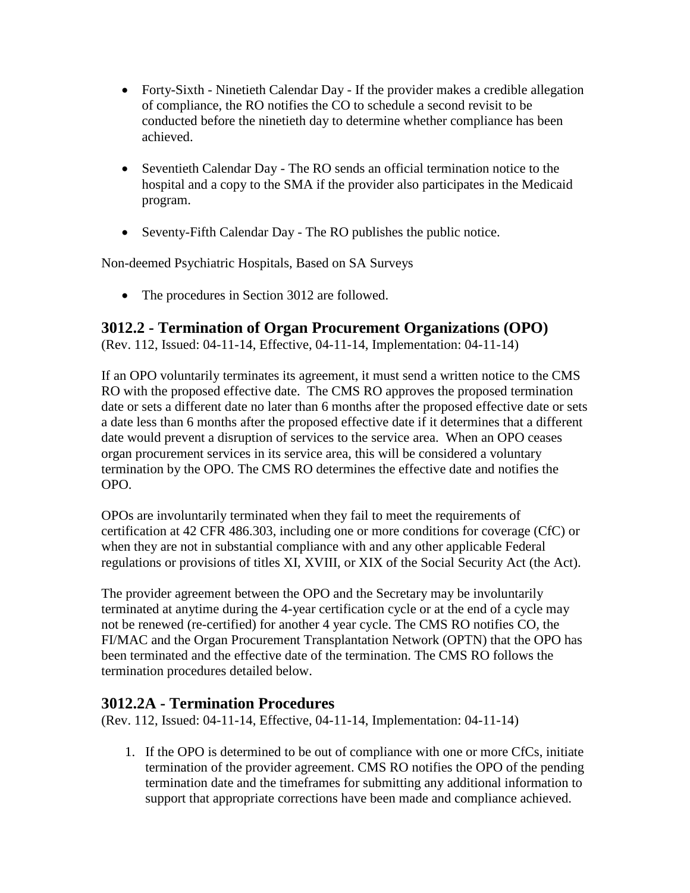- Forty-Sixth - Ninetieth Calendar Day - If the provider makes a credible allegation of compliance, the RO notifies the CO to schedule a second revisit to be conducted before the ninetieth day to determine whether compliance has been achieved.

- Seventieth Calendar Day - The RO sends an official termination notice to the hospital and a copy to the SMA if the provider also participates in the Medicaid program.

- Seventy-Fifth Calendar Day - The RO publishes the public notice.

Non-deemed Psychiatric Hospitals, Based on SA Surveys

- The procedures in Section 3012 are followed.

## 3012.2 - Termination of Organ Procurement Organizations (OPO)

(Rev. 112, Issued: 04-11-14, Effective, 04-11-14, Implementation: 04-11-14)

If an OPO voluntarily terminates its agreement, it must send a written notice to the CMS RO with the proposed effective date. The CMS RO approves the proposed termination date or sets a different date no later than 6 months after the proposed effective date or sets a date less than 6 months after the proposed effective date if it determines that a different date would prevent a disruption of services to the service area. When an OPO ceases organ procurement services in its service area, this will be considered a voluntary termination by the OPO. The CMS RO determines the effective date and notifies the OPO.

OPOs are involuntarily terminated when they fail to meet the requirements of certification at 42 CFR 486.303, including one or more conditions for coverage (CfC) or when they are not in substantial compliance with and any other applicable Federal regulations or provisions of titles XI, XVIII, or XIX of the Social Security Act (the Act).

The provider agreement between the OPO and the Secretary may be involuntarily terminated at anytime during the 4-year certification cycle or at the end of a cycle may not be renewed (re-certified) for another 4 year cycle. The CMS RO notifies CO, the FI/MAC and the Organ Procurement Transplantation Network (OPTN) that the OPO has been terminated and the effective date of the termination. The CMS RO follows the termination procedures detailed below.

## 3012.2A - Termination Procedures

(Rev. 112, Issued: 04-11-14, Effective, 04-11-14, Implementation: 04-11-14)

1. If the OPO is determined to be out of compliance with one or more CfCs, initiate termination of the provider agreement. CMS RO notifies the OPO of the pending termination date and the timeframes for submitting any additional information to support that appropriate corrections have been made and compliance achieved.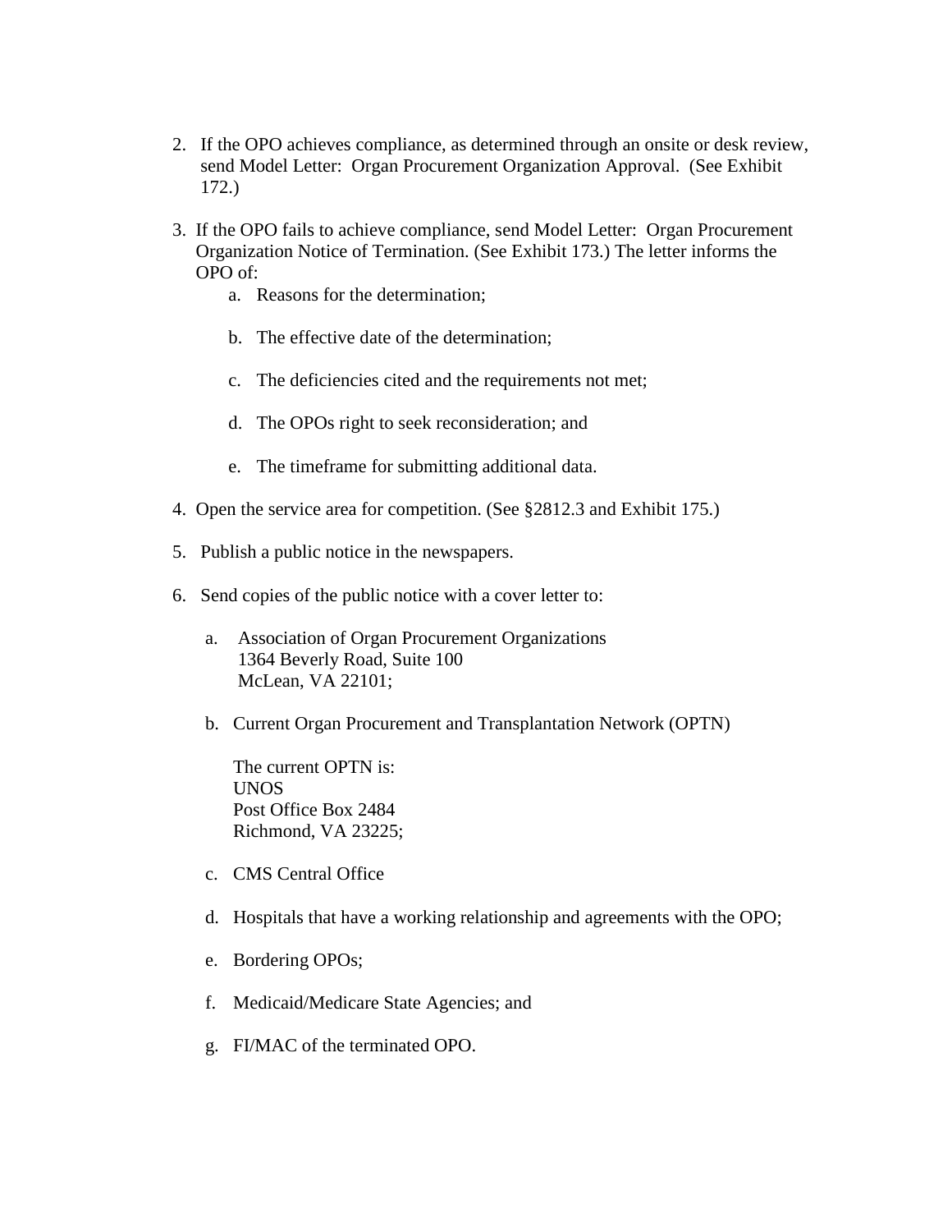2. If the OPO achieves compliance, as determined through an onsite or desk review, send Model Letter: Organ Procurement Organization Approval. (See Exhibit 172.)

3. If the OPO fails to achieve compliance, send Model Letter: Organ Procurement Organization Notice of Termination. (See Exhibit 173.) The letter informs the OPO of:
   a. Reasons for the determination;

   b. The effective date of the determination;

   c. The deficiencies cited and the requirements not met;

   d. The OPOs right to seek reconsideration; and

   e. The timeframe for submitting additional data.

4. Open the service area for competition. (See §2812.3 and Exhibit 175.)

5. Publish a public notice in the newspapers.

6. Send copies of the public notice with a cover letter to:

   a. Association of Organ Procurement Organizations
      1364 Beverly Road, Suite 100
      McLean, VA 22101;

   b. Current Organ Procurement and Transplantation Network (OPTN)

      The current OPTN is:
      UNOS
      Post Office Box 2484
      Richmond, VA 23225;

   c. CMS Central Office

   d. Hospitals that have a working relationship and agreements with the OPO;

   e. Bordering OPOs;

   f. Medicaid/Medicare State Agencies; and

   g. FI/MAC of the terminated OPO.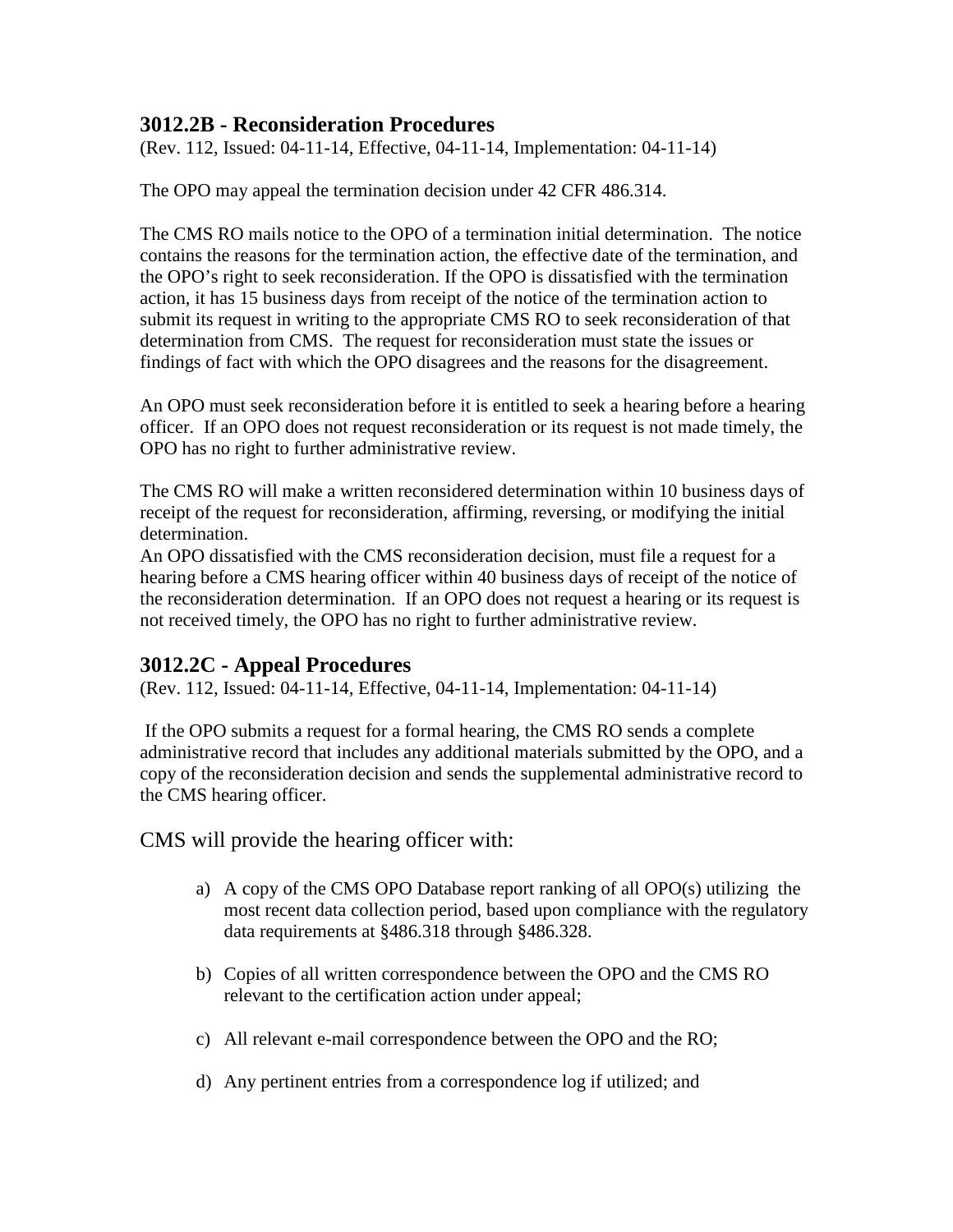### 3012.2B - Reconsideration Procedures

(Rev. 112, Issued: 04-11-14, Effective, 04-11-14, Implementation: 04-11-14)

The OPO may appeal the termination decision under 42 CFR 486.314.

The CMS RO mails notice to the OPO of a termination initial determination. The notice contains the reasons for the termination action, the effective date of the termination, and the OPO's right to seek reconsideration. If the OPO is dissatisfied with the termination action, it has 15 business days from receipt of the notice of the termination action to submit its request in writing to the appropriate CMS RO to seek reconsideration of that determination from CMS. The request for reconsideration must state the issues or findings of fact with which the OPO disagrees and the reasons for the disagreement.

An OPO must seek reconsideration before it is entitled to seek a hearing before a hearing officer. If an OPO does not request reconsideration or its request is not made timely, the OPO has no right to further administrative review.

The CMS RO will make a written reconsidered determination within 10 business days of receipt of the request for reconsideration, affirming, reversing, or modifying the initial determination.
An OPO dissatisfied with the CMS reconsideration decision, must file a request for a hearing before a CMS hearing officer within 40 business days of receipt of the notice of the reconsideration determination. If an OPO does not request a hearing or its request is not received timely, the OPO has no right to further administrative review.

### 3012.2C - Appeal Procedures

(Rev. 112, Issued: 04-11-14, Effective, 04-11-14, Implementation: 04-11-14)

If the OPO submits a request for a formal hearing, the CMS RO sends a complete administrative record that includes any additional materials submitted by the OPO, and a copy of the reconsideration decision and sends the supplemental administrative record to the CMS hearing officer.

CMS will provide the hearing officer with:

a) A copy of the CMS OPO Database report ranking of all OPO(s) utilizing the most recent data collection period, based upon compliance with the regulatory data requirements at §486.318 through §486.328.

b) Copies of all written correspondence between the OPO and the CMS RO relevant to the certification action under appeal;

c) All relevant e-mail correspondence between the OPO and the RO;

d) Any pertinent entries from a correspondence log if utilized; and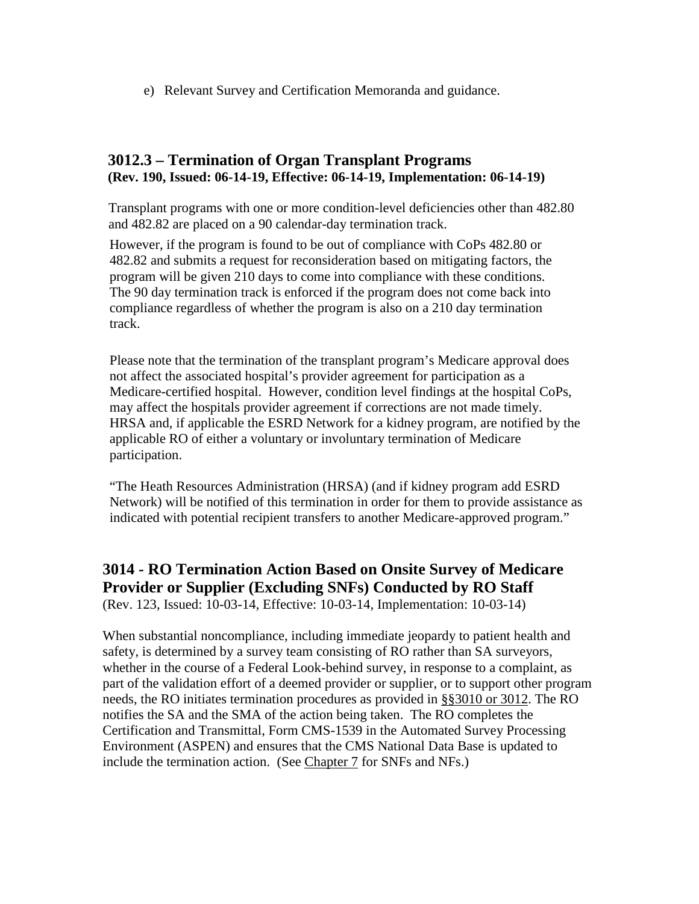e) Relevant Survey and Certification Memoranda and guidance.

### 3012.3 – Termination of Organ Transplant Programs
**(Rev. 190, Issued: 06-14-19, Effective: 06-14-19, Implementation: 06-14-19)**

Transplant programs with one or more condition-level deficiencies other than 482.80 and 482.82 are placed on a 90 calendar-day termination track.

However, if the program is found to be out of compliance with CoPs 482.80 or 482.82 and submits a request for reconsideration based on mitigating factors, the program will be given 210 days to come into compliance with these conditions. The 90 day termination track is enforced if the program does not come back into compliance regardless of whether the program is also on a 210 day termination track.

Please note that the termination of the transplant program's Medicare approval does not affect the associated hospital's provider agreement for participation as a Medicare-certified hospital. However, condition level findings at the hospital CoPs, may affect the hospitals provider agreement if corrections are not made timely. HRSA and, if applicable the ESRD Network for a kidney program, are notified by the applicable RO of either a voluntary or involuntary termination of Medicare participation.

"The Heath Resources Administration (HRSA) (and if kidney program add ESRD Network) will be notified of this termination in order for them to provide assistance as indicated with potential recipient transfers to another Medicare-approved program."

## 3014 - RO Termination Action Based on Onsite Survey of Medicare Provider or Supplier (Excluding SNFs) Conducted by RO Staff
(Rev. 123, Issued: 10-03-14, Effective: 10-03-14, Implementation: 10-03-14)

When substantial noncompliance, including immediate jeopardy to patient health and safety, is determined by a survey team consisting of RO rather than SA surveyors, whether in the course of a Federal Look-behind survey, in response to a complaint, as part of the validation effort of a deemed provider or supplier, or to support other program needs, the RO initiates termination procedures as provided in §§3010 or 3012. The RO notifies the SA and the SMA of the action being taken. The RO completes the Certification and Transmittal, Form CMS-1539 in the Automated Survey Processing Environment (ASPEN) and ensures that the CMS National Data Base is updated to include the termination action. (See Chapter 7 for SNFs and NFs.)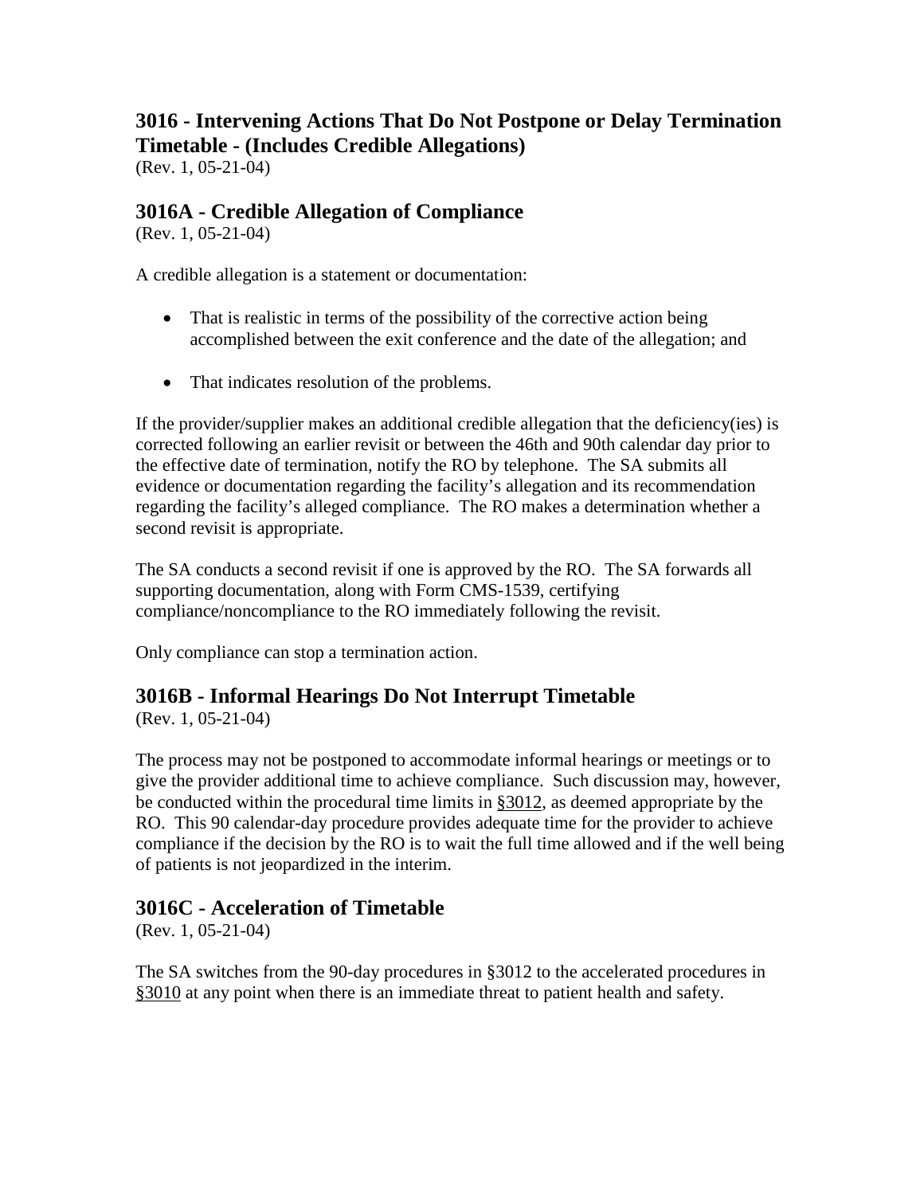## 3016 - Intervening Actions That Do Not Postpone or Delay Termination Timetable - (Includes Credible Allegations)

(Rev. 1, 05-21-04)

### 3016A - Credible Allegation of Compliance

(Rev. 1, 05-21-04)

A credible allegation is a statement or documentation:

- That is realistic in terms of the possibility of the corrective action being accomplished between the exit conference and the date of the allegation; and
- That indicates resolution of the problems.

If the provider/supplier makes an additional credible allegation that the deficiency(ies) is corrected following an earlier revisit or between the 46th and 90th calendar day prior to the effective date of termination, notify the RO by telephone. The SA submits all evidence or documentation regarding the facility's allegation and its recommendation regarding the facility's alleged compliance. The RO makes a determination whether a second revisit is appropriate.

The SA conducts a second revisit if one is approved by the RO. The SA forwards all supporting documentation, along with Form CMS-1539, certifying compliance/noncompliance to the RO immediately following the revisit.

Only compliance can stop a termination action.

### 3016B - Informal Hearings Do Not Interrupt Timetable

(Rev. 1, 05-21-04)

The process may not be postponed to accommodate informal hearings or meetings or to give the provider additional time to achieve compliance. Such discussion may, however, be conducted within the procedural time limits in §3012, as deemed appropriate by the RO. This 90 calendar-day procedure provides adequate time for the provider to achieve compliance if the decision by the RO is to wait the full time allowed and if the well being of patients is not jeopardized in the interim.

### 3016C - Acceleration of Timetable

(Rev. 1, 05-21-04)

The SA switches from the 90-day procedures in §3012 to the accelerated procedures in §3010 at any point when there is an immediate threat to patient health and safety.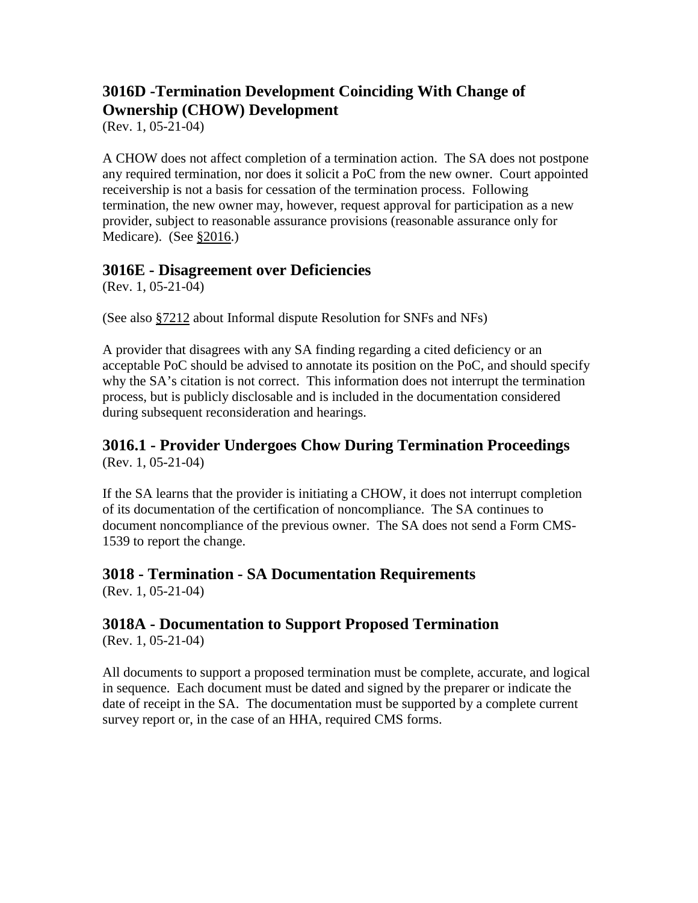## 3016D -Termination Development Coinciding With Change of Ownership (CHOW) Development

(Rev. 1, 05-21-04)

A CHOW does not affect completion of a termination action. The SA does not postpone any required termination, nor does it solicit a PoC from the new owner. Court appointed receivership is not a basis for cessation of the termination process. Following termination, the new owner may, however, request approval for participation as a new provider, subject to reasonable assurance provisions (reasonable assurance only for Medicare). (See §2016.)

## 3016E - Disagreement over Deficiencies

(Rev. 1, 05-21-04)

(See also §7212 about Informal dispute Resolution for SNFs and NFs)

A provider that disagrees with any SA finding regarding a cited deficiency or an acceptable PoC should be advised to annotate its position on the PoC, and should specify why the SA's citation is not correct. This information does not interrupt the termination process, but is publicly disclosable and is included in the documentation considered during subsequent reconsideration and hearings.

## 3016.1 - Provider Undergoes Chow During Termination Proceedings

(Rev. 1, 05-21-04)

If the SA learns that the provider is initiating a CHOW, it does not interrupt completion of its documentation of the certification of noncompliance. The SA continues to document noncompliance of the previous owner. The SA does not send a Form CMS-1539 to report the change.

## 3018 - Termination - SA Documentation Requirements

(Rev. 1, 05-21-04)

## 3018A - Documentation to Support Proposed Termination

(Rev. 1, 05-21-04)

All documents to support a proposed termination must be complete, accurate, and logical in sequence. Each document must be dated and signed by the preparer or indicate the date of receipt in the SA. The documentation must be supported by a complete current survey report or, in the case of an HHA, required CMS forms.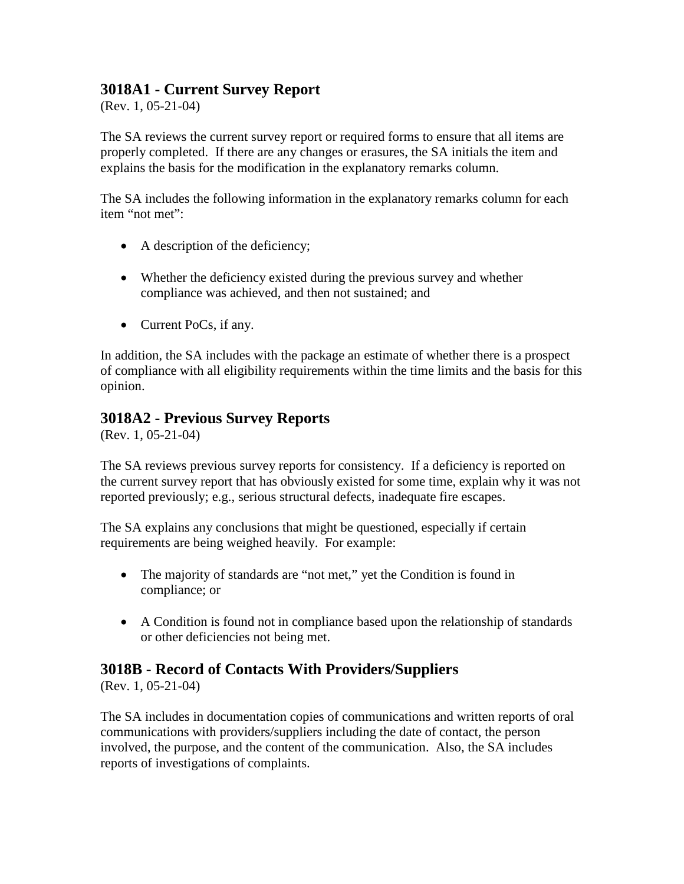### 3018A1 - Current Survey Report

(Rev. 1, 05-21-04)

The SA reviews the current survey report or required forms to ensure that all items are properly completed. If there are any changes or erasures, the SA initials the item and explains the basis for the modification in the explanatory remarks column.

The SA includes the following information in the explanatory remarks column for each item "not met":

- A description of the deficiency;
- Whether the deficiency existed during the previous survey and whether compliance was achieved, and then not sustained; and
- Current PoCs, if any.

In addition, the SA includes with the package an estimate of whether there is a prospect of compliance with all eligibility requirements within the time limits and the basis for this opinion.

### 3018A2 - Previous Survey Reports

(Rev. 1, 05-21-04)

The SA reviews previous survey reports for consistency. If a deficiency is reported on the current survey report that has obviously existed for some time, explain why it was not reported previously; e.g., serious structural defects, inadequate fire escapes.

The SA explains any conclusions that might be questioned, especially if certain requirements are being weighed heavily. For example:

- The majority of standards are "not met," yet the Condition is found in compliance; or
- A Condition is found not in compliance based upon the relationship of standards or other deficiencies not being met.

### 3018B - Record of Contacts With Providers/Suppliers

(Rev. 1, 05-21-04)

The SA includes in documentation copies of communications and written reports of oral communications with providers/suppliers including the date of contact, the person involved, the purpose, and the content of the communication. Also, the SA includes reports of investigations of complaints.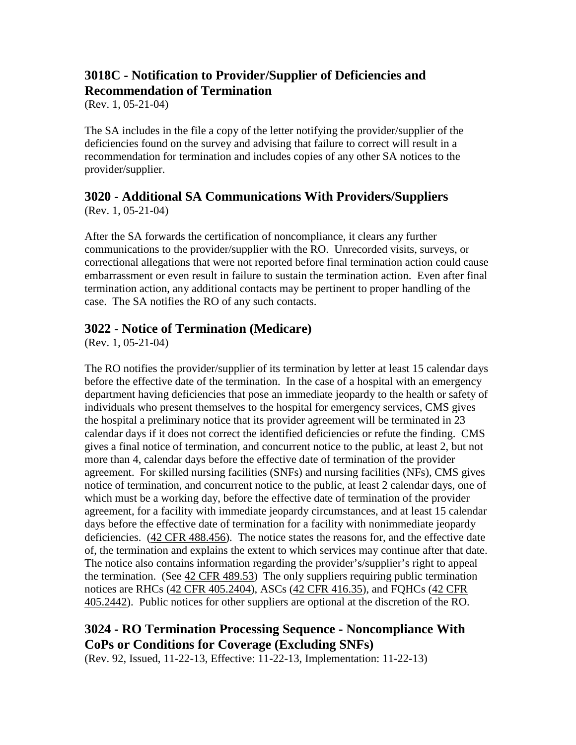## 3018C - Notification to Provider/Supplier of Deficiencies and Recommendation of Termination

(Rev. 1, 05-21-04)

The SA includes in the file a copy of the letter notifying the provider/supplier of the deficiencies found on the survey and advising that failure to correct will result in a recommendation for termination and includes copies of any other SA notices to the provider/supplier.

## 3020 - Additional SA Communications With Providers/Suppliers

(Rev. 1, 05-21-04)

After the SA forwards the certification of noncompliance, it clears any further communications to the provider/supplier with the RO. Unrecorded visits, surveys, or correctional allegations that were not reported before final termination action could cause embarrassment or even result in failure to sustain the termination action. Even after final termination action, any additional contacts may be pertinent to proper handling of the case. The SA notifies the RO of any such contacts.

## 3022 - Notice of Termination (Medicare)

(Rev. 1, 05-21-04)

The RO notifies the provider/supplier of its termination by letter at least 15 calendar days before the effective date of the termination. In the case of a hospital with an emergency department having deficiencies that pose an immediate jeopardy to the health or safety of individuals who present themselves to the hospital for emergency services, CMS gives the hospital a preliminary notice that its provider agreement will be terminated in 23 calendar days if it does not correct the identified deficiencies or refute the finding. CMS gives a final notice of termination, and concurrent notice to the public, at least 2, but not more than 4, calendar days before the effective date of termination of the provider agreement. For skilled nursing facilities (SNFs) and nursing facilities (NFs), CMS gives notice of termination, and concurrent notice to the public, at least 2 calendar days, one of which must be a working day, before the effective date of termination of the provider agreement, for a facility with immediate jeopardy circumstances, and at least 15 calendar days before the effective date of termination for a facility with nonimmediate jeopardy deficiencies. (42 CFR 488.456). The notice states the reasons for, and the effective date of, the termination and explains the extent to which services may continue after that date. The notice also contains information regarding the provider's/supplier's right to appeal the termination. (See 42 CFR 489.53) The only suppliers requiring public termination notices are RHCs (42 CFR 405.2404), ASCs (42 CFR 416.35), and FQHCs (42 CFR 405.2442). Public notices for other suppliers are optional at the discretion of the RO.

## 3024 - RO Termination Processing Sequence - Noncompliance With CoPs or Conditions for Coverage (Excluding SNFs)

(Rev. 92, Issued, 11-22-13, Effective: 11-22-13, Implementation: 11-22-13)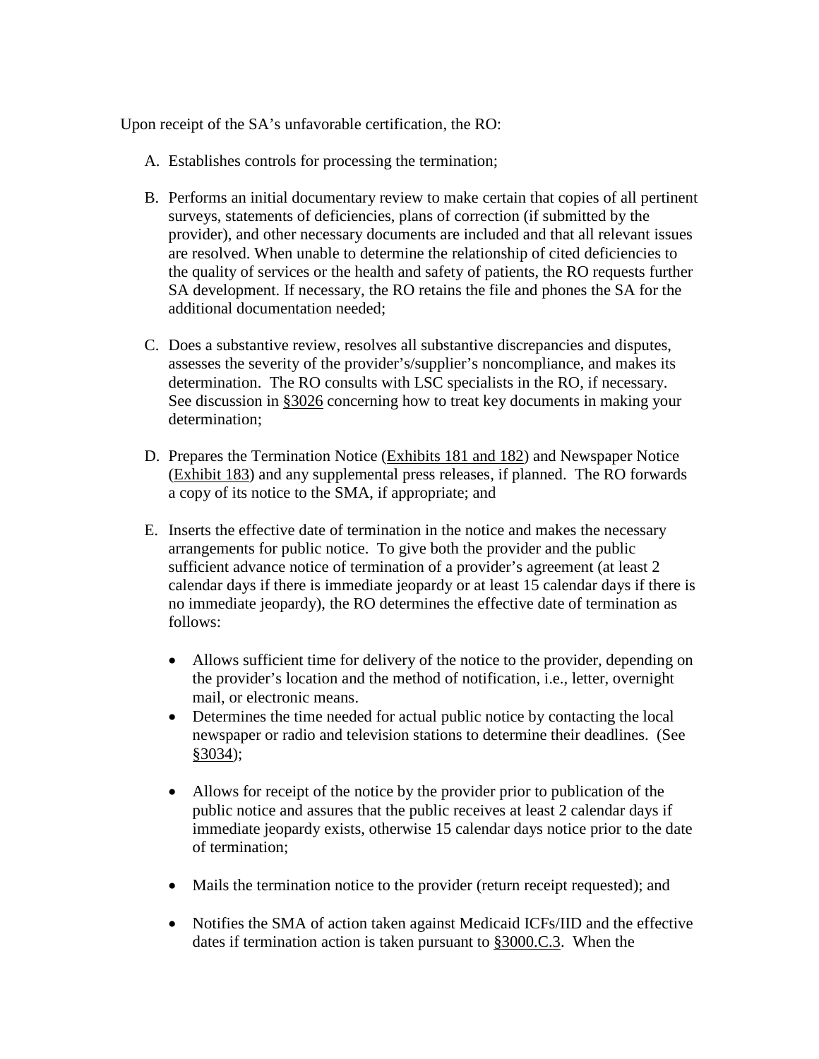Upon receipt of the SA's unfavorable certification, the RO:

A. Establishes controls for processing the termination;

B. Performs an initial documentary review to make certain that copies of all pertinent surveys, statements of deficiencies, plans of correction (if submitted by the provider), and other necessary documents are included and that all relevant issues are resolved. When unable to determine the relationship of cited deficiencies to the quality of services or the health and safety of patients, the RO requests further SA development. If necessary, the RO retains the file and phones the SA for the additional documentation needed;

C. Does a substantive review, resolves all substantive discrepancies and disputes, assesses the severity of the provider's/supplier's noncompliance, and makes its determination. The RO consults with LSC specialists in the RO, if necessary. See discussion in §3026 concerning how to treat key documents in making your determination;

D. Prepares the Termination Notice (Exhibits 181 and 182) and Newspaper Notice (Exhibit 183) and any supplemental press releases, if planned. The RO forwards a copy of its notice to the SMA, if appropriate; and

E. Inserts the effective date of termination in the notice and makes the necessary arrangements for public notice. To give both the provider and the public sufficient advance notice of termination of a provider's agreement (at least 2 calendar days if there is immediate jeopardy or at least 15 calendar days if there is no immediate jeopardy), the RO determines the effective date of termination as follows:

   - Allows sufficient time for delivery of the notice to the provider, depending on the provider's location and the method of notification, i.e., letter, overnight mail, or electronic means.
   - Determines the time needed for actual public notice by contacting the local newspaper or radio and television stations to determine their deadlines. (See §3034);
   - Allows for receipt of the notice by the provider prior to publication of the public notice and assures that the public receives at least 2 calendar days if immediate jeopardy exists, otherwise 15 calendar days notice prior to the date of termination;
   - Mails the termination notice to the provider (return receipt requested); and
   - Notifies the SMA of action taken against Medicaid ICFs/IID and the effective dates if termination action is taken pursuant to §3000.C.3. When the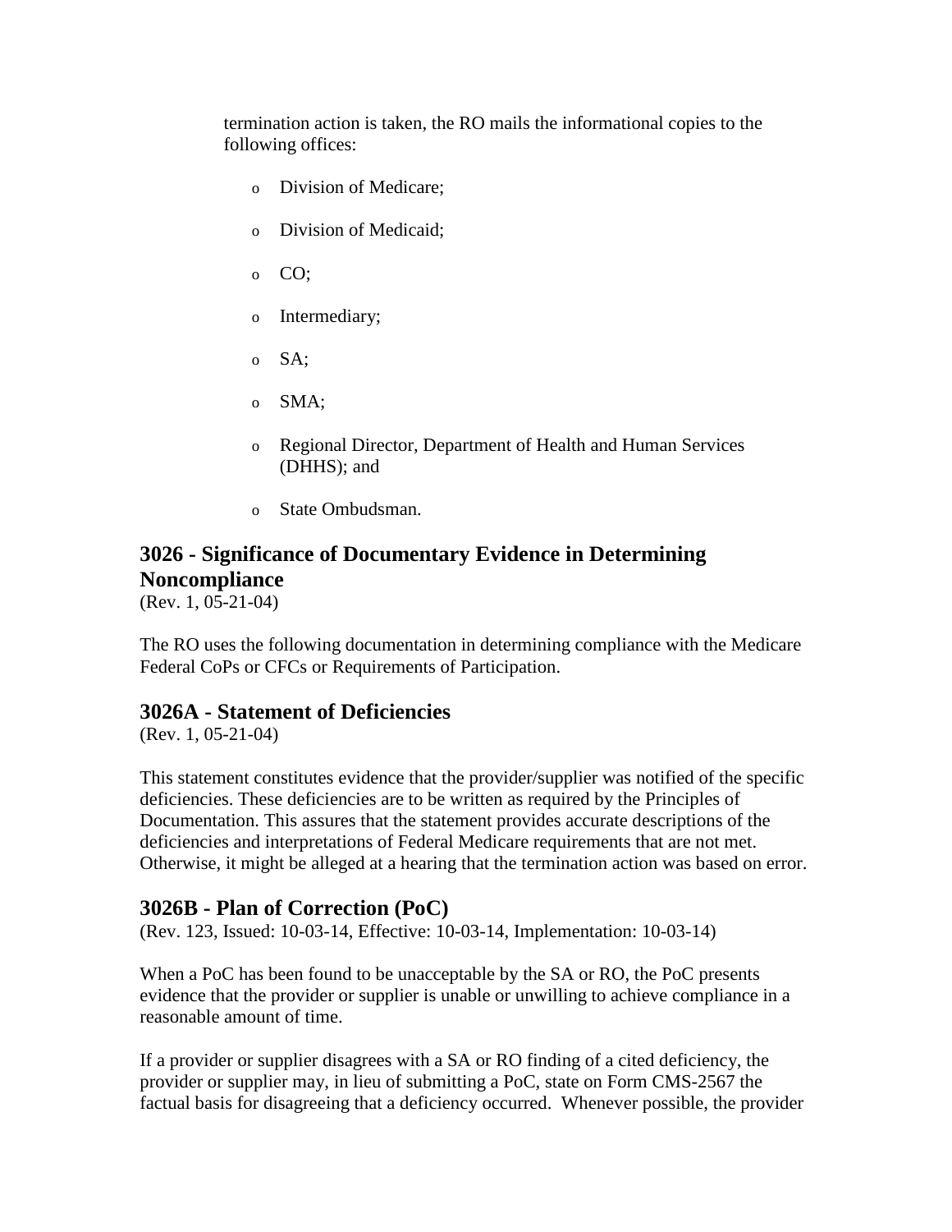termination action is taken, the RO mails the informational copies to the following offices:

- Division of Medicare;
- Division of Medicaid;
- CO;
- Intermediary;
- SA;
- SMA;
- Regional Director, Department of Health and Human Services (DHHS); and
- State Ombudsman.

## 3026 - Significance of Documentary Evidence in Determining Noncompliance

(Rev. 1, 05-21-04)

The RO uses the following documentation in determining compliance with the Medicare Federal CoPs or CFCs or Requirements of Participation.

## 3026A - Statement of Deficiencies

(Rev. 1, 05-21-04)

This statement constitutes evidence that the provider/supplier was notified of the specific deficiencies. These deficiencies are to be written as required by the Principles of Documentation. This assures that the statement provides accurate descriptions of the deficiencies and interpretations of Federal Medicare requirements that are not met. Otherwise, it might be alleged at a hearing that the termination action was based on error.

## 3026B - Plan of Correction (PoC)

(Rev. 123, Issued: 10-03-14, Effective: 10-03-14, Implementation: 10-03-14)

When a PoC has been found to be unacceptable by the SA or RO, the PoC presents evidence that the provider or supplier is unable or unwilling to achieve compliance in a reasonable amount of time.

If a provider or supplier disagrees with a SA or RO finding of a cited deficiency, the provider or supplier may, in lieu of submitting a PoC, state on Form CMS-2567 the factual basis for disagreeing that a deficiency occurred. Whenever possible, the provider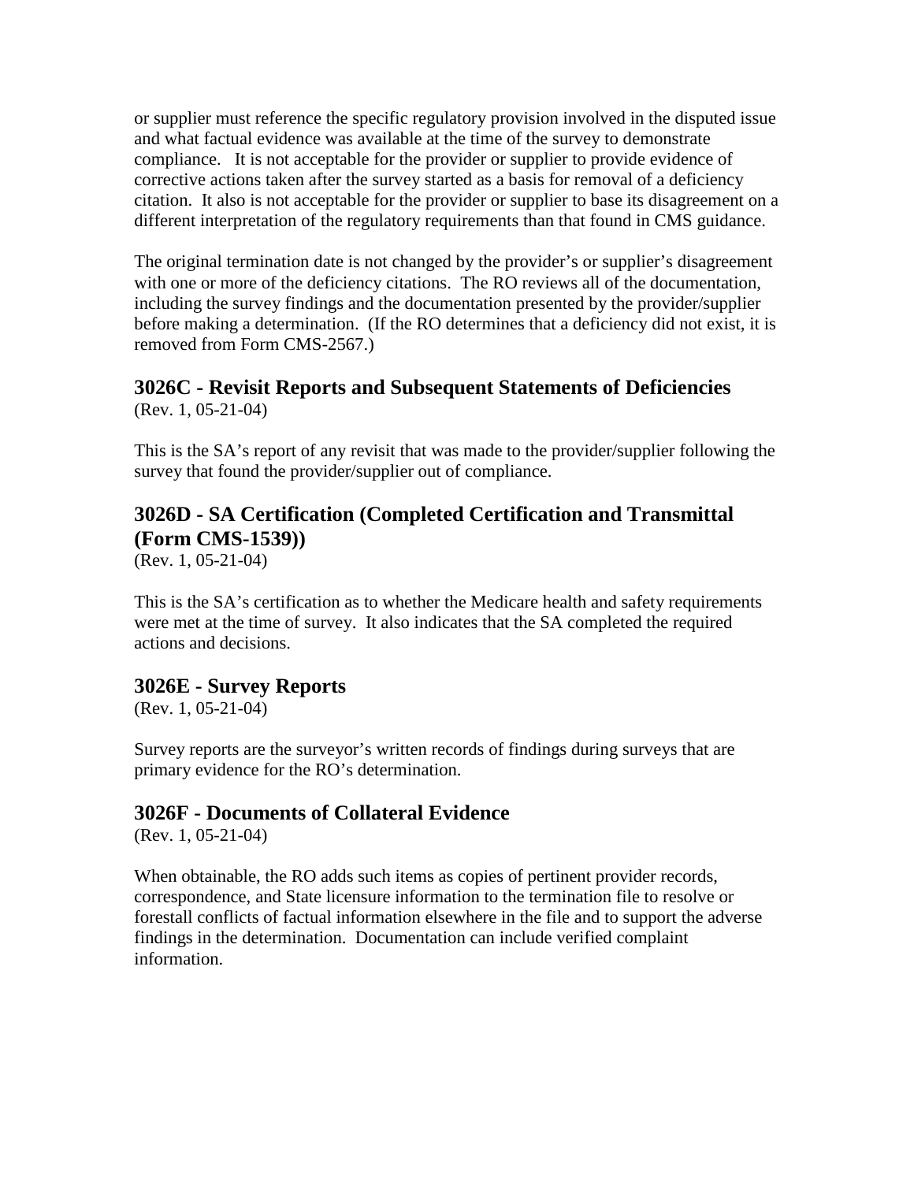or supplier must reference the specific regulatory provision involved in the disputed issue and what factual evidence was available at the time of the survey to demonstrate compliance. It is not acceptable for the provider or supplier to provide evidence of corrective actions taken after the survey started as a basis for removal of a deficiency citation. It also is not acceptable for the provider or supplier to base its disagreement on a different interpretation of the regulatory requirements than that found in CMS guidance.

The original termination date is not changed by the provider's or supplier's disagreement with one or more of the deficiency citations. The RO reviews all of the documentation, including the survey findings and the documentation presented by the provider/supplier before making a determination. (If the RO determines that a deficiency did not exist, it is removed from Form CMS-2567.)

## 3026C - Revisit Reports and Subsequent Statements of Deficiencies

(Rev. 1, 05-21-04)

This is the SA's report of any revisit that was made to the provider/supplier following the survey that found the provider/supplier out of compliance.

## 3026D - SA Certification (Completed Certification and Transmittal (Form CMS-1539))

(Rev. 1, 05-21-04)

This is the SA's certification as to whether the Medicare health and safety requirements were met at the time of survey. It also indicates that the SA completed the required actions and decisions.

## 3026E - Survey Reports

(Rev. 1, 05-21-04)

Survey reports are the surveyor's written records of findings during surveys that are primary evidence for the RO's determination.

## 3026F - Documents of Collateral Evidence

(Rev. 1, 05-21-04)

When obtainable, the RO adds such items as copies of pertinent provider records, correspondence, and State licensure information to the termination file to resolve or forestall conflicts of factual information elsewhere in the file and to support the adverse findings in the determination. Documentation can include verified complaint information.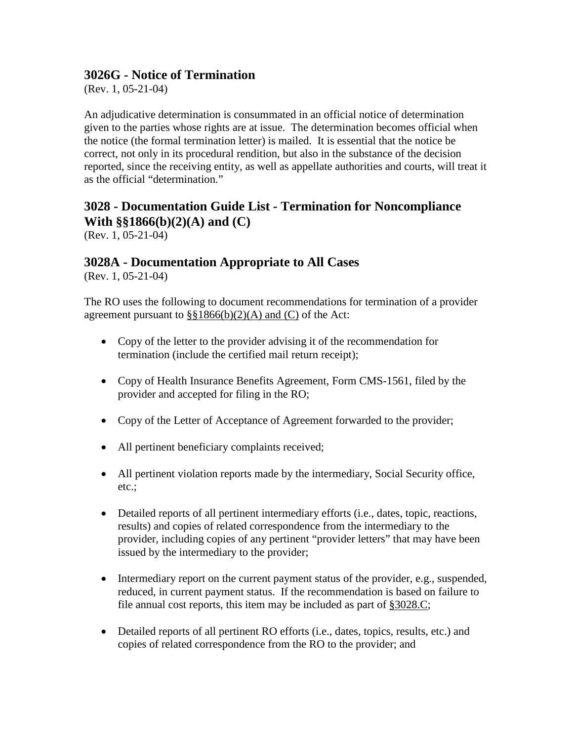### 3026G - Notice of Termination

(Rev. 1, 05-21-04)

An adjudicative determination is consummated in an official notice of determination given to the parties whose rights are at issue. The determination becomes official when the notice (the formal termination letter) is mailed. It is essential that the notice be correct, not only in its procedural rendition, but also in the substance of the decision reported, since the receiving entity, as well as appellate authorities and courts, will treat it as the official "determination."

## 3028 - Documentation Guide List - Termination for Noncompliance With §§1866(b)(2)(A) and (C)

(Rev. 1, 05-21-04)

### 3028A - Documentation Appropriate to All Cases

(Rev. 1, 05-21-04)

The RO uses the following to document recommendations for termination of a provider agreement pursuant to §§1866(b)(2)(A) and (C) of the Act:

- Copy of the letter to the provider advising it of the recommendation for termination (include the certified mail return receipt);
- Copy of Health Insurance Benefits Agreement, Form CMS-1561, filed by the provider and accepted for filing in the RO;
- Copy of the Letter of Acceptance of Agreement forwarded to the provider;
- All pertinent beneficiary complaints received;
- All pertinent violation reports made by the intermediary, Social Security office, etc.;
- Detailed reports of all pertinent intermediary efforts (i.e., dates, topic, reactions, results) and copies of related correspondence from the intermediary to the provider, including copies of any pertinent "provider letters" that may have been issued by the intermediary to the provider;
- Intermediary report on the current payment status of the provider, e.g., suspended, reduced, in current payment status. If the recommendation is based on failure to file annual cost reports, this item may be included as part of §3028.C;
- Detailed reports of all pertinent RO efforts (i.e., dates, topics, results, etc.) and copies of related correspondence from the RO to the provider; and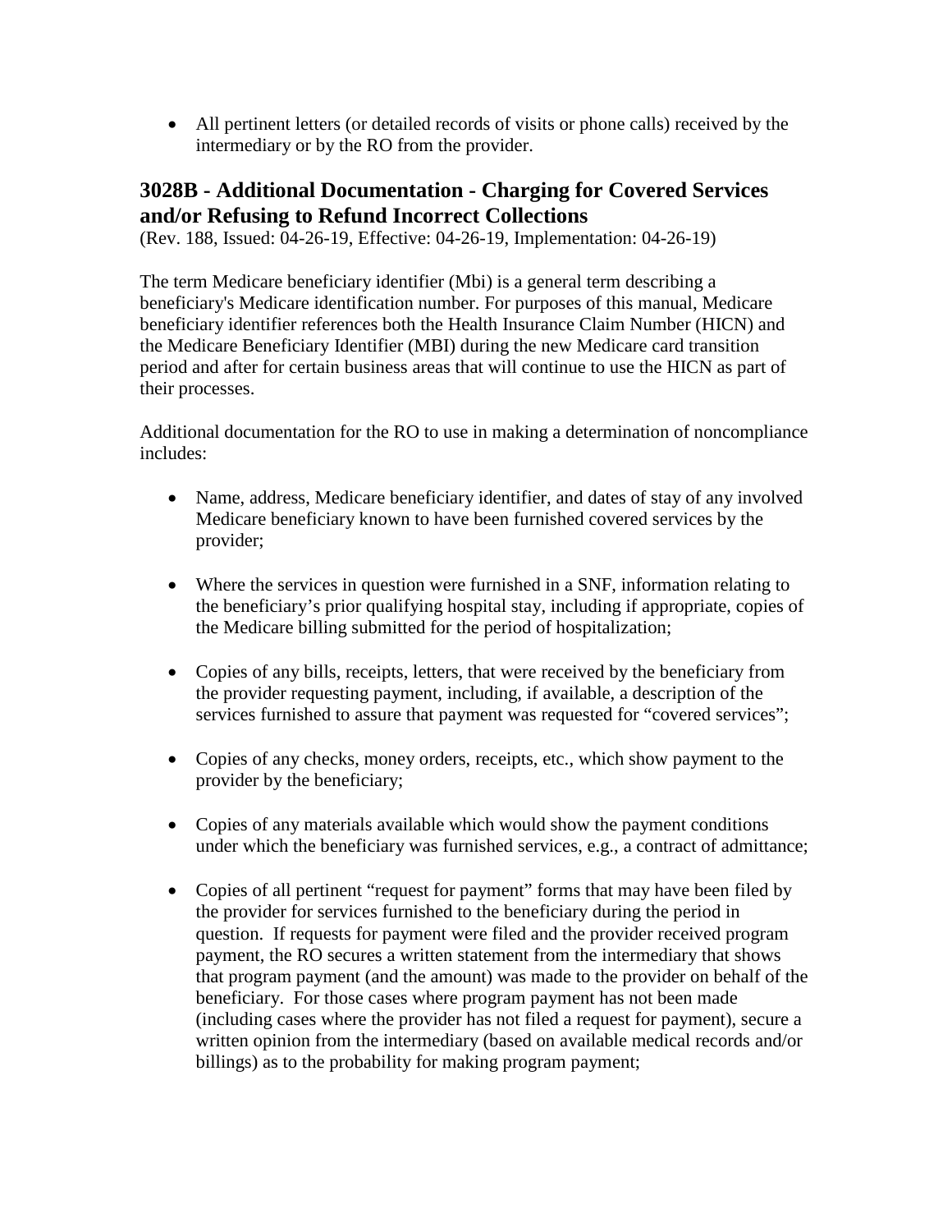- All pertinent letters (or detailed records of visits or phone calls) received by the intermediary or by the RO from the provider.

## 3028B - Additional Documentation - Charging for Covered Services and/or Refusing to Refund Incorrect Collections

(Rev. 188, Issued: 04-26-19, Effective: 04-26-19, Implementation: 04-26-19)

The term Medicare beneficiary identifier (Mbi) is a general term describing a beneficiary's Medicare identification number. For purposes of this manual, Medicare beneficiary identifier references both the Health Insurance Claim Number (HICN) and the Medicare Beneficiary Identifier (MBI) during the new Medicare card transition period and after for certain business areas that will continue to use the HICN as part of their processes.

Additional documentation for the RO to use in making a determination of noncompliance includes:

- Name, address, Medicare beneficiary identifier, and dates of stay of any involved Medicare beneficiary known to have been furnished covered services by the provider;

- Where the services in question were furnished in a SNF, information relating to the beneficiary's prior qualifying hospital stay, including if appropriate, copies of the Medicare billing submitted for the period of hospitalization;

- Copies of any bills, receipts, letters, that were received by the beneficiary from the provider requesting payment, including, if available, a description of the services furnished to assure that payment was requested for "covered services";

- Copies of any checks, money orders, receipts, etc., which show payment to the provider by the beneficiary;

- Copies of any materials available which would show the payment conditions under which the beneficiary was furnished services, e.g., a contract of admittance;

- Copies of all pertinent "request for payment" forms that may have been filed by the provider for services furnished to the beneficiary during the period in question. If requests for payment were filed and the provider received program payment, the RO secures a written statement from the intermediary that shows that program payment (and the amount) was made to the provider on behalf of the beneficiary. For those cases where program payment has not been made (including cases where the provider has not filed a request for payment), secure a written opinion from the intermediary (based on available medical records and/or billings) as to the probability for making program payment;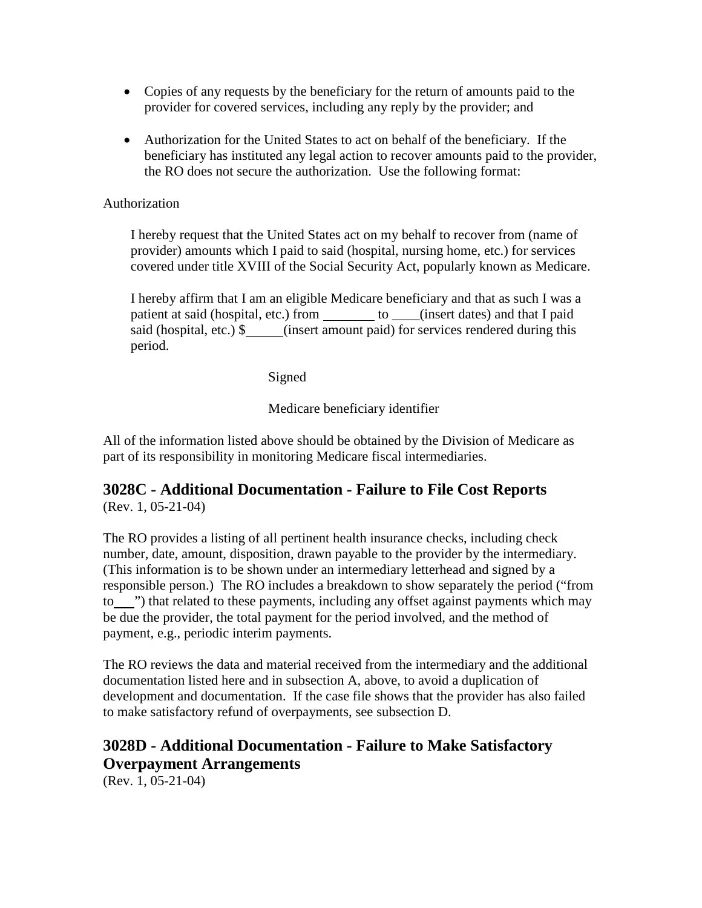- Copies of any requests by the beneficiary for the return of amounts paid to the provider for covered services, including any reply by the provider; and
- Authorization for the United States to act on behalf of the beneficiary. If the beneficiary has instituted any legal action to recover amounts paid to the provider, the RO does not secure the authorization. Use the following format:

Authorization

> I hereby request that the United States act on my behalf to recover from (name of provider) amounts which I paid to said (hospital, nursing home, etc.) for services covered under title XVIII of the Social Security Act, popularly known as Medicare.
>
> I hereby affirm that I am an eligible Medicare beneficiary and that as such I was a patient at said (hospital, etc.) from _______ to ____(insert dates) and that I paid said (hospital, etc.) $_____(insert amount paid) for services rendered during this period.
>
> Signed
>
> Medicare beneficiary identifier

All of the information listed above should be obtained by the Division of Medicare as part of its responsibility in monitoring Medicare fiscal intermediaries.

## 3028C - Additional Documentation - Failure to File Cost Reports

(Rev. 1, 05-21-04)

The RO provides a listing of all pertinent health insurance checks, including check number, date, amount, disposition, drawn payable to the provider by the intermediary. (This information is to be shown under an intermediary letterhead and signed by a responsible person.) The RO includes a breakdown to show separately the period ("from to___") that related to these payments, including any offset against payments which may be due the provider, the total payment for the period involved, and the method of payment, e.g., periodic interim payments.

The RO reviews the data and material received from the intermediary and the additional documentation listed here and in subsection A, above, to avoid a duplication of development and documentation. If the case file shows that the provider has also failed to make satisfactory refund of overpayments, see subsection D.

## 3028D - Additional Documentation - Failure to Make Satisfactory Overpayment Arrangements

(Rev. 1, 05-21-04)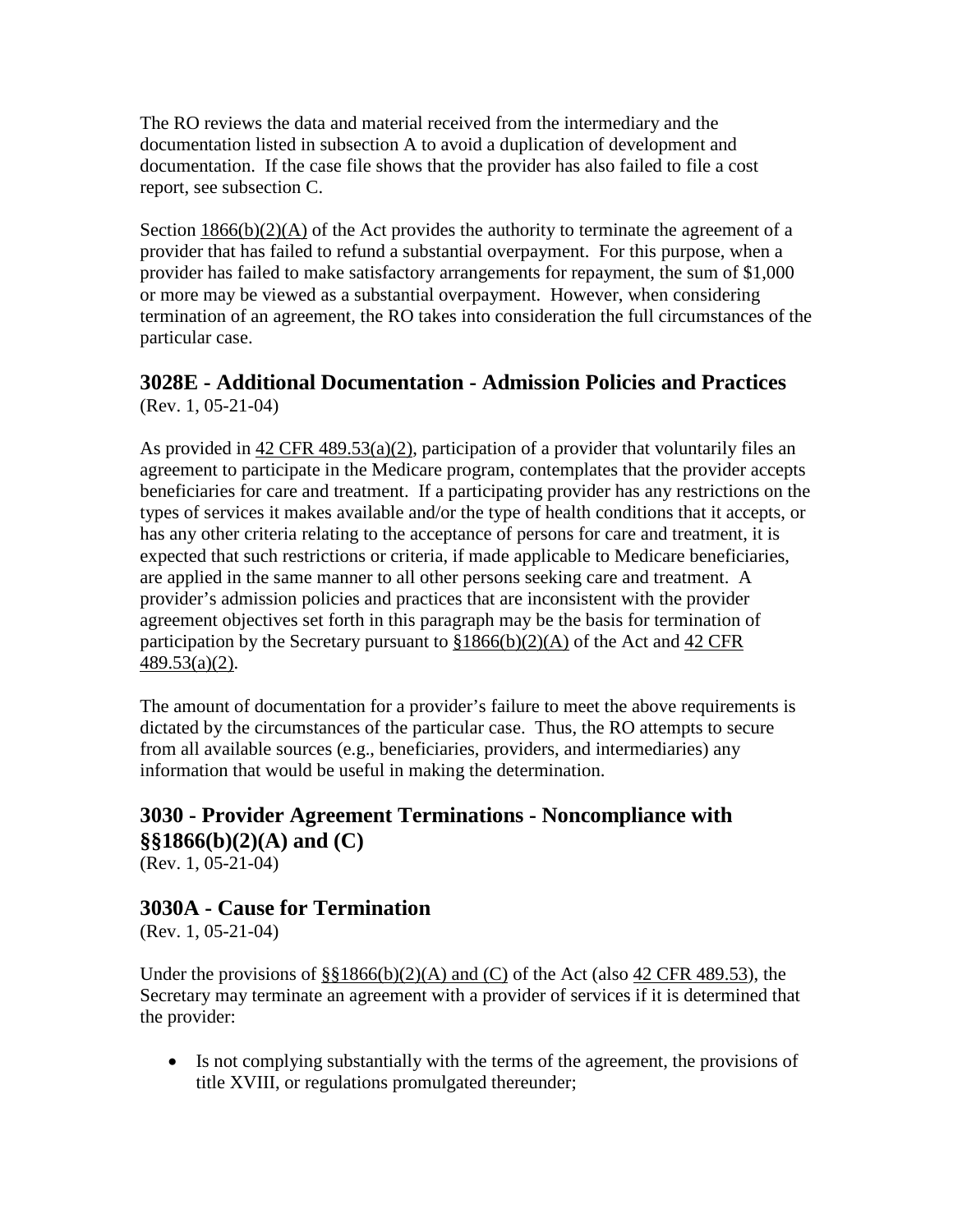The RO reviews the data and material received from the intermediary and the documentation listed in subsection A to avoid a duplication of development and documentation. If the case file shows that the provider has also failed to file a cost report, see subsection C.

Section 1866(b)(2)(A) of the Act provides the authority to terminate the agreement of a provider that has failed to refund a substantial overpayment. For this purpose, when a provider has failed to make satisfactory arrangements for repayment, the sum of $1,000 or more may be viewed as a substantial overpayment. However, when considering termination of an agreement, the RO takes into consideration the full circumstances of the particular case.

## 3028E - Additional Documentation - Admission Policies and Practices

(Rev. 1, 05-21-04)

As provided in 42 CFR 489.53(a)(2), participation of a provider that voluntarily files an agreement to participate in the Medicare program, contemplates that the provider accepts beneficiaries for care and treatment. If a participating provider has any restrictions on the types of services it makes available and/or the type of health conditions that it accepts, or has any other criteria relating to the acceptance of persons for care and treatment, it is expected that such restrictions or criteria, if made applicable to Medicare beneficiaries, are applied in the same manner to all other persons seeking care and treatment. A provider's admission policies and practices that are inconsistent with the provider agreement objectives set forth in this paragraph may be the basis for termination of participation by the Secretary pursuant to §1866(b)(2)(A) of the Act and 42 CFR 489.53(a)(2).

The amount of documentation for a provider's failure to meet the above requirements is dictated by the circumstances of the particular case. Thus, the RO attempts to secure from all available sources (e.g., beneficiaries, providers, and intermediaries) any information that would be useful in making the determination.

## 3030 - Provider Agreement Terminations - Noncompliance with §§1866(b)(2)(A) and (C)

(Rev. 1, 05-21-04)

## 3030A - Cause for Termination

(Rev. 1, 05-21-04)

Under the provisions of §§1866(b)(2)(A) and (C) of the Act (also 42 CFR 489.53), the Secretary may terminate an agreement with a provider of services if it is determined that the provider:

- Is not complying substantially with the terms of the agreement, the provisions of title XVIII, or regulations promulgated thereunder;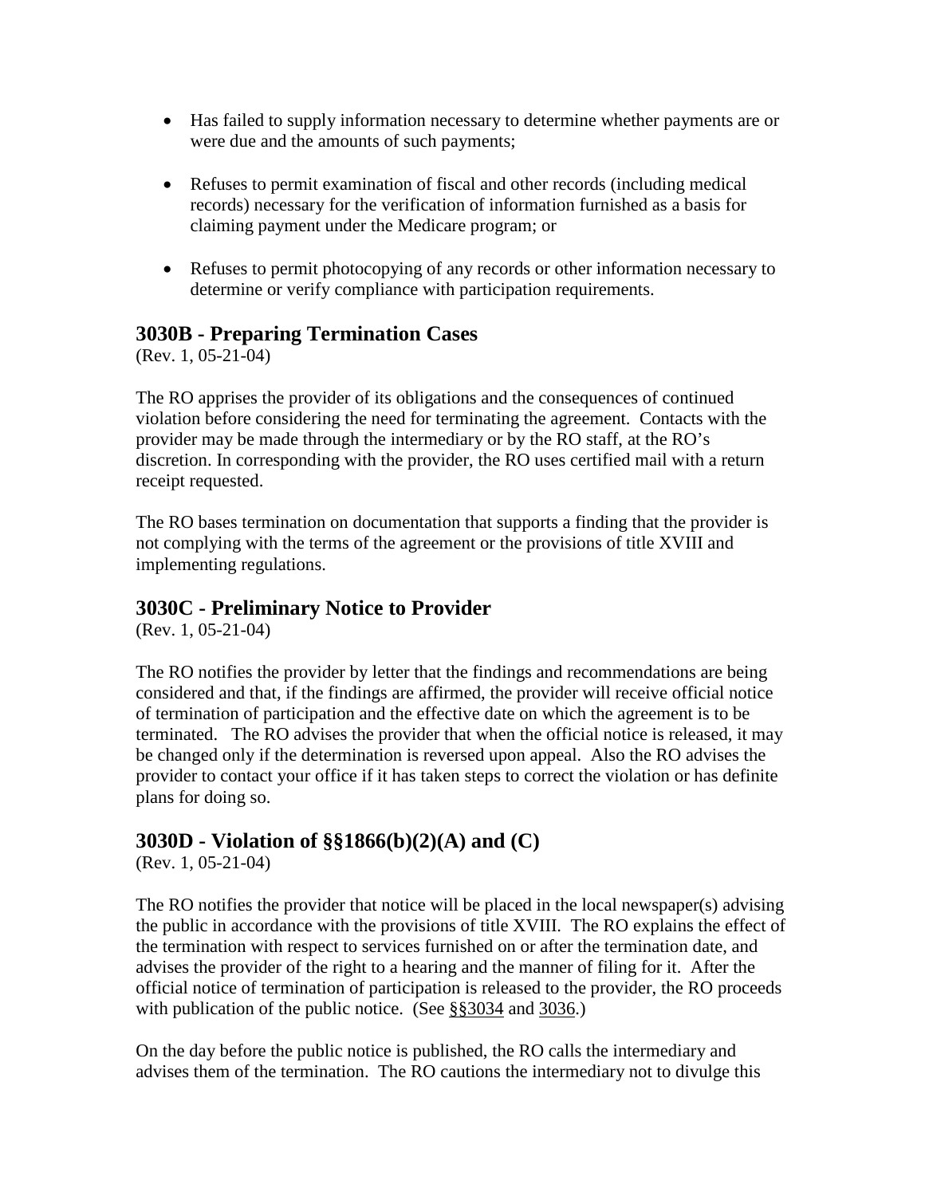- Has failed to supply information necessary to determine whether payments are or were due and the amounts of such payments;

- Refuses to permit examination of fiscal and other records (including medical records) necessary for the verification of information furnished as a basis for claiming payment under the Medicare program; or

- Refuses to permit photocopying of any records or other information necessary to determine or verify compliance with participation requirements.

## 3030B - Preparing Termination Cases

(Rev. 1, 05-21-04)

The RO apprises the provider of its obligations and the consequences of continued violation before considering the need for terminating the agreement. Contacts with the provider may be made through the intermediary or by the RO staff, at the RO's discretion. In corresponding with the provider, the RO uses certified mail with a return receipt requested.

The RO bases termination on documentation that supports a finding that the provider is not complying with the terms of the agreement or the provisions of title XVIII and implementing regulations.

## 3030C - Preliminary Notice to Provider

(Rev. 1, 05-21-04)

The RO notifies the provider by letter that the findings and recommendations are being considered and that, if the findings are affirmed, the provider will receive official notice of termination of participation and the effective date on which the agreement is to be terminated. The RO advises the provider that when the official notice is released, it may be changed only if the determination is reversed upon appeal. Also the RO advises the provider to contact your office if it has taken steps to correct the violation or has definite plans for doing so.

## 3030D - Violation of §§1866(b)(2)(A) and (C)

(Rev. 1, 05-21-04)

The RO notifies the provider that notice will be placed in the local newspaper(s) advising the public in accordance with the provisions of title XVIII. The RO explains the effect of the termination with respect to services furnished on or after the termination date, and advises the provider of the right to a hearing and the manner of filing for it. After the official notice of termination of participation is released to the provider, the RO proceeds with publication of the public notice. (See §§3034 and 3036.)

On the day before the public notice is published, the RO calls the intermediary and advises them of the termination. The RO cautions the intermediary not to divulge this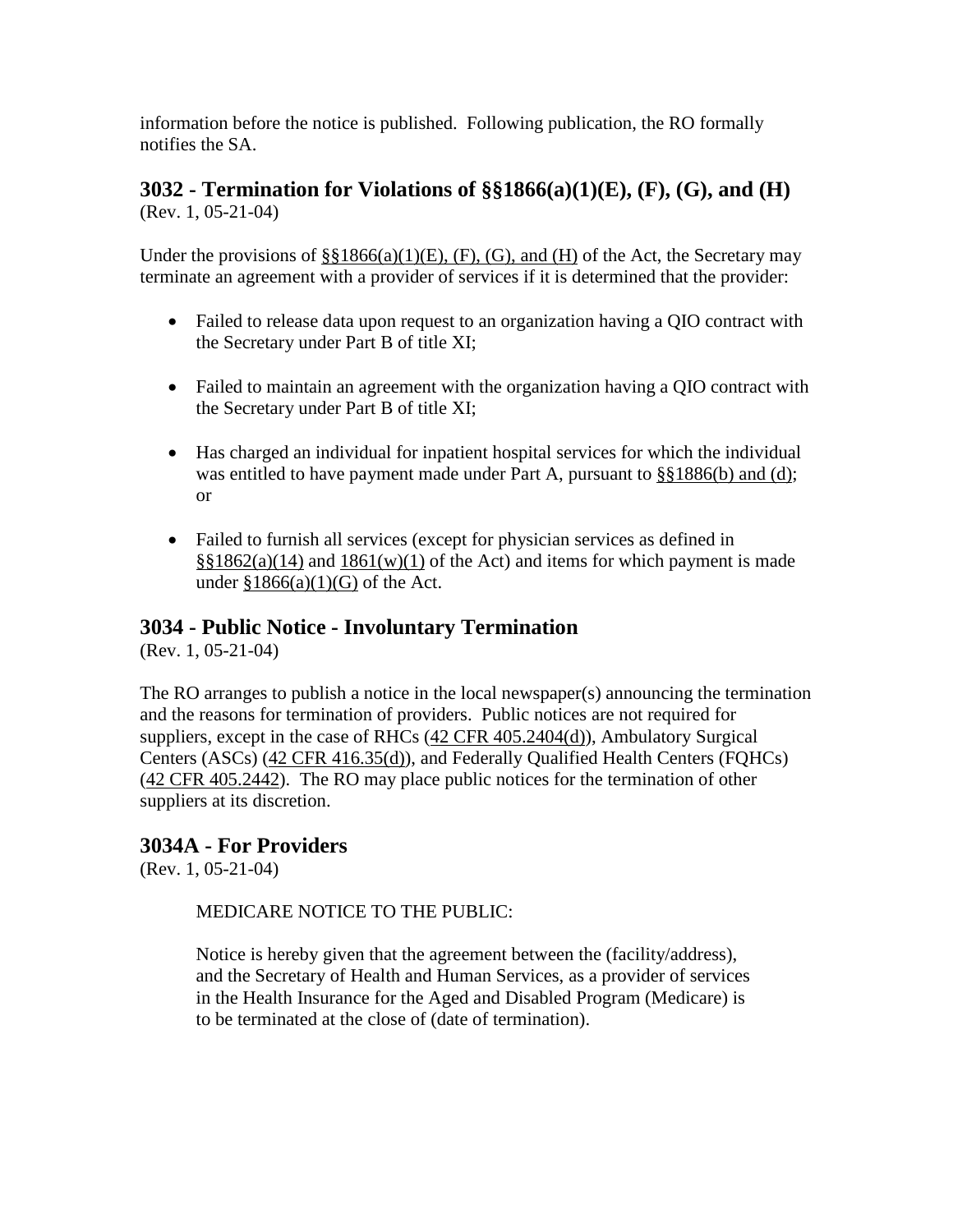information before the notice is published. Following publication, the RO formally notifies the SA.

## 3032 - Termination for Violations of §§1866(a)(1)(E), (F), (G), and (H)

(Rev. 1, 05-21-04)

Under the provisions of §§1866(a)(1)(E), (F), (G), and (H) of the Act, the Secretary may terminate an agreement with a provider of services if it is determined that the provider:

- Failed to release data upon request to an organization having a QIO contract with the Secretary under Part B of title XI;
- Failed to maintain an agreement with the organization having a QIO contract with the Secretary under Part B of title XI;
- Has charged an individual for inpatient hospital services for which the individual was entitled to have payment made under Part A, pursuant to §§1886(b) and (d); or
- Failed to furnish all services (except for physician services as defined in §§1862(a)(14) and 1861(w)(1) of the Act) and items for which payment is made under §1866(a)(1)(G) of the Act.

## 3034 - Public Notice - Involuntary Termination

(Rev. 1, 05-21-04)

The RO arranges to publish a notice in the local newspaper(s) announcing the termination and the reasons for termination of providers. Public notices are not required for suppliers, except in the case of RHCs (42 CFR 405.2404(d)), Ambulatory Surgical Centers (ASCs) (42 CFR 416.35(d)), and Federally Qualified Health Centers (FQHCs) (42 CFR 405.2442). The RO may place public notices for the termination of other suppliers at its discretion.

## 3034A - For Providers

(Rev. 1, 05-21-04)

MEDICARE NOTICE TO THE PUBLIC:

Notice is hereby given that the agreement between the (facility/address), and the Secretary of Health and Human Services, as a provider of services in the Health Insurance for the Aged and Disabled Program (Medicare) is to be terminated at the close of (date of termination).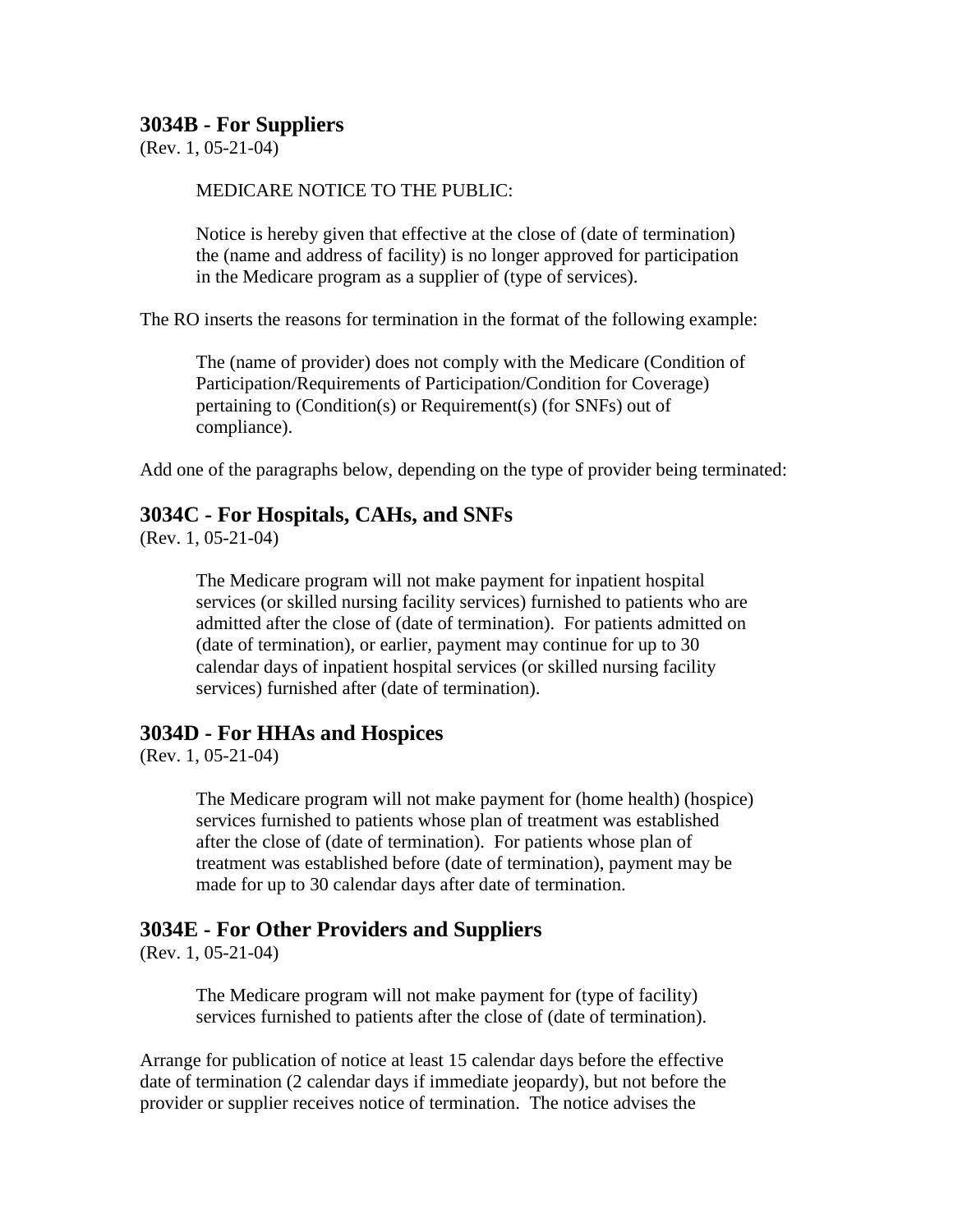## 3034B - For Suppliers

(Rev. 1, 05-21-04)

> MEDICARE NOTICE TO THE PUBLIC:
>
> Notice is hereby given that effective at the close of (date of termination) the (name and address of facility) is no longer approved for participation in the Medicare program as a supplier of (type of services).

The RO inserts the reasons for termination in the format of the following example:

> The (name of provider) does not comply with the Medicare (Condition of Participation/Requirements of Participation/Condition for Coverage) pertaining to (Condition(s) or Requirement(s) (for SNFs) out of compliance).

Add one of the paragraphs below, depending on the type of provider being terminated:

## 3034C - For Hospitals, CAHs, and SNFs

(Rev. 1, 05-21-04)

> The Medicare program will not make payment for inpatient hospital services (or skilled nursing facility services) furnished to patients who are admitted after the close of (date of termination). For patients admitted on (date of termination), or earlier, payment may continue for up to 30 calendar days of inpatient hospital services (or skilled nursing facility services) furnished after (date of termination).

## 3034D - For HHAs and Hospices

(Rev. 1, 05-21-04)

> The Medicare program will not make payment for (home health) (hospice) services furnished to patients whose plan of treatment was established after the close of (date of termination). For patients whose plan of treatment was established before (date of termination), payment may be made for up to 30 calendar days after date of termination.

## 3034E - For Other Providers and Suppliers

(Rev. 1, 05-21-04)

> The Medicare program will not make payment for (type of facility) services furnished to patients after the close of (date of termination).

Arrange for publication of notice at least 15 calendar days before the effective date of termination (2 calendar days if immediate jeopardy), but not before the provider or supplier receives notice of termination. The notice advises the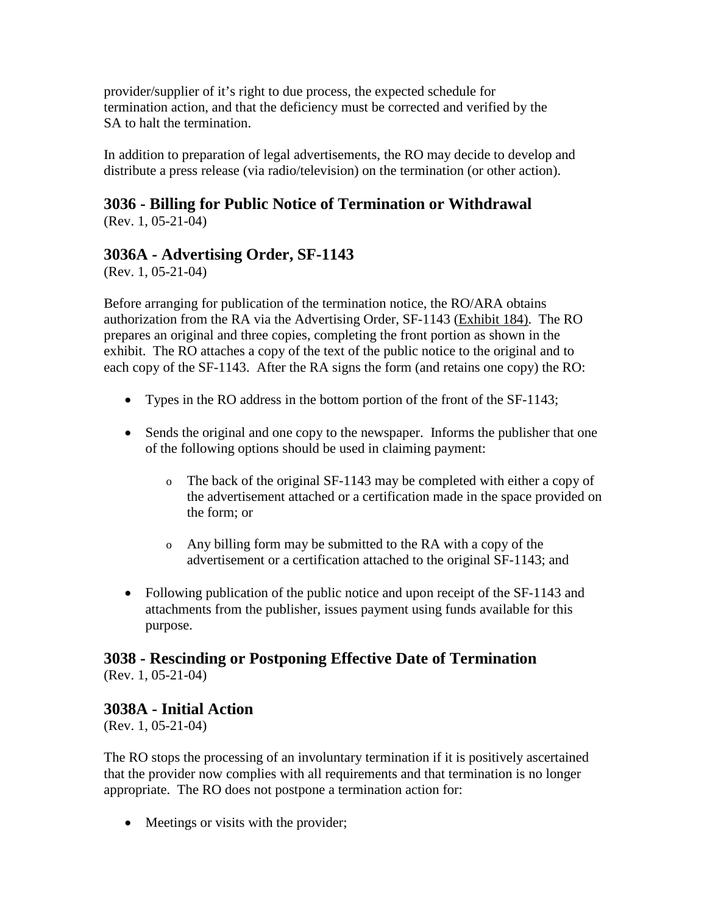provider/supplier of it's right to due process, the expected schedule for termination action, and that the deficiency must be corrected and verified by the SA to halt the termination.

In addition to preparation of legal advertisements, the RO may decide to develop and distribute a press release (via radio/television) on the termination (or other action).

## 3036 - Billing for Public Notice of Termination or Withdrawal

(Rev. 1, 05-21-04)

## 3036A - Advertising Order, SF-1143

(Rev. 1, 05-21-04)

Before arranging for publication of the termination notice, the RO/ARA obtains authorization from the RA via the Advertising Order, SF-1143 (Exhibit 184). The RO prepares an original and three copies, completing the front portion as shown in the exhibit. The RO attaches a copy of the text of the public notice to the original and to each copy of the SF-1143. After the RA signs the form (and retains one copy) the RO:

- Types in the RO address in the bottom portion of the front of the SF-1143;
- Sends the original and one copy to the newspaper. Informs the publisher that one of the following options should be used in claiming payment:
  - The back of the original SF-1143 may be completed with either a copy of the advertisement attached or a certification made in the space provided on the form; or
  - Any billing form may be submitted to the RA with a copy of the advertisement or a certification attached to the original SF-1143; and
- Following publication of the public notice and upon receipt of the SF-1143 and attachments from the publisher, issues payment using funds available for this purpose.

## 3038 - Rescinding or Postponing Effective Date of Termination

(Rev. 1, 05-21-04)

## 3038A - Initial Action

(Rev. 1, 05-21-04)

The RO stops the processing of an involuntary termination if it is positively ascertained that the provider now complies with all requirements and that termination is no longer appropriate. The RO does not postpone a termination action for:

- Meetings or visits with the provider;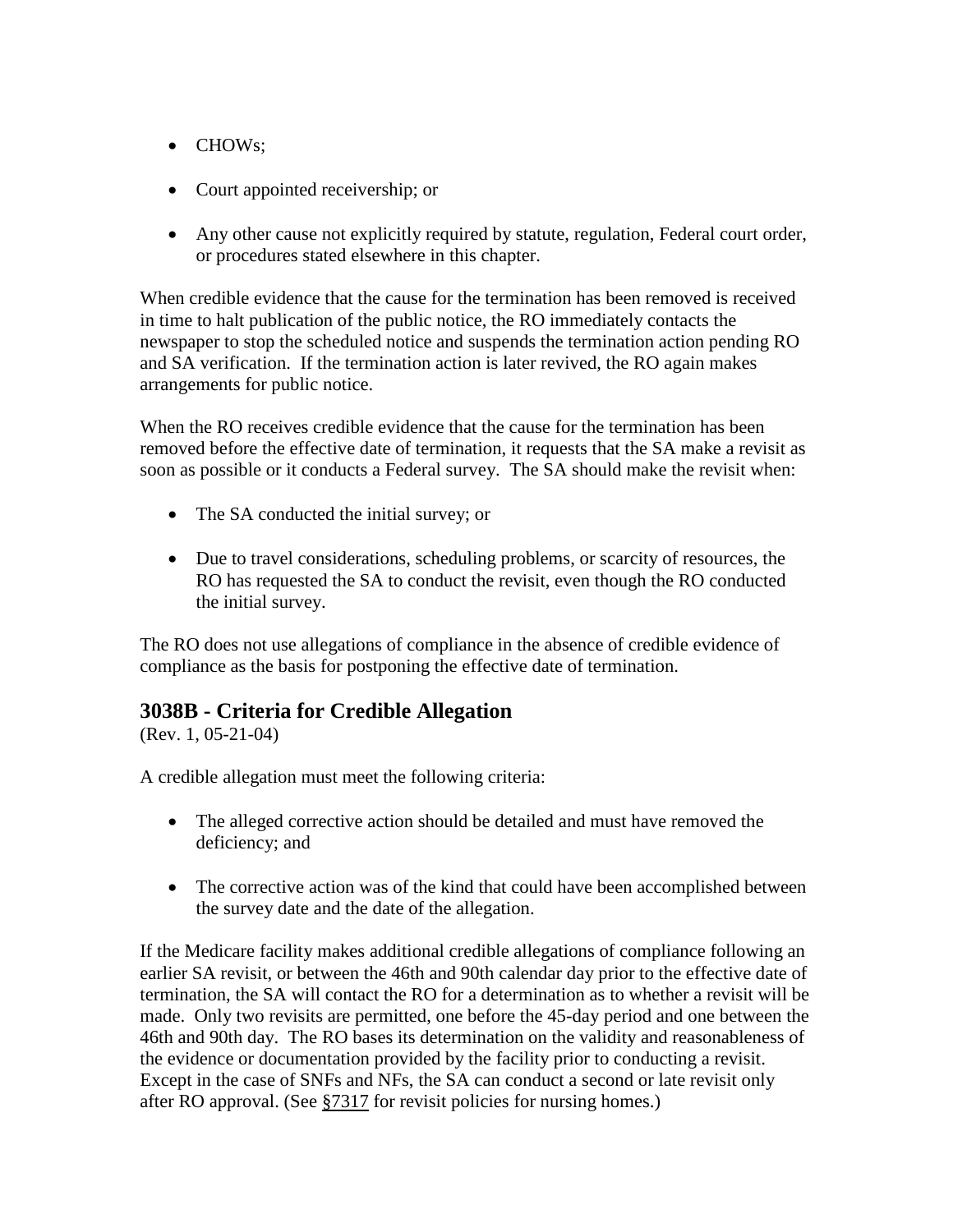- CHOWs;
- Court appointed receivership; or
- Any other cause not explicitly required by statute, regulation, Federal court order, or procedures stated elsewhere in this chapter.

When credible evidence that the cause for the termination has been removed is received in time to halt publication of the public notice, the RO immediately contacts the newspaper to stop the scheduled notice and suspends the termination action pending RO and SA verification. If the termination action is later revived, the RO again makes arrangements for public notice.

When the RO receives credible evidence that the cause for the termination has been removed before the effective date of termination, it requests that the SA make a revisit as soon as possible or it conducts a Federal survey. The SA should make the revisit when:

- The SA conducted the initial survey; or
- Due to travel considerations, scheduling problems, or scarcity of resources, the RO has requested the SA to conduct the revisit, even though the RO conducted the initial survey.

The RO does not use allegations of compliance in the absence of credible evidence of compliance as the basis for postponing the effective date of termination.

## 3038B - Criteria for Credible Allegation

(Rev. 1, 05-21-04)

A credible allegation must meet the following criteria:

- The alleged corrective action should be detailed and must have removed the deficiency; and
- The corrective action was of the kind that could have been accomplished between the survey date and the date of the allegation.

If the Medicare facility makes additional credible allegations of compliance following an earlier SA revisit, or between the 46th and 90th calendar day prior to the effective date of termination, the SA will contact the RO for a determination as to whether a revisit will be made. Only two revisits are permitted, one before the 45-day period and one between the 46th and 90th day. The RO bases its determination on the validity and reasonableness of the evidence or documentation provided by the facility prior to conducting a revisit. Except in the case of SNFs and NFs, the SA can conduct a second or late revisit only after RO approval. (See §7317 for revisit policies for nursing homes.)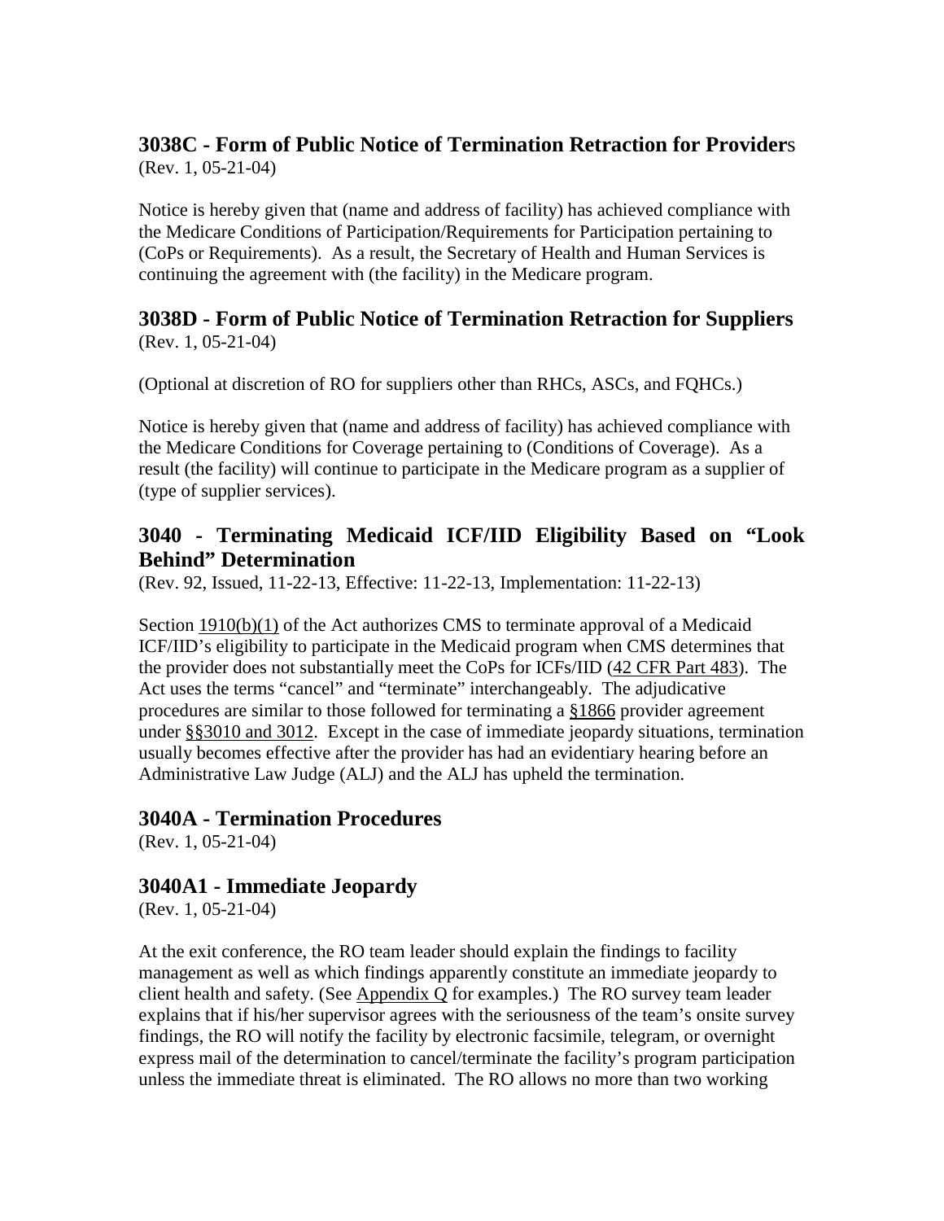## 3038C - Form of Public Notice of Termination Retraction for Providers

(Rev. 1, 05-21-04)

Notice is hereby given that (name and address of facility) has achieved compliance with the Medicare Conditions of Participation/Requirements for Participation pertaining to (CoPs or Requirements). As a result, the Secretary of Health and Human Services is continuing the agreement with (the facility) in the Medicare program.

## 3038D - Form of Public Notice of Termination Retraction for Suppliers

(Rev. 1, 05-21-04)

(Optional at discretion of RO for suppliers other than RHCs, ASCs, and FQHCs.)

Notice is hereby given that (name and address of facility) has achieved compliance with the Medicare Conditions for Coverage pertaining to (Conditions of Coverage). As a result (the facility) will continue to participate in the Medicare program as a supplier of (type of supplier services).

## 3040 - Terminating Medicaid ICF/IID Eligibility Based on "Look Behind" Determination

(Rev. 92, Issued, 11-22-13, Effective: 11-22-13, Implementation: 11-22-13)

Section 1910(b)(1) of the Act authorizes CMS to terminate approval of a Medicaid ICF/IID's eligibility to participate in the Medicaid program when CMS determines that the provider does not substantially meet the CoPs for ICFs/IID (42 CFR Part 483). The Act uses the terms "cancel" and "terminate" interchangeably. The adjudicative procedures are similar to those followed for terminating a §1866 provider agreement under §§3010 and 3012. Except in the case of immediate jeopardy situations, termination usually becomes effective after the provider has had an evidentiary hearing before an Administrative Law Judge (ALJ) and the ALJ has upheld the termination.

## 3040A - Termination Procedures

(Rev. 1, 05-21-04)

## 3040A1 - Immediate Jeopardy

(Rev. 1, 05-21-04)

At the exit conference, the RO team leader should explain the findings to facility management as well as which findings apparently constitute an immediate jeopardy to client health and safety. (See Appendix Q for examples.) The RO survey team leader explains that if his/her supervisor agrees with the seriousness of the team's onsite survey findings, the RO will notify the facility by electronic facsimile, telegram, or overnight express mail of the determination to cancel/terminate the facility's program participation unless the immediate threat is eliminated. The RO allows no more than two working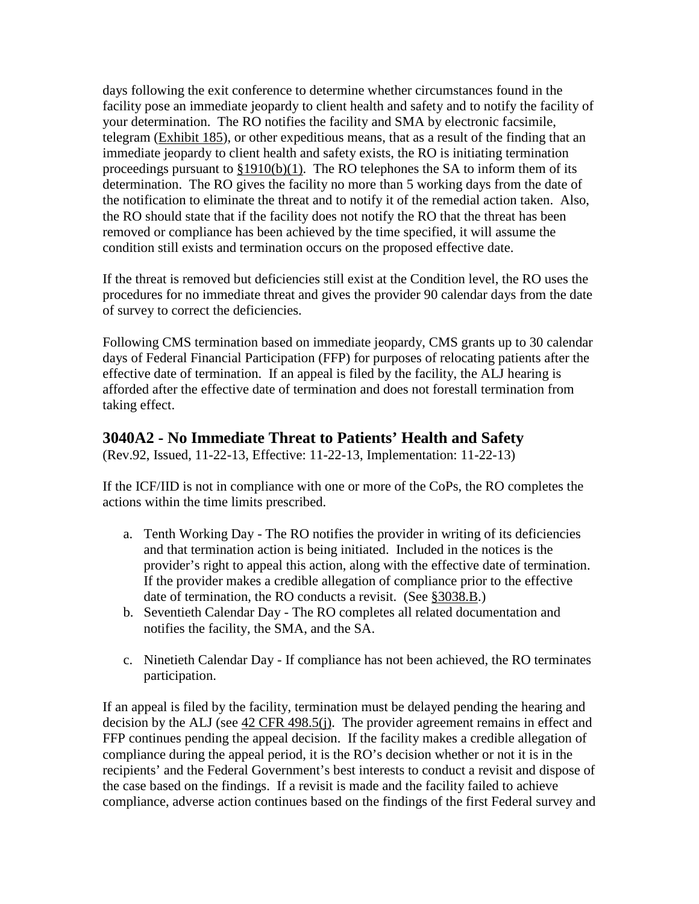days following the exit conference to determine whether circumstances found in the facility pose an immediate jeopardy to client health and safety and to notify the facility of your determination. The RO notifies the facility and SMA by electronic facsimile, telegram (Exhibit 185), or other expeditious means, that as a result of the finding that an immediate jeopardy to client health and safety exists, the RO is initiating termination proceedings pursuant to §1910(b)(1). The RO telephones the SA to inform them of its determination. The RO gives the facility no more than 5 working days from the date of the notification to eliminate the threat and to notify it of the remedial action taken. Also, the RO should state that if the facility does not notify the RO that the threat has been removed or compliance has been achieved by the time specified, it will assume the condition still exists and termination occurs on the proposed effective date.

If the threat is removed but deficiencies still exist at the Condition level, the RO uses the procedures for no immediate threat and gives the provider 90 calendar days from the date of survey to correct the deficiencies.

Following CMS termination based on immediate jeopardy, CMS grants up to 30 calendar days of Federal Financial Participation (FFP) for purposes of relocating patients after the effective date of termination. If an appeal is filed by the facility, the ALJ hearing is afforded after the effective date of termination and does not forestall termination from taking effect.

## 3040A2 - No Immediate Threat to Patients' Health and Safety

(Rev.92, Issued, 11-22-13, Effective: 11-22-13, Implementation: 11-22-13)

If the ICF/IID is not in compliance with one or more of the CoPs, the RO completes the actions within the time limits prescribed.

a. Tenth Working Day - The RO notifies the provider in writing of its deficiencies and that termination action is being initiated. Included in the notices is the provider's right to appeal this action, along with the effective date of termination. If the provider makes a credible allegation of compliance prior to the effective date of termination, the RO conducts a revisit. (See §3038.B.)
b. Seventieth Calendar Day - The RO completes all related documentation and notifies the facility, the SMA, and the SA.
c. Ninetieth Calendar Day - If compliance has not been achieved, the RO terminates participation.

If an appeal is filed by the facility, termination must be delayed pending the hearing and decision by the ALJ (see 42 CFR 498.5(j). The provider agreement remains in effect and FFP continues pending the appeal decision. If the facility makes a credible allegation of compliance during the appeal period, it is the RO's decision whether or not it is in the recipients' and the Federal Government's best interests to conduct a revisit and dispose of the case based on the findings. If a revisit is made and the facility failed to achieve compliance, adverse action continues based on the findings of the first Federal survey and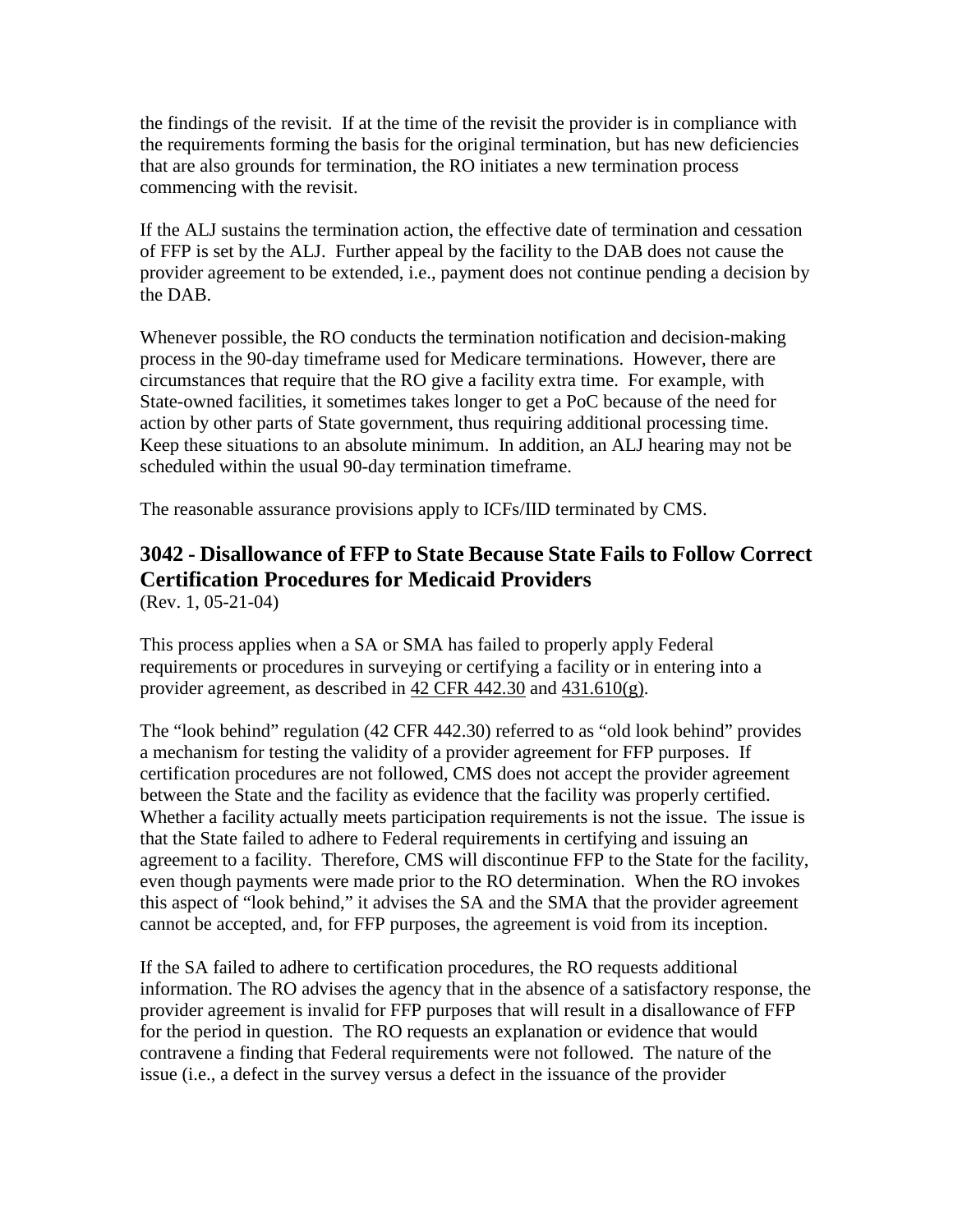the findings of the revisit. If at the time of the revisit the provider is in compliance with the requirements forming the basis for the original termination, but has new deficiencies that are also grounds for termination, the RO initiates a new termination process commencing with the revisit.

If the ALJ sustains the termination action, the effective date of termination and cessation of FFP is set by the ALJ. Further appeal by the facility to the DAB does not cause the provider agreement to be extended, i.e., payment does not continue pending a decision by the DAB.

Whenever possible, the RO conducts the termination notification and decision-making process in the 90-day timeframe used for Medicare terminations. However, there are circumstances that require that the RO give a facility extra time. For example, with State-owned facilities, it sometimes takes longer to get a PoC because of the need for action by other parts of State government, thus requiring additional processing time. Keep these situations to an absolute minimum. In addition, an ALJ hearing may not be scheduled within the usual 90-day termination timeframe.

The reasonable assurance provisions apply to ICFs/IID terminated by CMS.

## 3042 - Disallowance of FFP to State Because State Fails to Follow Correct Certification Procedures for Medicaid Providers

(Rev. 1, 05-21-04)

This process applies when a SA or SMA has failed to properly apply Federal requirements or procedures in surveying or certifying a facility or in entering into a provider agreement, as described in 42 CFR 442.30 and 431.610(g).

The "look behind" regulation (42 CFR 442.30) referred to as "old look behind" provides a mechanism for testing the validity of a provider agreement for FFP purposes. If certification procedures are not followed, CMS does not accept the provider agreement between the State and the facility as evidence that the facility was properly certified. Whether a facility actually meets participation requirements is not the issue. The issue is that the State failed to adhere to Federal requirements in certifying and issuing an agreement to a facility. Therefore, CMS will discontinue FFP to the State for the facility, even though payments were made prior to the RO determination. When the RO invokes this aspect of "look behind," it advises the SA and the SMA that the provider agreement cannot be accepted, and, for FFP purposes, the agreement is void from its inception.

If the SA failed to adhere to certification procedures, the RO requests additional information. The RO advises the agency that in the absence of a satisfactory response, the provider agreement is invalid for FFP purposes that will result in a disallowance of FFP for the period in question. The RO requests an explanation or evidence that would contravene a finding that Federal requirements were not followed. The nature of the issue (i.e., a defect in the survey versus a defect in the issuance of the provider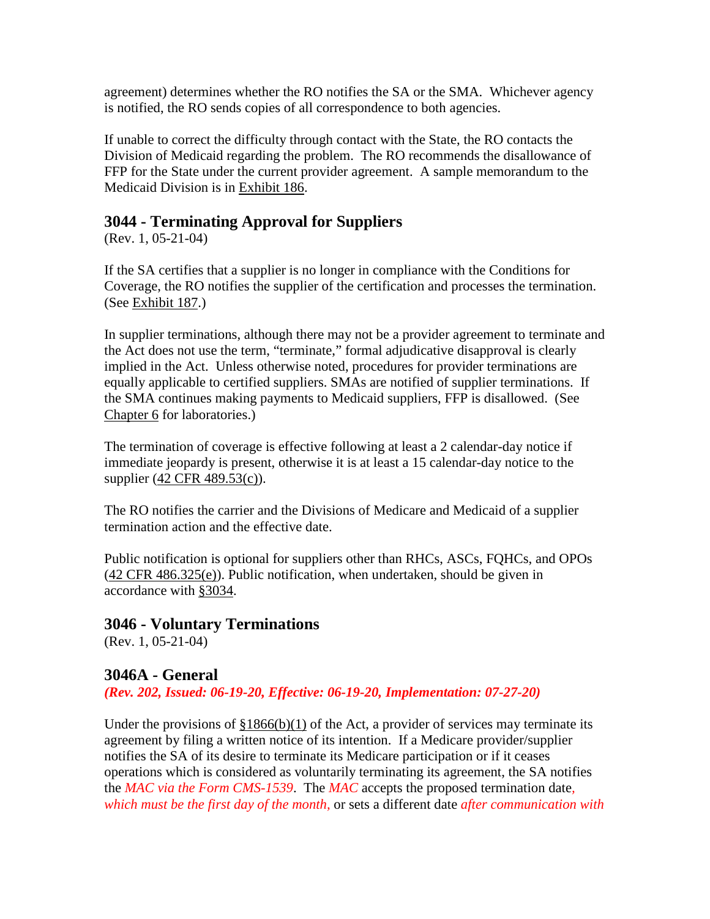agreement) determines whether the RO notifies the SA or the SMA. Whichever agency is notified, the RO sends copies of all correspondence to both agencies.

If unable to correct the difficulty through contact with the State, the RO contacts the Division of Medicaid regarding the problem. The RO recommends the disallowance of FFP for the State under the current provider agreement. A sample memorandum to the Medicaid Division is in Exhibit 186.

## 3044 - Terminating Approval for Suppliers

(Rev. 1, 05-21-04)

If the SA certifies that a supplier is no longer in compliance with the Conditions for Coverage, the RO notifies the supplier of the certification and processes the termination. (See Exhibit 187.)

In supplier terminations, although there may not be a provider agreement to terminate and the Act does not use the term, "terminate," formal adjudicative disapproval is clearly implied in the Act. Unless otherwise noted, procedures for provider terminations are equally applicable to certified suppliers. SMAs are notified of supplier terminations. If the SMA continues making payments to Medicaid suppliers, FFP is disallowed. (See Chapter 6 for laboratories.)

The termination of coverage is effective following at least a 2 calendar-day notice if immediate jeopardy is present, otherwise it is at least a 15 calendar-day notice to the supplier (42 CFR 489.53(c)).

The RO notifies the carrier and the Divisions of Medicare and Medicaid of a supplier termination action and the effective date.

Public notification is optional for suppliers other than RHCs, ASCs, FQHCs, and OPOs (42 CFR 486.325(e)). Public notification, when undertaken, should be given in accordance with §3034.

## 3046 - Voluntary Terminations

(Rev. 1, 05-21-04)

## 3046A - General

***(Rev. 202, Issued: 06-19-20, Effective: 06-19-20, Implementation: 07-27-20)***

Under the provisions of §1866(b)(1) of the Act, a provider of services may terminate its agreement by filing a written notice of its intention. If a Medicare provider/supplier notifies the SA of its desire to terminate its Medicare participation or if it ceases operations which is considered as voluntarily terminating its agreement, the SA notifies the *MAC via the Form CMS-1539*. The *MAC* accepts the proposed termination date*, which must be the first day of the month,* or sets a different date *after communication with*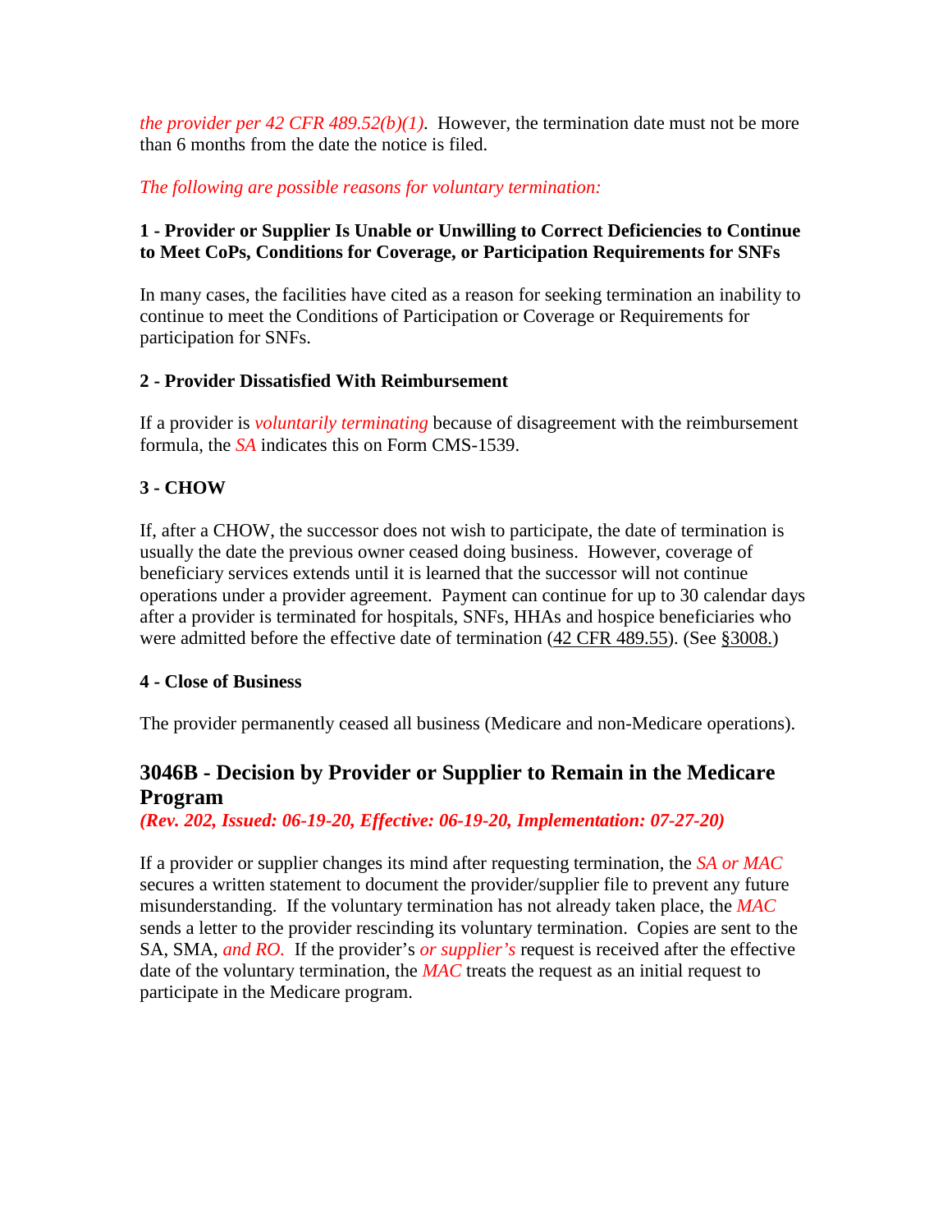*the provider per 42 CFR 489.52(b)(1).* However, the termination date must not be more than 6 months from the date the notice is filed.

*The following are possible reasons for voluntary termination:*

**1 - Provider or Supplier Is Unable or Unwilling to Correct Deficiencies to Continue to Meet CoPs, Conditions for Coverage, or Participation Requirements for SNFs**

In many cases, the facilities have cited as a reason for seeking termination an inability to continue to meet the Conditions of Participation or Coverage or Requirements for participation for SNFs.

**2 - Provider Dissatisfied With Reimbursement**

If a provider is *voluntarily terminating* because of disagreement with the reimbursement formula, the *SA* indicates this on Form CMS-1539.

**3 - CHOW**

If, after a CHOW, the successor does not wish to participate, the date of termination is usually the date the previous owner ceased doing business. However, coverage of beneficiary services extends until it is learned that the successor will not continue operations under a provider agreement. Payment can continue for up to 30 calendar days after a provider is terminated for hospitals, SNFs, HHAs and hospice beneficiaries who were admitted before the effective date of termination (42 CFR 489.55). (See §3008.)

**4 - Close of Business**

The provider permanently ceased all business (Medicare and non-Medicare operations).

## 3046B - Decision by Provider or Supplier to Remain in the Medicare Program

***(Rev. 202, Issued: 06-19-20, Effective: 06-19-20, Implementation: 07-27-20)***

If a provider or supplier changes its mind after requesting termination, the *SA or MAC* secures a written statement to document the provider/supplier file to prevent any future misunderstanding. If the voluntary termination has not already taken place, the *MAC* sends a letter to the provider rescinding its voluntary termination. Copies are sent to the SA, SMA, *and RO.* If the provider's *or supplier's* request is received after the effective date of the voluntary termination, the *MAC* treats the request as an initial request to participate in the Medicare program.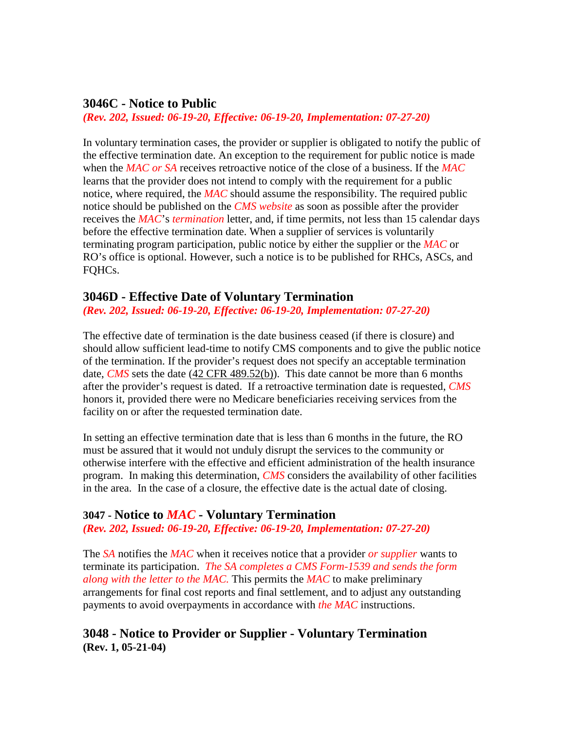## 3046C - Notice to Public

*(Rev. 202, Issued: 06-19-20, Effective: 06-19-20, Implementation: 07-27-20)*

In voluntary termination cases, the provider or supplier is obligated to notify the public of the effective termination date. An exception to the requirement for public notice is made when the *MAC or SA* receives retroactive notice of the close of a business. If the *MAC* learns that the provider does not intend to comply with the requirement for a public notice, where required, the *MAC* should assume the responsibility. The required public notice should be published on the *CMS website* as soon as possible after the provider receives the *MAC*'s *termination* letter, and, if time permits, not less than 15 calendar days before the effective termination date. When a supplier of services is voluntarily terminating program participation, public notice by either the supplier or the *MAC* or RO's office is optional. However, such a notice is to be published for RHCs, ASCs, and FQHCs.

## 3046D - Effective Date of Voluntary Termination

*(Rev. 202, Issued: 06-19-20, Effective: 06-19-20, Implementation: 07-27-20)*

The effective date of termination is the date business ceased (if there is closure) and should allow sufficient lead-time to notify CMS components and to give the public notice of the termination. If the provider's request does not specify an acceptable termination date, *CMS* sets the date (42 CFR 489.52(b)). This date cannot be more than 6 months after the provider's request is dated. If a retroactive termination date is requested, *CMS* honors it, provided there were no Medicare beneficiaries receiving services from the facility on or after the requested termination date.

In setting an effective termination date that is less than 6 months in the future, the RO must be assured that it would not unduly disrupt the services to the community or otherwise interfere with the effective and efficient administration of the health insurance program. In making this determination, *CMS* considers the availability of other facilities in the area. In the case of a closure, the effective date is the actual date of closing.

## 3047 - Notice to *MAC* - Voluntary Termination

*(Rev. 202, Issued: 06-19-20, Effective: 06-19-20, Implementation: 07-27-20)*

The *SA* notifies the *MAC* when it receives notice that a provider *or supplier* wants to terminate its participation. *The SA completes a CMS Form-1539 and sends the form along with the letter to the MAC.* This permits the *MAC* to make preliminary arrangements for final cost reports and final settlement, and to adjust any outstanding payments to avoid overpayments in accordance with *the MAC* instructions.

## 3048 - Notice to Provider or Supplier - Voluntary Termination

**(Rev. 1, 05-21-04)**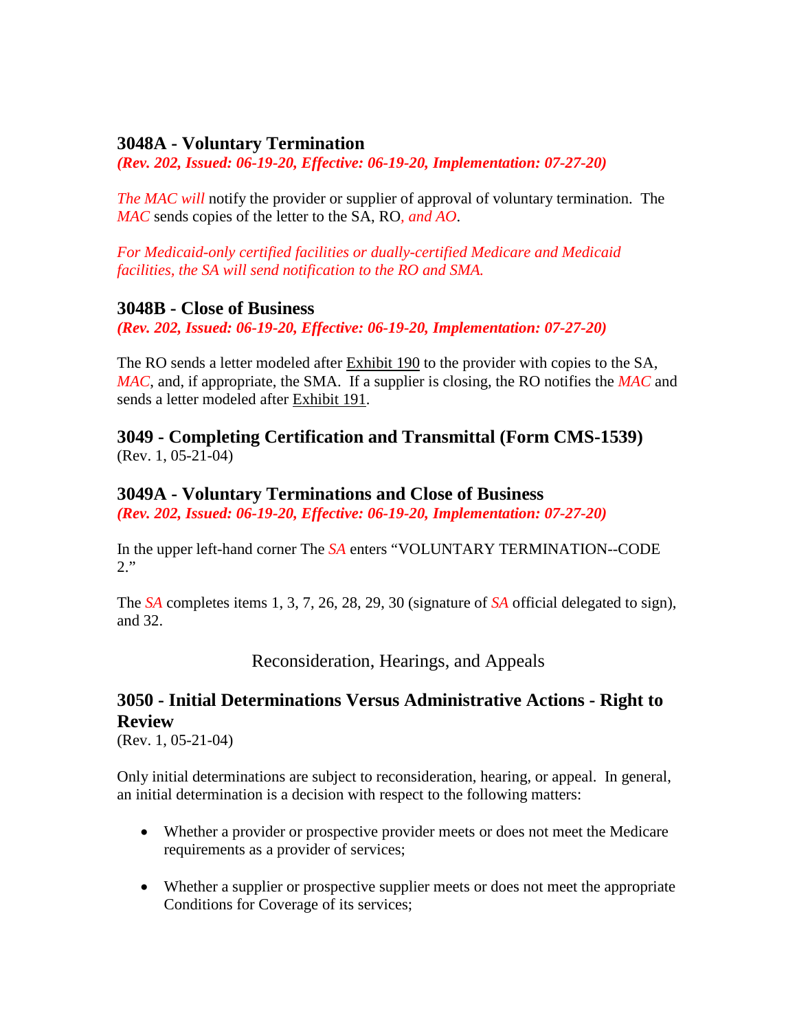### 3048A - Voluntary Termination

***(Rev. 202, Issued: 06-19-20, Effective: 06-19-20, Implementation: 07-27-20)***

*The MAC will* notify the provider or supplier of approval of voluntary termination. The *MAC* sends copies of the letter to the SA, RO*, and AO*.

*For Medicaid-only certified facilities or dually-certified Medicare and Medicaid facilities, the SA will send notification to the RO and SMA.*

### 3048B - Close of Business

***(Rev. 202, Issued: 06-19-20, Effective: 06-19-20, Implementation: 07-27-20)***

The RO sends a letter modeled after Exhibit 190 to the provider with copies to the SA, *MAC*, and, if appropriate, the SMA. If a supplier is closing, the RO notifies the *MAC* and sends a letter modeled after Exhibit 191.

## 3049 - Completing Certification and Transmittal (Form CMS-1539)

(Rev. 1, 05-21-04)

### 3049A - Voluntary Terminations and Close of Business

***(Rev. 202, Issued: 06-19-20, Effective: 06-19-20, Implementation: 07-27-20)***

In the upper left-hand corner The *SA* enters "VOLUNTARY TERMINATION--CODE 2."

The *SA* completes items 1, 3, 7, 26, 28, 29, 30 (signature of *SA* official delegated to sign), and 32.

Reconsideration, Hearings, and Appeals

## 3050 - Initial Determinations Versus Administrative Actions - Right to Review

(Rev. 1, 05-21-04)

Only initial determinations are subject to reconsideration, hearing, or appeal. In general, an initial determination is a decision with respect to the following matters:

- Whether a provider or prospective provider meets or does not meet the Medicare requirements as a provider of services;
- Whether a supplier or prospective supplier meets or does not meet the appropriate Conditions for Coverage of its services;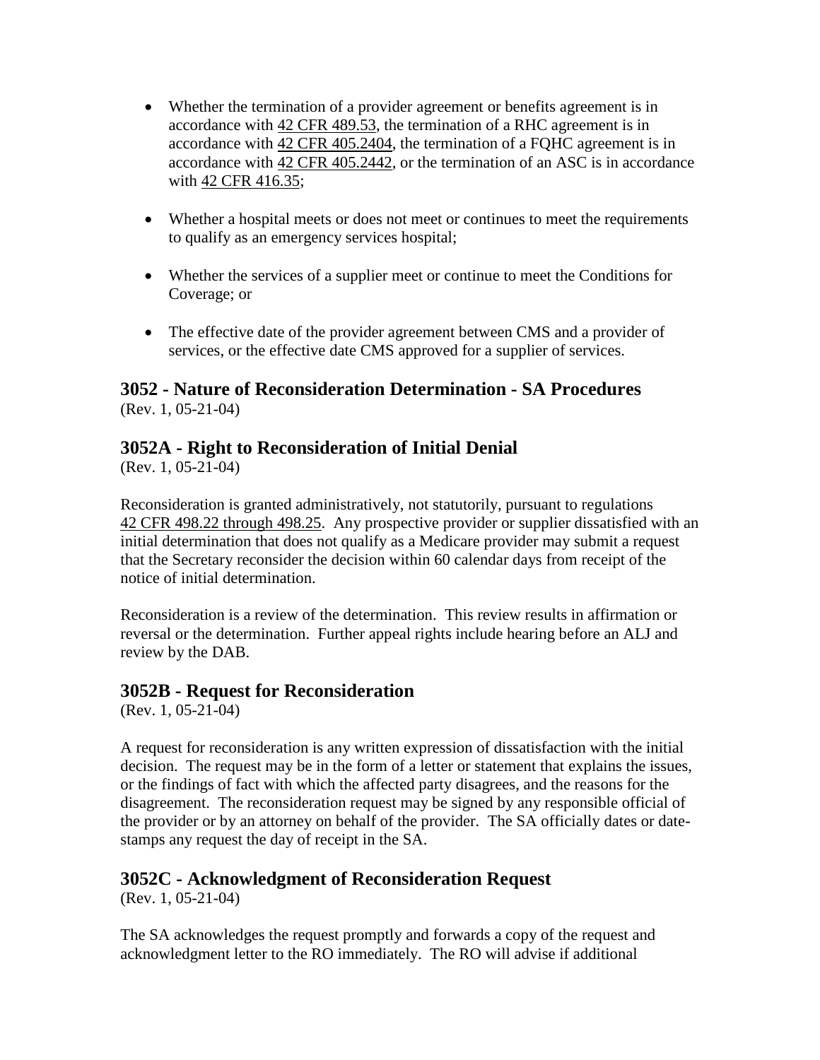- Whether the termination of a provider agreement or benefits agreement is in accordance with 42 CFR 489.53, the termination of a RHC agreement is in accordance with 42 CFR 405.2404, the termination of a FQHC agreement is in accordance with 42 CFR 405.2442, or the termination of an ASC is in accordance with 42 CFR 416.35;

- Whether a hospital meets or does not meet or continues to meet the requirements to qualify as an emergency services hospital;

- Whether the services of a supplier meet or continue to meet the Conditions for Coverage; or

- The effective date of the provider agreement between CMS and a provider of services, or the effective date CMS approved for a supplier of services.

## 3052 - Nature of Reconsideration Determination - SA Procedures

(Rev. 1, 05-21-04)

## 3052A - Right to Reconsideration of Initial Denial

(Rev. 1, 05-21-04)

Reconsideration is granted administratively, not statutorily, pursuant to regulations 42 CFR 498.22 through 498.25. Any prospective provider or supplier dissatisfied with an initial determination that does not qualify as a Medicare provider may submit a request that the Secretary reconsider the decision within 60 calendar days from receipt of the notice of initial determination.

Reconsideration is a review of the determination. This review results in affirmation or reversal or the determination. Further appeal rights include hearing before an ALJ and review by the DAB.

## 3052B - Request for Reconsideration

(Rev. 1, 05-21-04)

A request for reconsideration is any written expression of dissatisfaction with the initial decision. The request may be in the form of a letter or statement that explains the issues, or the findings of fact with which the affected party disagrees, and the reasons for the disagreement. The reconsideration request may be signed by any responsible official of the provider or by an attorney on behalf of the provider. The SA officially dates or date-stamps any request the day of receipt in the SA.

## 3052C - Acknowledgment of Reconsideration Request

(Rev. 1, 05-21-04)

The SA acknowledges the request promptly and forwards a copy of the request and acknowledgment letter to the RO immediately. The RO will advise if additional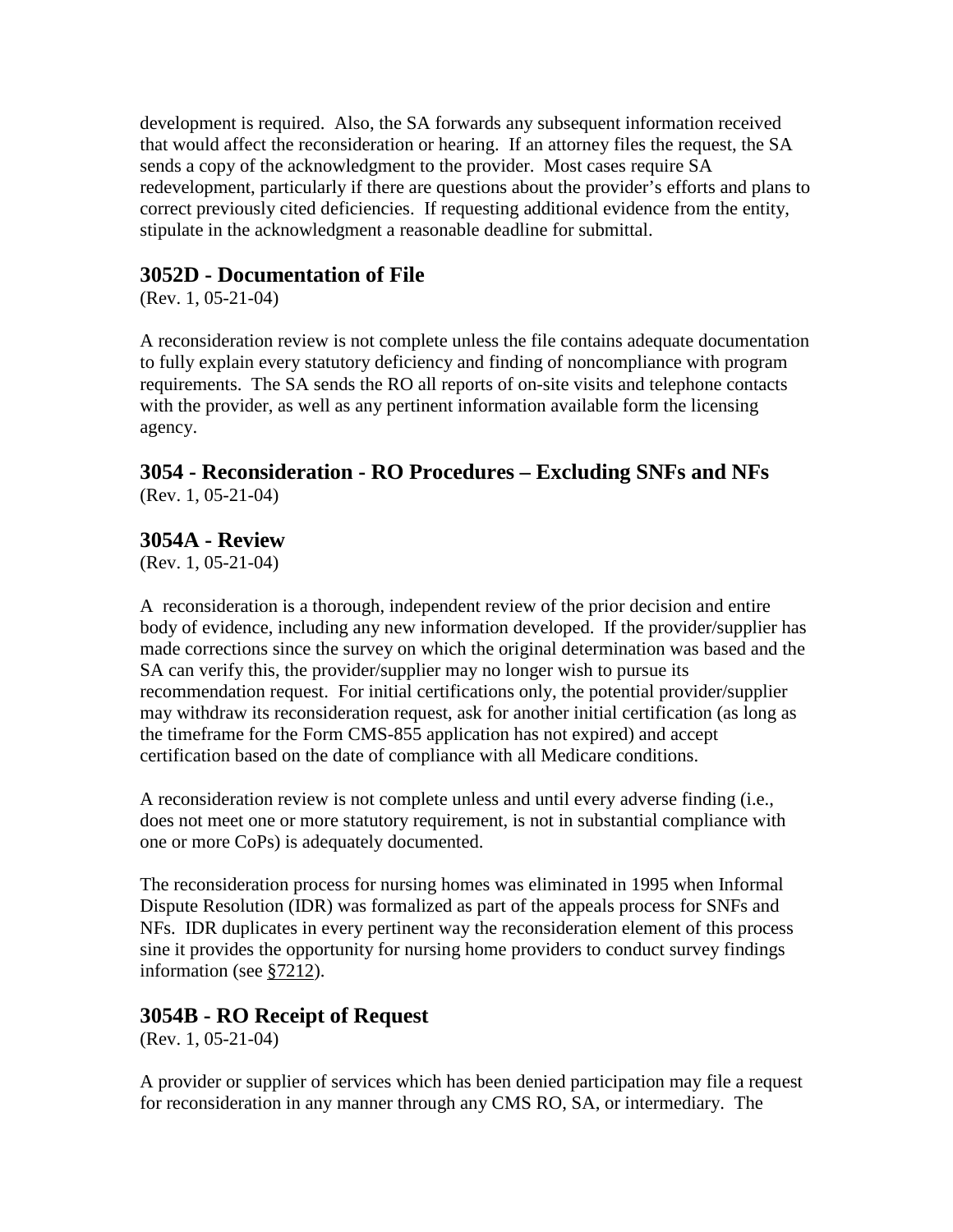development is required. Also, the SA forwards any subsequent information received that would affect the reconsideration or hearing. If an attorney files the request, the SA sends a copy of the acknowledgment to the provider. Most cases require SA redevelopment, particularly if there are questions about the provider's efforts and plans to correct previously cited deficiencies. If requesting additional evidence from the entity, stipulate in the acknowledgment a reasonable deadline for submittal.

## 3052D - Documentation of File

(Rev. 1, 05-21-04)

A reconsideration review is not complete unless the file contains adequate documentation to fully explain every statutory deficiency and finding of noncompliance with program requirements. The SA sends the RO all reports of on-site visits and telephone contacts with the provider, as well as any pertinent information available form the licensing agency.

## 3054 - Reconsideration - RO Procedures – Excluding SNFs and NFs

(Rev. 1, 05-21-04)

## 3054A - Review

(Rev. 1, 05-21-04)

A reconsideration is a thorough, independent review of the prior decision and entire body of evidence, including any new information developed. If the provider/supplier has made corrections since the survey on which the original determination was based and the SA can verify this, the provider/supplier may no longer wish to pursue its recommendation request. For initial certifications only, the potential provider/supplier may withdraw its reconsideration request, ask for another initial certification (as long as the timeframe for the Form CMS-855 application has not expired) and accept certification based on the date of compliance with all Medicare conditions.

A reconsideration review is not complete unless and until every adverse finding (i.e., does not meet one or more statutory requirement, is not in substantial compliance with one or more CoPs) is adequately documented.

The reconsideration process for nursing homes was eliminated in 1995 when Informal Dispute Resolution (IDR) was formalized as part of the appeals process for SNFs and NFs. IDR duplicates in every pertinent way the reconsideration element of this process sine it provides the opportunity for nursing home providers to conduct survey findings information (see §7212).

## 3054B - RO Receipt of Request

(Rev. 1, 05-21-04)

A provider or supplier of services which has been denied participation may file a request for reconsideration in any manner through any CMS RO, SA, or intermediary. The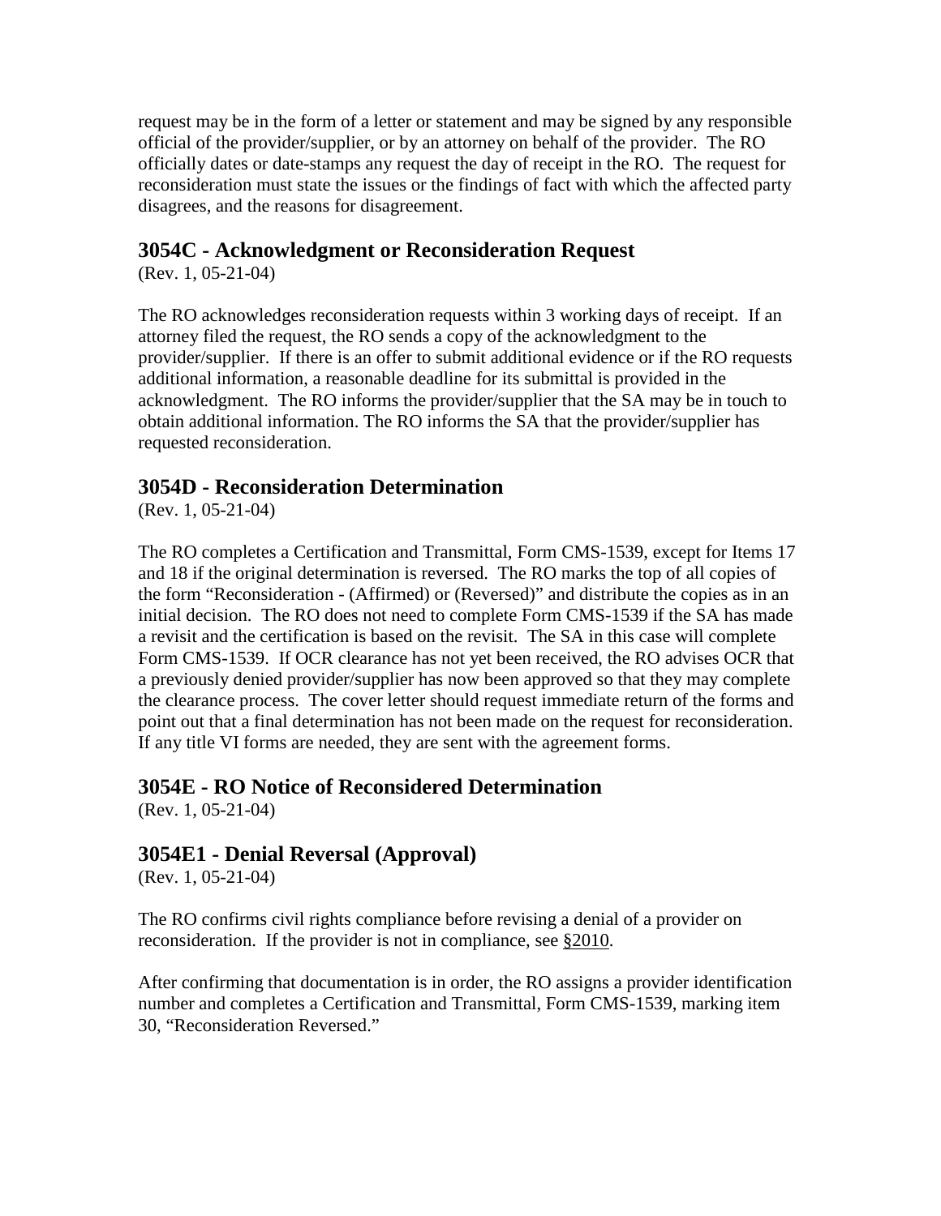request may be in the form of a letter or statement and may be signed by any responsible official of the provider/supplier, or by an attorney on behalf of the provider. The RO officially dates or date-stamps any request the day of receipt in the RO. The request for reconsideration must state the issues or the findings of fact with which the affected party disagrees, and the reasons for disagreement.

## 3054C - Acknowledgment or Reconsideration Request

(Rev. 1, 05-21-04)

The RO acknowledges reconsideration requests within 3 working days of receipt. If an attorney filed the request, the RO sends a copy of the acknowledgment to the provider/supplier. If there is an offer to submit additional evidence or if the RO requests additional information, a reasonable deadline for its submittal is provided in the acknowledgment. The RO informs the provider/supplier that the SA may be in touch to obtain additional information. The RO informs the SA that the provider/supplier has requested reconsideration.

## 3054D - Reconsideration Determination

(Rev. 1, 05-21-04)

The RO completes a Certification and Transmittal, Form CMS-1539, except for Items 17 and 18 if the original determination is reversed. The RO marks the top of all copies of the form "Reconsideration - (Affirmed) or (Reversed)" and distribute the copies as in an initial decision. The RO does not need to complete Form CMS-1539 if the SA has made a revisit and the certification is based on the revisit. The SA in this case will complete Form CMS-1539. If OCR clearance has not yet been received, the RO advises OCR that a previously denied provider/supplier has now been approved so that they may complete the clearance process. The cover letter should request immediate return of the forms and point out that a final determination has not been made on the request for reconsideration. If any title VI forms are needed, they are sent with the agreement forms.

## 3054E - RO Notice of Reconsidered Determination

(Rev. 1, 05-21-04)

## 3054E1 - Denial Reversal (Approval)

(Rev. 1, 05-21-04)

The RO confirms civil rights compliance before revising a denial of a provider on reconsideration. If the provider is not in compliance, see §2010.

After confirming that documentation is in order, the RO assigns a provider identification number and completes a Certification and Transmittal, Form CMS-1539, marking item 30, "Reconsideration Reversed."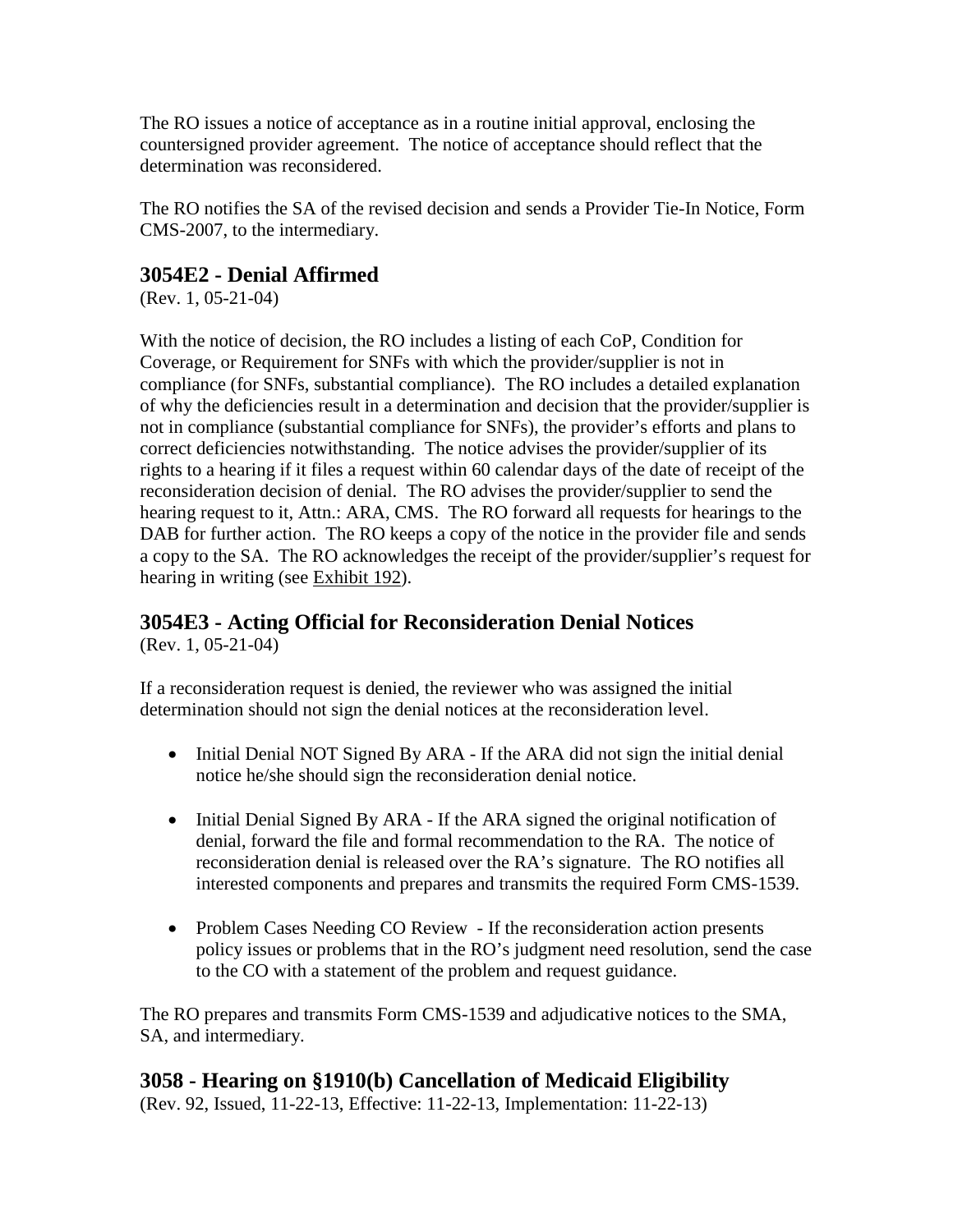The RO issues a notice of acceptance as in a routine initial approval, enclosing the countersigned provider agreement. The notice of acceptance should reflect that the determination was reconsidered.

The RO notifies the SA of the revised decision and sends a Provider Tie-In Notice, Form CMS-2007, to the intermediary.

## 3054E2 - Denial Affirmed

(Rev. 1, 05-21-04)

With the notice of decision, the RO includes a listing of each CoP, Condition for Coverage, or Requirement for SNFs with which the provider/supplier is not in compliance (for SNFs, substantial compliance). The RO includes a detailed explanation of why the deficiencies result in a determination and decision that the provider/supplier is not in compliance (substantial compliance for SNFs), the provider's efforts and plans to correct deficiencies notwithstanding. The notice advises the provider/supplier of its rights to a hearing if it files a request within 60 calendar days of the date of receipt of the reconsideration decision of denial. The RO advises the provider/supplier to send the hearing request to it, Attn.: ARA, CMS. The RO forward all requests for hearings to the DAB for further action. The RO keeps a copy of the notice in the provider file and sends a copy to the SA. The RO acknowledges the receipt of the provider/supplier's request for hearing in writing (see Exhibit 192).

## 3054E3 - Acting Official for Reconsideration Denial Notices

(Rev. 1, 05-21-04)

If a reconsideration request is denied, the reviewer who was assigned the initial determination should not sign the denial notices at the reconsideration level.

- Initial Denial NOT Signed By ARA - If the ARA did not sign the initial denial notice he/she should sign the reconsideration denial notice.

- Initial Denial Signed By ARA - If the ARA signed the original notification of denial, forward the file and formal recommendation to the RA. The notice of reconsideration denial is released over the RA's signature. The RO notifies all interested components and prepares and transmits the required Form CMS-1539.

- Problem Cases Needing CO Review - If the reconsideration action presents policy issues or problems that in the RO's judgment need resolution, send the case to the CO with a statement of the problem and request guidance.

The RO prepares and transmits Form CMS-1539 and adjudicative notices to the SMA, SA, and intermediary.

## 3058 - Hearing on §1910(b) Cancellation of Medicaid Eligibility

(Rev. 92, Issued, 11-22-13, Effective: 11-22-13, Implementation: 11-22-13)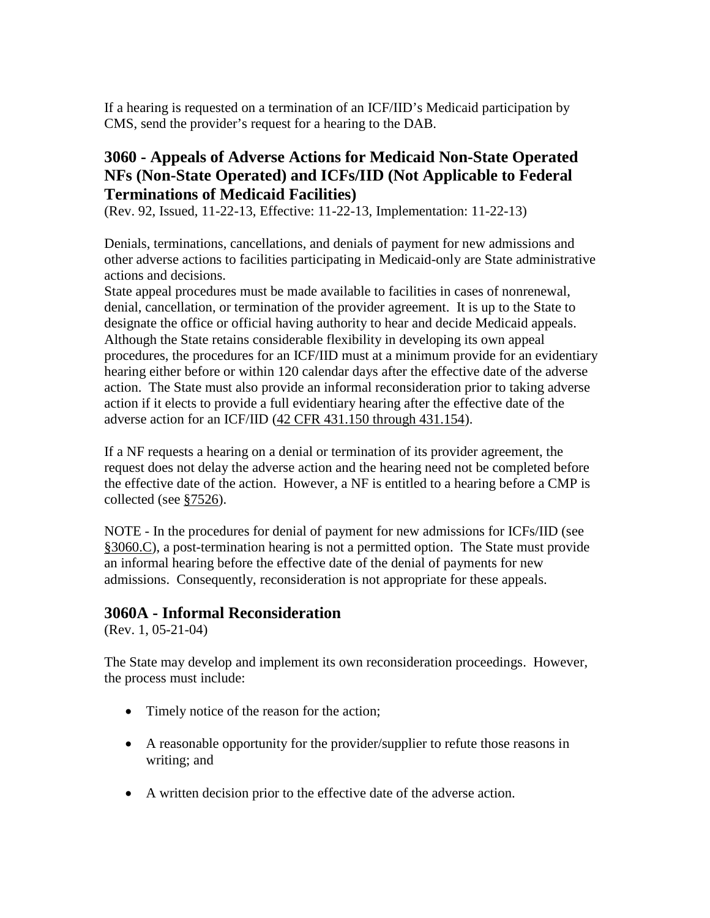If a hearing is requested on a termination of an ICF/IID's Medicaid participation by CMS, send the provider's request for a hearing to the DAB.

## 3060 - Appeals of Adverse Actions for Medicaid Non-State Operated NFs (Non-State Operated) and ICFs/IID (Not Applicable to Federal Terminations of Medicaid Facilities)

(Rev. 92, Issued, 11-22-13, Effective: 11-22-13, Implementation: 11-22-13)

Denials, terminations, cancellations, and denials of payment for new admissions and other adverse actions to facilities participating in Medicaid-only are State administrative actions and decisions.

State appeal procedures must be made available to facilities in cases of nonrenewal, denial, cancellation, or termination of the provider agreement. It is up to the State to designate the office or official having authority to hear and decide Medicaid appeals. Although the State retains considerable flexibility in developing its own appeal procedures, the procedures for an ICF/IID must at a minimum provide for an evidentiary hearing either before or within 120 calendar days after the effective date of the adverse action. The State must also provide an informal reconsideration prior to taking adverse action if it elects to provide a full evidentiary hearing after the effective date of the adverse action for an ICF/IID (42 CFR 431.150 through 431.154).

If a NF requests a hearing on a denial or termination of its provider agreement, the request does not delay the adverse action and the hearing need not be completed before the effective date of the action. However, a NF is entitled to a hearing before a CMP is collected (see §7526).

NOTE - In the procedures for denial of payment for new admissions for ICFs/IID (see §3060.C), a post-termination hearing is not a permitted option. The State must provide an informal hearing before the effective date of the denial of payments for new admissions. Consequently, reconsideration is not appropriate for these appeals.

## 3060A - Informal Reconsideration

(Rev. 1, 05-21-04)

The State may develop and implement its own reconsideration proceedings. However, the process must include:

- Timely notice of the reason for the action;
- A reasonable opportunity for the provider/supplier to refute those reasons in writing; and
- A written decision prior to the effective date of the adverse action.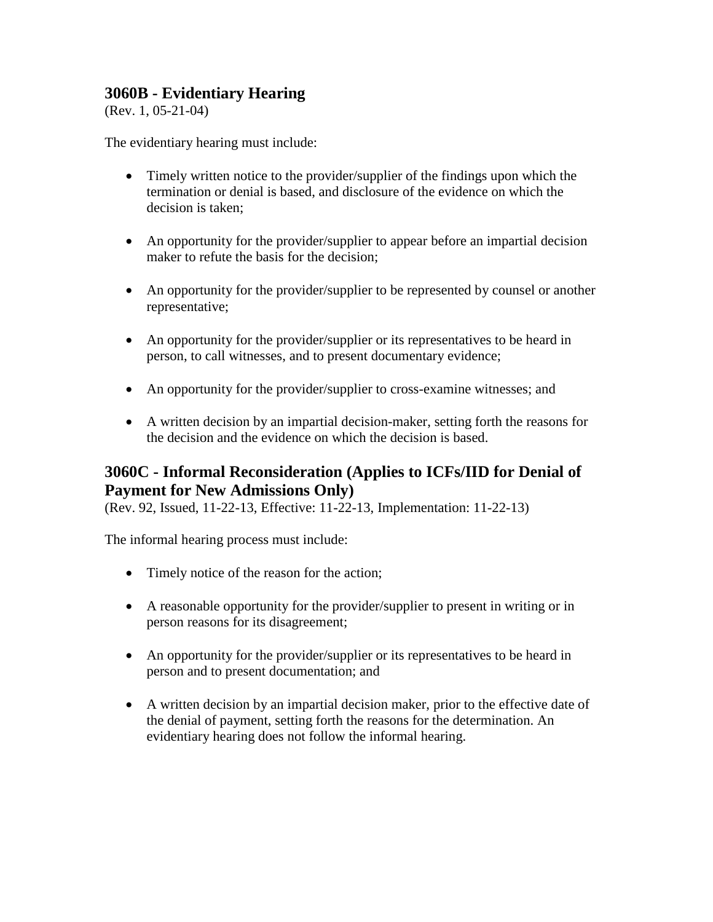## 3060B - Evidentiary Hearing

(Rev. 1, 05-21-04)

The evidentiary hearing must include:

- Timely written notice to the provider/supplier of the findings upon which the termination or denial is based, and disclosure of the evidence on which the decision is taken;
- An opportunity for the provider/supplier to appear before an impartial decision maker to refute the basis for the decision;
- An opportunity for the provider/supplier to be represented by counsel or another representative;
- An opportunity for the provider/supplier or its representatives to be heard in person, to call witnesses, and to present documentary evidence;
- An opportunity for the provider/supplier to cross-examine witnesses; and
- A written decision by an impartial decision-maker, setting forth the reasons for the decision and the evidence on which the decision is based.

## 3060C - Informal Reconsideration (Applies to ICFs/IID for Denial of Payment for New Admissions Only)

(Rev. 92, Issued, 11-22-13, Effective: 11-22-13, Implementation: 11-22-13)

The informal hearing process must include:

- Timely notice of the reason for the action;
- A reasonable opportunity for the provider/supplier to present in writing or in person reasons for its disagreement;
- An opportunity for the provider/supplier or its representatives to be heard in person and to present documentation; and
- A written decision by an impartial decision maker, prior to the effective date of the denial of payment, setting forth the reasons for the determination. An evidentiary hearing does not follow the informal hearing.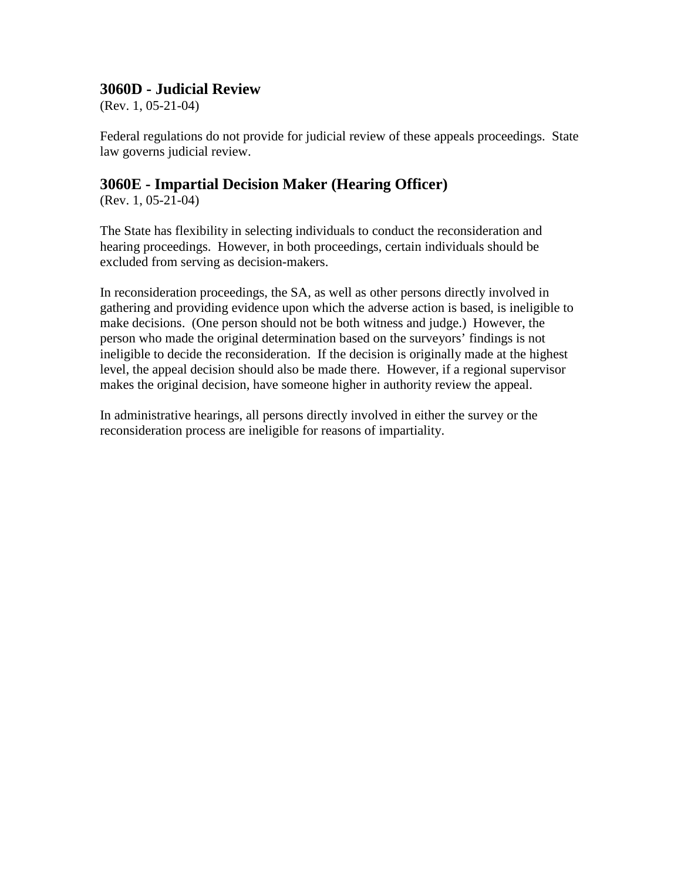## 3060D - Judicial Review

(Rev. 1, 05-21-04)

Federal regulations do not provide for judicial review of these appeals proceedings. State law governs judicial review.

## 3060E - Impartial Decision Maker (Hearing Officer)

(Rev. 1, 05-21-04)

The State has flexibility in selecting individuals to conduct the reconsideration and hearing proceedings. However, in both proceedings, certain individuals should be excluded from serving as decision-makers.

In reconsideration proceedings, the SA, as well as other persons directly involved in gathering and providing evidence upon which the adverse action is based, is ineligible to make decisions. (One person should not be both witness and judge.) However, the person who made the original determination based on the surveyors' findings is not ineligible to decide the reconsideration. If the decision is originally made at the highest level, the appeal decision should also be made there. However, if a regional supervisor makes the original decision, have someone higher in authority review the appeal.

In administrative hearings, all persons directly involved in either the survey or the reconsideration process are ineligible for reasons of impartiality.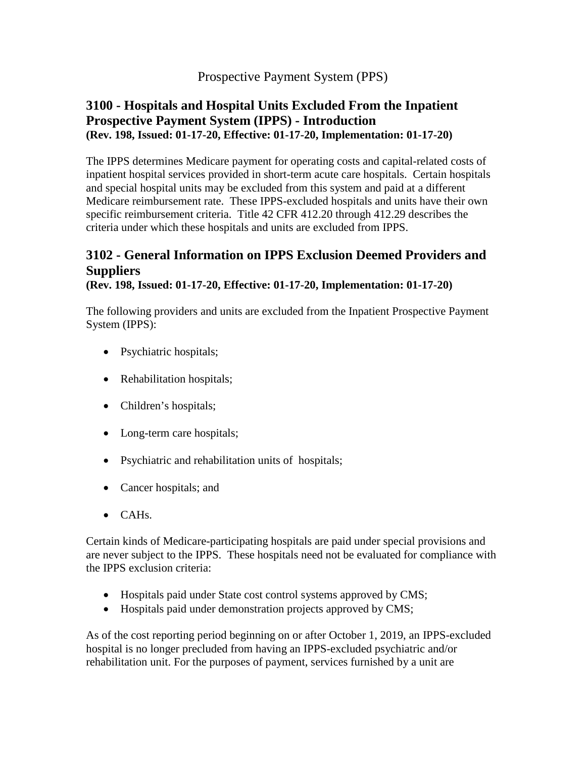Prospective Payment System (PPS)

## 3100 - Hospitals and Hospital Units Excluded From the Inpatient Prospective Payment System (IPPS) - Introduction

**(Rev. 198, Issued: 01-17-20, Effective: 01-17-20, Implementation: 01-17-20)**

The IPPS determines Medicare payment for operating costs and capital-related costs of inpatient hospital services provided in short-term acute care hospitals. Certain hospitals and special hospital units may be excluded from this system and paid at a different Medicare reimbursement rate. These IPPS-excluded hospitals and units have their own specific reimbursement criteria. Title 42 CFR 412.20 through 412.29 describes the criteria under which these hospitals and units are excluded from IPPS.

## 3102 - General Information on IPPS Exclusion Deemed Providers and Suppliers

**(Rev. 198, Issued: 01-17-20, Effective: 01-17-20, Implementation: 01-17-20)**

The following providers and units are excluded from the Inpatient Prospective Payment System (IPPS):

- Psychiatric hospitals;
- Rehabilitation hospitals;
- Children's hospitals;
- Long-term care hospitals;
- Psychiatric and rehabilitation units of hospitals;
- Cancer hospitals; and
- CAHs.

Certain kinds of Medicare-participating hospitals are paid under special provisions and are never subject to the IPPS. These hospitals need not be evaluated for compliance with the IPPS exclusion criteria:

- Hospitals paid under State cost control systems approved by CMS;
- Hospitals paid under demonstration projects approved by CMS;

As of the cost reporting period beginning on or after October 1, 2019, an IPPS-excluded hospital is no longer precluded from having an IPPS-excluded psychiatric and/or rehabilitation unit. For the purposes of payment, services furnished by a unit are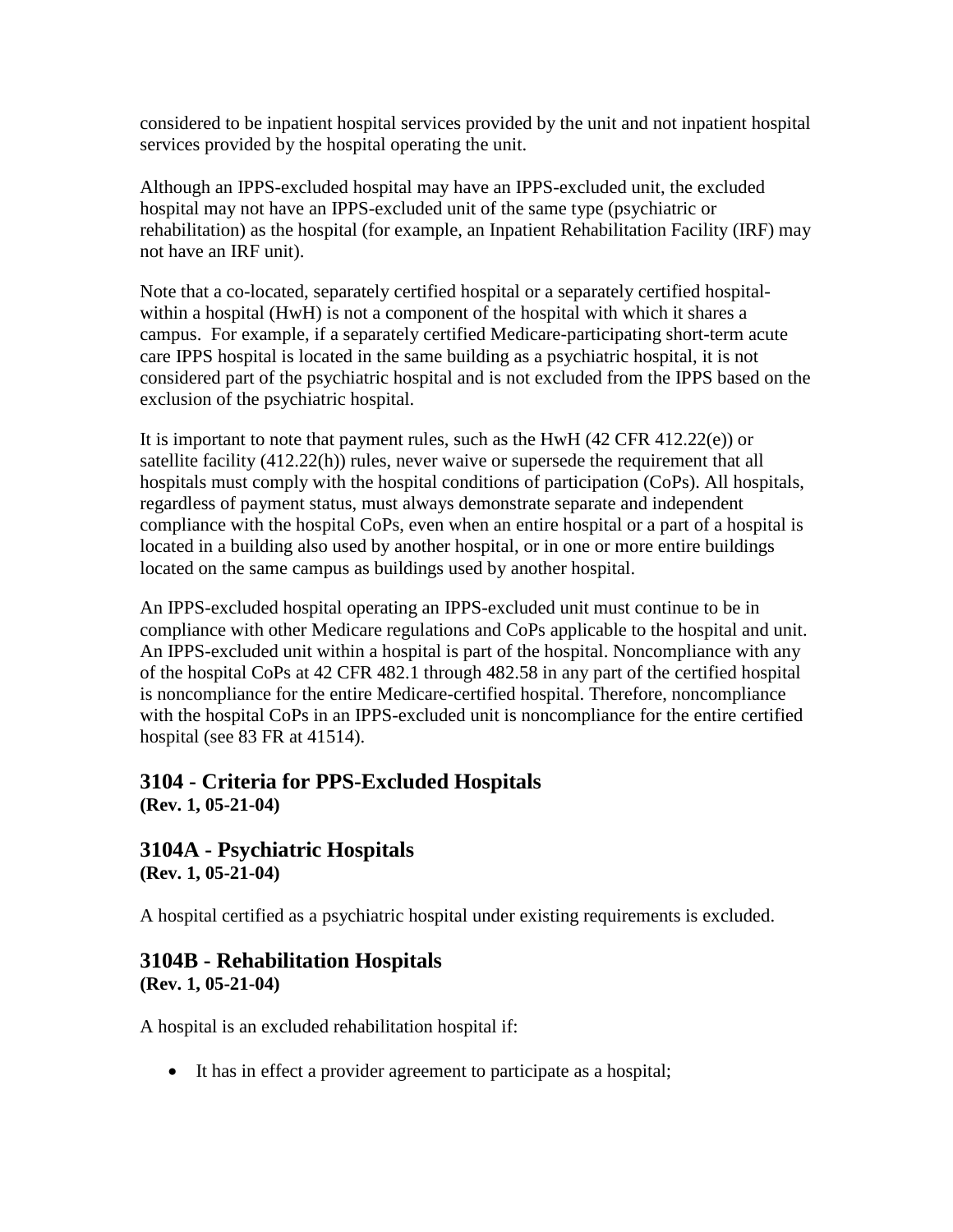considered to be inpatient hospital services provided by the unit and not inpatient hospital services provided by the hospital operating the unit.

Although an IPPS-excluded hospital may have an IPPS-excluded unit, the excluded hospital may not have an IPPS-excluded unit of the same type (psychiatric or rehabilitation) as the hospital (for example, an Inpatient Rehabilitation Facility (IRF) may not have an IRF unit).

Note that a co-located, separately certified hospital or a separately certified hospital-within a hospital (HwH) is not a component of the hospital with which it shares a campus. For example, if a separately certified Medicare-participating short-term acute care IPPS hospital is located in the same building as a psychiatric hospital, it is not considered part of the psychiatric hospital and is not excluded from the IPPS based on the exclusion of the psychiatric hospital.

It is important to note that payment rules, such as the HwH (42 CFR 412.22(e)) or satellite facility (412.22(h)) rules, never waive or supersede the requirement that all hospitals must comply with the hospital conditions of participation (CoPs). All hospitals, regardless of payment status, must always demonstrate separate and independent compliance with the hospital CoPs, even when an entire hospital or a part of a hospital is located in a building also used by another hospital, or in one or more entire buildings located on the same campus as buildings used by another hospital.

An IPPS-excluded hospital operating an IPPS-excluded unit must continue to be in compliance with other Medicare regulations and CoPs applicable to the hospital and unit. An IPPS-excluded unit within a hospital is part of the hospital. Noncompliance with any of the hospital CoPs at 42 CFR 482.1 through 482.58 in any part of the certified hospital is noncompliance for the entire Medicare-certified hospital. Therefore, noncompliance with the hospital CoPs in an IPPS-excluded unit is noncompliance for the entire certified hospital (see 83 FR at 41514).

## 3104 - Criteria for PPS-Excluded Hospitals
**(Rev. 1, 05-21-04)**

## 3104A - Psychiatric Hospitals
**(Rev. 1, 05-21-04)**

A hospital certified as a psychiatric hospital under existing requirements is excluded.

## 3104B - Rehabilitation Hospitals
**(Rev. 1, 05-21-04)**

A hospital is an excluded rehabilitation hospital if:

- It has in effect a provider agreement to participate as a hospital;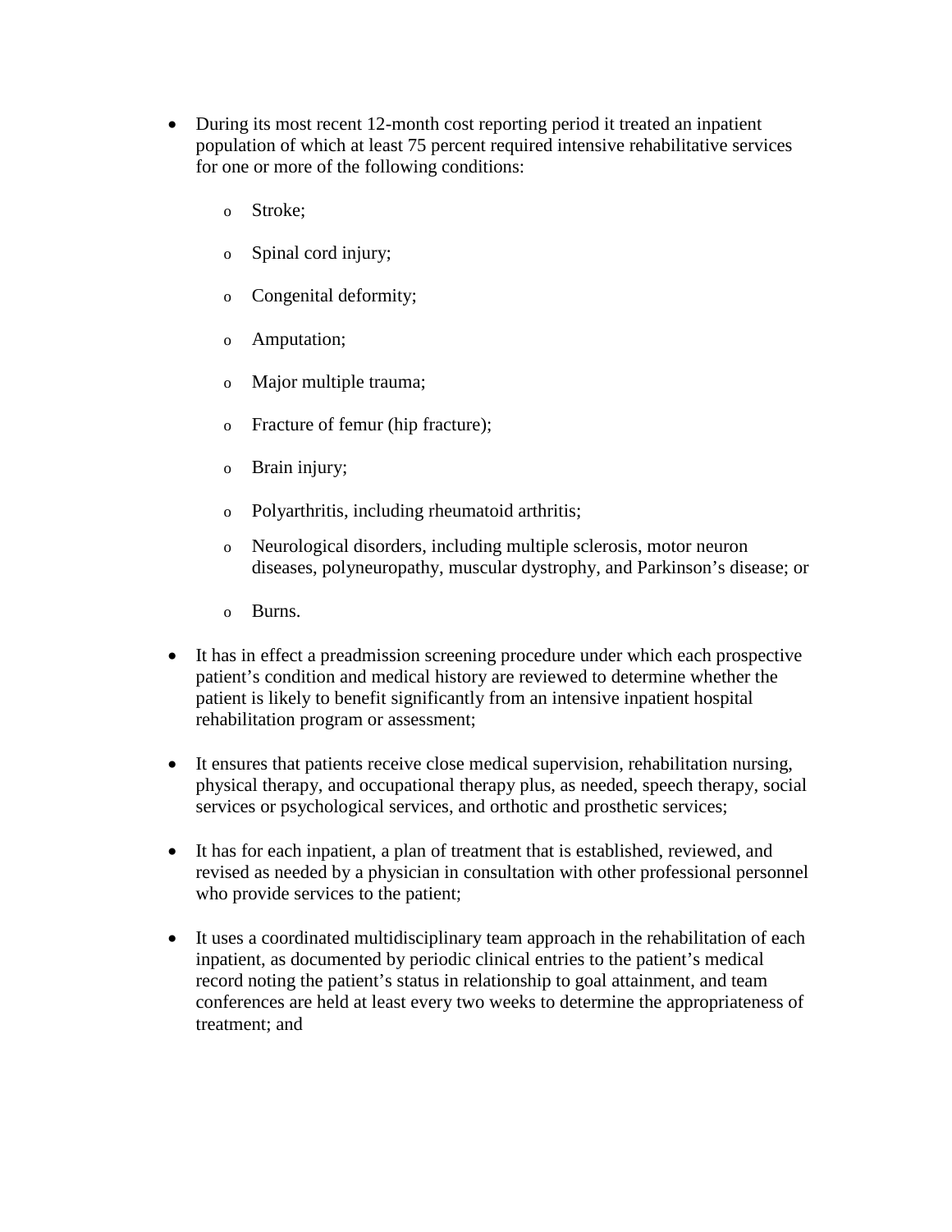- During its most recent 12-month cost reporting period it treated an inpatient population of which at least 75 percent required intensive rehabilitative services for one or more of the following conditions:
  - Stroke;
  - Spinal cord injury;
  - Congenital deformity;
  - Amputation;
  - Major multiple trauma;
  - Fracture of femur (hip fracture);
  - Brain injury;
  - Polyarthritis, including rheumatoid arthritis;
  - Neurological disorders, including multiple sclerosis, motor neuron diseases, polyneuropathy, muscular dystrophy, and Parkinson's disease; or
  - Burns.
- It has in effect a preadmission screening procedure under which each prospective patient's condition and medical history are reviewed to determine whether the patient is likely to benefit significantly from an intensive inpatient hospital rehabilitation program or assessment;
- It ensures that patients receive close medical supervision, rehabilitation nursing, physical therapy, and occupational therapy plus, as needed, speech therapy, social services or psychological services, and orthotic and prosthetic services;
- It has for each inpatient, a plan of treatment that is established, reviewed, and revised as needed by a physician in consultation with other professional personnel who provide services to the patient;
- It uses a coordinated multidisciplinary team approach in the rehabilitation of each inpatient, as documented by periodic clinical entries to the patient's medical record noting the patient's status in relationship to goal attainment, and team conferences are held at least every two weeks to determine the appropriateness of treatment; and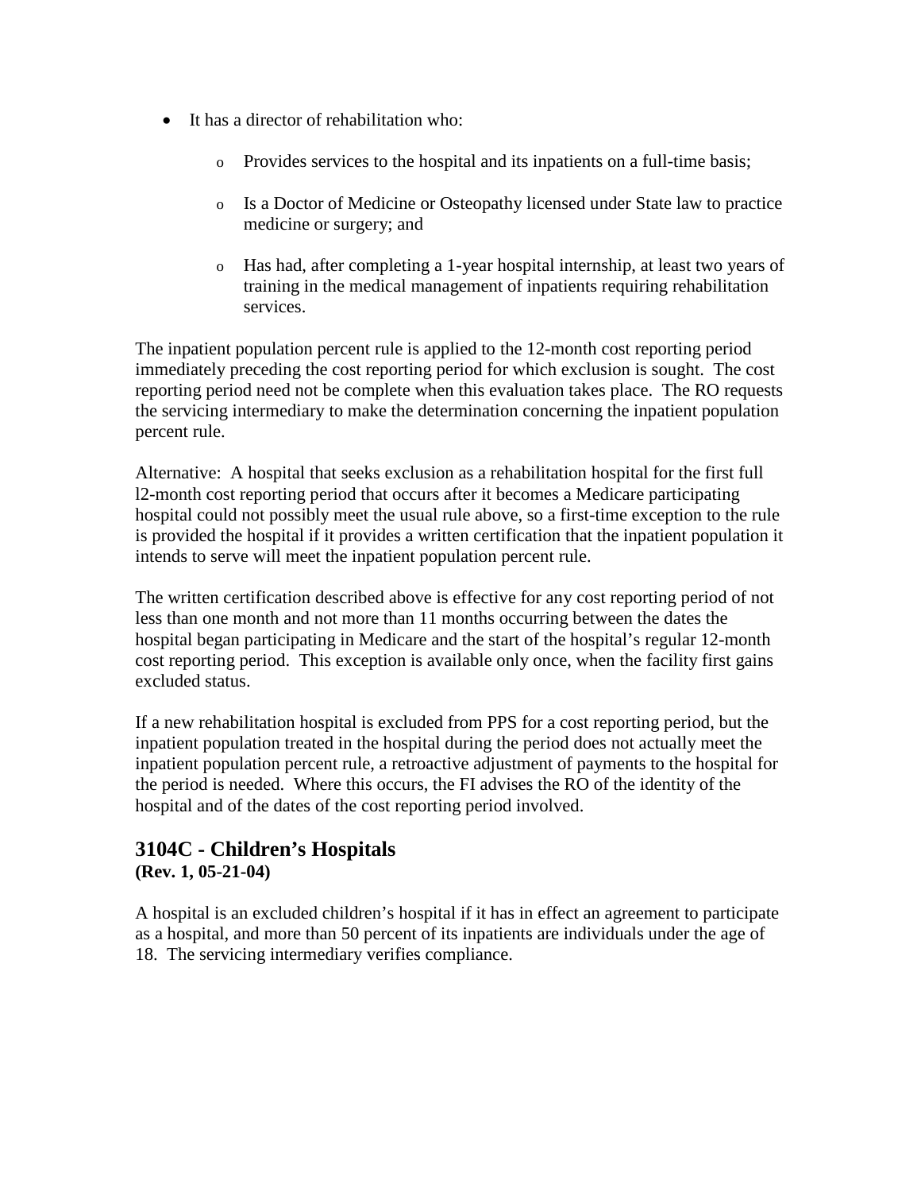- It has a director of rehabilitation who:
  - Provides services to the hospital and its inpatients on a full-time basis;
  - Is a Doctor of Medicine or Osteopathy licensed under State law to practice medicine or surgery; and
  - Has had, after completing a 1-year hospital internship, at least two years of training in the medical management of inpatients requiring rehabilitation services.

The inpatient population percent rule is applied to the 12-month cost reporting period immediately preceding the cost reporting period for which exclusion is sought. The cost reporting period need not be complete when this evaluation takes place. The RO requests the servicing intermediary to make the determination concerning the inpatient population percent rule.

Alternative: A hospital that seeks exclusion as a rehabilitation hospital for the first full l2-month cost reporting period that occurs after it becomes a Medicare participating hospital could not possibly meet the usual rule above, so a first-time exception to the rule is provided the hospital if it provides a written certification that the inpatient population it intends to serve will meet the inpatient population percent rule.

The written certification described above is effective for any cost reporting period of not less than one month and not more than 11 months occurring between the dates the hospital began participating in Medicare and the start of the hospital's regular 12-month cost reporting period. This exception is available only once, when the facility first gains excluded status.

If a new rehabilitation hospital is excluded from PPS for a cost reporting period, but the inpatient population treated in the hospital during the period does not actually meet the inpatient population percent rule, a retroactive adjustment of payments to the hospital for the period is needed. Where this occurs, the FI advises the RO of the identity of the hospital and of the dates of the cost reporting period involved.

## 3104C - Children's Hospitals
**(Rev. 1, 05-21-04)**

A hospital is an excluded children's hospital if it has in effect an agreement to participate as a hospital, and more than 50 percent of its inpatients are individuals under the age of 18. The servicing intermediary verifies compliance.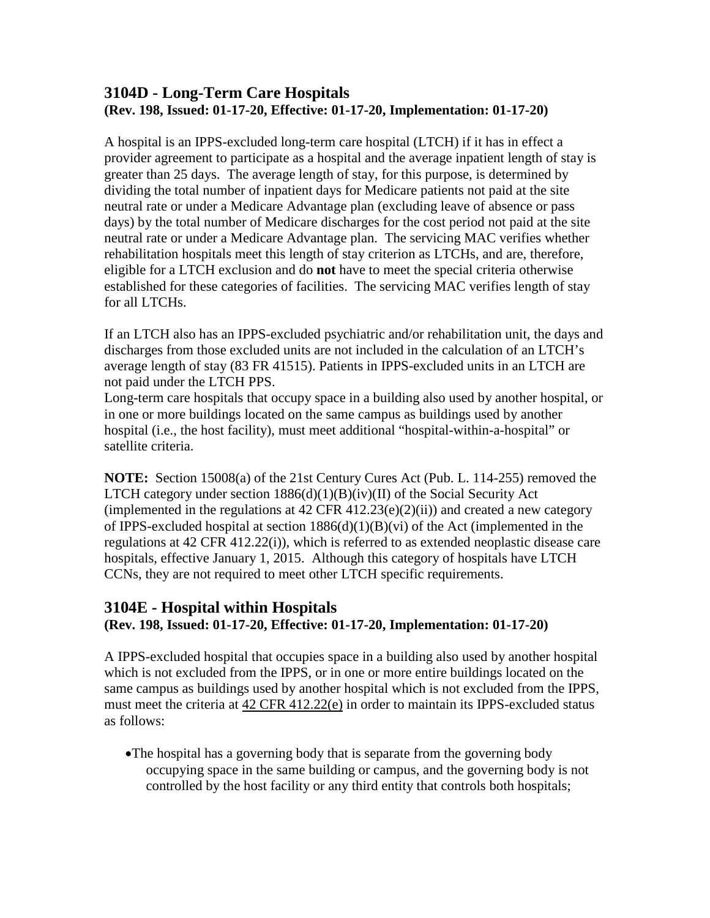## 3104D - Long-Term Care Hospitals

**(Rev. 198, Issued: 01-17-20, Effective: 01-17-20, Implementation: 01-17-20)**

A hospital is an IPPS-excluded long-term care hospital (LTCH) if it has in effect a provider agreement to participate as a hospital and the average inpatient length of stay is greater than 25 days. The average length of stay, for this purpose, is determined by dividing the total number of inpatient days for Medicare patients not paid at the site neutral rate or under a Medicare Advantage plan (excluding leave of absence or pass days) by the total number of Medicare discharges for the cost period not paid at the site neutral rate or under a Medicare Advantage plan. The servicing MAC verifies whether rehabilitation hospitals meet this length of stay criterion as LTCHs, and are, therefore, eligible for a LTCH exclusion and do **not** have to meet the special criteria otherwise established for these categories of facilities. The servicing MAC verifies length of stay for all LTCHs.

If an LTCH also has an IPPS-excluded psychiatric and/or rehabilitation unit, the days and discharges from those excluded units are not included in the calculation of an LTCH's average length of stay (83 FR 41515). Patients in IPPS-excluded units in an LTCH are not paid under the LTCH PPS.

Long-term care hospitals that occupy space in a building also used by another hospital, or in one or more buildings located on the same campus as buildings used by another hospital (i.e., the host facility), must meet additional "hospital-within-a-hospital" or satellite criteria.

**NOTE:** Section 15008(a) of the 21st Century Cures Act (Pub. L. 114-255) removed the LTCH category under section 1886(d)(1)(B)(iv)(II) of the Social Security Act (implemented in the regulations at 42 CFR 412.23(e)(2)(ii)) and created a new category of IPPS-excluded hospital at section 1886(d)(1)(B)(vi) of the Act (implemented in the regulations at 42 CFR 412.22(i)), which is referred to as extended neoplastic disease care hospitals, effective January 1, 2015. Although this category of hospitals have LTCH CCNs, they are not required to meet other LTCH specific requirements.

## 3104E - Hospital within Hospitals

**(Rev. 198, Issued: 01-17-20, Effective: 01-17-20, Implementation: 01-17-20)**

A IPPS-excluded hospital that occupies space in a building also used by another hospital which is not excluded from the IPPS, or in one or more entire buildings located on the same campus as buildings used by another hospital which is not excluded from the IPPS, must meet the criteria at 42 CFR 412.22(e) in order to maintain its IPPS-excluded status as follows:

- The hospital has a governing body that is separate from the governing body occupying space in the same building or campus, and the governing body is not controlled by the host facility or any third entity that controls both hospitals;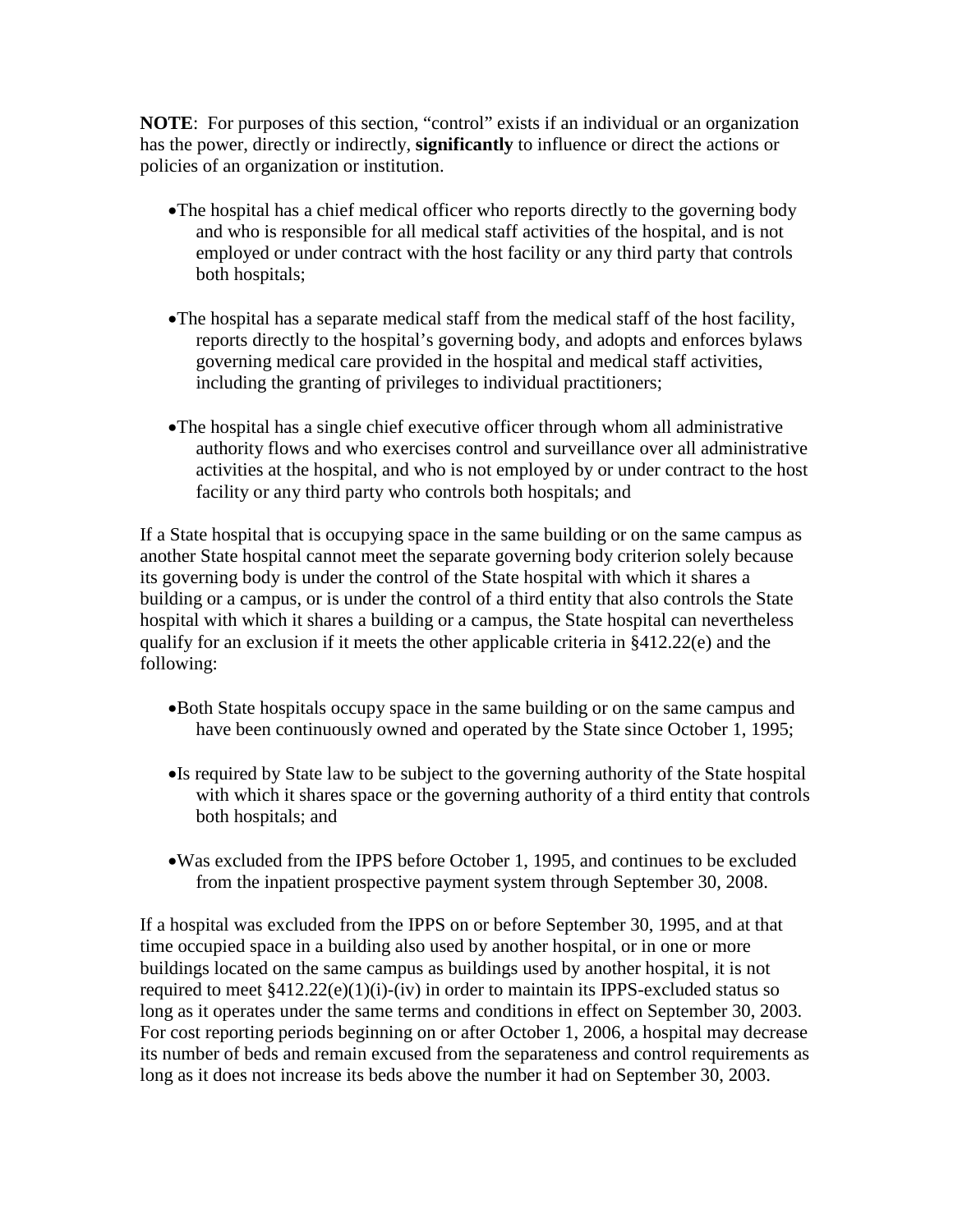**NOTE**: For purposes of this section, "control" exists if an individual or an organization has the power, directly or indirectly, **significantly** to influence or direct the actions or policies of an organization or institution.

- The hospital has a chief medical officer who reports directly to the governing body and who is responsible for all medical staff activities of the hospital, and is not employed or under contract with the host facility or any third party that controls both hospitals;
- The hospital has a separate medical staff from the medical staff of the host facility, reports directly to the hospital's governing body, and adopts and enforces bylaws governing medical care provided in the hospital and medical staff activities, including the granting of privileges to individual practitioners;
- The hospital has a single chief executive officer through whom all administrative authority flows and who exercises control and surveillance over all administrative activities at the hospital, and who is not employed by or under contract to the host facility or any third party who controls both hospitals; and

If a State hospital that is occupying space in the same building or on the same campus as another State hospital cannot meet the separate governing body criterion solely because its governing body is under the control of the State hospital with which it shares a building or a campus, or is under the control of a third entity that also controls the State hospital with which it shares a building or a campus, the State hospital can nevertheless qualify for an exclusion if it meets the other applicable criteria in §412.22(e) and the following:

- Both State hospitals occupy space in the same building or on the same campus and have been continuously owned and operated by the State since October 1, 1995;
- Is required by State law to be subject to the governing authority of the State hospital with which it shares space or the governing authority of a third entity that controls both hospitals; and
- Was excluded from the IPPS before October 1, 1995, and continues to be excluded from the inpatient prospective payment system through September 30, 2008.

If a hospital was excluded from the IPPS on or before September 30, 1995, and at that time occupied space in a building also used by another hospital, or in one or more buildings located on the same campus as buildings used by another hospital, it is not required to meet §412.22(e)(1)(i)-(iv) in order to maintain its IPPS-excluded status so long as it operates under the same terms and conditions in effect on September 30, 2003. For cost reporting periods beginning on or after October 1, 2006, a hospital may decrease its number of beds and remain excused from the separateness and control requirements as long as it does not increase its beds above the number it had on September 30, 2003.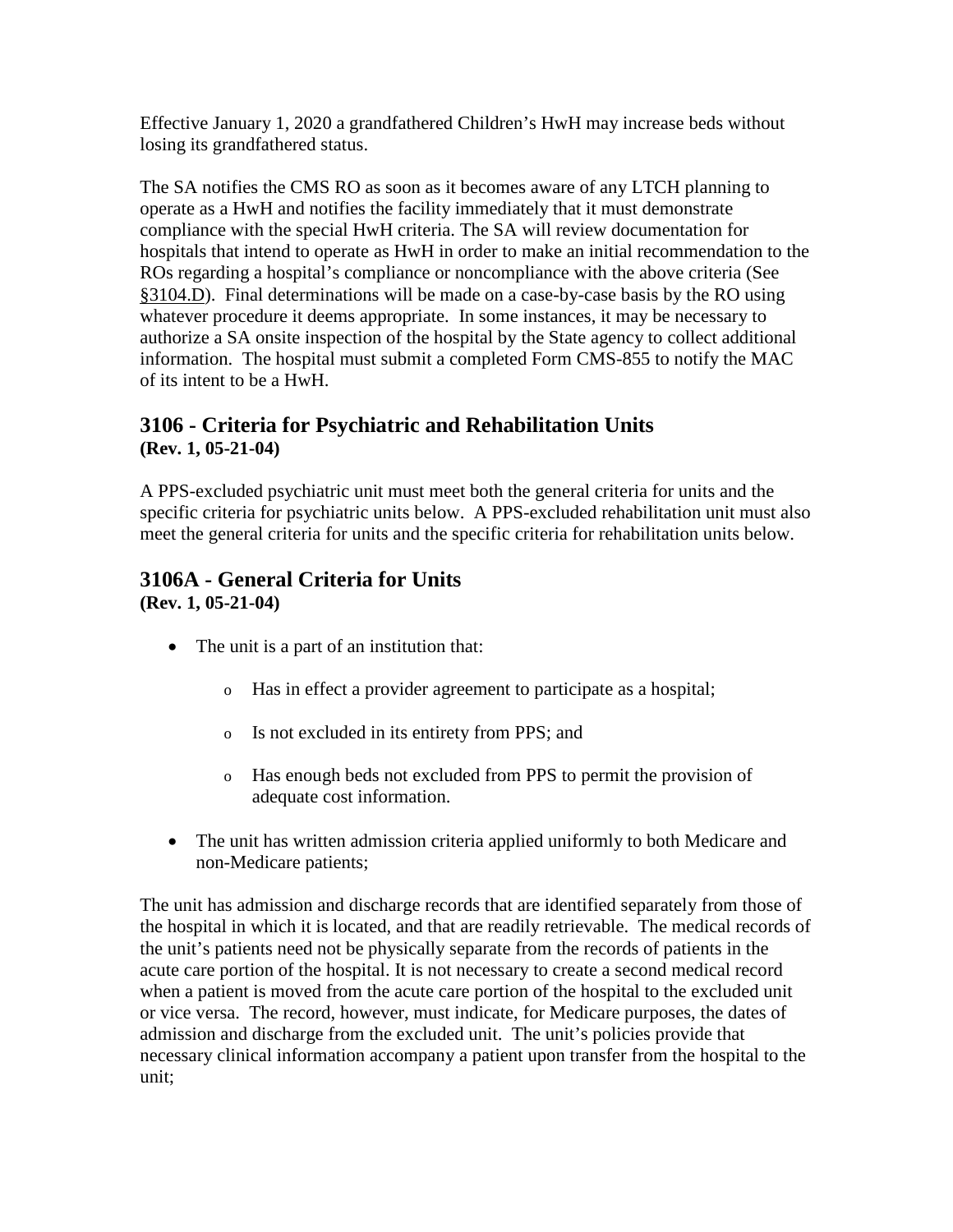Effective January 1, 2020 a grandfathered Children's HwH may increase beds without losing its grandfathered status.

The SA notifies the CMS RO as soon as it becomes aware of any LTCH planning to operate as a HwH and notifies the facility immediately that it must demonstrate compliance with the special HwH criteria. The SA will review documentation for hospitals that intend to operate as HwH in order to make an initial recommendation to the ROs regarding a hospital's compliance or noncompliance with the above criteria (See §3104.D). Final determinations will be made on a case-by-case basis by the RO using whatever procedure it deems appropriate. In some instances, it may be necessary to authorize a SA onsite inspection of the hospital by the State agency to collect additional information. The hospital must submit a completed Form CMS-855 to notify the MAC of its intent to be a HwH.

## 3106 - Criteria for Psychiatric and Rehabilitation Units
**(Rev. 1, 05-21-04)**

A PPS-excluded psychiatric unit must meet both the general criteria for units and the specific criteria for psychiatric units below. A PPS-excluded rehabilitation unit must also meet the general criteria for units and the specific criteria for rehabilitation units below.

## 3106A - General Criteria for Units
**(Rev. 1, 05-21-04)**

- The unit is a part of an institution that:
  - Has in effect a provider agreement to participate as a hospital;
  - Is not excluded in its entirety from PPS; and
  - Has enough beds not excluded from PPS to permit the provision of adequate cost information.
- The unit has written admission criteria applied uniformly to both Medicare and non-Medicare patients;

The unit has admission and discharge records that are identified separately from those of the hospital in which it is located, and that are readily retrievable. The medical records of the unit's patients need not be physically separate from the records of patients in the acute care portion of the hospital. It is not necessary to create a second medical record when a patient is moved from the acute care portion of the hospital to the excluded unit or vice versa. The record, however, must indicate, for Medicare purposes, the dates of admission and discharge from the excluded unit. The unit's policies provide that necessary clinical information accompany a patient upon transfer from the hospital to the unit;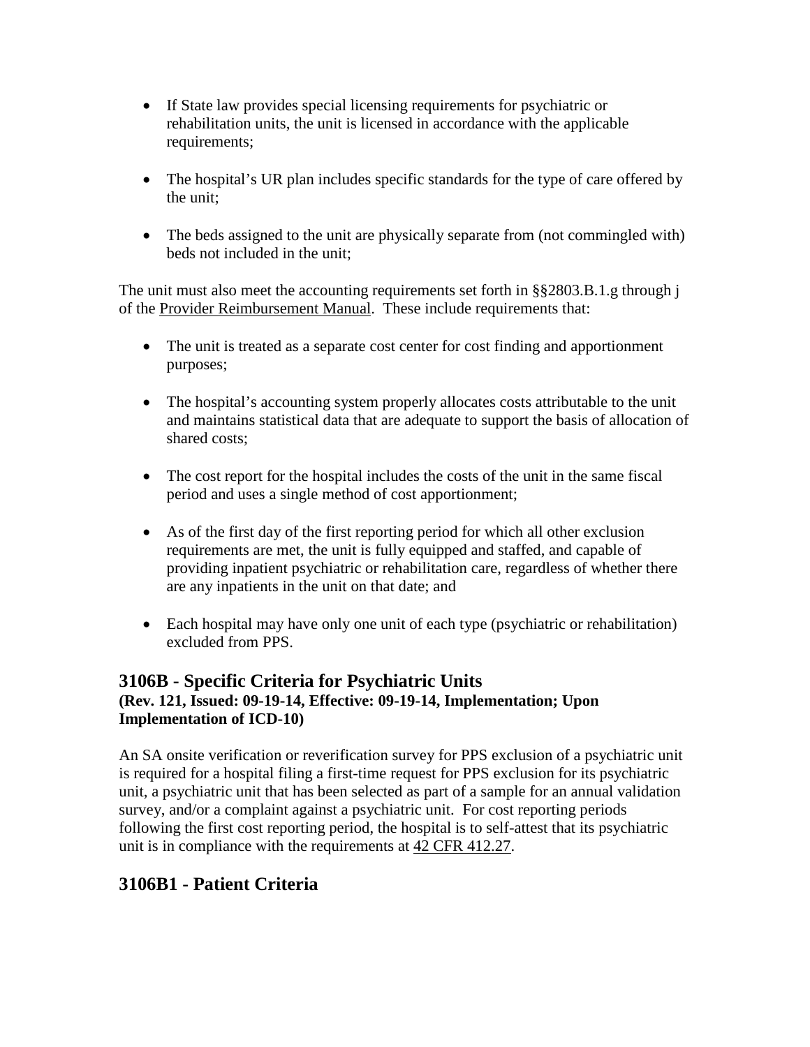- If State law provides special licensing requirements for psychiatric or rehabilitation units, the unit is licensed in accordance with the applicable requirements;
- The hospital's UR plan includes specific standards for the type of care offered by the unit;
- The beds assigned to the unit are physically separate from (not commingled with) beds not included in the unit;

The unit must also meet the accounting requirements set forth in §§2803.B.1.g through j of the Provider Reimbursement Manual. These include requirements that:

- The unit is treated as a separate cost center for cost finding and apportionment purposes;
- The hospital's accounting system properly allocates costs attributable to the unit and maintains statistical data that are adequate to support the basis of allocation of shared costs;
- The cost report for the hospital includes the costs of the unit in the same fiscal period and uses a single method of cost apportionment;
- As of the first day of the first reporting period for which all other exclusion requirements are met, the unit is fully equipped and staffed, and capable of providing inpatient psychiatric or rehabilitation care, regardless of whether there are any inpatients in the unit on that date; and
- Each hospital may have only one unit of each type (psychiatric or rehabilitation) excluded from PPS.

## 3106B - Specific Criteria for Psychiatric Units

**(Rev. 121, Issued: 09-19-14, Effective: 09-19-14, Implementation; Upon Implementation of ICD-10)**

An SA onsite verification or reverification survey for PPS exclusion of a psychiatric unit is required for a hospital filing a first-time request for PPS exclusion for its psychiatric unit, a psychiatric unit that has been selected as part of a sample for an annual validation survey, and/or a complaint against a psychiatric unit. For cost reporting periods following the first cost reporting period, the hospital is to self-attest that its psychiatric unit is in compliance with the requirements at 42 CFR 412.27.

## 3106B1 - Patient Criteria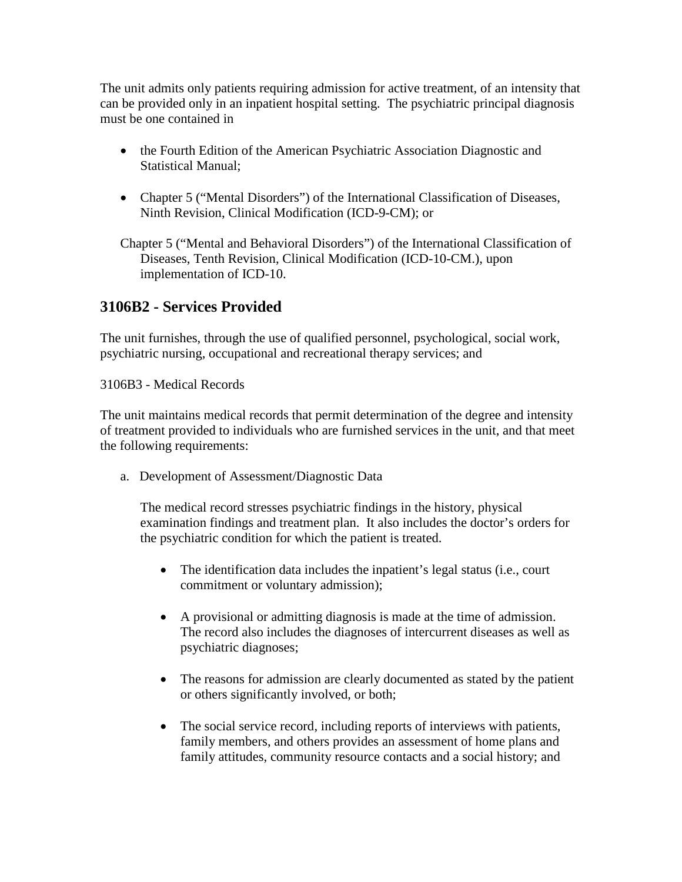The unit admits only patients requiring admission for active treatment, of an intensity that can be provided only in an inpatient hospital setting. The psychiatric principal diagnosis must be one contained in

- the Fourth Edition of the American Psychiatric Association Diagnostic and Statistical Manual;
- Chapter 5 ("Mental Disorders") of the International Classification of Diseases, Ninth Revision, Clinical Modification (ICD-9-CM); or

Chapter 5 ("Mental and Behavioral Disorders") of the International Classification of Diseases, Tenth Revision, Clinical Modification (ICD-10-CM.), upon implementation of ICD-10.

## 3106B2 - Services Provided

The unit furnishes, through the use of qualified personnel, psychological, social work, psychiatric nursing, occupational and recreational therapy services; and

3106B3 - Medical Records

The unit maintains medical records that permit determination of the degree and intensity of treatment provided to individuals who are furnished services in the unit, and that meet the following requirements:

a. Development of Assessment/Diagnostic Data

   The medical record stresses psychiatric findings in the history, physical examination findings and treatment plan. It also includes the doctor's orders for the psychiatric condition for which the patient is treated.

   - The identification data includes the inpatient's legal status (i.e., court commitment or voluntary admission);
   - A provisional or admitting diagnosis is made at the time of admission. The record also includes the diagnoses of intercurrent diseases as well as psychiatric diagnoses;
   - The reasons for admission are clearly documented as stated by the patient or others significantly involved, or both;
   - The social service record, including reports of interviews with patients, family members, and others provides an assessment of home plans and family attitudes, community resource contacts and a social history; and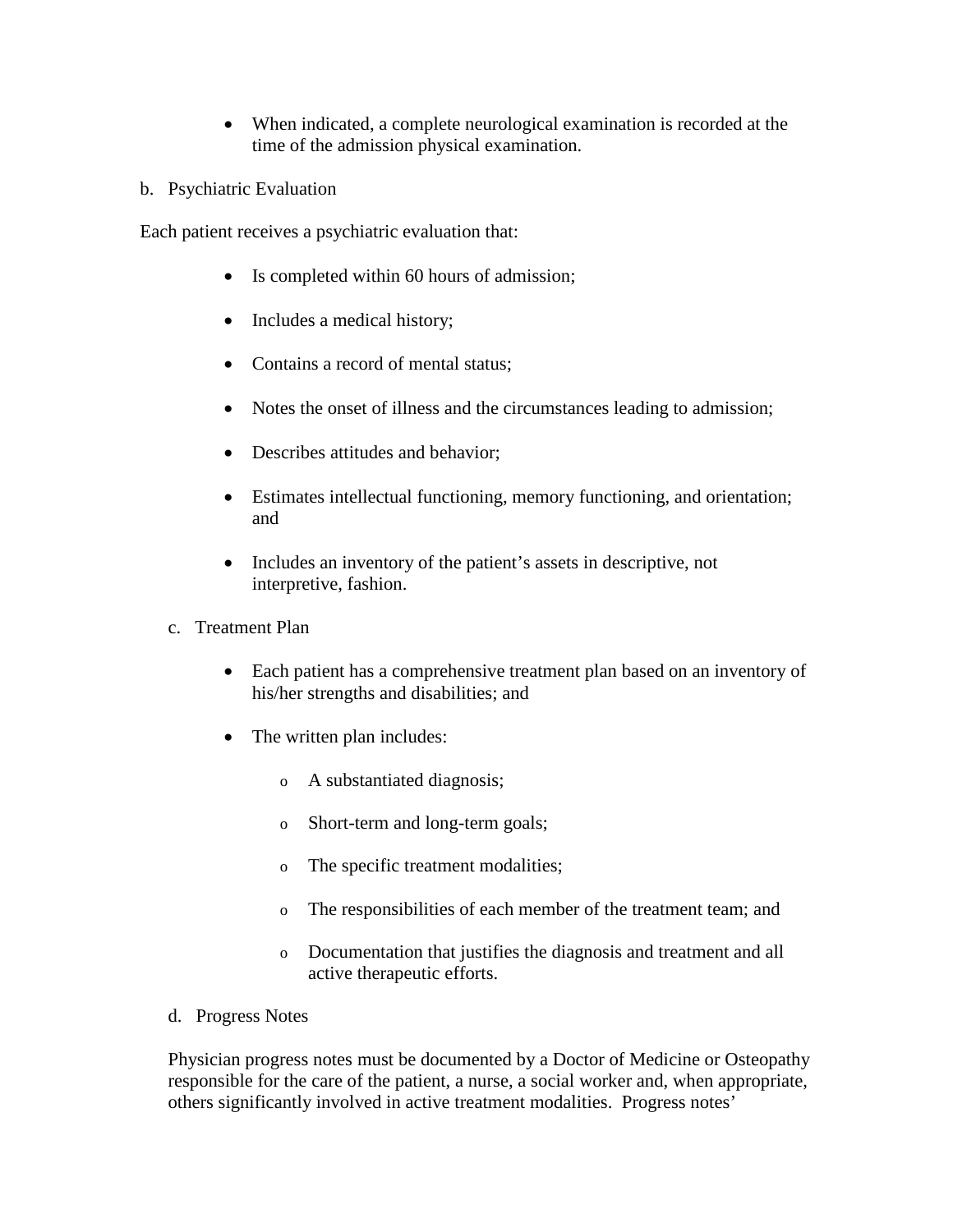- When indicated, a complete neurological examination is recorded at the time of the admission physical examination.

b. Psychiatric Evaluation

Each patient receives a psychiatric evaluation that:

- Is completed within 60 hours of admission;
- Includes a medical history;
- Contains a record of mental status;
- Notes the onset of illness and the circumstances leading to admission;
- Describes attitudes and behavior;
- Estimates intellectual functioning, memory functioning, and orientation; and
- Includes an inventory of the patient's assets in descriptive, not interpretive, fashion.

c. Treatment Plan

- Each patient has a comprehensive treatment plan based on an inventory of his/her strengths and disabilities; and
- The written plan includes:
    - A substantiated diagnosis;
    - Short-term and long-term goals;
    - The specific treatment modalities;
    - The responsibilities of each member of the treatment team; and
    - Documentation that justifies the diagnosis and treatment and all active therapeutic efforts.

d. Progress Notes

Physician progress notes must be documented by a Doctor of Medicine or Osteopathy responsible for the care of the patient, a nurse, a social worker and, when appropriate, others significantly involved in active treatment modalities. Progress notes'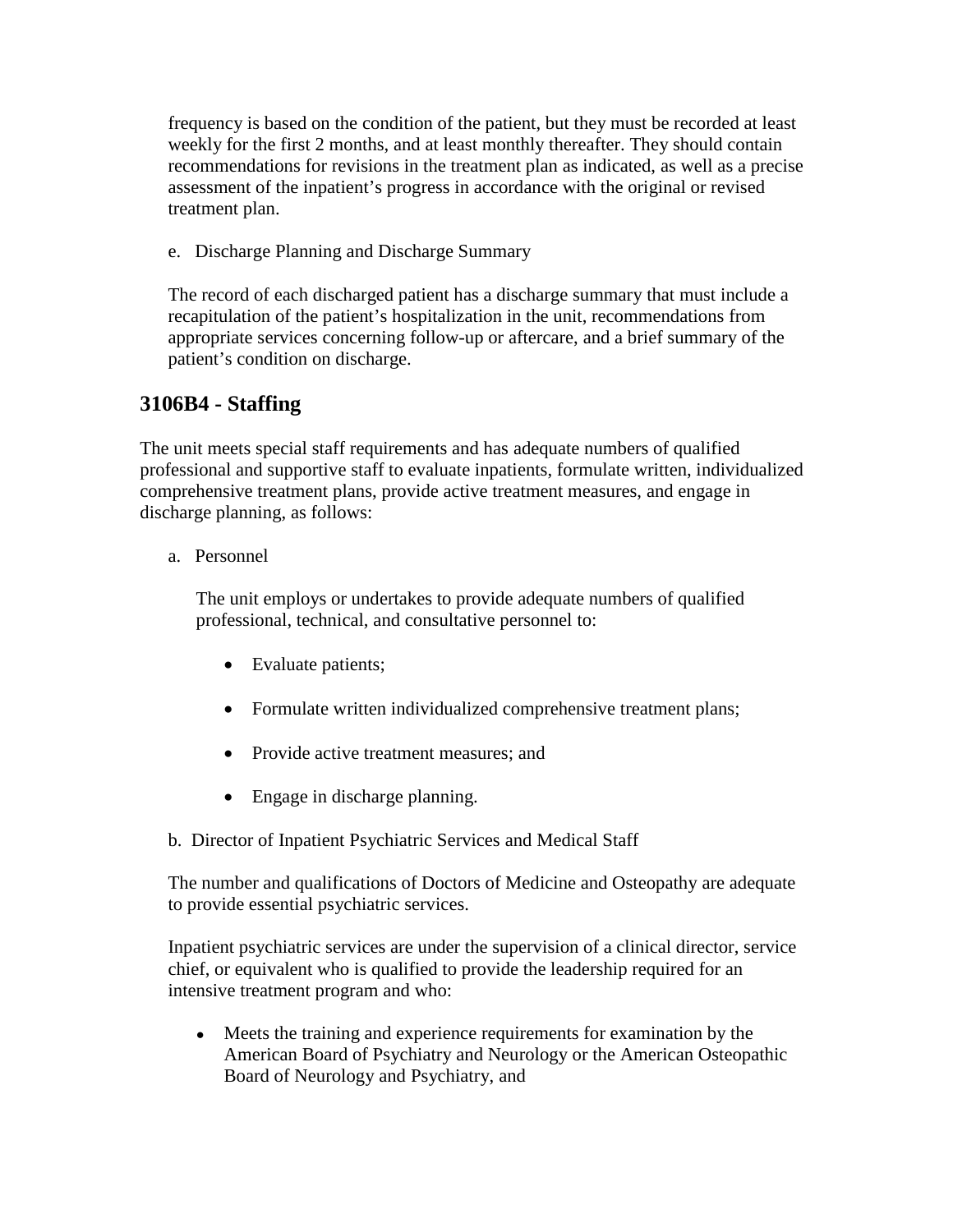frequency is based on the condition of the patient, but they must be recorded at least weekly for the first 2 months, and at least monthly thereafter. They should contain recommendations for revisions in the treatment plan as indicated, as well as a precise assessment of the inpatient's progress in accordance with the original or revised treatment plan.

e. Discharge Planning and Discharge Summary

The record of each discharged patient has a discharge summary that must include a recapitulation of the patient's hospitalization in the unit, recommendations from appropriate services concerning follow-up or aftercare, and a brief summary of the patient's condition on discharge.

## 3106B4 - Staffing

The unit meets special staff requirements and has adequate numbers of qualified professional and supportive staff to evaluate inpatients, formulate written, individualized comprehensive treatment plans, provide active treatment measures, and engage in discharge planning, as follows:

a. Personnel

The unit employs or undertakes to provide adequate numbers of qualified professional, technical, and consultative personnel to:

- Evaluate patients;
- Formulate written individualized comprehensive treatment plans;
- Provide active treatment measures; and
- Engage in discharge planning.

b. Director of Inpatient Psychiatric Services and Medical Staff

The number and qualifications of Doctors of Medicine and Osteopathy are adequate to provide essential psychiatric services.

Inpatient psychiatric services are under the supervision of a clinical director, service chief, or equivalent who is qualified to provide the leadership required for an intensive treatment program and who:

- Meets the training and experience requirements for examination by the American Board of Psychiatry and Neurology or the American Osteopathic Board of Neurology and Psychiatry, and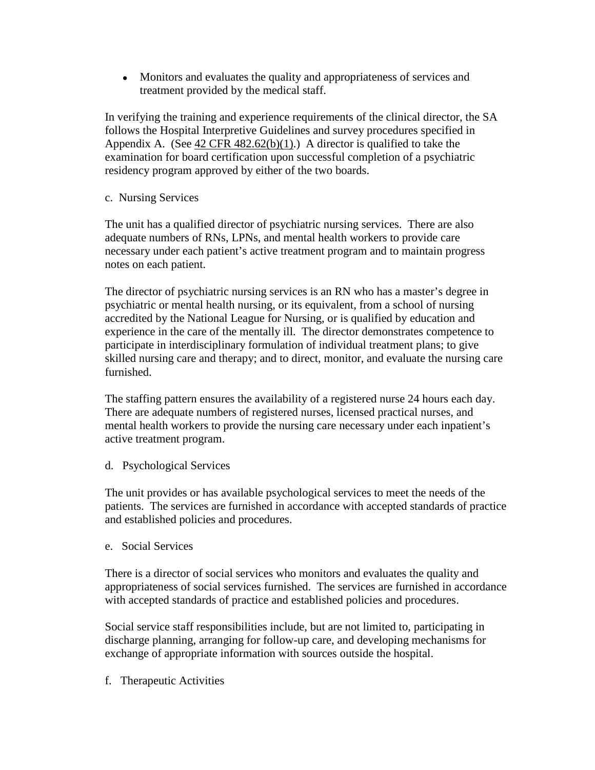- Monitors and evaluates the quality and appropriateness of services and treatment provided by the medical staff.

In verifying the training and experience requirements of the clinical director, the SA follows the Hospital Interpretive Guidelines and survey procedures specified in Appendix A. (See 42 CFR 482.62(b)(1).) A director is qualified to take the examination for board certification upon successful completion of a psychiatric residency program approved by either of the two boards.

c. Nursing Services

The unit has a qualified director of psychiatric nursing services. There are also adequate numbers of RNs, LPNs, and mental health workers to provide care necessary under each patient's active treatment program and to maintain progress notes on each patient.

The director of psychiatric nursing services is an RN who has a master's degree in psychiatric or mental health nursing, or its equivalent, from a school of nursing accredited by the National League for Nursing, or is qualified by education and experience in the care of the mentally ill. The director demonstrates competence to participate in interdisciplinary formulation of individual treatment plans; to give skilled nursing care and therapy; and to direct, monitor, and evaluate the nursing care furnished.

The staffing pattern ensures the availability of a registered nurse 24 hours each day. There are adequate numbers of registered nurses, licensed practical nurses, and mental health workers to provide the nursing care necessary under each inpatient's active treatment program.

d. Psychological Services

The unit provides or has available psychological services to meet the needs of the patients. The services are furnished in accordance with accepted standards of practice and established policies and procedures.

e. Social Services

There is a director of social services who monitors and evaluates the quality and appropriateness of social services furnished. The services are furnished in accordance with accepted standards of practice and established policies and procedures.

Social service staff responsibilities include, but are not limited to, participating in discharge planning, arranging for follow-up care, and developing mechanisms for exchange of appropriate information with sources outside the hospital.

f. Therapeutic Activities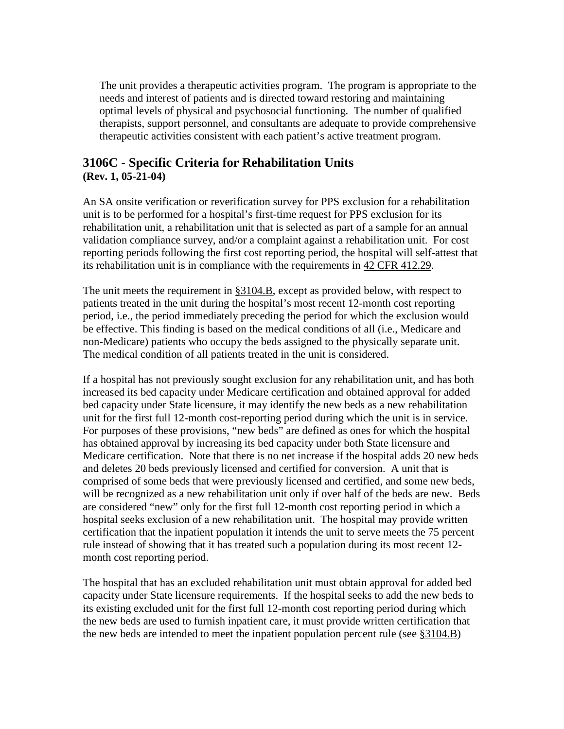The unit provides a therapeutic activities program. The program is appropriate to the needs and interest of patients and is directed toward restoring and maintaining optimal levels of physical and psychosocial functioning. The number of qualified therapists, support personnel, and consultants are adequate to provide comprehensive therapeutic activities consistent with each patient's active treatment program.

## 3106C - Specific Criteria for Rehabilitation Units

**(Rev. 1, 05-21-04)**

An SA onsite verification or reverification survey for PPS exclusion for a rehabilitation unit is to be performed for a hospital's first-time request for PPS exclusion for its rehabilitation unit, a rehabilitation unit that is selected as part of a sample for an annual validation compliance survey, and/or a complaint against a rehabilitation unit. For cost reporting periods following the first cost reporting period, the hospital will self-attest that its rehabilitation unit is in compliance with the requirements in 42 CFR 412.29.

The unit meets the requirement in §3104.B, except as provided below, with respect to patients treated in the unit during the hospital's most recent 12-month cost reporting period, i.e., the period immediately preceding the period for which the exclusion would be effective. This finding is based on the medical conditions of all (i.e., Medicare and non-Medicare) patients who occupy the beds assigned to the physically separate unit. The medical condition of all patients treated in the unit is considered.

If a hospital has not previously sought exclusion for any rehabilitation unit, and has both increased its bed capacity under Medicare certification and obtained approval for added bed capacity under State licensure, it may identify the new beds as a new rehabilitation unit for the first full 12-month cost-reporting period during which the unit is in service. For purposes of these provisions, "new beds" are defined as ones for which the hospital has obtained approval by increasing its bed capacity under both State licensure and Medicare certification. Note that there is no net increase if the hospital adds 20 new beds and deletes 20 beds previously licensed and certified for conversion. A unit that is comprised of some beds that were previously licensed and certified, and some new beds, will be recognized as a new rehabilitation unit only if over half of the beds are new. Beds are considered "new" only for the first full 12-month cost reporting period in which a hospital seeks exclusion of a new rehabilitation unit. The hospital may provide written certification that the inpatient population it intends the unit to serve meets the 75 percent rule instead of showing that it has treated such a population during its most recent 12-month cost reporting period.

The hospital that has an excluded rehabilitation unit must obtain approval for added bed capacity under State licensure requirements. If the hospital seeks to add the new beds to its existing excluded unit for the first full 12-month cost reporting period during which the new beds are used to furnish inpatient care, it must provide written certification that the new beds are intended to meet the inpatient population percent rule (see §3104.B)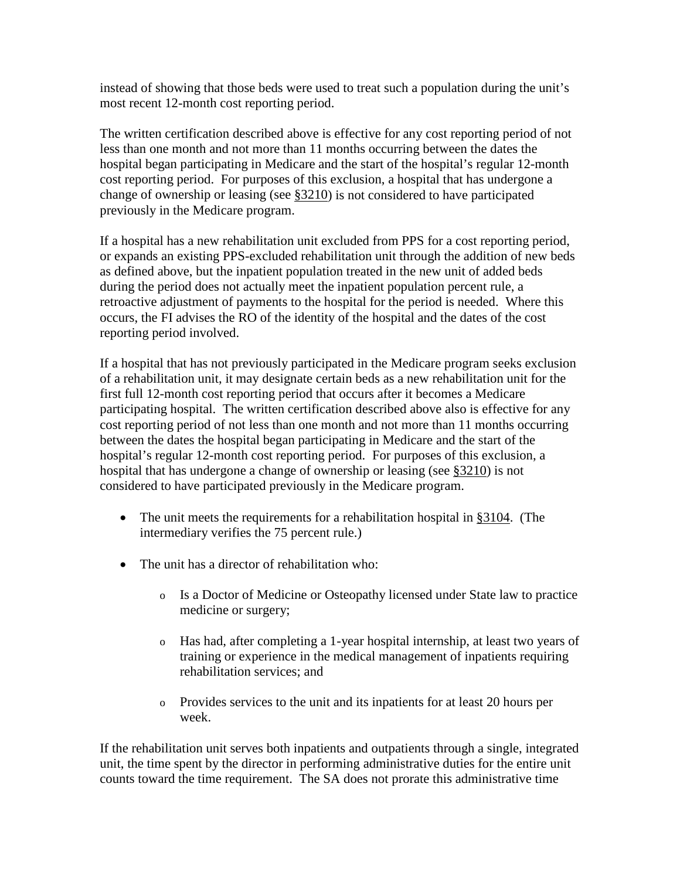instead of showing that those beds were used to treat such a population during the unit's most recent 12-month cost reporting period.

The written certification described above is effective for any cost reporting period of not less than one month and not more than 11 months occurring between the dates the hospital began participating in Medicare and the start of the hospital's regular 12-month cost reporting period. For purposes of this exclusion, a hospital that has undergone a change of ownership or leasing (see §3210) is not considered to have participated previously in the Medicare program.

If a hospital has a new rehabilitation unit excluded from PPS for a cost reporting period, or expands an existing PPS-excluded rehabilitation unit through the addition of new beds as defined above, but the inpatient population treated in the new unit of added beds during the period does not actually meet the inpatient population percent rule, a retroactive adjustment of payments to the hospital for the period is needed. Where this occurs, the FI advises the RO of the identity of the hospital and the dates of the cost reporting period involved.

If a hospital that has not previously participated in the Medicare program seeks exclusion of a rehabilitation unit, it may designate certain beds as a new rehabilitation unit for the first full 12-month cost reporting period that occurs after it becomes a Medicare participating hospital. The written certification described above also is effective for any cost reporting period of not less than one month and not more than 11 months occurring between the dates the hospital began participating in Medicare and the start of the hospital's regular 12-month cost reporting period. For purposes of this exclusion, a hospital that has undergone a change of ownership or leasing (see §3210) is not considered to have participated previously in the Medicare program.

- The unit meets the requirements for a rehabilitation hospital in §3104. (The intermediary verifies the 75 percent rule.)

- The unit has a director of rehabilitation who:

  - Is a Doctor of Medicine or Osteopathy licensed under State law to practice medicine or surgery;

  - Has had, after completing a 1-year hospital internship, at least two years of training or experience in the medical management of inpatients requiring rehabilitation services; and

  - Provides services to the unit and its inpatients for at least 20 hours per week.

If the rehabilitation unit serves both inpatients and outpatients through a single, integrated unit, the time spent by the director in performing administrative duties for the entire unit counts toward the time requirement. The SA does not prorate this administrative time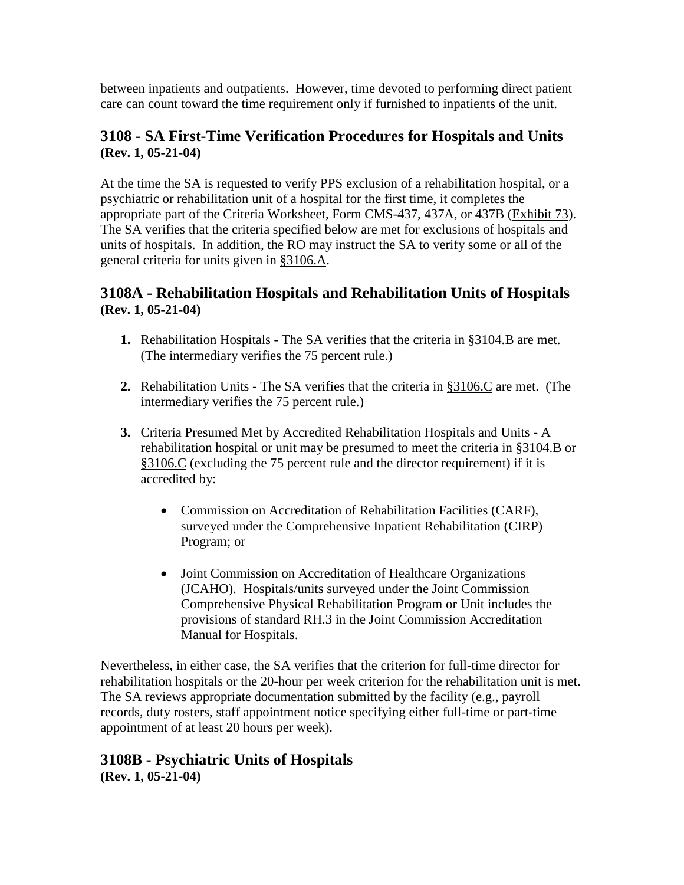between inpatients and outpatients. However, time devoted to performing direct patient care can count toward the time requirement only if furnished to inpatients of the unit.

## 3108 - SA First-Time Verification Procedures for Hospitals and Units

**(Rev. 1, 05-21-04)**

At the time the SA is requested to verify PPS exclusion of a rehabilitation hospital, or a psychiatric or rehabilitation unit of a hospital for the first time, it completes the appropriate part of the Criteria Worksheet, Form CMS-437, 437A, or 437B (Exhibit 73). The SA verifies that the criteria specified below are met for exclusions of hospitals and units of hospitals. In addition, the RO may instruct the SA to verify some or all of the general criteria for units given in §3106.A.

## 3108A - Rehabilitation Hospitals and Rehabilitation Units of Hospitals

**(Rev. 1, 05-21-04)**

1. Rehabilitation Hospitals - The SA verifies that the criteria in §3104.B are met. (The intermediary verifies the 75 percent rule.)

2. Rehabilitation Units - The SA verifies that the criteria in §3106.C are met. (The intermediary verifies the 75 percent rule.)

3. Criteria Presumed Met by Accredited Rehabilitation Hospitals and Units - A rehabilitation hospital or unit may be presumed to meet the criteria in §3104.B or §3106.C (excluding the 75 percent rule and the director requirement) if it is accredited by:

   - Commission on Accreditation of Rehabilitation Facilities (CARF), surveyed under the Comprehensive Inpatient Rehabilitation (CIRP) Program; or

   - Joint Commission on Accreditation of Healthcare Organizations (JCAHO). Hospitals/units surveyed under the Joint Commission Comprehensive Physical Rehabilitation Program or Unit includes the provisions of standard RH.3 in the Joint Commission Accreditation Manual for Hospitals.

Nevertheless, in either case, the SA verifies that the criterion for full-time director for rehabilitation hospitals or the 20-hour per week criterion for the rehabilitation unit is met. The SA reviews appropriate documentation submitted by the facility (e.g., payroll records, duty rosters, staff appointment notice specifying either full-time or part-time appointment of at least 20 hours per week).

## 3108B - Psychiatric Units of Hospitals

**(Rev. 1, 05-21-04)**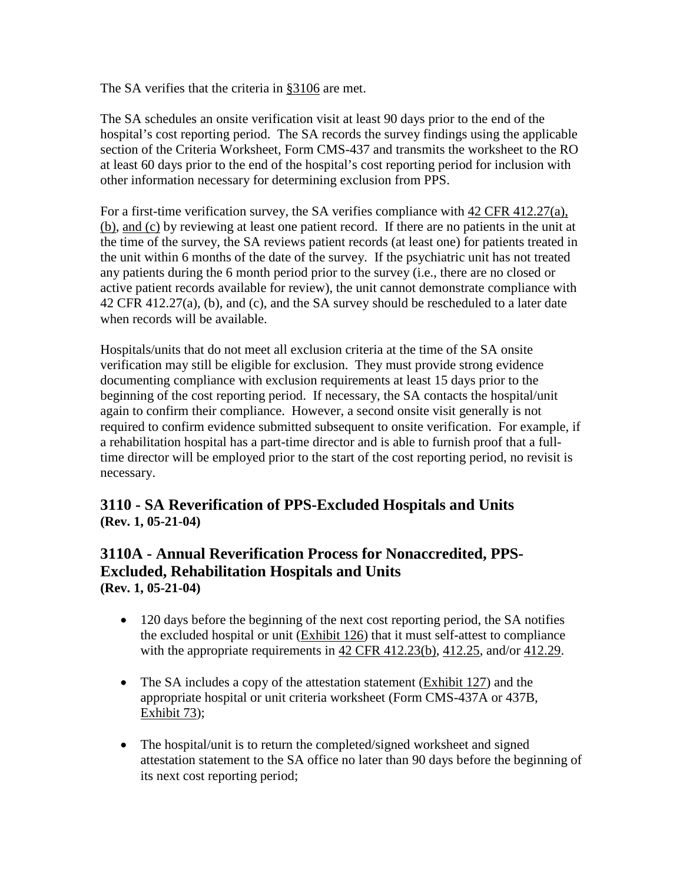The SA verifies that the criteria in §3106 are met.

The SA schedules an onsite verification visit at least 90 days prior to the end of the hospital's cost reporting period. The SA records the survey findings using the applicable section of the Criteria Worksheet, Form CMS-437 and transmits the worksheet to the RO at least 60 days prior to the end of the hospital's cost reporting period for inclusion with other information necessary for determining exclusion from PPS.

For a first-time verification survey, the SA verifies compliance with 42 CFR 412.27(a), (b), and (c) by reviewing at least one patient record. If there are no patients in the unit at the time of the survey, the SA reviews patient records (at least one) for patients treated in the unit within 6 months of the date of the survey. If the psychiatric unit has not treated any patients during the 6 month period prior to the survey (i.e., there are no closed or active patient records available for review), the unit cannot demonstrate compliance with 42 CFR 412.27(a), (b), and (c), and the SA survey should be rescheduled to a later date when records will be available.

Hospitals/units that do not meet all exclusion criteria at the time of the SA onsite verification may still be eligible for exclusion. They must provide strong evidence documenting compliance with exclusion requirements at least 15 days prior to the beginning of the cost reporting period. If necessary, the SA contacts the hospital/unit again to confirm their compliance. However, a second onsite visit generally is not required to confirm evidence submitted subsequent to onsite verification. For example, if a rehabilitation hospital has a part-time director and is able to furnish proof that a full-time director will be employed prior to the start of the cost reporting period, no revisit is necessary.

## 3110 - SA Reverification of PPS-Excluded Hospitals and Units
**(Rev. 1, 05-21-04)**

## 3110A - Annual Reverification Process for Nonaccredited, PPS-Excluded, Rehabilitation Hospitals and Units
**(Rev. 1, 05-21-04)**

- 120 days before the beginning of the next cost reporting period, the SA notifies the excluded hospital or unit (Exhibit 126) that it must self-attest to compliance with the appropriate requirements in 42 CFR 412.23(b), 412.25, and/or 412.29.
- The SA includes a copy of the attestation statement (Exhibit 127) and the appropriate hospital or unit criteria worksheet (Form CMS-437A or 437B, Exhibit 73);
- The hospital/unit is to return the completed/signed worksheet and signed attestation statement to the SA office no later than 90 days before the beginning of its next cost reporting period;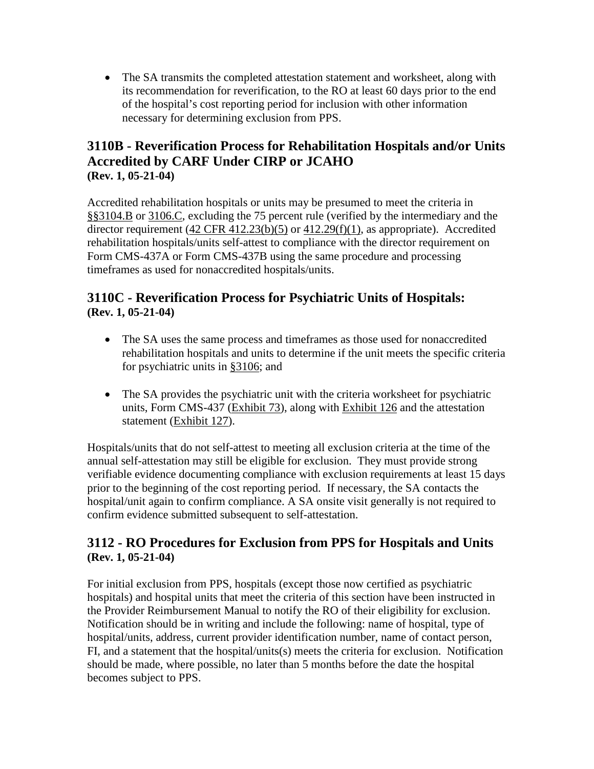- The SA transmits the completed attestation statement and worksheet, along with its recommendation for reverification, to the RO at least 60 days prior to the end of the hospital's cost reporting period for inclusion with other information necessary for determining exclusion from PPS.

## 3110B - Reverification Process for Rehabilitation Hospitals and/or Units Accredited by CARF Under CIRP or JCAHO

**(Rev. 1, 05-21-04)**

Accredited rehabilitation hospitals or units may be presumed to meet the criteria in §§3104.B or 3106.C, excluding the 75 percent rule (verified by the intermediary and the director requirement (42 CFR 412.23(b)(5) or 412.29(f)(1), as appropriate). Accredited rehabilitation hospitals/units self-attest to compliance with the director requirement on Form CMS-437A or Form CMS-437B using the same procedure and processing timeframes as used for nonaccredited hospitals/units.

## 3110C - Reverification Process for Psychiatric Units of Hospitals:

**(Rev. 1, 05-21-04)**

- The SA uses the same process and timeframes as those used for nonaccredited rehabilitation hospitals and units to determine if the unit meets the specific criteria for psychiatric units in §3106; and

- The SA provides the psychiatric unit with the criteria worksheet for psychiatric units, Form CMS-437 (Exhibit 73), along with Exhibit 126 and the attestation statement (Exhibit 127).

Hospitals/units that do not self-attest to meeting all exclusion criteria at the time of the annual self-attestation may still be eligible for exclusion. They must provide strong verifiable evidence documenting compliance with exclusion requirements at least 15 days prior to the beginning of the cost reporting period. If necessary, the SA contacts the hospital/unit again to confirm compliance. A SA onsite visit generally is not required to confirm evidence submitted subsequent to self-attestation.

## 3112 - RO Procedures for Exclusion from PPS for Hospitals and Units

**(Rev. 1, 05-21-04)**

For initial exclusion from PPS, hospitals (except those now certified as psychiatric hospitals) and hospital units that meet the criteria of this section have been instructed in the Provider Reimbursement Manual to notify the RO of their eligibility for exclusion. Notification should be in writing and include the following: name of hospital, type of hospital/units, address, current provider identification number, name of contact person, FI, and a statement that the hospital/units(s) meets the criteria for exclusion. Notification should be made, where possible, no later than 5 months before the date the hospital becomes subject to PPS.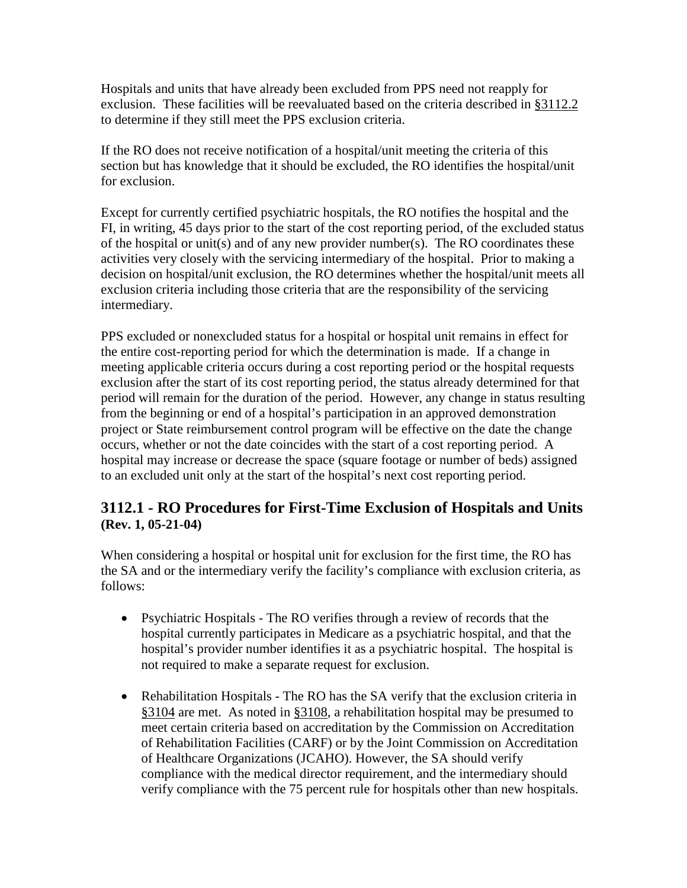Hospitals and units that have already been excluded from PPS need not reapply for exclusion. These facilities will be reevaluated based on the criteria described in §3112.2 to determine if they still meet the PPS exclusion criteria.

If the RO does not receive notification of a hospital/unit meeting the criteria of this section but has knowledge that it should be excluded, the RO identifies the hospital/unit for exclusion.

Except for currently certified psychiatric hospitals, the RO notifies the hospital and the FI, in writing, 45 days prior to the start of the cost reporting period, of the excluded status of the hospital or unit(s) and of any new provider number(s). The RO coordinates these activities very closely with the servicing intermediary of the hospital. Prior to making a decision on hospital/unit exclusion, the RO determines whether the hospital/unit meets all exclusion criteria including those criteria that are the responsibility of the servicing intermediary.

PPS excluded or nonexcluded status for a hospital or hospital unit remains in effect for the entire cost-reporting period for which the determination is made. If a change in meeting applicable criteria occurs during a cost reporting period or the hospital requests exclusion after the start of its cost reporting period, the status already determined for that period will remain for the duration of the period. However, any change in status resulting from the beginning or end of a hospital's participation in an approved demonstration project or State reimbursement control program will be effective on the date the change occurs, whether or not the date coincides with the start of a cost reporting period. A hospital may increase or decrease the space (square footage or number of beds) assigned to an excluded unit only at the start of the hospital's next cost reporting period.

## 3112.1 - RO Procedures for First-Time Exclusion of Hospitals and Units
**(Rev. 1, 05-21-04)**

When considering a hospital or hospital unit for exclusion for the first time, the RO has the SA and or the intermediary verify the facility's compliance with exclusion criteria, as follows:

- Psychiatric Hospitals - The RO verifies through a review of records that the hospital currently participates in Medicare as a psychiatric hospital, and that the hospital's provider number identifies it as a psychiatric hospital. The hospital is not required to make a separate request for exclusion.
- Rehabilitation Hospitals - The RO has the SA verify that the exclusion criteria in §3104 are met. As noted in §3108, a rehabilitation hospital may be presumed to meet certain criteria based on accreditation by the Commission on Accreditation of Rehabilitation Facilities (CARF) or by the Joint Commission on Accreditation of Healthcare Organizations (JCAHO). However, the SA should verify compliance with the medical director requirement, and the intermediary should verify compliance with the 75 percent rule for hospitals other than new hospitals.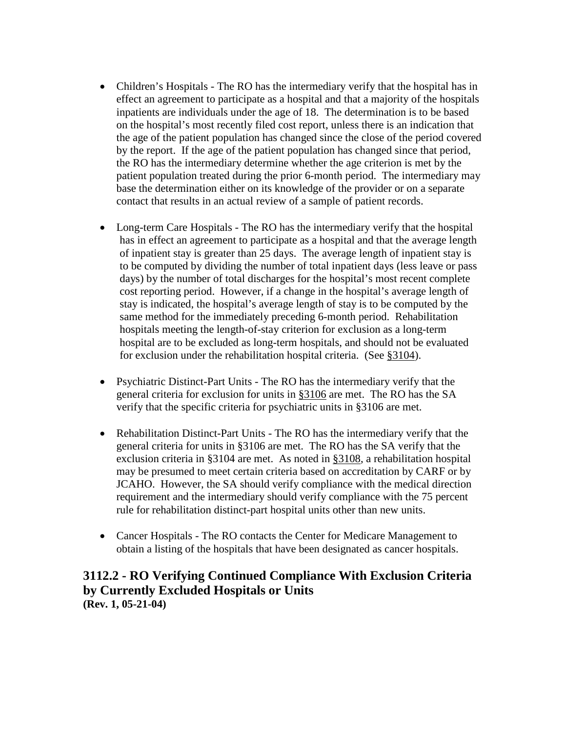- Children's Hospitals - The RO has the intermediary verify that the hospital has in effect an agreement to participate as a hospital and that a majority of the hospitals inpatients are individuals under the age of 18. The determination is to be based on the hospital's most recently filed cost report, unless there is an indication that the age of the patient population has changed since the close of the period covered by the report. If the age of the patient population has changed since that period, the RO has the intermediary determine whether the age criterion is met by the patient population treated during the prior 6-month period. The intermediary may base the determination either on its knowledge of the provider or on a separate contact that results in an actual review of a sample of patient records.

- Long-term Care Hospitals - The RO has the intermediary verify that the hospital has in effect an agreement to participate as a hospital and that the average length of inpatient stay is greater than 25 days. The average length of inpatient stay is to be computed by dividing the number of total inpatient days (less leave or pass days) by the number of total discharges for the hospital's most recent complete cost reporting period. However, if a change in the hospital's average length of stay is indicated, the hospital's average length of stay is to be computed by the same method for the immediately preceding 6-month period. Rehabilitation hospitals meeting the length-of-stay criterion for exclusion as a long-term hospital are to be excluded as long-term hospitals, and should not be evaluated for exclusion under the rehabilitation hospital criteria. (See §3104).

- Psychiatric Distinct-Part Units - The RO has the intermediary verify that the general criteria for exclusion for units in §3106 are met. The RO has the SA verify that the specific criteria for psychiatric units in §3106 are met.

- Rehabilitation Distinct-Part Units - The RO has the intermediary verify that the general criteria for units in §3106 are met. The RO has the SA verify that the exclusion criteria in §3104 are met. As noted in §3108, a rehabilitation hospital may be presumed to meet certain criteria based on accreditation by CARF or by JCAHO. However, the SA should verify compliance with the medical direction requirement and the intermediary should verify compliance with the 75 percent rule for rehabilitation distinct-part hospital units other than new units.

- Cancer Hospitals - The RO contacts the Center for Medicare Management to obtain a listing of the hospitals that have been designated as cancer hospitals.

## 3112.2 - RO Verifying Continued Compliance With Exclusion Criteria by Currently Excluded Hospitals or Units

**(Rev. 1, 05-21-04)**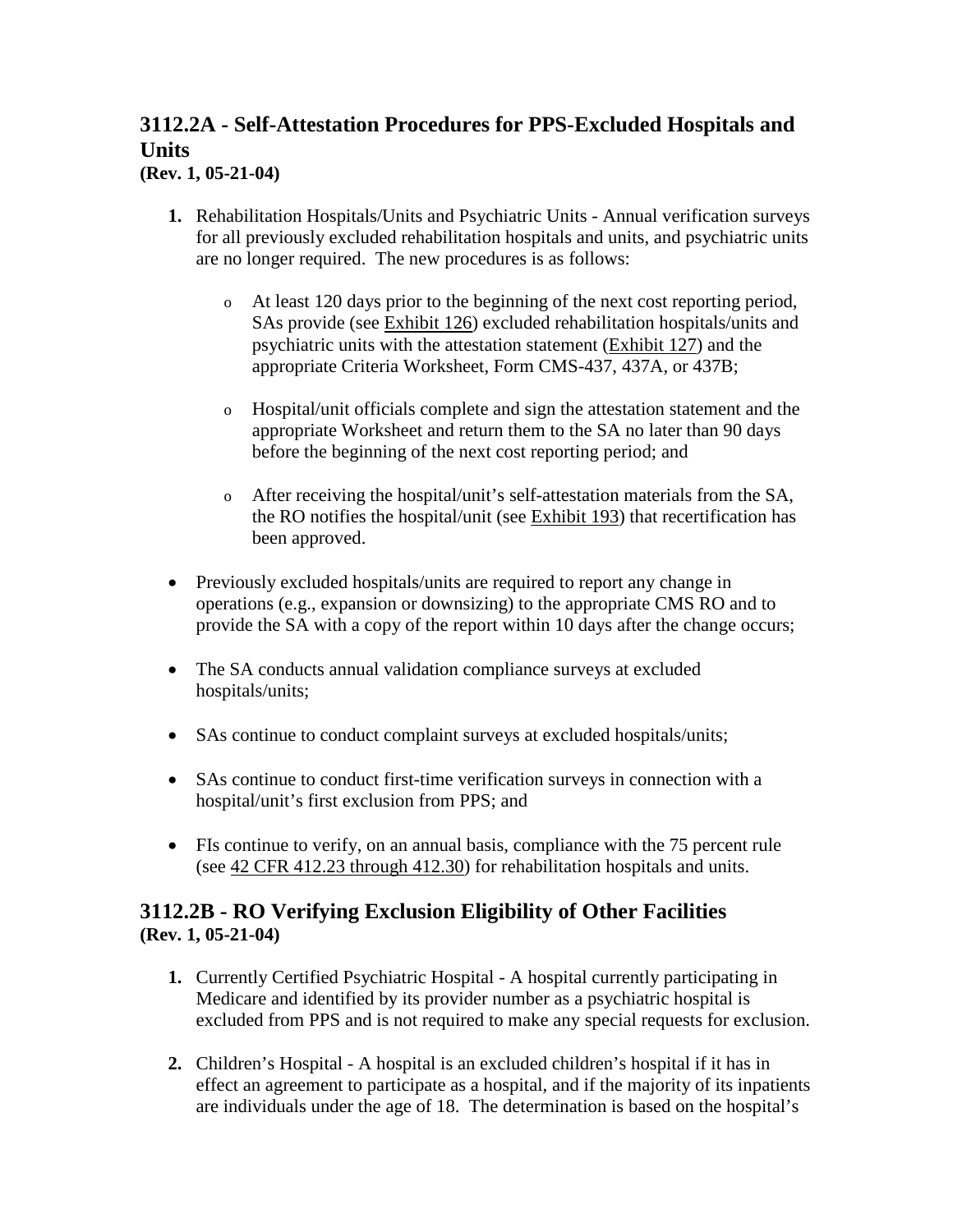## 3112.2A - Self-Attestation Procedures for PPS-Excluded Hospitals and Units

**(Rev. 1, 05-21-04)**

1. Rehabilitation Hospitals/Units and Psychiatric Units - Annual verification surveys for all previously excluded rehabilitation hospitals and units, and psychiatric units are no longer required. The new procedures is as follows:

   - At least 120 days prior to the beginning of the next cost reporting period, SAs provide (see Exhibit 126) excluded rehabilitation hospitals/units and psychiatric units with the attestation statement (Exhibit 127) and the appropriate Criteria Worksheet, Form CMS-437, 437A, or 437B;

   - Hospital/unit officials complete and sign the attestation statement and the appropriate Worksheet and return them to the SA no later than 90 days before the beginning of the next cost reporting period; and

   - After receiving the hospital/unit's self-attestation materials from the SA, the RO notifies the hospital/unit (see Exhibit 193) that recertification has been approved.

- Previously excluded hospitals/units are required to report any change in operations (e.g., expansion or downsizing) to the appropriate CMS RO and to provide the SA with a copy of the report within 10 days after the change occurs;

- The SA conducts annual validation compliance surveys at excluded hospitals/units;

- SAs continue to conduct complaint surveys at excluded hospitals/units;

- SAs continue to conduct first-time verification surveys in connection with a hospital/unit's first exclusion from PPS; and

- FIs continue to verify, on an annual basis, compliance with the 75 percent rule (see 42 CFR 412.23 through 412.30) for rehabilitation hospitals and units.

## 3112.2B - RO Verifying Exclusion Eligibility of Other Facilities

**(Rev. 1, 05-21-04)**

1. Currently Certified Psychiatric Hospital - A hospital currently participating in Medicare and identified by its provider number as a psychiatric hospital is excluded from PPS and is not required to make any special requests for exclusion.

2. Children's Hospital - A hospital is an excluded children's hospital if it has in effect an agreement to participate as a hospital, and if the majority of its inpatients are individuals under the age of 18. The determination is based on the hospital's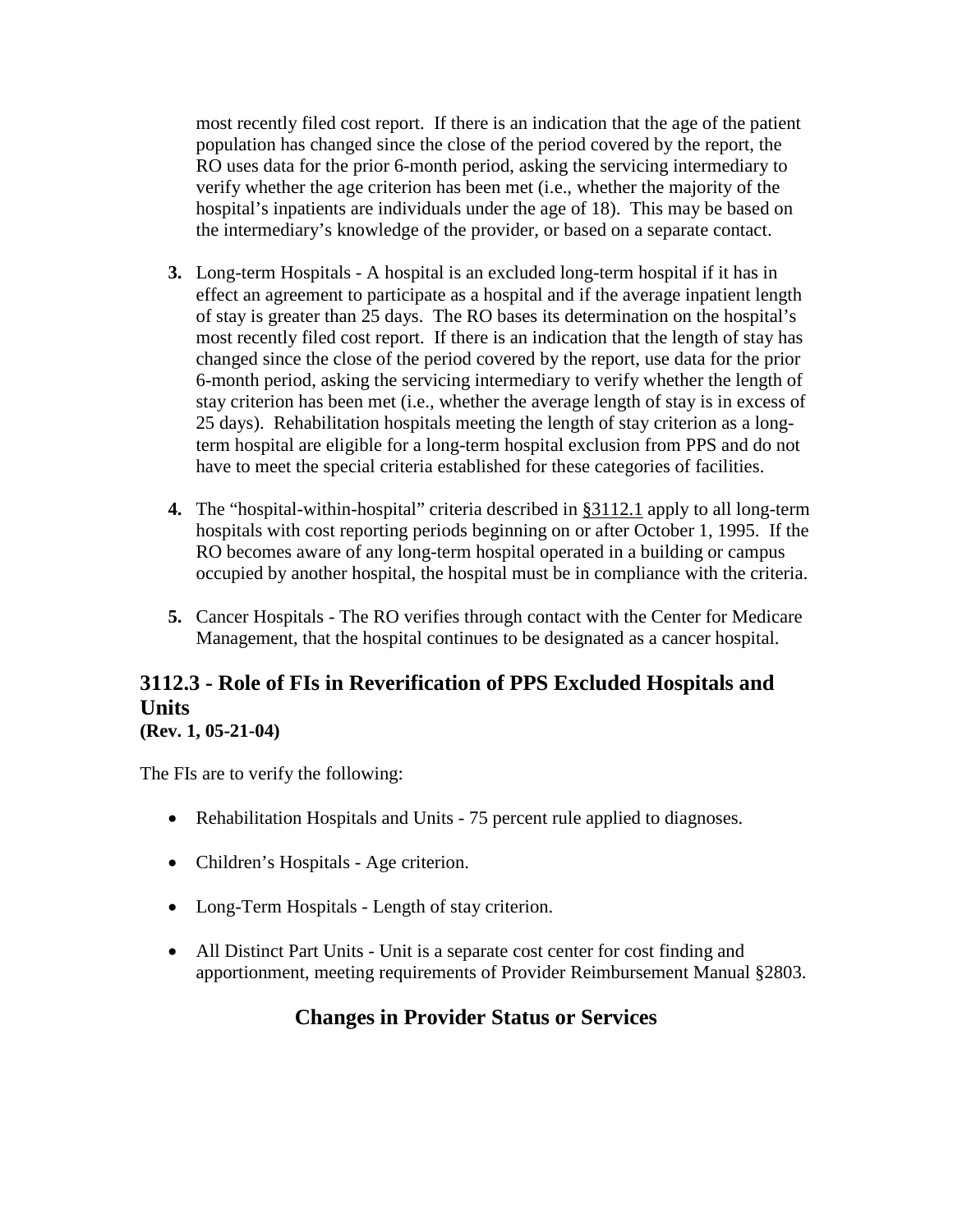most recently filed cost report. If there is an indication that the age of the patient population has changed since the close of the period covered by the report, the RO uses data for the prior 6-month period, asking the servicing intermediary to verify whether the age criterion has been met (i.e., whether the majority of the hospital's inpatients are individuals under the age of 18). This may be based on the intermediary's knowledge of the provider, or based on a separate contact.

3. Long-term Hospitals - A hospital is an excluded long-term hospital if it has in effect an agreement to participate as a hospital and if the average inpatient length of stay is greater than 25 days. The RO bases its determination on the hospital's most recently filed cost report. If there is an indication that the length of stay has changed since the close of the period covered by the report, use data for the prior 6-month period, asking the servicing intermediary to verify whether the length of stay criterion has been met (i.e., whether the average length of stay is in excess of 25 days). Rehabilitation hospitals meeting the length of stay criterion as a long-term hospital are eligible for a long-term hospital exclusion from PPS and do not have to meet the special criteria established for these categories of facilities.

4. The "hospital-within-hospital" criteria described in §3112.1 apply to all long-term hospitals with cost reporting periods beginning on or after October 1, 1995. If the RO becomes aware of any long-term hospital operated in a building or campus occupied by another hospital, the hospital must be in compliance with the criteria.

5. Cancer Hospitals - The RO verifies through contact with the Center for Medicare Management, that the hospital continues to be designated as a cancer hospital.

## 3112.3 - Role of FIs in Reverification of PPS Excluded Hospitals and Units

**(Rev. 1, 05-21-04)**

The FIs are to verify the following:

- Rehabilitation Hospitals and Units - 75 percent rule applied to diagnoses.
- Children's Hospitals - Age criterion.
- Long-Term Hospitals - Length of stay criterion.
- All Distinct Part Units - Unit is a separate cost center for cost finding and apportionment, meeting requirements of Provider Reimbursement Manual §2803.

## Changes in Provider Status or Services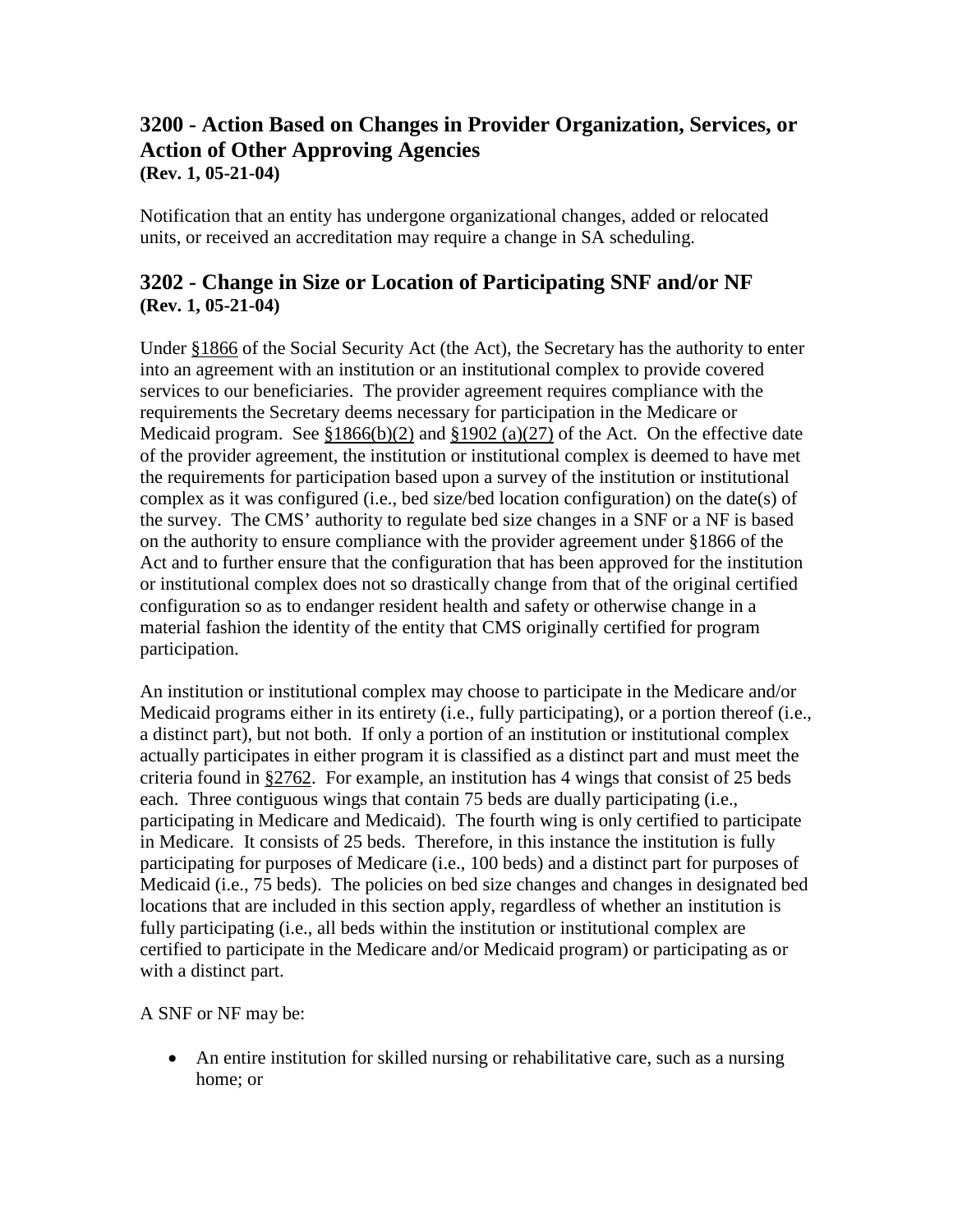## 3200 - Action Based on Changes in Provider Organization, Services, or Action of Other Approving Agencies

**(Rev. 1, 05-21-04)**

Notification that an entity has undergone organizational changes, added or relocated units, or received an accreditation may require a change in SA scheduling.

## 3202 - Change in Size or Location of Participating SNF and/or NF

**(Rev. 1, 05-21-04)**

Under §1866 of the Social Security Act (the Act), the Secretary has the authority to enter into an agreement with an institution or an institutional complex to provide covered services to our beneficiaries. The provider agreement requires compliance with the requirements the Secretary deems necessary for participation in the Medicare or Medicaid program. See §1866(b)(2) and §1902 (a)(27) of the Act. On the effective date of the provider agreement, the institution or institutional complex is deemed to have met the requirements for participation based upon a survey of the institution or institutional complex as it was configured (i.e., bed size/bed location configuration) on the date(s) of the survey. The CMS' authority to regulate bed size changes in a SNF or a NF is based on the authority to ensure compliance with the provider agreement under §1866 of the Act and to further ensure that the configuration that has been approved for the institution or institutional complex does not so drastically change from that of the original certified configuration so as to endanger resident health and safety or otherwise change in a material fashion the identity of the entity that CMS originally certified for program participation.

An institution or institutional complex may choose to participate in the Medicare and/or Medicaid programs either in its entirety (i.e., fully participating), or a portion thereof (i.e., a distinct part), but not both. If only a portion of an institution or institutional complex actually participates in either program it is classified as a distinct part and must meet the criteria found in §2762. For example, an institution has 4 wings that consist of 25 beds each. Three contiguous wings that contain 75 beds are dually participating (i.e., participating in Medicare and Medicaid). The fourth wing is only certified to participate in Medicare. It consists of 25 beds. Therefore, in this instance the institution is fully participating for purposes of Medicare (i.e., 100 beds) and a distinct part for purposes of Medicaid (i.e., 75 beds). The policies on bed size changes and changes in designated bed locations that are included in this section apply, regardless of whether an institution is fully participating (i.e., all beds within the institution or institutional complex are certified to participate in the Medicare and/or Medicaid program) or participating as or with a distinct part.

A SNF or NF may be:

- An entire institution for skilled nursing or rehabilitative care, such as a nursing home; or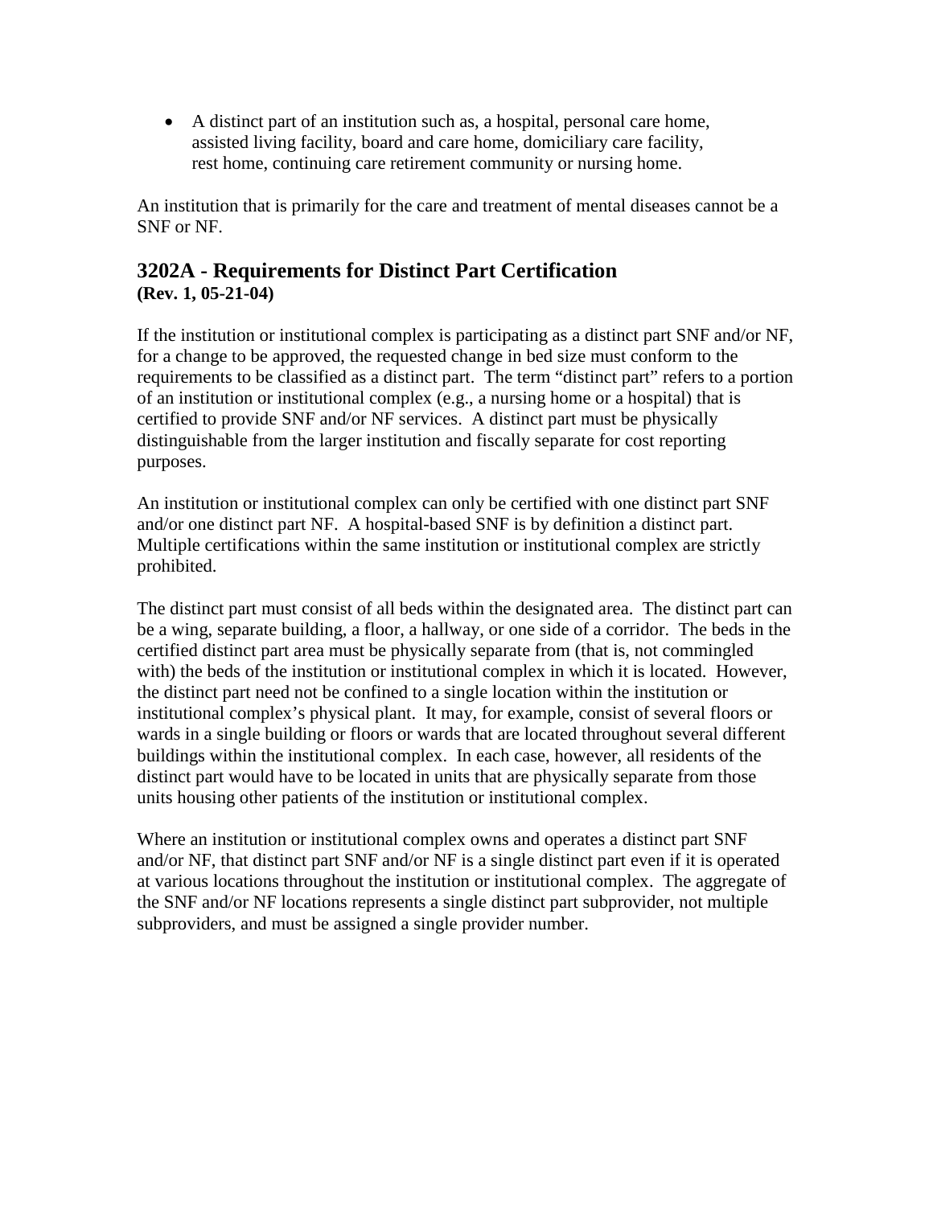- A distinct part of an institution such as, a hospital, personal care home, assisted living facility, board and care home, domiciliary care facility, rest home, continuing care retirement community or nursing home.

An institution that is primarily for the care and treatment of mental diseases cannot be a SNF or NF.

## 3202A - Requirements for Distinct Part Certification
**(Rev. 1, 05-21-04)**

If the institution or institutional complex is participating as a distinct part SNF and/or NF, for a change to be approved, the requested change in bed size must conform to the requirements to be classified as a distinct part. The term "distinct part" refers to a portion of an institution or institutional complex (e.g., a nursing home or a hospital) that is certified to provide SNF and/or NF services. A distinct part must be physically distinguishable from the larger institution and fiscally separate for cost reporting purposes.

An institution or institutional complex can only be certified with one distinct part SNF and/or one distinct part NF. A hospital-based SNF is by definition a distinct part. Multiple certifications within the same institution or institutional complex are strictly prohibited.

The distinct part must consist of all beds within the designated area. The distinct part can be a wing, separate building, a floor, a hallway, or one side of a corridor. The beds in the certified distinct part area must be physically separate from (that is, not commingled with) the beds of the institution or institutional complex in which it is located. However, the distinct part need not be confined to a single location within the institution or institutional complex's physical plant. It may, for example, consist of several floors or wards in a single building or floors or wards that are located throughout several different buildings within the institutional complex. In each case, however, all residents of the distinct part would have to be located in units that are physically separate from those units housing other patients of the institution or institutional complex.

Where an institution or institutional complex owns and operates a distinct part SNF and/or NF, that distinct part SNF and/or NF is a single distinct part even if it is operated at various locations throughout the institution or institutional complex. The aggregate of the SNF and/or NF locations represents a single distinct part subprovider, not multiple subproviders, and must be assigned a single provider number.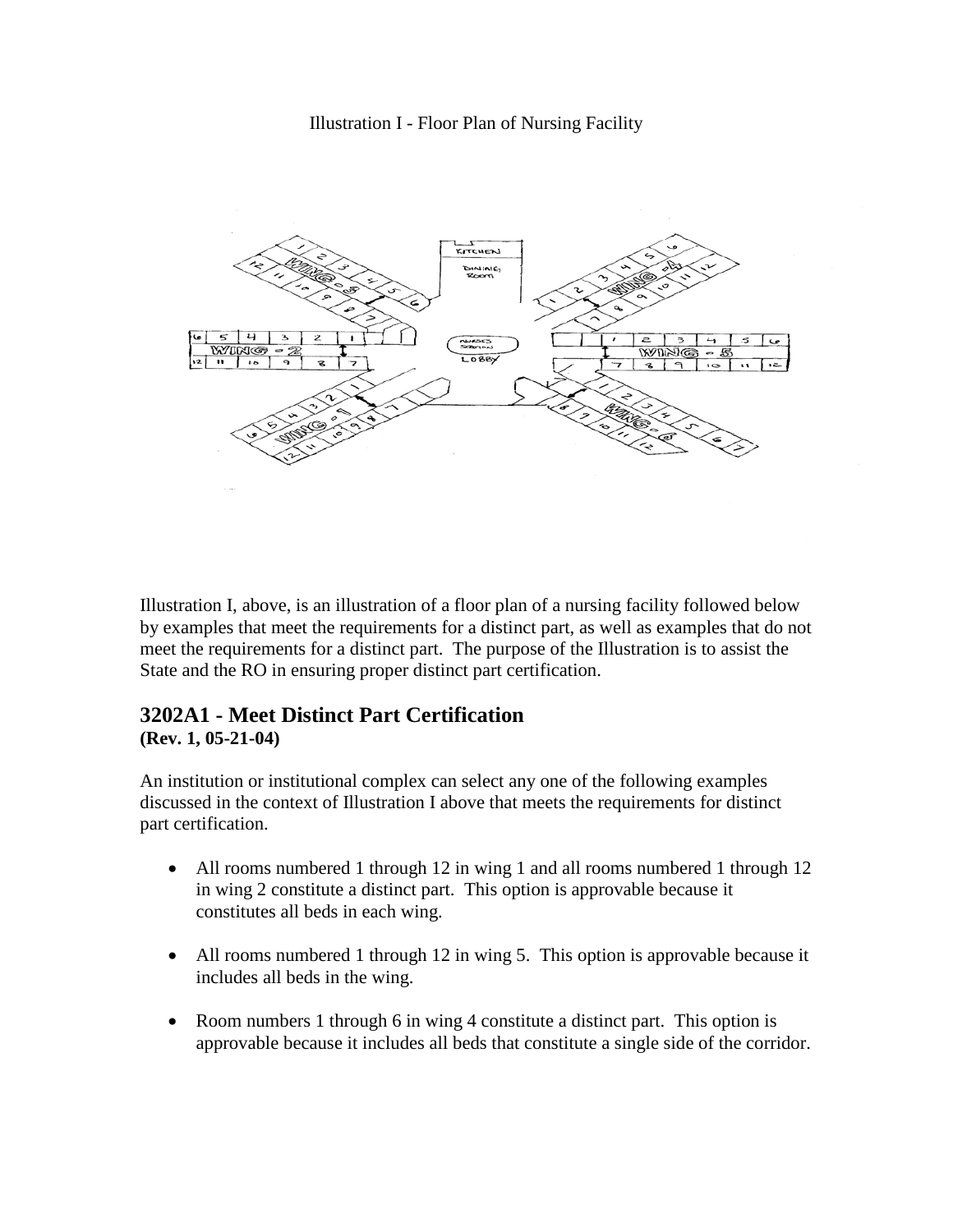Illustration I - Floor Plan of Nursing Facility

Illustration I, above, is an illustration of a floor plan of a nursing facility followed below by examples that meet the requirements for a distinct part, as well as examples that do not meet the requirements for a distinct part. The purpose of the Illustration is to assist the State and the RO in ensuring proper distinct part certification.

## 3202A1 - Meet Distinct Part Certification
**(Rev. 1, 05-21-04)**

An institution or institutional complex can select any one of the following examples discussed in the context of Illustration I above that meets the requirements for distinct part certification.

- All rooms numbered 1 through 12 in wing 1 and all rooms numbered 1 through 12 in wing 2 constitute a distinct part. This option is approvable because it constitutes all beds in each wing.
- All rooms numbered 1 through 12 in wing 5. This option is approvable because it includes all beds in the wing.
- Room numbers 1 through 6 in wing 4 constitute a distinct part. This option is approvable because it includes all beds that constitute a single side of the corridor.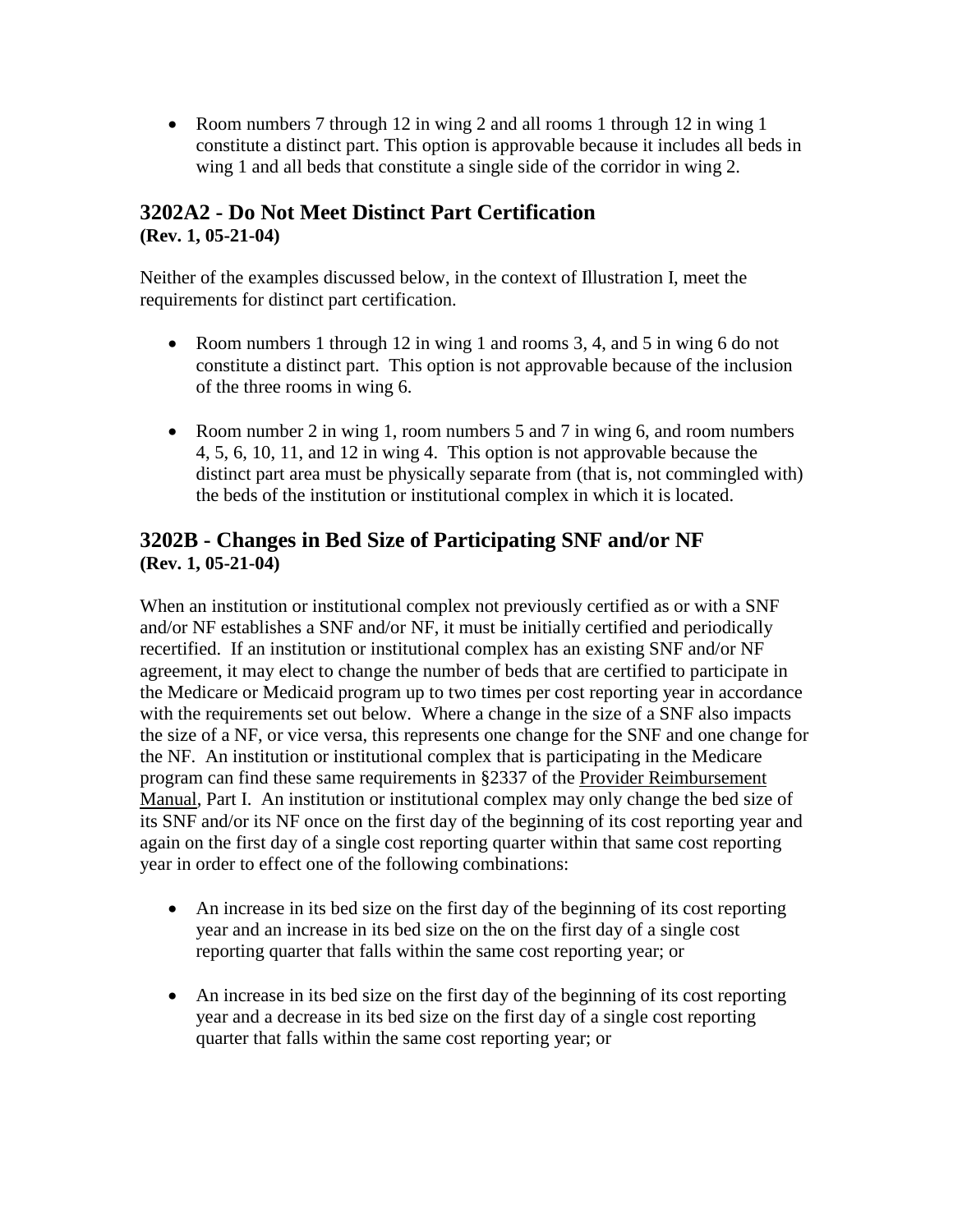- Room numbers 7 through 12 in wing 2 and all rooms 1 through 12 in wing 1 constitute a distinct part. This option is approvable because it includes all beds in wing 1 and all beds that constitute a single side of the corridor in wing 2.

## 3202A2 - Do Not Meet Distinct Part Certification
**(Rev. 1, 05-21-04)**

Neither of the examples discussed below, in the context of Illustration I, meet the requirements for distinct part certification.

- Room numbers 1 through 12 in wing 1 and rooms 3, 4, and 5 in wing 6 do not constitute a distinct part. This option is not approvable because of the inclusion of the three rooms in wing 6.

- Room number 2 in wing 1, room numbers 5 and 7 in wing 6, and room numbers 4, 5, 6, 10, 11, and 12 in wing 4. This option is not approvable because the distinct part area must be physically separate from (that is, not commingled with) the beds of the institution or institutional complex in which it is located.

## 3202B - Changes in Bed Size of Participating SNF and/or NF
**(Rev. 1, 05-21-04)**

When an institution or institutional complex not previously certified as or with a SNF and/or NF establishes a SNF and/or NF, it must be initially certified and periodically recertified. If an institution or institutional complex has an existing SNF and/or NF agreement, it may elect to change the number of beds that are certified to participate in the Medicare or Medicaid program up to two times per cost reporting year in accordance with the requirements set out below. Where a change in the size of a SNF also impacts the size of a NF, or vice versa, this represents one change for the SNF and one change for the NF. An institution or institutional complex that is participating in the Medicare program can find these same requirements in §2337 of the Provider Reimbursement Manual, Part I. An institution or institutional complex may only change the bed size of its SNF and/or its NF once on the first day of the beginning of its cost reporting year and again on the first day of a single cost reporting quarter within that same cost reporting year in order to effect one of the following combinations:

- An increase in its bed size on the first day of the beginning of its cost reporting year and an increase in its bed size on the on the first day of a single cost reporting quarter that falls within the same cost reporting year; or

- An increase in its bed size on the first day of the beginning of its cost reporting year and a decrease in its bed size on the first day of a single cost reporting quarter that falls within the same cost reporting year; or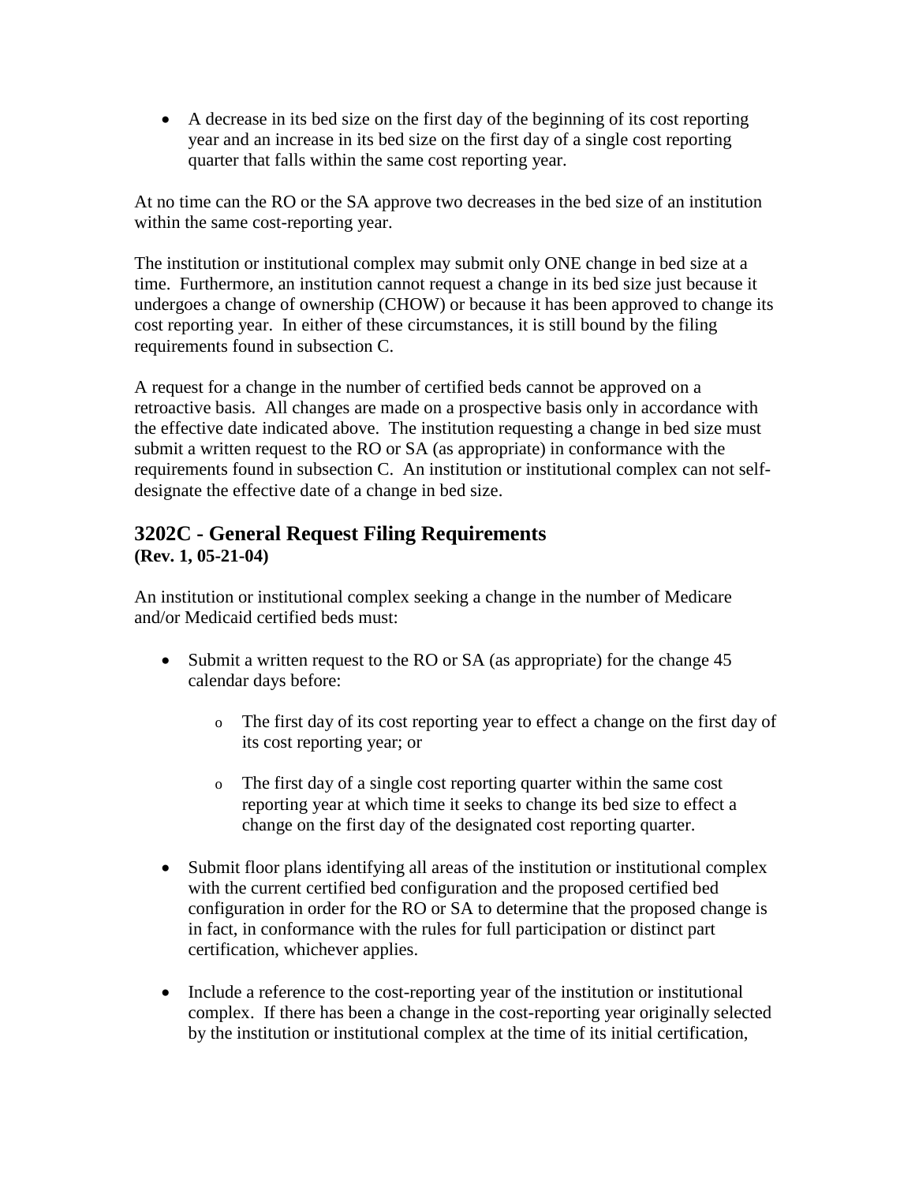- A decrease in its bed size on the first day of the beginning of its cost reporting year and an increase in its bed size on the first day of a single cost reporting quarter that falls within the same cost reporting year.

At no time can the RO or the SA approve two decreases in the bed size of an institution within the same cost-reporting year.

The institution or institutional complex may submit only ONE change in bed size at a time. Furthermore, an institution cannot request a change in its bed size just because it undergoes a change of ownership (CHOW) or because it has been approved to change its cost reporting year. In either of these circumstances, it is still bound by the filing requirements found in subsection C.

A request for a change in the number of certified beds cannot be approved on a retroactive basis. All changes are made on a prospective basis only in accordance with the effective date indicated above. The institution requesting a change in bed size must submit a written request to the RO or SA (as appropriate) in conformance with the requirements found in subsection C. An institution or institutional complex can not self-designate the effective date of a change in bed size.

## 3202C - General Request Filing Requirements
**(Rev. 1, 05-21-04)**

An institution or institutional complex seeking a change in the number of Medicare and/or Medicaid certified beds must:

- Submit a written request to the RO or SA (as appropriate) for the change 45 calendar days before:
  - The first day of its cost reporting year to effect a change on the first day of its cost reporting year; or
  - The first day of a single cost reporting quarter within the same cost reporting year at which time it seeks to change its bed size to effect a change on the first day of the designated cost reporting quarter.
- Submit floor plans identifying all areas of the institution or institutional complex with the current certified bed configuration and the proposed certified bed configuration in order for the RO or SA to determine that the proposed change is in fact, in conformance with the rules for full participation or distinct part certification, whichever applies.
- Include a reference to the cost-reporting year of the institution or institutional complex. If there has been a change in the cost-reporting year originally selected by the institution or institutional complex at the time of its initial certification,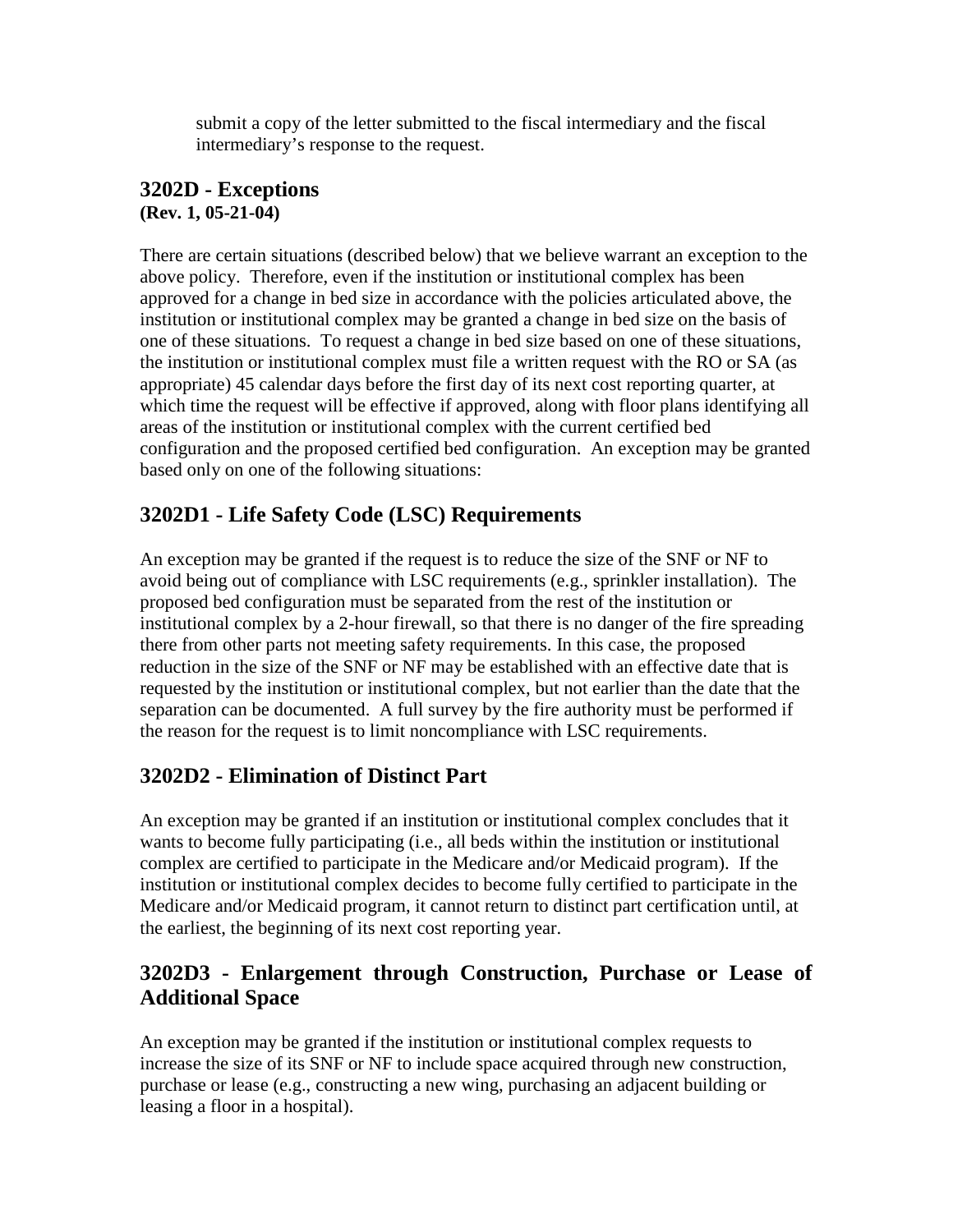submit a copy of the letter submitted to the fiscal intermediary and the fiscal intermediary's response to the request.

## 3202D - Exceptions

**(Rev. 1, 05-21-04)**

There are certain situations (described below) that we believe warrant an exception to the above policy. Therefore, even if the institution or institutional complex has been approved for a change in bed size in accordance with the policies articulated above, the institution or institutional complex may be granted a change in bed size on the basis of one of these situations. To request a change in bed size based on one of these situations, the institution or institutional complex must file a written request with the RO or SA (as appropriate) 45 calendar days before the first day of its next cost reporting quarter, at which time the request will be effective if approved, along with floor plans identifying all areas of the institution or institutional complex with the current certified bed configuration and the proposed certified bed configuration. An exception may be granted based only on one of the following situations:

## 3202D1 - Life Safety Code (LSC) Requirements

An exception may be granted if the request is to reduce the size of the SNF or NF to avoid being out of compliance with LSC requirements (e.g., sprinkler installation). The proposed bed configuration must be separated from the rest of the institution or institutional complex by a 2-hour firewall, so that there is no danger of the fire spreading there from other parts not meeting safety requirements. In this case, the proposed reduction in the size of the SNF or NF may be established with an effective date that is requested by the institution or institutional complex, but not earlier than the date that the separation can be documented. A full survey by the fire authority must be performed if the reason for the request is to limit noncompliance with LSC requirements.

## 3202D2 - Elimination of Distinct Part

An exception may be granted if an institution or institutional complex concludes that it wants to become fully participating (i.e., all beds within the institution or institutional complex are certified to participate in the Medicare and/or Medicaid program). If the institution or institutional complex decides to become fully certified to participate in the Medicare and/or Medicaid program, it cannot return to distinct part certification until, at the earliest, the beginning of its next cost reporting year.

## 3202D3 - Enlargement through Construction, Purchase or Lease of Additional Space

An exception may be granted if the institution or institutional complex requests to increase the size of its SNF or NF to include space acquired through new construction, purchase or lease (e.g., constructing a new wing, purchasing an adjacent building or leasing a floor in a hospital).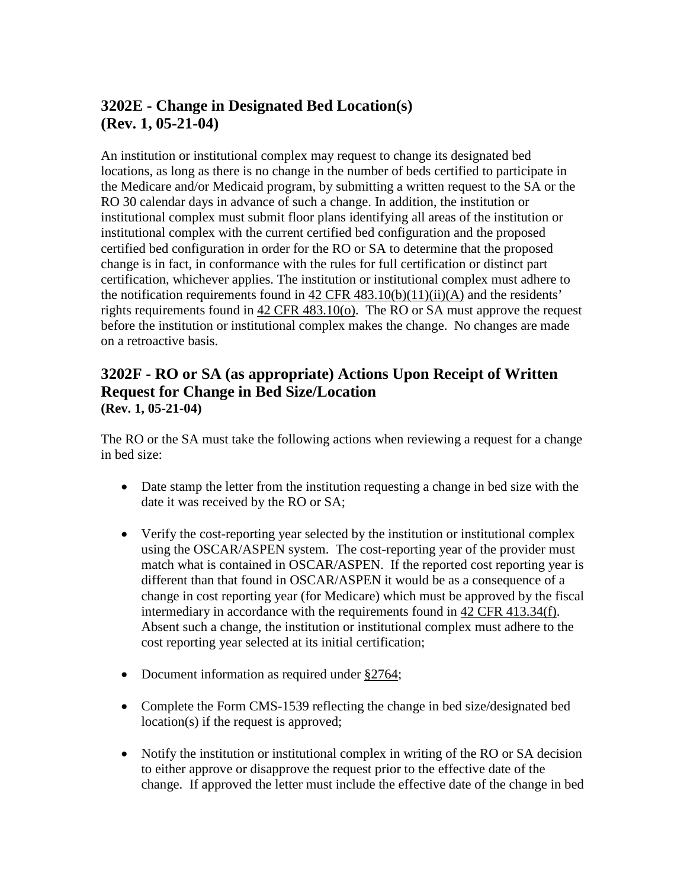## 3202E - Change in Designated Bed Location(s)
## (Rev. 1, 05-21-04)

An institution or institutional complex may request to change its designated bed locations, as long as there is no change in the number of beds certified to participate in the Medicare and/or Medicaid program, by submitting a written request to the SA or the RO 30 calendar days in advance of such a change. In addition, the institution or institutional complex must submit floor plans identifying all areas of the institution or institutional complex with the current certified bed configuration and the proposed certified bed configuration in order for the RO or SA to determine that the proposed change is in fact, in conformance with the rules for full certification or distinct part certification, whichever applies. The institution or institutional complex must adhere to the notification requirements found in 42 CFR 483.10(b)(11)(ii)(A) and the residents' rights requirements found in 42 CFR 483.10(o). The RO or SA must approve the request before the institution or institutional complex makes the change. No changes are made on a retroactive basis.

## 3202F - RO or SA (as appropriate) Actions Upon Receipt of Written Request for Change in Bed Size/Location
**(Rev. 1, 05-21-04)**

The RO or the SA must take the following actions when reviewing a request for a change in bed size:

- Date stamp the letter from the institution requesting a change in bed size with the date it was received by the RO or SA;
- Verify the cost-reporting year selected by the institution or institutional complex using the OSCAR/ASPEN system. The cost-reporting year of the provider must match what is contained in OSCAR/ASPEN. If the reported cost reporting year is different than that found in OSCAR/ASPEN it would be as a consequence of a change in cost reporting year (for Medicare) which must be approved by the fiscal intermediary in accordance with the requirements found in 42 CFR 413.34(f). Absent such a change, the institution or institutional complex must adhere to the cost reporting year selected at its initial certification;
- Document information as required under §2764;
- Complete the Form CMS-1539 reflecting the change in bed size/designated bed location(s) if the request is approved;
- Notify the institution or institutional complex in writing of the RO or SA decision to either approve or disapprove the request prior to the effective date of the change. If approved the letter must include the effective date of the change in bed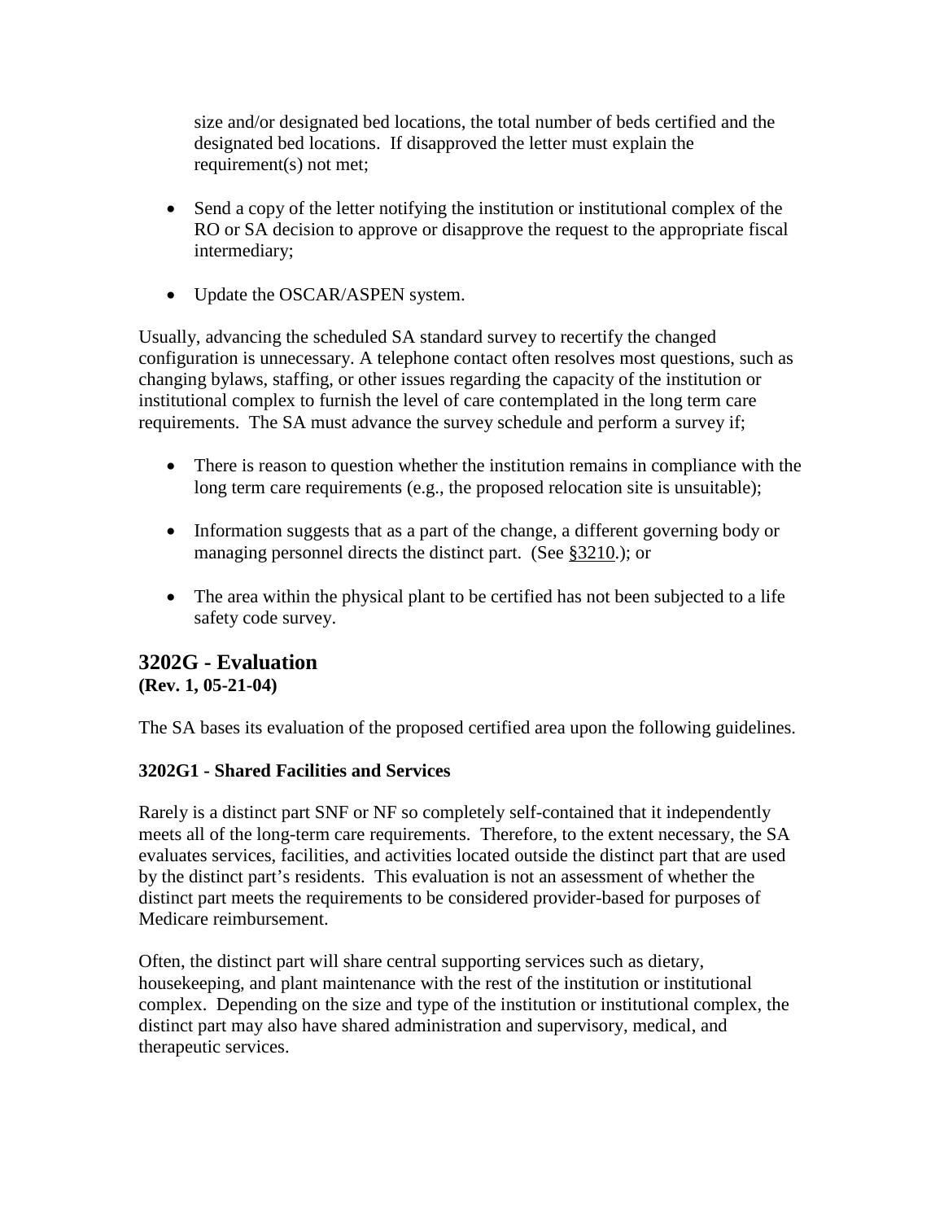size and/or designated bed locations, the total number of beds certified and the designated bed locations. If disapproved the letter must explain the requirement(s) not met;

- Send a copy of the letter notifying the institution or institutional complex of the RO or SA decision to approve or disapprove the request to the appropriate fiscal intermediary;
- Update the OSCAR/ASPEN system.

Usually, advancing the scheduled SA standard survey to recertify the changed configuration is unnecessary. A telephone contact often resolves most questions, such as changing bylaws, staffing, or other issues regarding the capacity of the institution or institutional complex to furnish the level of care contemplated in the long term care requirements. The SA must advance the survey schedule and perform a survey if;

- There is reason to question whether the institution remains in compliance with the long term care requirements (e.g., the proposed relocation site is unsuitable);
- Information suggests that as a part of the change, a different governing body or managing personnel directs the distinct part. (See §3210.); or
- The area within the physical plant to be certified has not been subjected to a life safety code survey.

## 3202G - Evaluation

**(Rev. 1, 05-21-04)**

The SA bases its evaluation of the proposed certified area upon the following guidelines.

### 3202G1 - Shared Facilities and Services

Rarely is a distinct part SNF or NF so completely self-contained that it independently meets all of the long-term care requirements. Therefore, to the extent necessary, the SA evaluates services, facilities, and activities located outside the distinct part that are used by the distinct part's residents. This evaluation is not an assessment of whether the distinct part meets the requirements to be considered provider-based for purposes of Medicare reimbursement.

Often, the distinct part will share central supporting services such as dietary, housekeeping, and plant maintenance with the rest of the institution or institutional complex. Depending on the size and type of the institution or institutional complex, the distinct part may also have shared administration and supervisory, medical, and therapeutic services.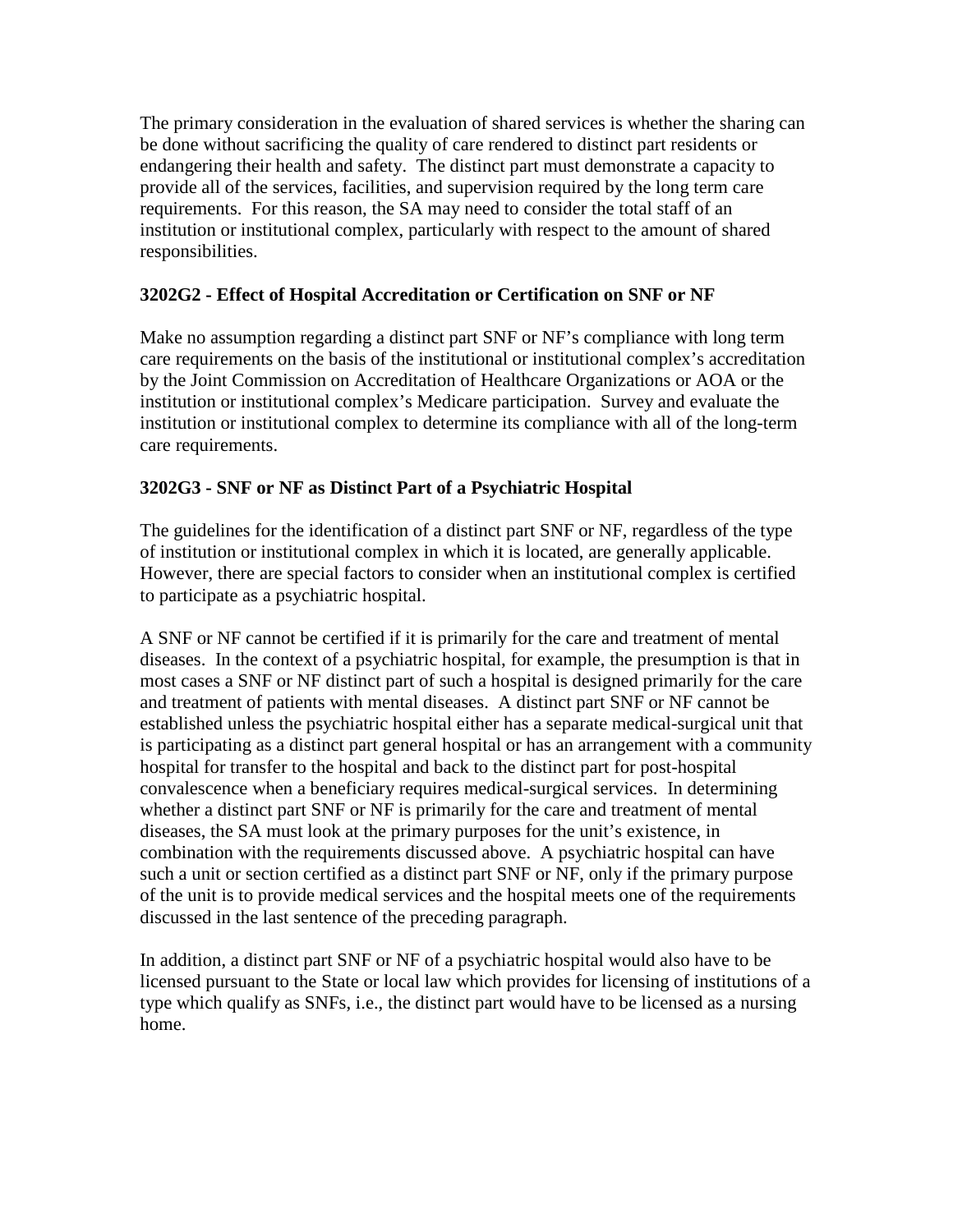The primary consideration in the evaluation of shared services is whether the sharing can be done without sacrificing the quality of care rendered to distinct part residents or endangering their health and safety. The distinct part must demonstrate a capacity to provide all of the services, facilities, and supervision required by the long term care requirements. For this reason, the SA may need to consider the total staff of an institution or institutional complex, particularly with respect to the amount of shared responsibilities.

### 3202G2 - Effect of Hospital Accreditation or Certification on SNF or NF

Make no assumption regarding a distinct part SNF or NF's compliance with long term care requirements on the basis of the institutional or institutional complex's accreditation by the Joint Commission on Accreditation of Healthcare Organizations or AOA or the institution or institutional complex's Medicare participation. Survey and evaluate the institution or institutional complex to determine its compliance with all of the long-term care requirements.

### 3202G3 - SNF or NF as Distinct Part of a Psychiatric Hospital

The guidelines for the identification of a distinct part SNF or NF, regardless of the type of institution or institutional complex in which it is located, are generally applicable. However, there are special factors to consider when an institutional complex is certified to participate as a psychiatric hospital.

A SNF or NF cannot be certified if it is primarily for the care and treatment of mental diseases. In the context of a psychiatric hospital, for example, the presumption is that in most cases a SNF or NF distinct part of such a hospital is designed primarily for the care and treatment of patients with mental diseases. A distinct part SNF or NF cannot be established unless the psychiatric hospital either has a separate medical-surgical unit that is participating as a distinct part general hospital or has an arrangement with a community hospital for transfer to the hospital and back to the distinct part for post-hospital convalescence when a beneficiary requires medical-surgical services. In determining whether a distinct part SNF or NF is primarily for the care and treatment of mental diseases, the SA must look at the primary purposes for the unit's existence, in combination with the requirements discussed above. A psychiatric hospital can have such a unit or section certified as a distinct part SNF or NF, only if the primary purpose of the unit is to provide medical services and the hospital meets one of the requirements discussed in the last sentence of the preceding paragraph.

In addition, a distinct part SNF or NF of a psychiatric hospital would also have to be licensed pursuant to the State or local law which provides for licensing of institutions of a type which qualify as SNFs, i.e., the distinct part would have to be licensed as a nursing home.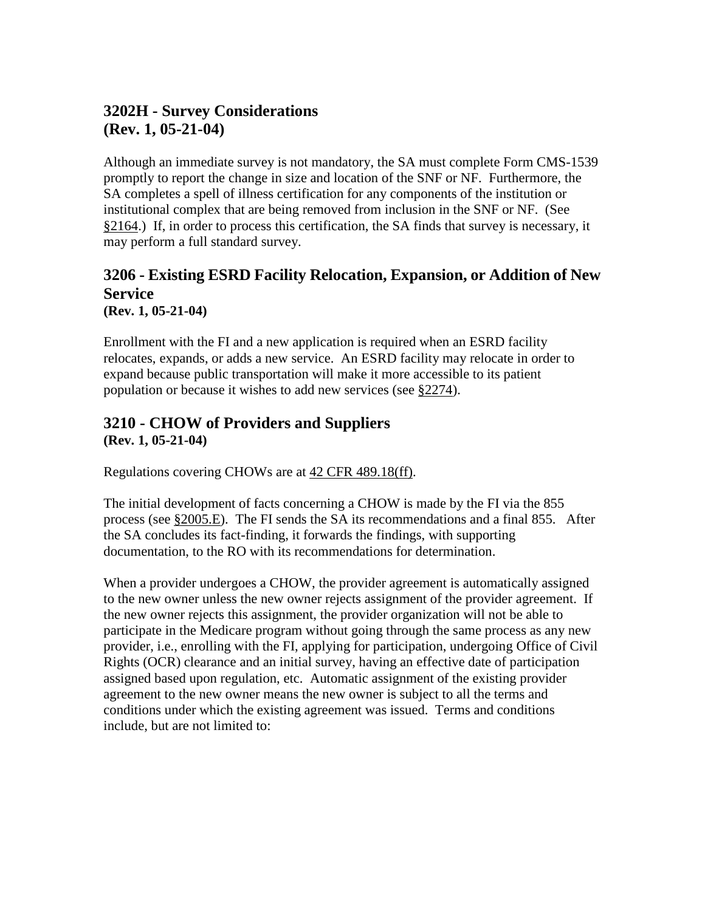## 3202H - Survey Considerations
**(Rev. 1, 05-21-04)**

Although an immediate survey is not mandatory, the SA must complete Form CMS-1539 promptly to report the change in size and location of the SNF or NF. Furthermore, the SA completes a spell of illness certification for any components of the institution or institutional complex that are being removed from inclusion in the SNF or NF. (See §2164.) If, in order to process this certification, the SA finds that survey is necessary, it may perform a full standard survey.

## 3206 - Existing ESRD Facility Relocation, Expansion, or Addition of New Service
**(Rev. 1, 05-21-04)**

Enrollment with the FI and a new application is required when an ESRD facility relocates, expands, or adds a new service. An ESRD facility may relocate in order to expand because public transportation will make it more accessible to its patient population or because it wishes to add new services (see §2274).

## 3210 - CHOW of Providers and Suppliers
**(Rev. 1, 05-21-04)**

Regulations covering CHOWs are at 42 CFR 489.18(ff).

The initial development of facts concerning a CHOW is made by the FI via the 855 process (see §2005.E). The FI sends the SA its recommendations and a final 855. After the SA concludes its fact-finding, it forwards the findings, with supporting documentation, to the RO with its recommendations for determination.

When a provider undergoes a CHOW, the provider agreement is automatically assigned to the new owner unless the new owner rejects assignment of the provider agreement. If the new owner rejects this assignment, the provider organization will not be able to participate in the Medicare program without going through the same process as any new provider, i.e., enrolling with the FI, applying for participation, undergoing Office of Civil Rights (OCR) clearance and an initial survey, having an effective date of participation assigned based upon regulation, etc. Automatic assignment of the existing provider agreement to the new owner means the new owner is subject to all the terms and conditions under which the existing agreement was issued. Terms and conditions include, but are not limited to: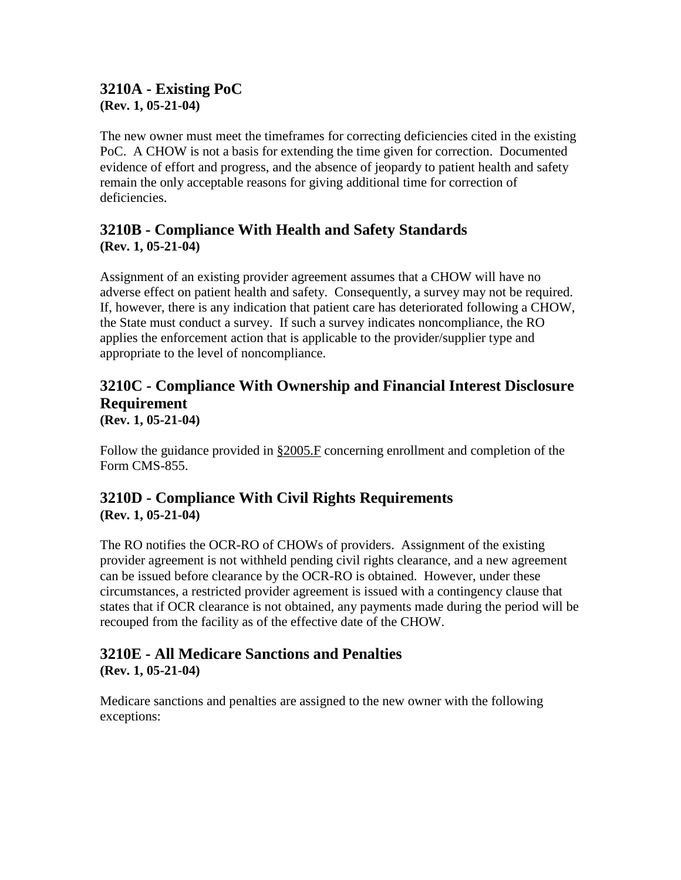## 3210A - Existing PoC
**(Rev. 1, 05-21-04)**

The new owner must meet the timeframes for correcting deficiencies cited in the existing PoC. A CHOW is not a basis for extending the time given for correction. Documented evidence of effort and progress, and the absence of jeopardy to patient health and safety remain the only acceptable reasons for giving additional time for correction of deficiencies.

## 3210B - Compliance With Health and Safety Standards
**(Rev. 1, 05-21-04)**

Assignment of an existing provider agreement assumes that a CHOW will have no adverse effect on patient health and safety. Consequently, a survey may not be required. If, however, there is any indication that patient care has deteriorated following a CHOW, the State must conduct a survey. If such a survey indicates noncompliance, the RO applies the enforcement action that is applicable to the provider/supplier type and appropriate to the level of noncompliance.

## 3210C - Compliance With Ownership and Financial Interest Disclosure Requirement
**(Rev. 1, 05-21-04)**

Follow the guidance provided in §2005.F concerning enrollment and completion of the Form CMS-855.

## 3210D - Compliance With Civil Rights Requirements
**(Rev. 1, 05-21-04)**

The RO notifies the OCR-RO of CHOWs of providers. Assignment of the existing provider agreement is not withheld pending civil rights clearance, and a new agreement can be issued before clearance by the OCR-RO is obtained. However, under these circumstances, a restricted provider agreement is issued with a contingency clause that states that if OCR clearance is not obtained, any payments made during the period will be recouped from the facility as of the effective date of the CHOW.

## 3210E - All Medicare Sanctions and Penalties
**(Rev. 1, 05-21-04)**

Medicare sanctions and penalties are assigned to the new owner with the following exceptions: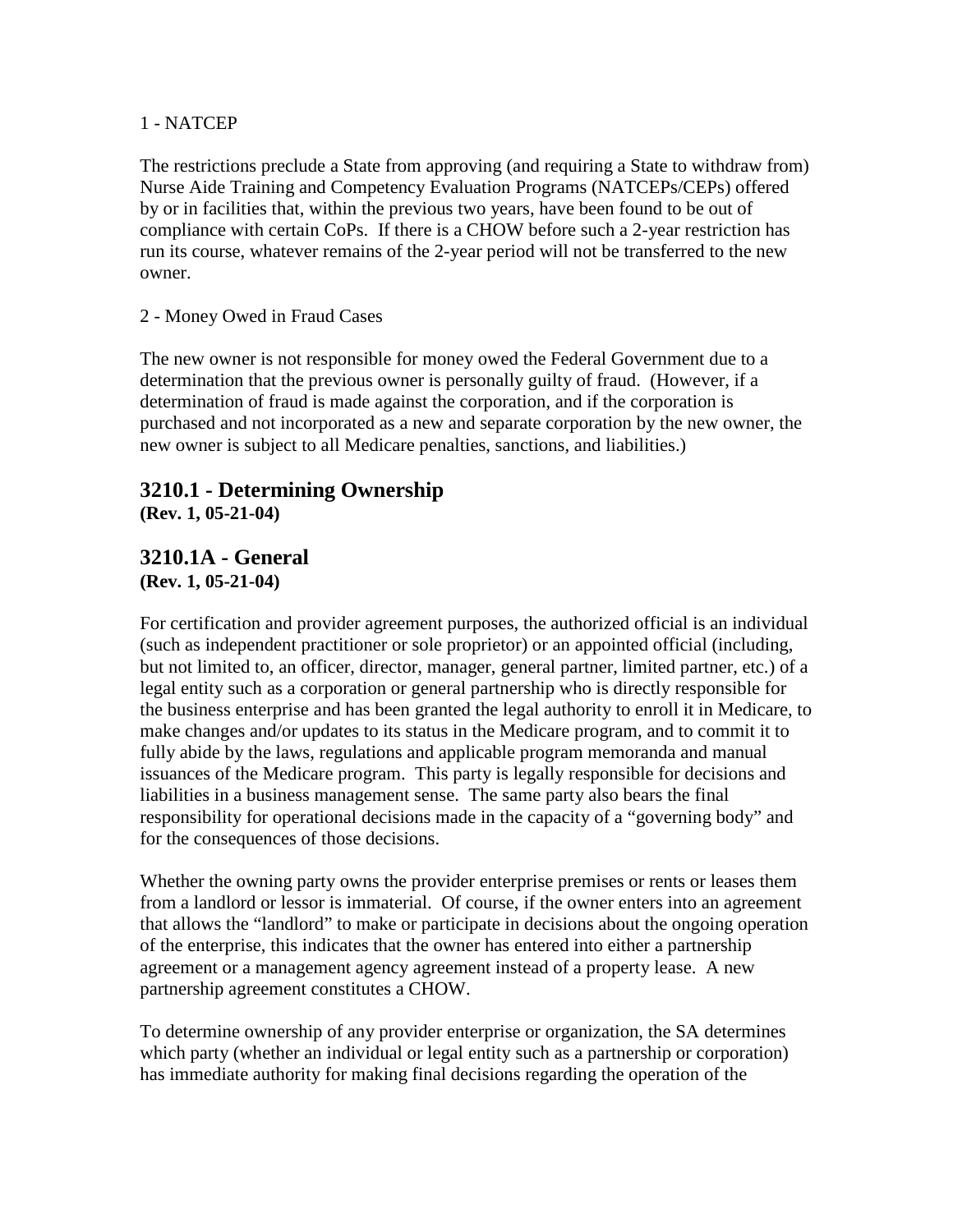1 - NATCEP

The restrictions preclude a State from approving (and requiring a State to withdraw from) Nurse Aide Training and Competency Evaluation Programs (NATCEPs/CEPs) offered by or in facilities that, within the previous two years, have been found to be out of compliance with certain CoPs. If there is a CHOW before such a 2-year restriction has run its course, whatever remains of the 2-year period will not be transferred to the new owner.

2 - Money Owed in Fraud Cases

The new owner is not responsible for money owed the Federal Government due to a determination that the previous owner is personally guilty of fraud. (However, if a determination of fraud is made against the corporation, and if the corporation is purchased and not incorporated as a new and separate corporation by the new owner, the new owner is subject to all Medicare penalties, sanctions, and liabilities.)

## 3210.1 - Determining Ownership

**(Rev. 1, 05-21-04)**

## 3210.1A - General

**(Rev. 1, 05-21-04)**

For certification and provider agreement purposes, the authorized official is an individual (such as independent practitioner or sole proprietor) or an appointed official (including, but not limited to, an officer, director, manager, general partner, limited partner, etc.) of a legal entity such as a corporation or general partnership who is directly responsible for the business enterprise and has been granted the legal authority to enroll it in Medicare, to make changes and/or updates to its status in the Medicare program, and to commit it to fully abide by the laws, regulations and applicable program memoranda and manual issuances of the Medicare program. This party is legally responsible for decisions and liabilities in a business management sense. The same party also bears the final responsibility for operational decisions made in the capacity of a "governing body" and for the consequences of those decisions.

Whether the owning party owns the provider enterprise premises or rents or leases them from a landlord or lessor is immaterial. Of course, if the owner enters into an agreement that allows the "landlord" to make or participate in decisions about the ongoing operation of the enterprise, this indicates that the owner has entered into either a partnership agreement or a management agency agreement instead of a property lease. A new partnership agreement constitutes a CHOW.

To determine ownership of any provider enterprise or organization, the SA determines which party (whether an individual or legal entity such as a partnership or corporation) has immediate authority for making final decisions regarding the operation of the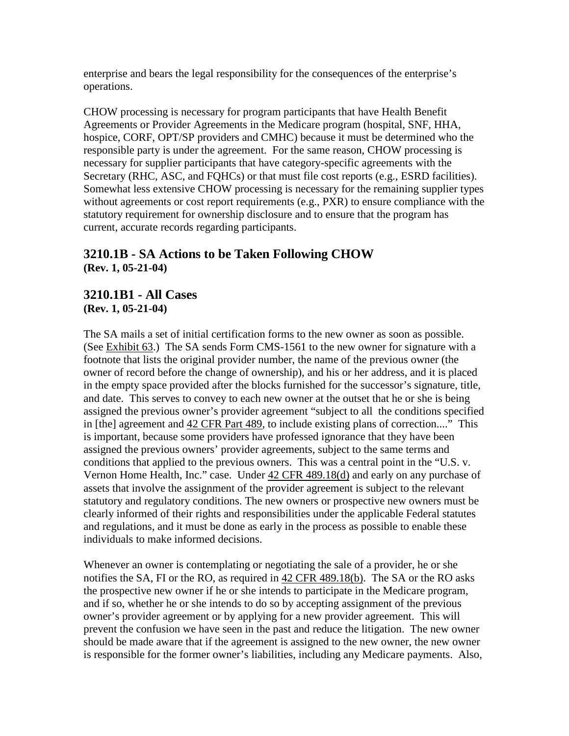enterprise and bears the legal responsibility for the consequences of the enterprise's operations.

CHOW processing is necessary for program participants that have Health Benefit Agreements or Provider Agreements in the Medicare program (hospital, SNF, HHA, hospice, CORF, OPT/SP providers and CMHC) because it must be determined who the responsible party is under the agreement. For the same reason, CHOW processing is necessary for supplier participants that have category-specific agreements with the Secretary (RHC, ASC, and FQHCs) or that must file cost reports (e.g., ESRD facilities). Somewhat less extensive CHOW processing is necessary for the remaining supplier types without agreements or cost report requirements (e.g., PXR) to ensure compliance with the statutory requirement for ownership disclosure and to ensure that the program has current, accurate records regarding participants.

## 3210.1B - SA Actions to be Taken Following CHOW
**(Rev. 1, 05-21-04)**

## 3210.1B1 - All Cases
**(Rev. 1, 05-21-04)**

The SA mails a set of initial certification forms to the new owner as soon as possible. (See Exhibit 63.) The SA sends Form CMS-1561 to the new owner for signature with a footnote that lists the original provider number, the name of the previous owner (the owner of record before the change of ownership), and his or her address, and it is placed in the empty space provided after the blocks furnished for the successor's signature, title, and date. This serves to convey to each new owner at the outset that he or she is being assigned the previous owner's provider agreement "subject to all the conditions specified in [the] agreement and 42 CFR Part 489, to include existing plans of correction...." This is important, because some providers have professed ignorance that they have been assigned the previous owners' provider agreements, subject to the same terms and conditions that applied to the previous owners. This was a central point in the "U.S. v. Vernon Home Health, Inc." case. Under 42 CFR 489.18(d) and early on any purchase of assets that involve the assignment of the provider agreement is subject to the relevant statutory and regulatory conditions. The new owners or prospective new owners must be clearly informed of their rights and responsibilities under the applicable Federal statutes and regulations, and it must be done as early in the process as possible to enable these individuals to make informed decisions.

Whenever an owner is contemplating or negotiating the sale of a provider, he or she notifies the SA, FI or the RO, as required in 42 CFR 489.18(b). The SA or the RO asks the prospective new owner if he or she intends to participate in the Medicare program, and if so, whether he or she intends to do so by accepting assignment of the previous owner's provider agreement or by applying for a new provider agreement. This will prevent the confusion we have seen in the past and reduce the litigation. The new owner should be made aware that if the agreement is assigned to the new owner, the new owner is responsible for the former owner's liabilities, including any Medicare payments. Also,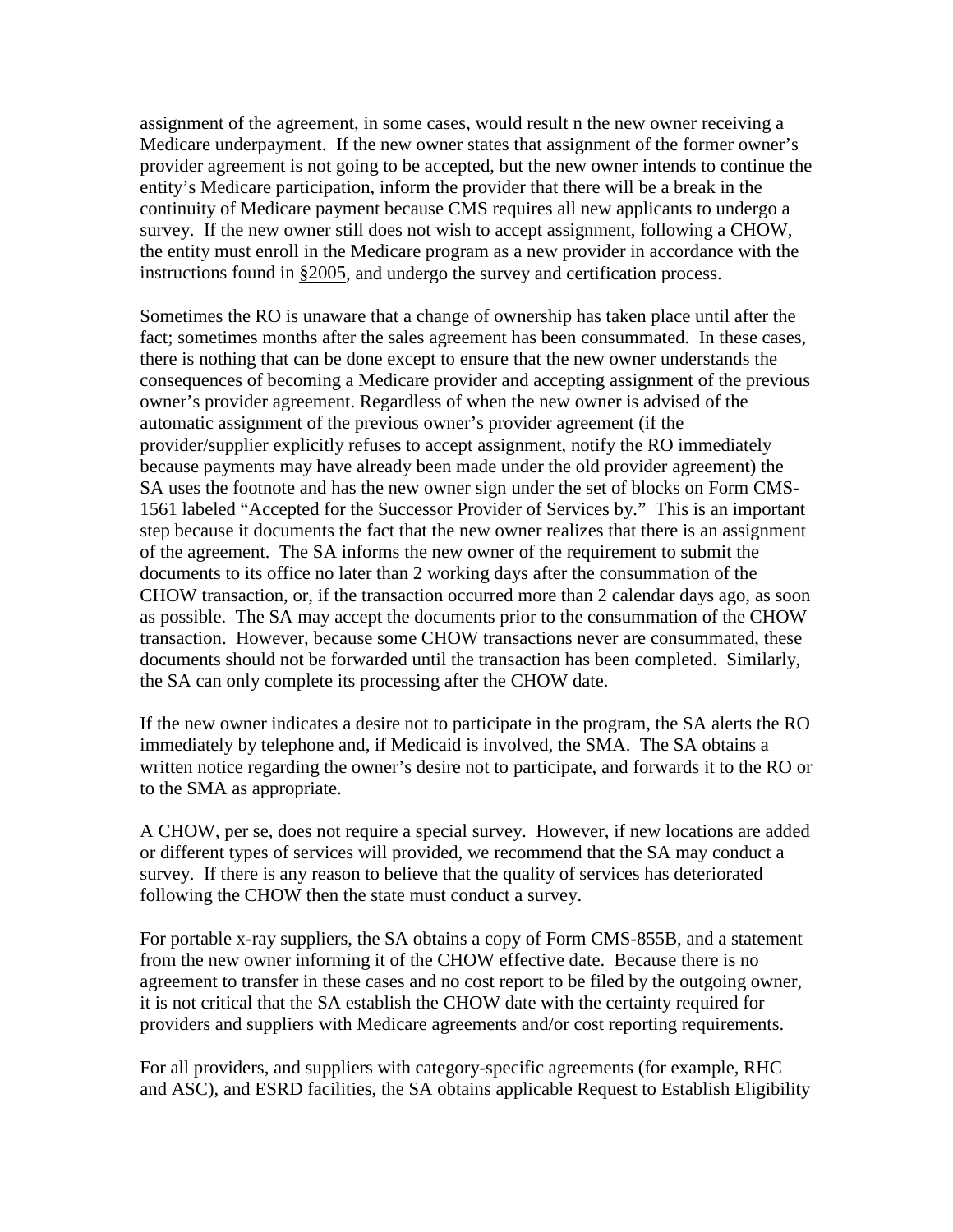assignment of the agreement, in some cases, would result n the new owner receiving a Medicare underpayment. If the new owner states that assignment of the former owner's provider agreement is not going to be accepted, but the new owner intends to continue the entity's Medicare participation, inform the provider that there will be a break in the continuity of Medicare payment because CMS requires all new applicants to undergo a survey. If the new owner still does not wish to accept assignment, following a CHOW, the entity must enroll in the Medicare program as a new provider in accordance with the instructions found in §2005, and undergo the survey and certification process.

Sometimes the RO is unaware that a change of ownership has taken place until after the fact; sometimes months after the sales agreement has been consummated. In these cases, there is nothing that can be done except to ensure that the new owner understands the consequences of becoming a Medicare provider and accepting assignment of the previous owner's provider agreement. Regardless of when the new owner is advised of the automatic assignment of the previous owner's provider agreement (if the provider/supplier explicitly refuses to accept assignment, notify the RO immediately because payments may have already been made under the old provider agreement) the SA uses the footnote and has the new owner sign under the set of blocks on Form CMS-1561 labeled "Accepted for the Successor Provider of Services by." This is an important step because it documents the fact that the new owner realizes that there is an assignment of the agreement. The SA informs the new owner of the requirement to submit the documents to its office no later than 2 working days after the consummation of the CHOW transaction, or, if the transaction occurred more than 2 calendar days ago, as soon as possible. The SA may accept the documents prior to the consummation of the CHOW transaction. However, because some CHOW transactions never are consummated, these documents should not be forwarded until the transaction has been completed. Similarly, the SA can only complete its processing after the CHOW date.

If the new owner indicates a desire not to participate in the program, the SA alerts the RO immediately by telephone and, if Medicaid is involved, the SMA. The SA obtains a written notice regarding the owner's desire not to participate, and forwards it to the RO or to the SMA as appropriate.

A CHOW, per se, does not require a special survey. However, if new locations are added or different types of services will provided, we recommend that the SA may conduct a survey. If there is any reason to believe that the quality of services has deteriorated following the CHOW then the state must conduct a survey.

For portable x-ray suppliers, the SA obtains a copy of Form CMS-855B, and a statement from the new owner informing it of the CHOW effective date. Because there is no agreement to transfer in these cases and no cost report to be filed by the outgoing owner, it is not critical that the SA establish the CHOW date with the certainty required for providers and suppliers with Medicare agreements and/or cost reporting requirements.

For all providers, and suppliers with category-specific agreements (for example, RHC and ASC), and ESRD facilities, the SA obtains applicable Request to Establish Eligibility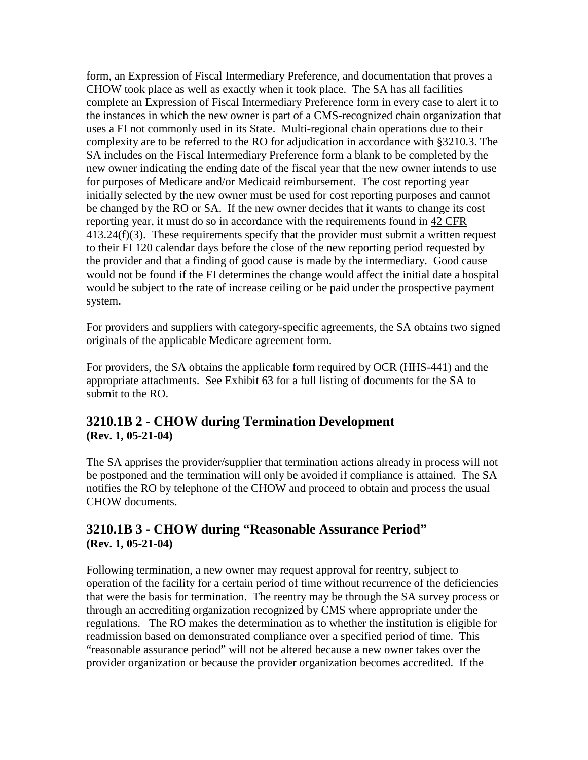form, an Expression of Fiscal Intermediary Preference, and documentation that proves a CHOW took place as well as exactly when it took place. The SA has all facilities complete an Expression of Fiscal Intermediary Preference form in every case to alert it to the instances in which the new owner is part of a CMS-recognized chain organization that uses a FI not commonly used in its State. Multi-regional chain operations due to their complexity are to be referred to the RO for adjudication in accordance with §3210.3. The SA includes on the Fiscal Intermediary Preference form a blank to be completed by the new owner indicating the ending date of the fiscal year that the new owner intends to use for purposes of Medicare and/or Medicaid reimbursement. The cost reporting year initially selected by the new owner must be used for cost reporting purposes and cannot be changed by the RO or SA. If the new owner decides that it wants to change its cost reporting year, it must do so in accordance with the requirements found in 42 CFR 413.24(f)(3). These requirements specify that the provider must submit a written request to their FI 120 calendar days before the close of the new reporting period requested by the provider and that a finding of good cause is made by the intermediary. Good cause would not be found if the FI determines the change would affect the initial date a hospital would be subject to the rate of increase ceiling or be paid under the prospective payment system.

For providers and suppliers with category-specific agreements, the SA obtains two signed originals of the applicable Medicare agreement form.

For providers, the SA obtains the applicable form required by OCR (HHS-441) and the appropriate attachments. See Exhibit 63 for a full listing of documents for the SA to submit to the RO.

## 3210.1B 2 - CHOW during Termination Development
**(Rev. 1, 05-21-04)**

The SA apprises the provider/supplier that termination actions already in process will not be postponed and the termination will only be avoided if compliance is attained. The SA notifies the RO by telephone of the CHOW and proceed to obtain and process the usual CHOW documents.

## 3210.1B 3 - CHOW during "Reasonable Assurance Period"
**(Rev. 1, 05-21-04)**

Following termination, a new owner may request approval for reentry, subject to operation of the facility for a certain period of time without recurrence of the deficiencies that were the basis for termination. The reentry may be through the SA survey process or through an accrediting organization recognized by CMS where appropriate under the regulations. The RO makes the determination as to whether the institution is eligible for readmission based on demonstrated compliance over a specified period of time. This "reasonable assurance period" will not be altered because a new owner takes over the provider organization or because the provider organization becomes accredited. If the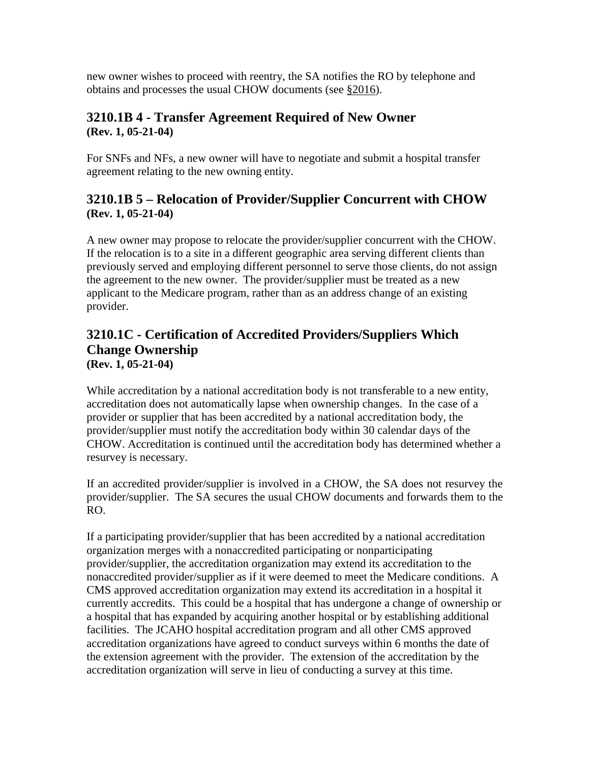new owner wishes to proceed with reentry, the SA notifies the RO by telephone and obtains and processes the usual CHOW documents (see §2016).

## 3210.1B 4 - Transfer Agreement Required of New Owner
**(Rev. 1, 05-21-04)**

For SNFs and NFs, a new owner will have to negotiate and submit a hospital transfer agreement relating to the new owning entity.

## 3210.1B 5 – Relocation of Provider/Supplier Concurrent with CHOW
**(Rev. 1, 05-21-04)**

A new owner may propose to relocate the provider/supplier concurrent with the CHOW. If the relocation is to a site in a different geographic area serving different clients than previously served and employing different personnel to serve those clients, do not assign the agreement to the new owner. The provider/supplier must be treated as a new applicant to the Medicare program, rather than as an address change of an existing provider.

## 3210.1C - Certification of Accredited Providers/Suppliers Which Change Ownership
**(Rev. 1, 05-21-04)**

While accreditation by a national accreditation body is not transferable to a new entity, accreditation does not automatically lapse when ownership changes. In the case of a provider or supplier that has been accredited by a national accreditation body, the provider/supplier must notify the accreditation body within 30 calendar days of the CHOW. Accreditation is continued until the accreditation body has determined whether a resurvey is necessary.

If an accredited provider/supplier is involved in a CHOW, the SA does not resurvey the provider/supplier. The SA secures the usual CHOW documents and forwards them to the RO.

If a participating provider/supplier that has been accredited by a national accreditation organization merges with a nonaccredited participating or nonparticipating provider/supplier, the accreditation organization may extend its accreditation to the nonaccredited provider/supplier as if it were deemed to meet the Medicare conditions. A CMS approved accreditation organization may extend its accreditation in a hospital it currently accredits. This could be a hospital that has undergone a change of ownership or a hospital that has expanded by acquiring another hospital or by establishing additional facilities. The JCAHO hospital accreditation program and all other CMS approved accreditation organizations have agreed to conduct surveys within 6 months the date of the extension agreement with the provider. The extension of the accreditation by the accreditation organization will serve in lieu of conducting a survey at this time.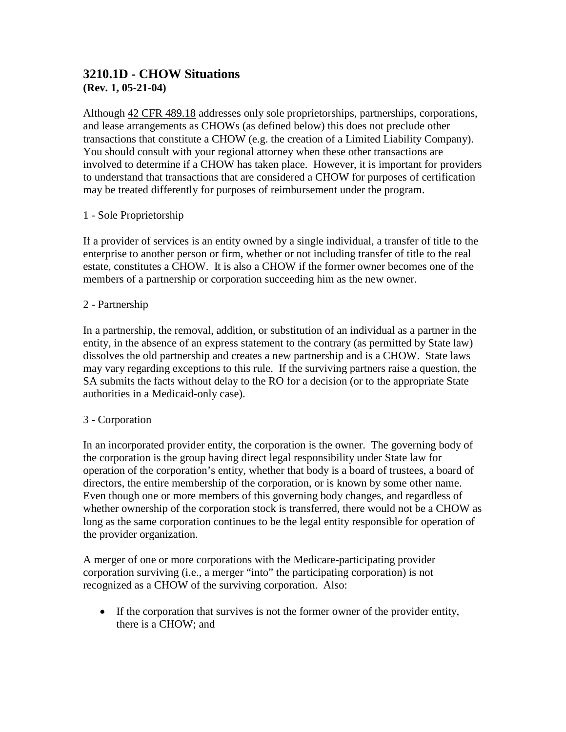### 3210.1D - CHOW Situations
**(Rev. 1, 05-21-04)**

Although 42 CFR 489.18 addresses only sole proprietorships, partnerships, corporations, and lease arrangements as CHOWs (as defined below) this does not preclude other transactions that constitute a CHOW (e.g. the creation of a Limited Liability Company). You should consult with your regional attorney when these other transactions are involved to determine if a CHOW has taken place. However, it is important for providers to understand that transactions that are considered a CHOW for purposes of certification may be treated differently for purposes of reimbursement under the program.

1 - Sole Proprietorship

If a provider of services is an entity owned by a single individual, a transfer of title to the enterprise to another person or firm, whether or not including transfer of title to the real estate, constitutes a CHOW. It is also a CHOW if the former owner becomes one of the members of a partnership or corporation succeeding him as the new owner.

2 - Partnership

In a partnership, the removal, addition, or substitution of an individual as a partner in the entity, in the absence of an express statement to the contrary (as permitted by State law) dissolves the old partnership and creates a new partnership and is a CHOW. State laws may vary regarding exceptions to this rule. If the surviving partners raise a question, the SA submits the facts without delay to the RO for a decision (or to the appropriate State authorities in a Medicaid-only case).

3 - Corporation

In an incorporated provider entity, the corporation is the owner. The governing body of the corporation is the group having direct legal responsibility under State law for operation of the corporation's entity, whether that body is a board of trustees, a board of directors, the entire membership of the corporation, or is known by some other name. Even though one or more members of this governing body changes, and regardless of whether ownership of the corporation stock is transferred, there would not be a CHOW as long as the same corporation continues to be the legal entity responsible for operation of the provider organization.

A merger of one or more corporations with the Medicare-participating provider corporation surviving (i.e., a merger "into" the participating corporation) is not recognized as a CHOW of the surviving corporation. Also:

- If the corporation that survives is not the former owner of the provider entity, there is a CHOW; and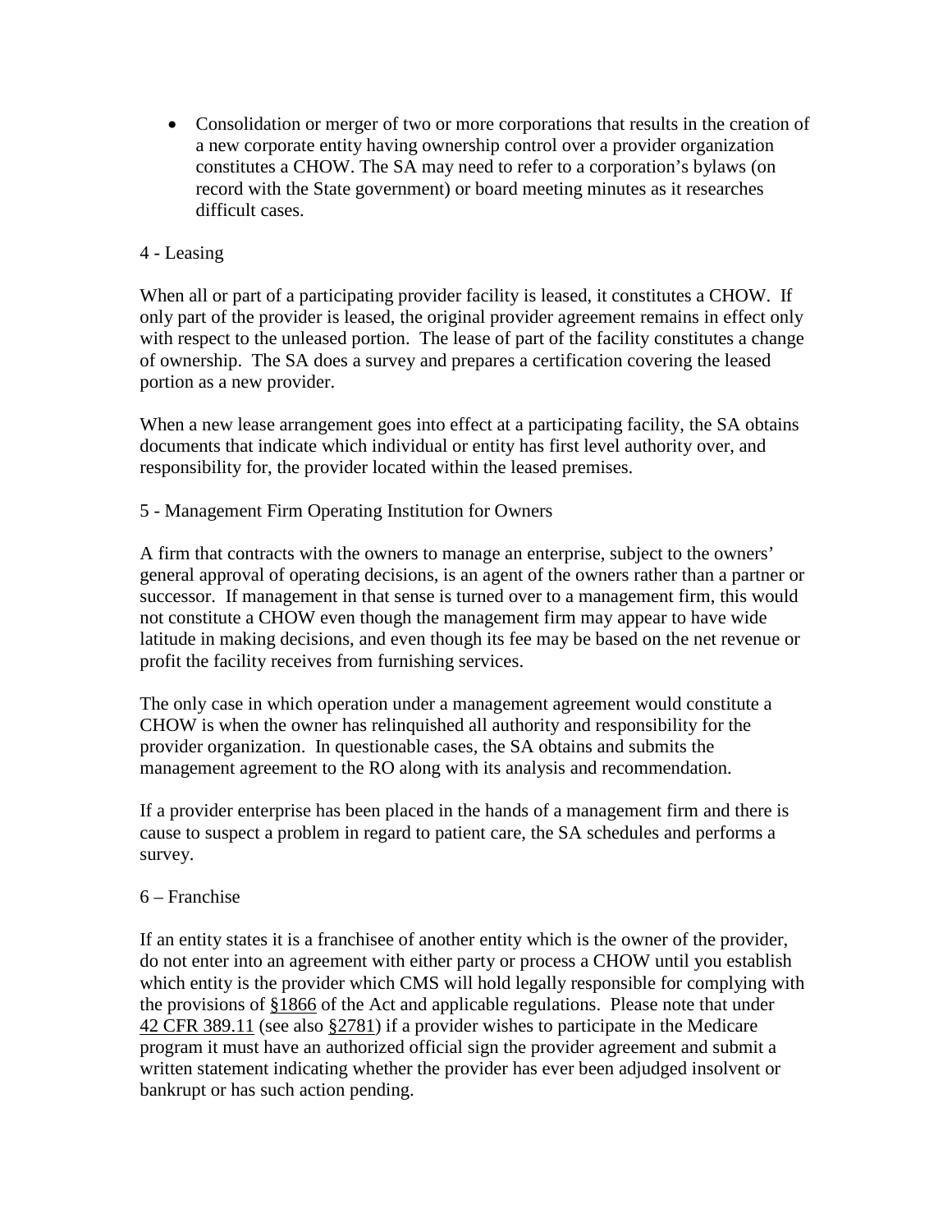- Consolidation or merger of two or more corporations that results in the creation of a new corporate entity having ownership control over a provider organization constitutes a CHOW. The SA may need to refer to a corporation's bylaws (on record with the State government) or board meeting minutes as it researches difficult cases.

4 - Leasing

When all or part of a participating provider facility is leased, it constitutes a CHOW. If only part of the provider is leased, the original provider agreement remains in effect only with respect to the unleased portion. The lease of part of the facility constitutes a change of ownership. The SA does a survey and prepares a certification covering the leased portion as a new provider.

When a new lease arrangement goes into effect at a participating facility, the SA obtains documents that indicate which individual or entity has first level authority over, and responsibility for, the provider located within the leased premises.

5 - Management Firm Operating Institution for Owners

A firm that contracts with the owners to manage an enterprise, subject to the owners' general approval of operating decisions, is an agent of the owners rather than a partner or successor. If management in that sense is turned over to a management firm, this would not constitute a CHOW even though the management firm may appear to have wide latitude in making decisions, and even though its fee may be based on the net revenue or profit the facility receives from furnishing services.

The only case in which operation under a management agreement would constitute a CHOW is when the owner has relinquished all authority and responsibility for the provider organization. In questionable cases, the SA obtains and submits the management agreement to the RO along with its analysis and recommendation.

If a provider enterprise has been placed in the hands of a management firm and there is cause to suspect a problem in regard to patient care, the SA schedules and performs a survey.

6 – Franchise

If an entity states it is a franchisee of another entity which is the owner of the provider, do not enter into an agreement with either party or process a CHOW until you establish which entity is the provider which CMS will hold legally responsible for complying with the provisions of §1866 of the Act and applicable regulations. Please note that under 42 CFR 389.11 (see also §2781) if a provider wishes to participate in the Medicare program it must have an authorized official sign the provider agreement and submit a written statement indicating whether the provider has ever been adjudged insolvent or bankrupt or has such action pending.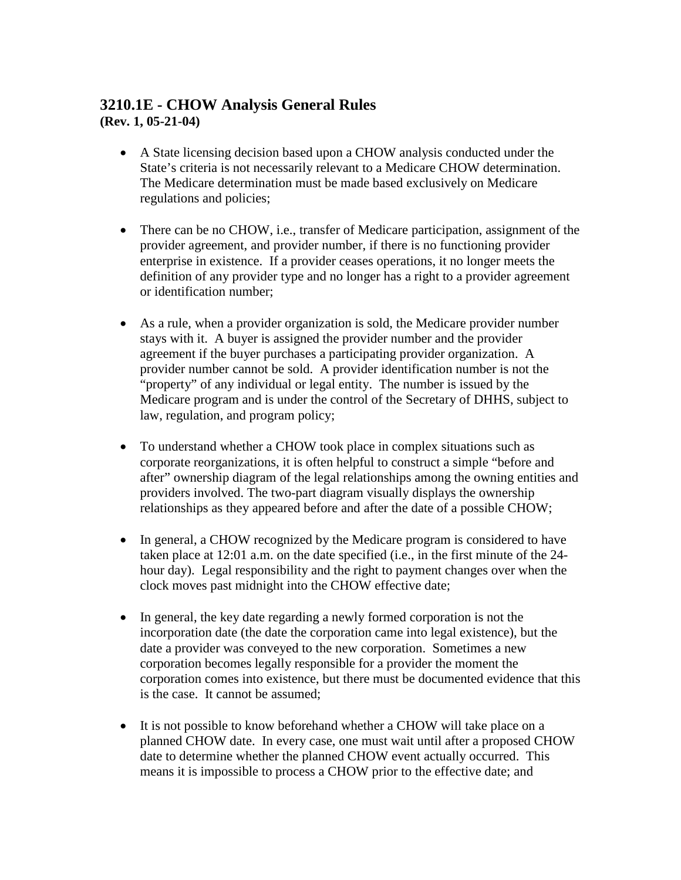### 3210.1E - CHOW Analysis General Rules
**(Rev. 1, 05-21-04)**

- A State licensing decision based upon a CHOW analysis conducted under the State's criteria is not necessarily relevant to a Medicare CHOW determination. The Medicare determination must be made based exclusively on Medicare regulations and policies;

- There can be no CHOW, i.e., transfer of Medicare participation, assignment of the provider agreement, and provider number, if there is no functioning provider enterprise in existence. If a provider ceases operations, it no longer meets the definition of any provider type and no longer has a right to a provider agreement or identification number;

- As a rule, when a provider organization is sold, the Medicare provider number stays with it. A buyer is assigned the provider number and the provider agreement if the buyer purchases a participating provider organization. A provider number cannot be sold. A provider identification number is not the "property" of any individual or legal entity. The number is issued by the Medicare program and is under the control of the Secretary of DHHS, subject to law, regulation, and program policy;

- To understand whether a CHOW took place in complex situations such as corporate reorganizations, it is often helpful to construct a simple "before and after" ownership diagram of the legal relationships among the owning entities and providers involved. The two-part diagram visually displays the ownership relationships as they appeared before and after the date of a possible CHOW;

- In general, a CHOW recognized by the Medicare program is considered to have taken place at 12:01 a.m. on the date specified (i.e., in the first minute of the 24-hour day). Legal responsibility and the right to payment changes over when the clock moves past midnight into the CHOW effective date;

- In general, the key date regarding a newly formed corporation is not the incorporation date (the date the corporation came into legal existence), but the date a provider was conveyed to the new corporation. Sometimes a new corporation becomes legally responsible for a provider the moment the corporation comes into existence, but there must be documented evidence that this is the case. It cannot be assumed;

- It is not possible to know beforehand whether a CHOW will take place on a planned CHOW date. In every case, one must wait until after a proposed CHOW date to determine whether the planned CHOW event actually occurred. This means it is impossible to process a CHOW prior to the effective date; and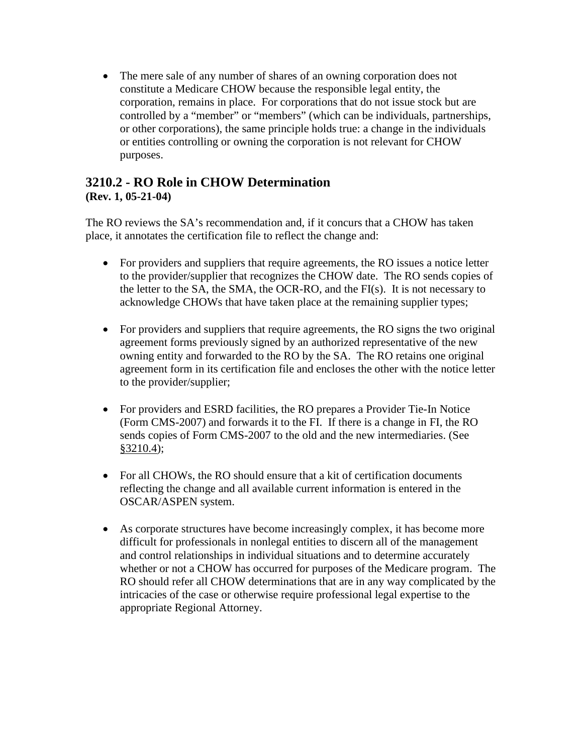- The mere sale of any number of shares of an owning corporation does not constitute a Medicare CHOW because the responsible legal entity, the corporation, remains in place. For corporations that do not issue stock but are controlled by a "member" or "members" (which can be individuals, partnerships, or other corporations), the same principle holds true: a change in the individuals or entities controlling or owning the corporation is not relevant for CHOW purposes.

## 3210.2 - RO Role in CHOW Determination

**(Rev. 1, 05-21-04)**

The RO reviews the SA's recommendation and, if it concurs that a CHOW has taken place, it annotates the certification file to reflect the change and:

- For providers and suppliers that require agreements, the RO issues a notice letter to the provider/supplier that recognizes the CHOW date. The RO sends copies of the letter to the SA, the SMA, the OCR-RO, and the FI(s). It is not necessary to acknowledge CHOWs that have taken place at the remaining supplier types;

- For providers and suppliers that require agreements, the RO signs the two original agreement forms previously signed by an authorized representative of the new owning entity and forwarded to the RO by the SA. The RO retains one original agreement form in its certification file and encloses the other with the notice letter to the provider/supplier;

- For providers and ESRD facilities, the RO prepares a Provider Tie-In Notice (Form CMS-2007) and forwards it to the FI. If there is a change in FI, the RO sends copies of Form CMS-2007 to the old and the new intermediaries. (See §3210.4);

- For all CHOWs, the RO should ensure that a kit of certification documents reflecting the change and all available current information is entered in the OSCAR/ASPEN system.

- As corporate structures have become increasingly complex, it has become more difficult for professionals in nonlegal entities to discern all of the management and control relationships in individual situations and to determine accurately whether or not a CHOW has occurred for purposes of the Medicare program. The RO should refer all CHOW determinations that are in any way complicated by the intricacies of the case or otherwise require professional legal expertise to the appropriate Regional Attorney.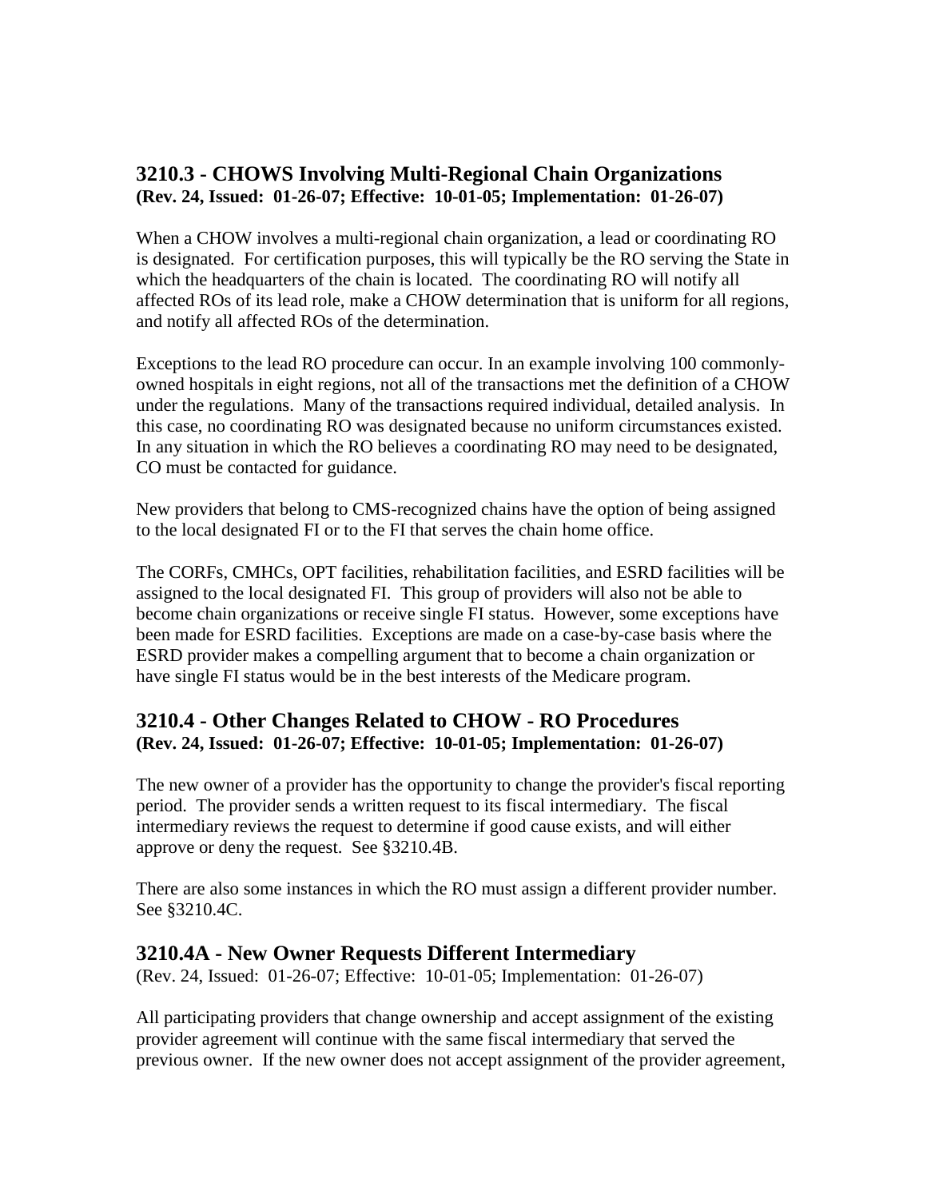## 3210.3 - CHOWS Involving Multi-Regional Chain Organizations

**(Rev. 24, Issued: 01-26-07; Effective: 10-01-05; Implementation: 01-26-07)**

When a CHOW involves a multi-regional chain organization, a lead or coordinating RO is designated. For certification purposes, this will typically be the RO serving the State in which the headquarters of the chain is located. The coordinating RO will notify all affected ROs of its lead role, make a CHOW determination that is uniform for all regions, and notify all affected ROs of the determination.

Exceptions to the lead RO procedure can occur. In an example involving 100 commonly-owned hospitals in eight regions, not all of the transactions met the definition of a CHOW under the regulations. Many of the transactions required individual, detailed analysis. In this case, no coordinating RO was designated because no uniform circumstances existed. In any situation in which the RO believes a coordinating RO may need to be designated, CO must be contacted for guidance.

New providers that belong to CMS-recognized chains have the option of being assigned to the local designated FI or to the FI that serves the chain home office.

The CORFs, CMHCs, OPT facilities, rehabilitation facilities, and ESRD facilities will be assigned to the local designated FI. This group of providers will also not be able to become chain organizations or receive single FI status. However, some exceptions have been made for ESRD facilities. Exceptions are made on a case-by-case basis where the ESRD provider makes a compelling argument that to become a chain organization or have single FI status would be in the best interests of the Medicare program.

## 3210.4 - Other Changes Related to CHOW - RO Procedures

**(Rev. 24, Issued: 01-26-07; Effective: 10-01-05; Implementation: 01-26-07)**

The new owner of a provider has the opportunity to change the provider's fiscal reporting period. The provider sends a written request to its fiscal intermediary. The fiscal intermediary reviews the request to determine if good cause exists, and will either approve or deny the request. See §3210.4B.

There are also some instances in which the RO must assign a different provider number. See §3210.4C.

## 3210.4A - New Owner Requests Different Intermediary

(Rev. 24, Issued: 01-26-07; Effective: 10-01-05; Implementation: 01-26-07)

All participating providers that change ownership and accept assignment of the existing provider agreement will continue with the same fiscal intermediary that served the previous owner. If the new owner does not accept assignment of the provider agreement,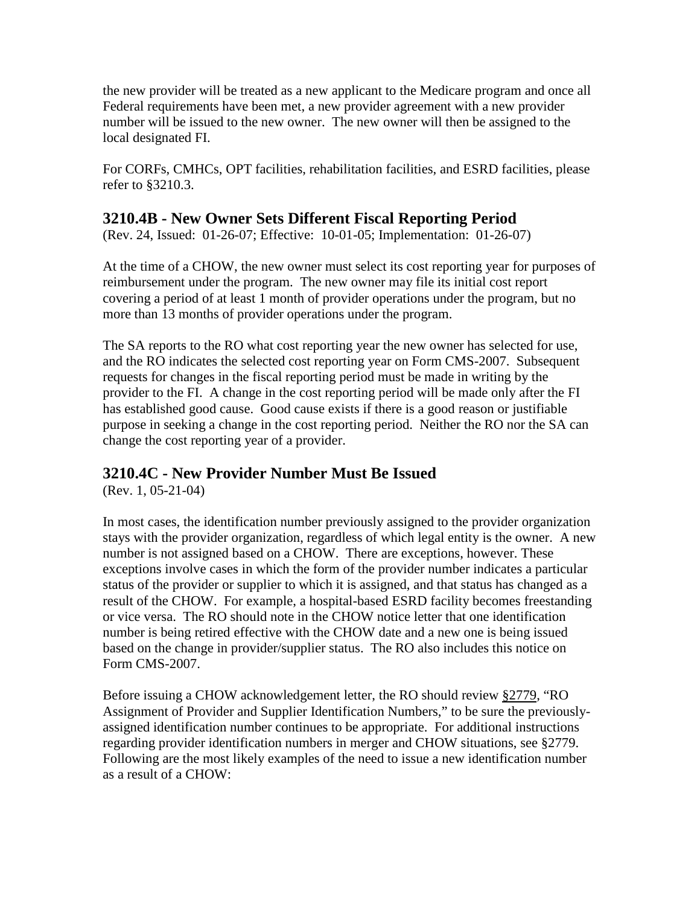the new provider will be treated as a new applicant to the Medicare program and once all Federal requirements have been met, a new provider agreement with a new provider number will be issued to the new owner. The new owner will then be assigned to the local designated FI.

For CORFs, CMHCs, OPT facilities, rehabilitation facilities, and ESRD facilities, please refer to §3210.3.

## 3210.4B - New Owner Sets Different Fiscal Reporting Period

(Rev. 24, Issued: 01-26-07; Effective: 10-01-05; Implementation: 01-26-07)

At the time of a CHOW, the new owner must select its cost reporting year for purposes of reimbursement under the program. The new owner may file its initial cost report covering a period of at least 1 month of provider operations under the program, but no more than 13 months of provider operations under the program.

The SA reports to the RO what cost reporting year the new owner has selected for use, and the RO indicates the selected cost reporting year on Form CMS-2007. Subsequent requests for changes in the fiscal reporting period must be made in writing by the provider to the FI. A change in the cost reporting period will be made only after the FI has established good cause. Good cause exists if there is a good reason or justifiable purpose in seeking a change in the cost reporting period. Neither the RO nor the SA can change the cost reporting year of a provider.

## 3210.4C - New Provider Number Must Be Issued

(Rev. 1, 05-21-04)

In most cases, the identification number previously assigned to the provider organization stays with the provider organization, regardless of which legal entity is the owner. A new number is not assigned based on a CHOW. There are exceptions, however. These exceptions involve cases in which the form of the provider number indicates a particular status of the provider or supplier to which it is assigned, and that status has changed as a result of the CHOW. For example, a hospital-based ESRD facility becomes freestanding or vice versa. The RO should note in the CHOW notice letter that one identification number is being retired effective with the CHOW date and a new one is being issued based on the change in provider/supplier status. The RO also includes this notice on Form CMS-2007.

Before issuing a CHOW acknowledgement letter, the RO should review §2779, "RO Assignment of Provider and Supplier Identification Numbers," to be sure the previously-assigned identification number continues to be appropriate. For additional instructions regarding provider identification numbers in merger and CHOW situations, see §2779. Following are the most likely examples of the need to issue a new identification number as a result of a CHOW: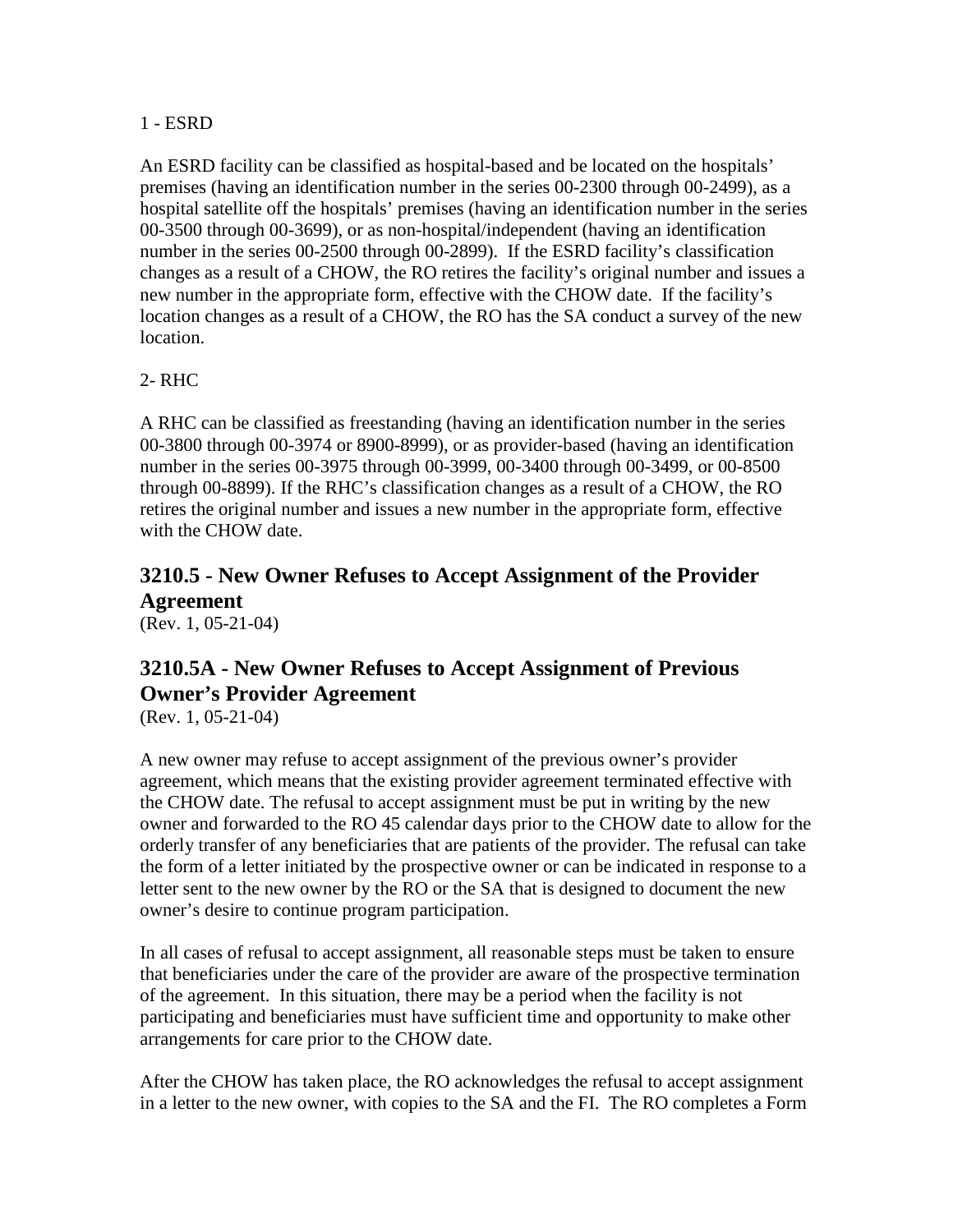1 - ESRD

An ESRD facility can be classified as hospital-based and be located on the hospitals' premises (having an identification number in the series 00-2300 through 00-2499), as a hospital satellite off the hospitals' premises (having an identification number in the series 00-3500 through 00-3699), or as non-hospital/independent (having an identification number in the series 00-2500 through 00-2899). If the ESRD facility's classification changes as a result of a CHOW, the RO retires the facility's original number and issues a new number in the appropriate form, effective with the CHOW date. If the facility's location changes as a result of a CHOW, the RO has the SA conduct a survey of the new location.

2- RHC

A RHC can be classified as freestanding (having an identification number in the series 00-3800 through 00-3974 or 8900-8999), or as provider-based (having an identification number in the series 00-3975 through 00-3999, 00-3400 through 00-3499, or 00-8500 through 00-8899). If the RHC's classification changes as a result of a CHOW, the RO retires the original number and issues a new number in the appropriate form, effective with the CHOW date.

## 3210.5 - New Owner Refuses to Accept Assignment of the Provider Agreement

(Rev. 1, 05-21-04)

## 3210.5A - New Owner Refuses to Accept Assignment of Previous Owner's Provider Agreement

(Rev. 1, 05-21-04)

A new owner may refuse to accept assignment of the previous owner's provider agreement, which means that the existing provider agreement terminated effective with the CHOW date. The refusal to accept assignment must be put in writing by the new owner and forwarded to the RO 45 calendar days prior to the CHOW date to allow for the orderly transfer of any beneficiaries that are patients of the provider. The refusal can take the form of a letter initiated by the prospective owner or can be indicated in response to a letter sent to the new owner by the RO or the SA that is designed to document the new owner's desire to continue program participation.

In all cases of refusal to accept assignment, all reasonable steps must be taken to ensure that beneficiaries under the care of the provider are aware of the prospective termination of the agreement. In this situation, there may be a period when the facility is not participating and beneficiaries must have sufficient time and opportunity to make other arrangements for care prior to the CHOW date.

After the CHOW has taken place, the RO acknowledges the refusal to accept assignment in a letter to the new owner, with copies to the SA and the FI. The RO completes a Form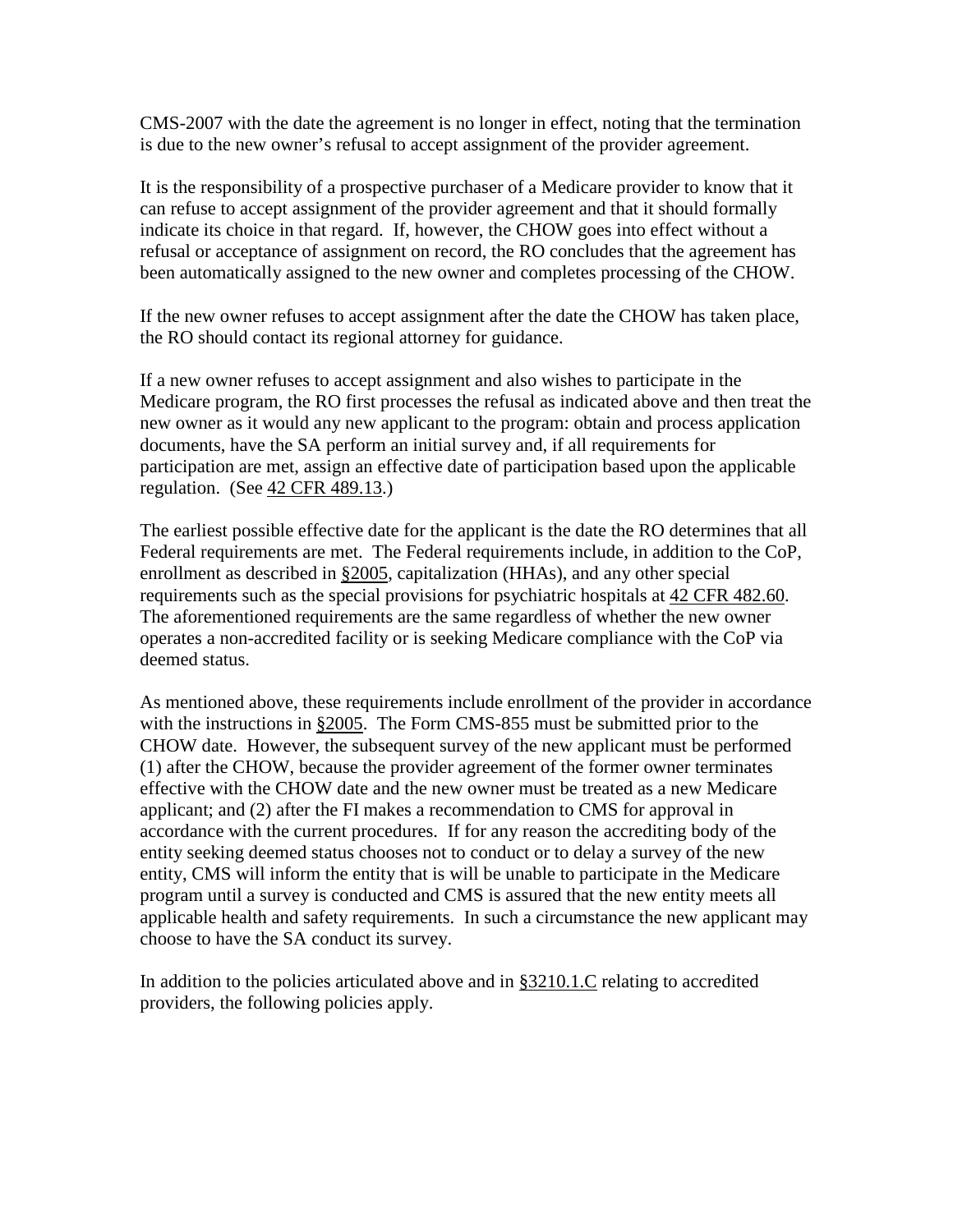CMS-2007 with the date the agreement is no longer in effect, noting that the termination is due to the new owner's refusal to accept assignment of the provider agreement.

It is the responsibility of a prospective purchaser of a Medicare provider to know that it can refuse to accept assignment of the provider agreement and that it should formally indicate its choice in that regard. If, however, the CHOW goes into effect without a refusal or acceptance of assignment on record, the RO concludes that the agreement has been automatically assigned to the new owner and completes processing of the CHOW.

If the new owner refuses to accept assignment after the date the CHOW has taken place, the RO should contact its regional attorney for guidance.

If a new owner refuses to accept assignment and also wishes to participate in the Medicare program, the RO first processes the refusal as indicated above and then treat the new owner as it would any new applicant to the program: obtain and process application documents, have the SA perform an initial survey and, if all requirements for participation are met, assign an effective date of participation based upon the applicable regulation. (See 42 CFR 489.13.)

The earliest possible effective date for the applicant is the date the RO determines that all Federal requirements are met. The Federal requirements include, in addition to the CoP, enrollment as described in §2005, capitalization (HHAs), and any other special requirements such as the special provisions for psychiatric hospitals at 42 CFR 482.60. The aforementioned requirements are the same regardless of whether the new owner operates a non-accredited facility or is seeking Medicare compliance with the CoP via deemed status.

As mentioned above, these requirements include enrollment of the provider in accordance with the instructions in §2005. The Form CMS-855 must be submitted prior to the CHOW date. However, the subsequent survey of the new applicant must be performed (1) after the CHOW, because the provider agreement of the former owner terminates effective with the CHOW date and the new owner must be treated as a new Medicare applicant; and (2) after the FI makes a recommendation to CMS for approval in accordance with the current procedures. If for any reason the accrediting body of the entity seeking deemed status chooses not to conduct or to delay a survey of the new entity, CMS will inform the entity that is will be unable to participate in the Medicare program until a survey is conducted and CMS is assured that the new entity meets all applicable health and safety requirements. In such a circumstance the new applicant may choose to have the SA conduct its survey.

In addition to the policies articulated above and in §3210.1.C relating to accredited providers, the following policies apply.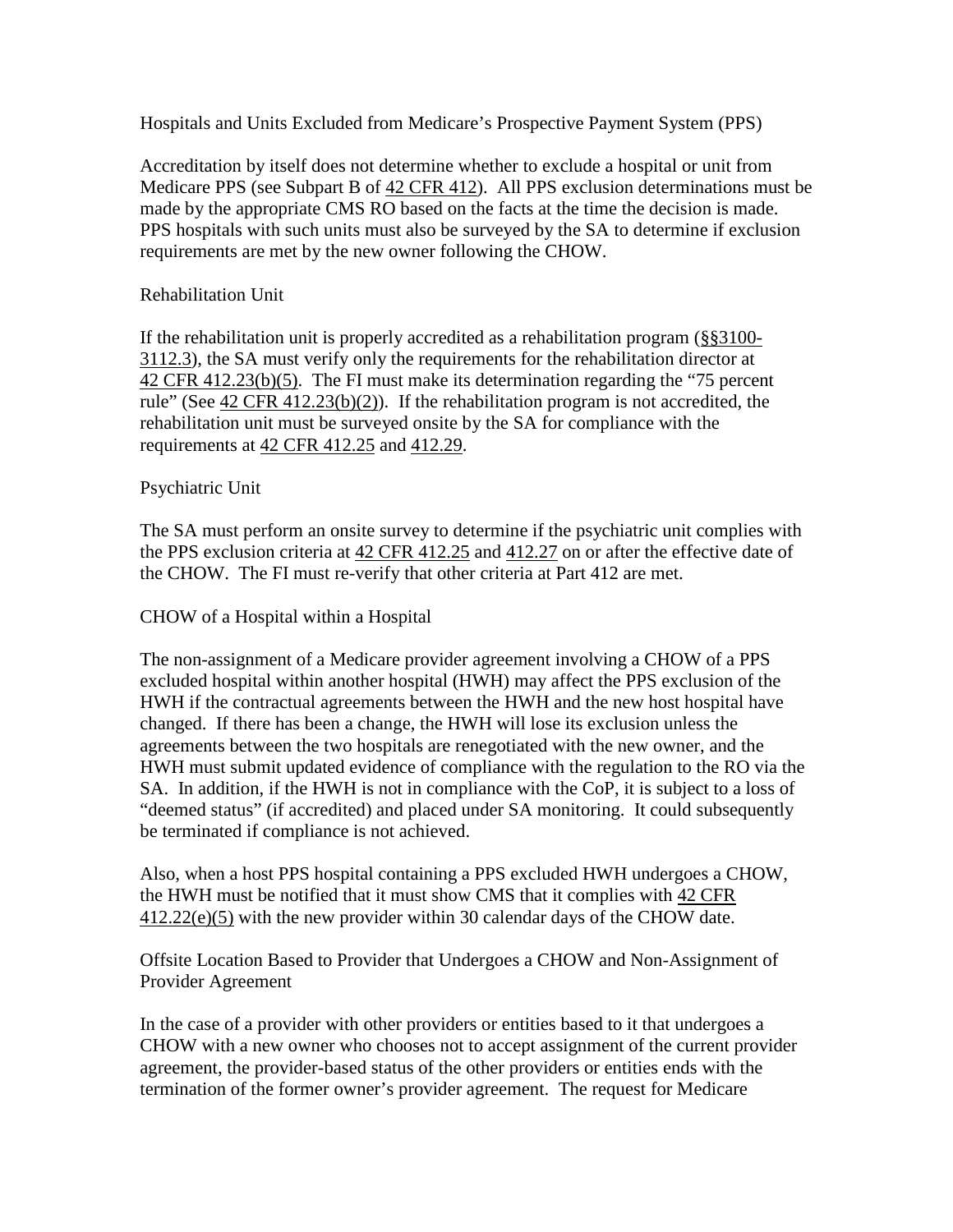Hospitals and Units Excluded from Medicare's Prospective Payment System (PPS)

Accreditation by itself does not determine whether to exclude a hospital or unit from Medicare PPS (see Subpart B of 42 CFR 412). All PPS exclusion determinations must be made by the appropriate CMS RO based on the facts at the time the decision is made. PPS hospitals with such units must also be surveyed by the SA to determine if exclusion requirements are met by the new owner following the CHOW.

Rehabilitation Unit

If the rehabilitation unit is properly accredited as a rehabilitation program (§§3100-3112.3), the SA must verify only the requirements for the rehabilitation director at 42 CFR 412.23(b)(5). The FI must make its determination regarding the "75 percent rule" (See 42 CFR 412.23(b)(2)). If the rehabilitation program is not accredited, the rehabilitation unit must be surveyed onsite by the SA for compliance with the requirements at 42 CFR 412.25 and 412.29.

Psychiatric Unit

The SA must perform an onsite survey to determine if the psychiatric unit complies with the PPS exclusion criteria at 42 CFR 412.25 and 412.27 on or after the effective date of the CHOW. The FI must re-verify that other criteria at Part 412 are met.

CHOW of a Hospital within a Hospital

The non-assignment of a Medicare provider agreement involving a CHOW of a PPS excluded hospital within another hospital (HWH) may affect the PPS exclusion of the HWH if the contractual agreements between the HWH and the new host hospital have changed. If there has been a change, the HWH will lose its exclusion unless the agreements between the two hospitals are renegotiated with the new owner, and the HWH must submit updated evidence of compliance with the regulation to the RO via the SA. In addition, if the HWH is not in compliance with the CoP, it is subject to a loss of "deemed status" (if accredited) and placed under SA monitoring. It could subsequently be terminated if compliance is not achieved.

Also, when a host PPS hospital containing a PPS excluded HWH undergoes a CHOW, the HWH must be notified that it must show CMS that it complies with 42 CFR 412.22(e)(5) with the new provider within 30 calendar days of the CHOW date.

Offsite Location Based to Provider that Undergoes a CHOW and Non-Assignment of Provider Agreement

In the case of a provider with other providers or entities based to it that undergoes a CHOW with a new owner who chooses not to accept assignment of the current provider agreement, the provider-based status of the other providers or entities ends with the termination of the former owner's provider agreement. The request for Medicare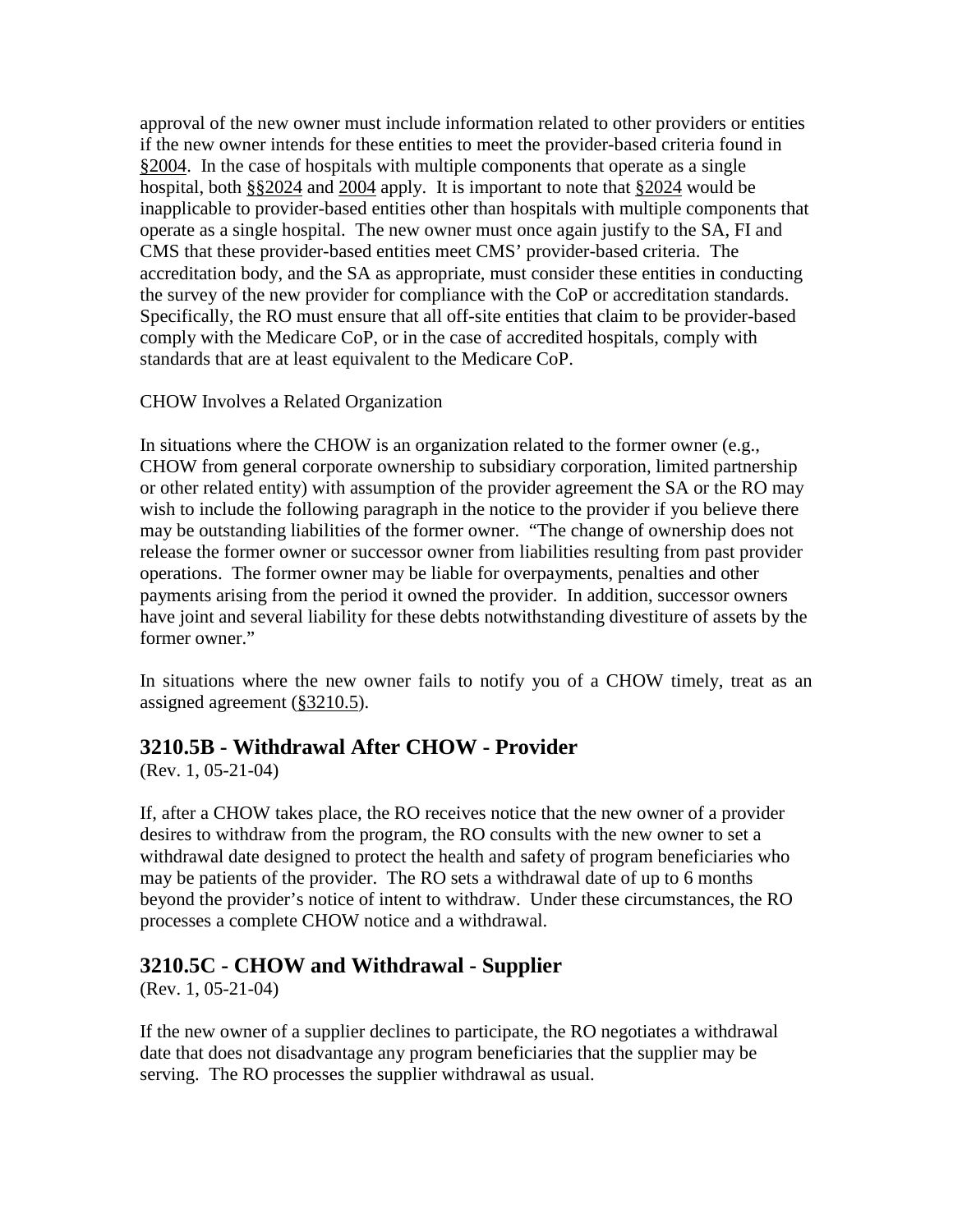approval of the new owner must include information related to other providers or entities if the new owner intends for these entities to meet the provider-based criteria found in §2004. In the case of hospitals with multiple components that operate as a single hospital, both §§2024 and 2004 apply. It is important to note that §2024 would be inapplicable to provider-based entities other than hospitals with multiple components that operate as a single hospital. The new owner must once again justify to the SA, FI and CMS that these provider-based entities meet CMS' provider-based criteria. The accreditation body, and the SA as appropriate, must consider these entities in conducting the survey of the new provider for compliance with the CoP or accreditation standards. Specifically, the RO must ensure that all off-site entities that claim to be provider-based comply with the Medicare CoP, or in the case of accredited hospitals, comply with standards that are at least equivalent to the Medicare CoP.

CHOW Involves a Related Organization

In situations where the CHOW is an organization related to the former owner (e.g., CHOW from general corporate ownership to subsidiary corporation, limited partnership or other related entity) with assumption of the provider agreement the SA or the RO may wish to include the following paragraph in the notice to the provider if you believe there may be outstanding liabilities of the former owner. "The change of ownership does not release the former owner or successor owner from liabilities resulting from past provider operations. The former owner may be liable for overpayments, penalties and other payments arising from the period it owned the provider. In addition, successor owners have joint and several liability for these debts notwithstanding divestiture of assets by the former owner."

In situations where the new owner fails to notify you of a CHOW timely, treat as an assigned agreement (§3210.5).

## 3210.5B - Withdrawal After CHOW - Provider

(Rev. 1, 05-21-04)

If, after a CHOW takes place, the RO receives notice that the new owner of a provider desires to withdraw from the program, the RO consults with the new owner to set a withdrawal date designed to protect the health and safety of program beneficiaries who may be patients of the provider. The RO sets a withdrawal date of up to 6 months beyond the provider's notice of intent to withdraw. Under these circumstances, the RO processes a complete CHOW notice and a withdrawal.

## 3210.5C - CHOW and Withdrawal - Supplier

(Rev. 1, 05-21-04)

If the new owner of a supplier declines to participate, the RO negotiates a withdrawal date that does not disadvantage any program beneficiaries that the supplier may be serving. The RO processes the supplier withdrawal as usual.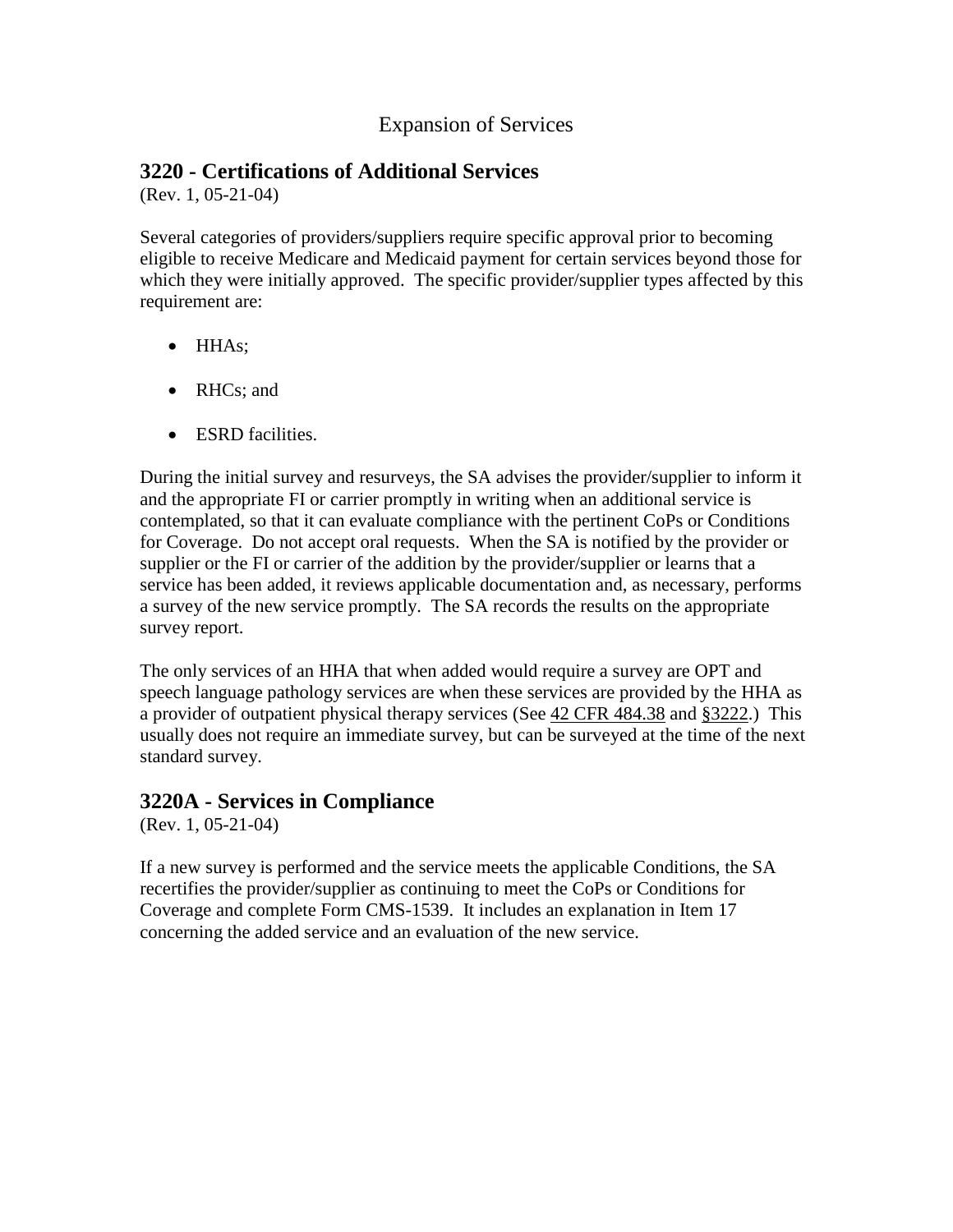Expansion of Services

## 3220 - Certifications of Additional Services

(Rev. 1, 05-21-04)

Several categories of providers/suppliers require specific approval prior to becoming eligible to receive Medicare and Medicaid payment for certain services beyond those for which they were initially approved. The specific provider/supplier types affected by this requirement are:

- HHAs;
- RHCs; and
- ESRD facilities.

During the initial survey and resurveys, the SA advises the provider/supplier to inform it and the appropriate FI or carrier promptly in writing when an additional service is contemplated, so that it can evaluate compliance with the pertinent CoPs or Conditions for Coverage. Do not accept oral requests. When the SA is notified by the provider or supplier or the FI or carrier of the addition by the provider/supplier or learns that a service has been added, it reviews applicable documentation and, as necessary, performs a survey of the new service promptly. The SA records the results on the appropriate survey report.

The only services of an HHA that when added would require a survey are OPT and speech language pathology services are when these services are provided by the HHA as a provider of outpatient physical therapy services (See 42 CFR 484.38 and §3222.) This usually does not require an immediate survey, but can be surveyed at the time of the next standard survey.

## 3220A - Services in Compliance

(Rev. 1, 05-21-04)

If a new survey is performed and the service meets the applicable Conditions, the SA recertifies the provider/supplier as continuing to meet the CoPs or Conditions for Coverage and complete Form CMS-1539. It includes an explanation in Item 17 concerning the added service and an evaluation of the new service.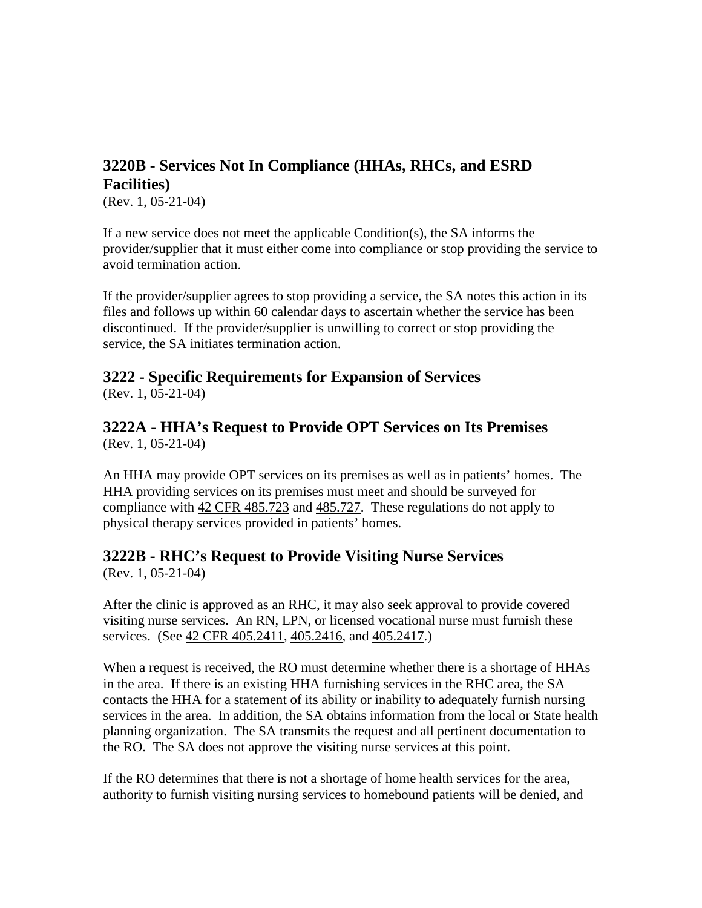## 3220B - Services Not In Compliance (HHAs, RHCs, and ESRD Facilities)

(Rev. 1, 05-21-04)

If a new service does not meet the applicable Condition(s), the SA informs the provider/supplier that it must either come into compliance or stop providing the service to avoid termination action.

If the provider/supplier agrees to stop providing a service, the SA notes this action in its files and follows up within 60 calendar days to ascertain whether the service has been discontinued. If the provider/supplier is unwilling to correct or stop providing the service, the SA initiates termination action.

## 3222 - Specific Requirements for Expansion of Services

(Rev. 1, 05-21-04)

## 3222A - HHA's Request to Provide OPT Services on Its Premises

(Rev. 1, 05-21-04)

An HHA may provide OPT services on its premises as well as in patients' homes. The HHA providing services on its premises must meet and should be surveyed for compliance with 42 CFR 485.723 and 485.727. These regulations do not apply to physical therapy services provided in patients' homes.

## 3222B - RHC's Request to Provide Visiting Nurse Services

(Rev. 1, 05-21-04)

After the clinic is approved as an RHC, it may also seek approval to provide covered visiting nurse services. An RN, LPN, or licensed vocational nurse must furnish these services. (See 42 CFR 405.2411, 405.2416, and 405.2417.)

When a request is received, the RO must determine whether there is a shortage of HHAs in the area. If there is an existing HHA furnishing services in the RHC area, the SA contacts the HHA for a statement of its ability or inability to adequately furnish nursing services in the area. In addition, the SA obtains information from the local or State health planning organization. The SA transmits the request and all pertinent documentation to the RO. The SA does not approve the visiting nurse services at this point.

If the RO determines that there is not a shortage of home health services for the area, authority to furnish visiting nursing services to homebound patients will be denied, and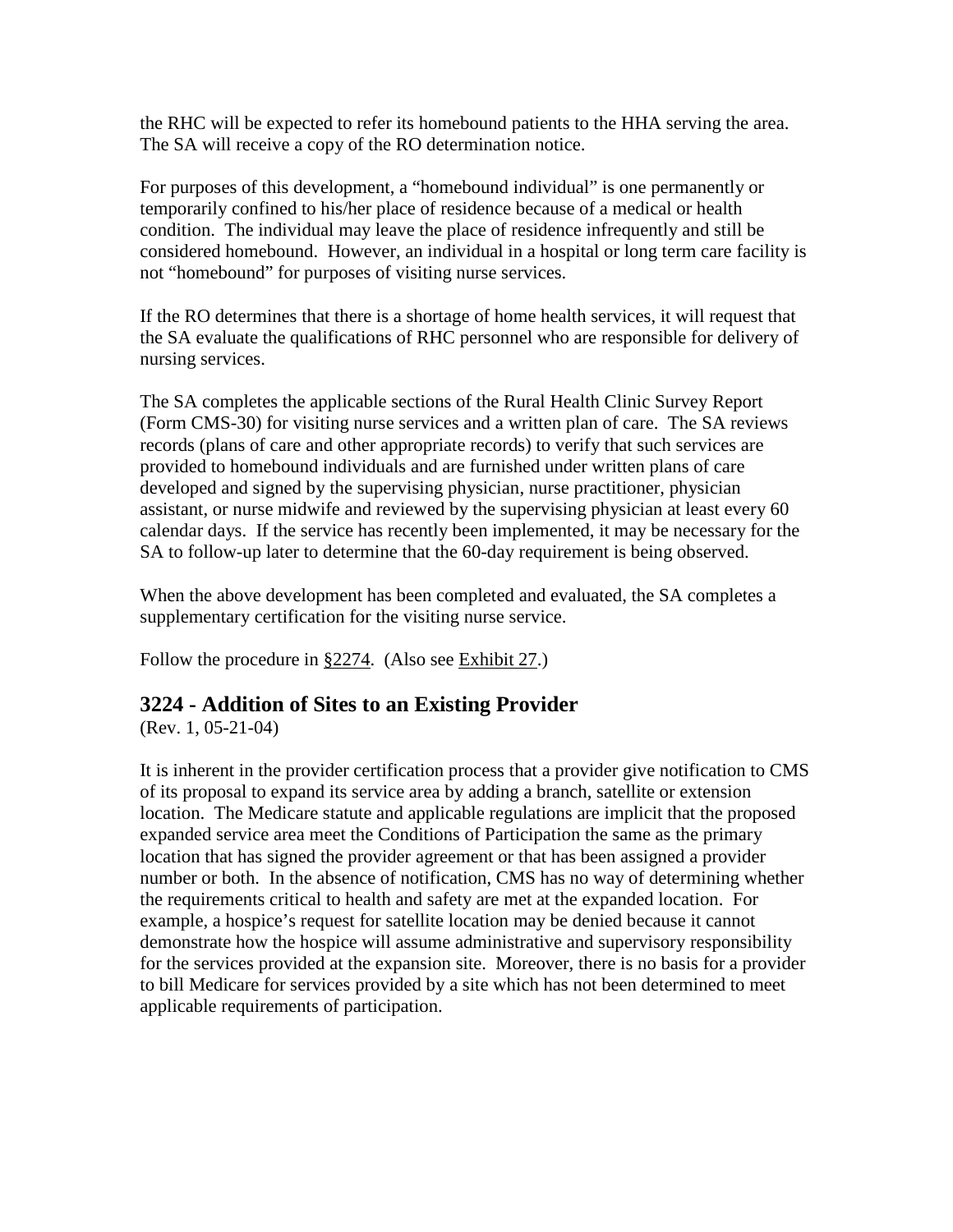the RHC will be expected to refer its homebound patients to the HHA serving the area. The SA will receive a copy of the RO determination notice.

For purposes of this development, a "homebound individual" is one permanently or temporarily confined to his/her place of residence because of a medical or health condition. The individual may leave the place of residence infrequently and still be considered homebound. However, an individual in a hospital or long term care facility is not "homebound" for purposes of visiting nurse services.

If the RO determines that there is a shortage of home health services, it will request that the SA evaluate the qualifications of RHC personnel who are responsible for delivery of nursing services.

The SA completes the applicable sections of the Rural Health Clinic Survey Report (Form CMS-30) for visiting nurse services and a written plan of care. The SA reviews records (plans of care and other appropriate records) to verify that such services are provided to homebound individuals and are furnished under written plans of care developed and signed by the supervising physician, nurse practitioner, physician assistant, or nurse midwife and reviewed by the supervising physician at least every 60 calendar days. If the service has recently been implemented, it may be necessary for the SA to follow-up later to determine that the 60-day requirement is being observed.

When the above development has been completed and evaluated, the SA completes a supplementary certification for the visiting nurse service.

Follow the procedure in §2274. (Also see Exhibit 27.)

## 3224 - Addition of Sites to an Existing Provider

(Rev. 1, 05-21-04)

It is inherent in the provider certification process that a provider give notification to CMS of its proposal to expand its service area by adding a branch, satellite or extension location. The Medicare statute and applicable regulations are implicit that the proposed expanded service area meet the Conditions of Participation the same as the primary location that has signed the provider agreement or that has been assigned a provider number or both. In the absence of notification, CMS has no way of determining whether the requirements critical to health and safety are met at the expanded location. For example, a hospice's request for satellite location may be denied because it cannot demonstrate how the hospice will assume administrative and supervisory responsibility for the services provided at the expansion site. Moreover, there is no basis for a provider to bill Medicare for services provided by a site which has not been determined to meet applicable requirements of participation.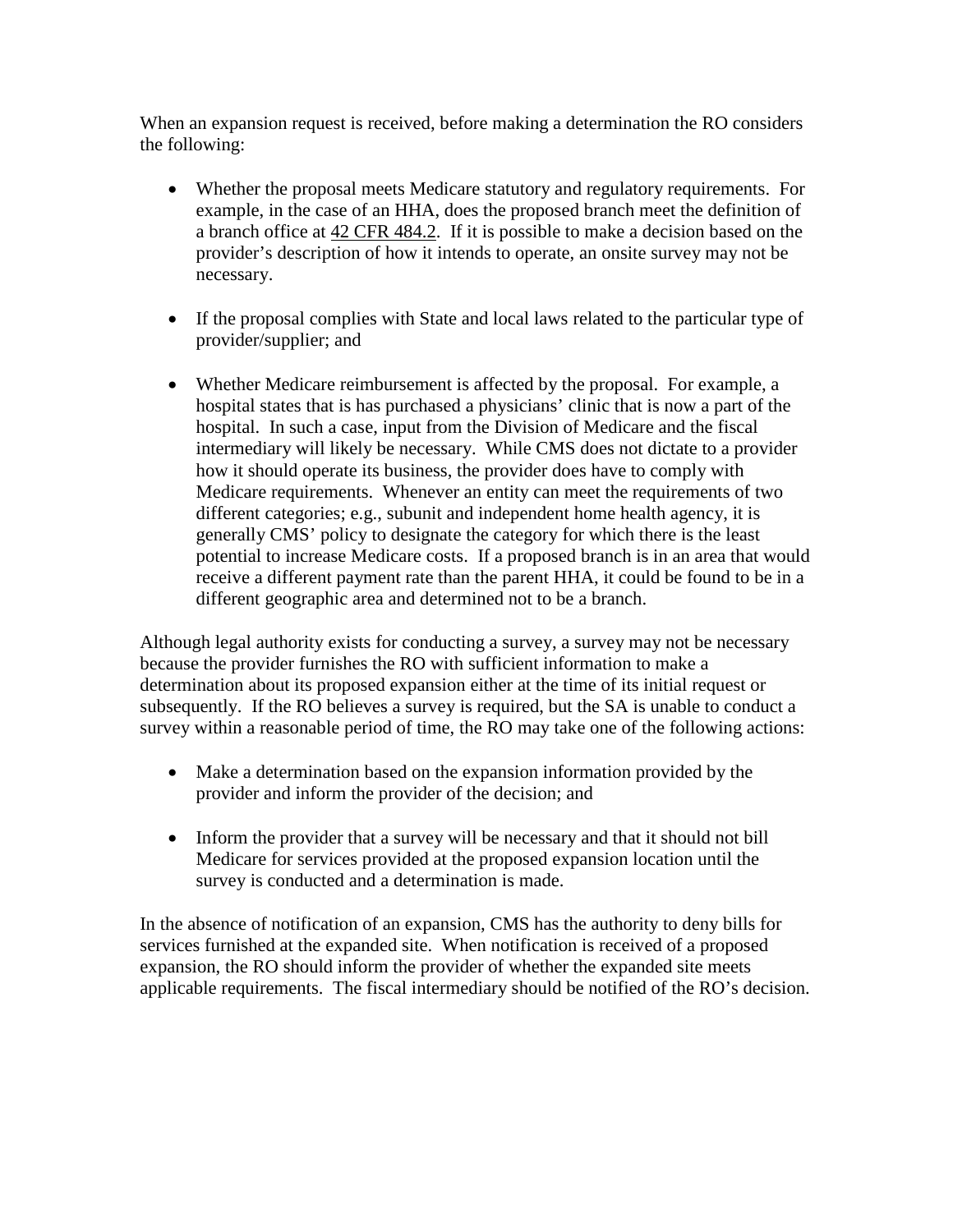When an expansion request is received, before making a determination the RO considers the following:

- Whether the proposal meets Medicare statutory and regulatory requirements. For example, in the case of an HHA, does the proposed branch meet the definition of a branch office at 42 CFR 484.2. If it is possible to make a decision based on the provider's description of how it intends to operate, an onsite survey may not be necessary.

- If the proposal complies with State and local laws related to the particular type of provider/supplier; and

- Whether Medicare reimbursement is affected by the proposal. For example, a hospital states that is has purchased a physicians' clinic that is now a part of the hospital. In such a case, input from the Division of Medicare and the fiscal intermediary will likely be necessary. While CMS does not dictate to a provider how it should operate its business, the provider does have to comply with Medicare requirements. Whenever an entity can meet the requirements of two different categories; e.g., subunit and independent home health agency, it is generally CMS' policy to designate the category for which there is the least potential to increase Medicare costs. If a proposed branch is in an area that would receive a different payment rate than the parent HHA, it could be found to be in a different geographic area and determined not to be a branch.

Although legal authority exists for conducting a survey, a survey may not be necessary because the provider furnishes the RO with sufficient information to make a determination about its proposed expansion either at the time of its initial request or subsequently. If the RO believes a survey is required, but the SA is unable to conduct a survey within a reasonable period of time, the RO may take one of the following actions:

- Make a determination based on the expansion information provided by the provider and inform the provider of the decision; and

- Inform the provider that a survey will be necessary and that it should not bill Medicare for services provided at the proposed expansion location until the survey is conducted and a determination is made.

In the absence of notification of an expansion, CMS has the authority to deny bills for services furnished at the expanded site. When notification is received of a proposed expansion, the RO should inform the provider of whether the expanded site meets applicable requirements. The fiscal intermediary should be notified of the RO's decision.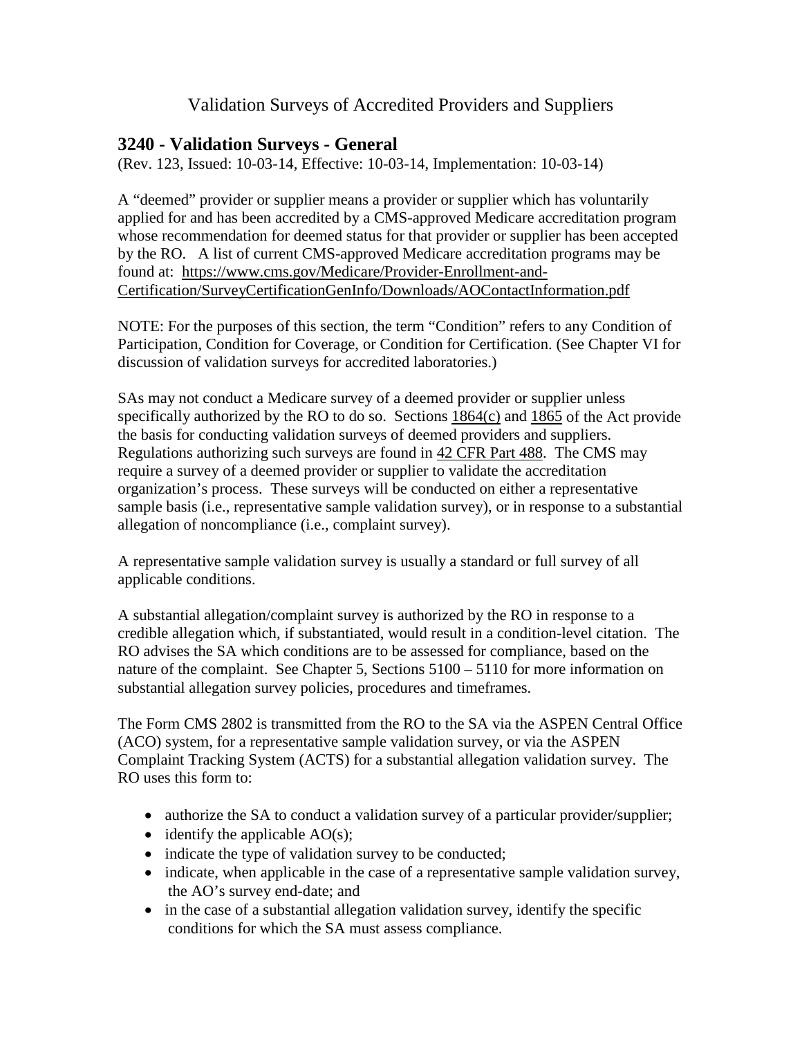Validation Surveys of Accredited Providers and Suppliers

## 3240 - Validation Surveys - General

(Rev. 123, Issued: 10-03-14, Effective: 10-03-14, Implementation: 10-03-14)

A "deemed" provider or supplier means a provider or supplier which has voluntarily applied for and has been accredited by a CMS-approved Medicare accreditation program whose recommendation for deemed status for that provider or supplier has been accepted by the RO. A list of current CMS-approved Medicare accreditation programs may be found at: https://www.cms.gov/Medicare/Provider-Enrollment-and-Certification/SurveyCertificationGenInfo/Downloads/AOContactInformation.pdf

NOTE: For the purposes of this section, the term "Condition" refers to any Condition of Participation, Condition for Coverage, or Condition for Certification. (See Chapter VI for discussion of validation surveys for accredited laboratories.)

SAs may not conduct a Medicare survey of a deemed provider or supplier unless specifically authorized by the RO to do so. Sections 1864(c) and 1865 of the Act provide the basis for conducting validation surveys of deemed providers and suppliers. Regulations authorizing such surveys are found in 42 CFR Part 488. The CMS may require a survey of a deemed provider or supplier to validate the accreditation organization's process. These surveys will be conducted on either a representative sample basis (i.e., representative sample validation survey), or in response to a substantial allegation of noncompliance (i.e., complaint survey).

A representative sample validation survey is usually a standard or full survey of all applicable conditions.

A substantial allegation/complaint survey is authorized by the RO in response to a credible allegation which, if substantiated, would result in a condition-level citation. The RO advises the SA which conditions are to be assessed for compliance, based on the nature of the complaint. See Chapter 5, Sections 5100 – 5110 for more information on substantial allegation survey policies, procedures and timeframes.

The Form CMS 2802 is transmitted from the RO to the SA via the ASPEN Central Office (ACO) system, for a representative sample validation survey, or via the ASPEN Complaint Tracking System (ACTS) for a substantial allegation validation survey. The RO uses this form to:

- authorize the SA to conduct a validation survey of a particular provider/supplier;
- identify the applicable AO(s);
- indicate the type of validation survey to be conducted;
- indicate, when applicable in the case of a representative sample validation survey, the AO's survey end-date; and
- in the case of a substantial allegation validation survey, identify the specific conditions for which the SA must assess compliance.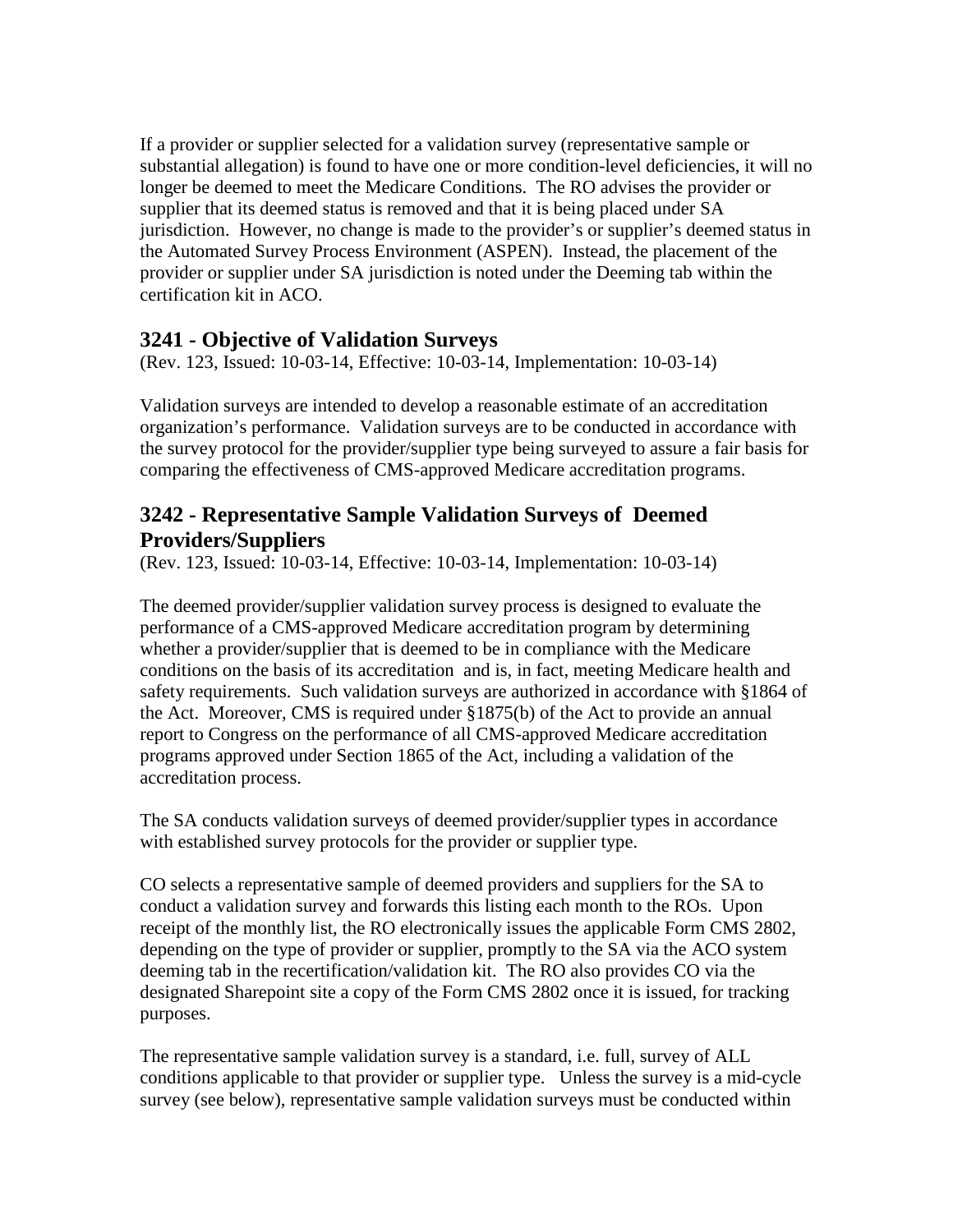If a provider or supplier selected for a validation survey (representative sample or substantial allegation) is found to have one or more condition-level deficiencies, it will no longer be deemed to meet the Medicare Conditions. The RO advises the provider or supplier that its deemed status is removed and that it is being placed under SA jurisdiction. However, no change is made to the provider's or supplier's deemed status in the Automated Survey Process Environment (ASPEN). Instead, the placement of the provider or supplier under SA jurisdiction is noted under the Deeming tab within the certification kit in ACO.

## 3241 - Objective of Validation Surveys

(Rev. 123, Issued: 10-03-14, Effective: 10-03-14, Implementation: 10-03-14)

Validation surveys are intended to develop a reasonable estimate of an accreditation organization's performance. Validation surveys are to be conducted in accordance with the survey protocol for the provider/supplier type being surveyed to assure a fair basis for comparing the effectiveness of CMS-approved Medicare accreditation programs.

## 3242 - Representative Sample Validation Surveys of Deemed Providers/Suppliers

(Rev. 123, Issued: 10-03-14, Effective: 10-03-14, Implementation: 10-03-14)

The deemed provider/supplier validation survey process is designed to evaluate the performance of a CMS-approved Medicare accreditation program by determining whether a provider/supplier that is deemed to be in compliance with the Medicare conditions on the basis of its accreditation and is, in fact, meeting Medicare health and safety requirements. Such validation surveys are authorized in accordance with §1864 of the Act. Moreover, CMS is required under §1875(b) of the Act to provide an annual report to Congress on the performance of all CMS-approved Medicare accreditation programs approved under Section 1865 of the Act, including a validation of the accreditation process.

The SA conducts validation surveys of deemed provider/supplier types in accordance with established survey protocols for the provider or supplier type.

CO selects a representative sample of deemed providers and suppliers for the SA to conduct a validation survey and forwards this listing each month to the ROs. Upon receipt of the monthly list, the RO electronically issues the applicable Form CMS 2802, depending on the type of provider or supplier, promptly to the SA via the ACO system deeming tab in the recertification/validation kit. The RO also provides CO via the designated Sharepoint site a copy of the Form CMS 2802 once it is issued, for tracking purposes.

The representative sample validation survey is a standard, i.e. full, survey of ALL conditions applicable to that provider or supplier type. Unless the survey is a mid-cycle survey (see below), representative sample validation surveys must be conducted within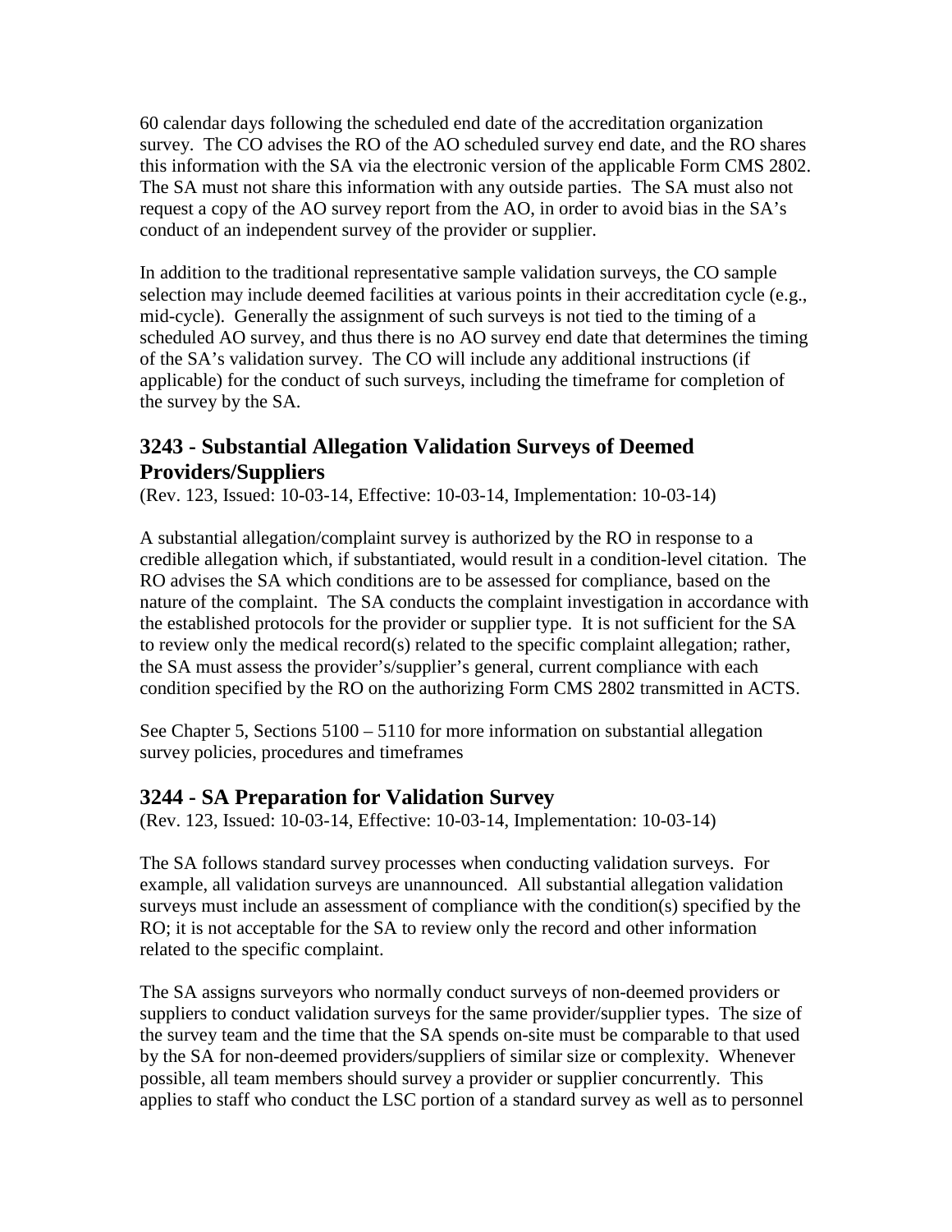60 calendar days following the scheduled end date of the accreditation organization survey. The CO advises the RO of the AO scheduled survey end date, and the RO shares this information with the SA via the electronic version of the applicable Form CMS 2802. The SA must not share this information with any outside parties. The SA must also not request a copy of the AO survey report from the AO, in order to avoid bias in the SA's conduct of an independent survey of the provider or supplier.

In addition to the traditional representative sample validation surveys, the CO sample selection may include deemed facilities at various points in their accreditation cycle (e.g., mid-cycle). Generally the assignment of such surveys is not tied to the timing of a scheduled AO survey, and thus there is no AO survey end date that determines the timing of the SA's validation survey. The CO will include any additional instructions (if applicable) for the conduct of such surveys, including the timeframe for completion of the survey by the SA.

## 3243 - Substantial Allegation Validation Surveys of Deemed Providers/Suppliers

(Rev. 123, Issued: 10-03-14, Effective: 10-03-14, Implementation: 10-03-14)

A substantial allegation/complaint survey is authorized by the RO in response to a credible allegation which, if substantiated, would result in a condition-level citation. The RO advises the SA which conditions are to be assessed for compliance, based on the nature of the complaint. The SA conducts the complaint investigation in accordance with the established protocols for the provider or supplier type. It is not sufficient for the SA to review only the medical record(s) related to the specific complaint allegation; rather, the SA must assess the provider's/supplier's general, current compliance with each condition specified by the RO on the authorizing Form CMS 2802 transmitted in ACTS.

See Chapter 5, Sections 5100 – 5110 for more information on substantial allegation survey policies, procedures and timeframes

## 3244 - SA Preparation for Validation Survey

(Rev. 123, Issued: 10-03-14, Effective: 10-03-14, Implementation: 10-03-14)

The SA follows standard survey processes when conducting validation surveys. For example, all validation surveys are unannounced. All substantial allegation validation surveys must include an assessment of compliance with the condition(s) specified by the RO; it is not acceptable for the SA to review only the record and other information related to the specific complaint.

The SA assigns surveyors who normally conduct surveys of non-deemed providers or suppliers to conduct validation surveys for the same provider/supplier types. The size of the survey team and the time that the SA spends on-site must be comparable to that used by the SA for non-deemed providers/suppliers of similar size or complexity. Whenever possible, all team members should survey a provider or supplier concurrently. This applies to staff who conduct the LSC portion of a standard survey as well as to personnel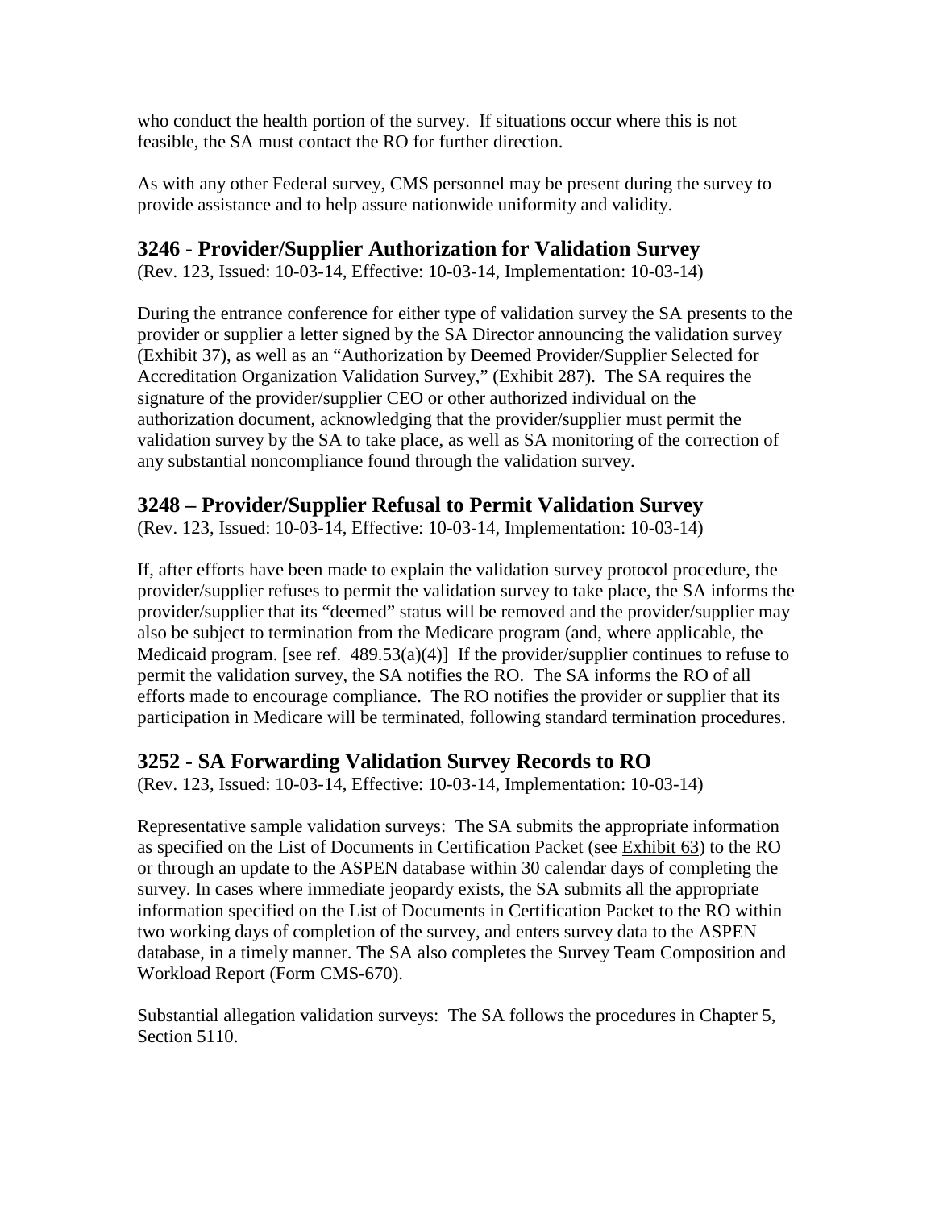who conduct the health portion of the survey. If situations occur where this is not feasible, the SA must contact the RO for further direction.

As with any other Federal survey, CMS personnel may be present during the survey to provide assistance and to help assure nationwide uniformity and validity.

## 3246 - Provider/Supplier Authorization for Validation Survey

(Rev. 123, Issued: 10-03-14, Effective: 10-03-14, Implementation: 10-03-14)

During the entrance conference for either type of validation survey the SA presents to the provider or supplier a letter signed by the SA Director announcing the validation survey (Exhibit 37), as well as an "Authorization by Deemed Provider/Supplier Selected for Accreditation Organization Validation Survey," (Exhibit 287). The SA requires the signature of the provider/supplier CEO or other authorized individual on the authorization document, acknowledging that the provider/supplier must permit the validation survey by the SA to take place, as well as SA monitoring of the correction of any substantial noncompliance found through the validation survey.

## 3248 – Provider/Supplier Refusal to Permit Validation Survey

(Rev. 123, Issued: 10-03-14, Effective: 10-03-14, Implementation: 10-03-14)

If, after efforts have been made to explain the validation survey protocol procedure, the provider/supplier refuses to permit the validation survey to take place, the SA informs the provider/supplier that its "deemed" status will be removed and the provider/supplier may also be subject to termination from the Medicare program (and, where applicable, the Medicaid program. [see ref. 489.53(a)(4)] If the provider/supplier continues to refuse to permit the validation survey, the SA notifies the RO. The SA informs the RO of all efforts made to encourage compliance. The RO notifies the provider or supplier that its participation in Medicare will be terminated, following standard termination procedures.

## 3252 - SA Forwarding Validation Survey Records to RO

(Rev. 123, Issued: 10-03-14, Effective: 10-03-14, Implementation: 10-03-14)

Representative sample validation surveys: The SA submits the appropriate information as specified on the List of Documents in Certification Packet (see Exhibit 63) to the RO or through an update to the ASPEN database within 30 calendar days of completing the survey. In cases where immediate jeopardy exists, the SA submits all the appropriate information specified on the List of Documents in Certification Packet to the RO within two working days of completion of the survey, and enters survey data to the ASPEN database, in a timely manner. The SA also completes the Survey Team Composition and Workload Report (Form CMS-670).

Substantial allegation validation surveys: The SA follows the procedures in Chapter 5, Section 5110.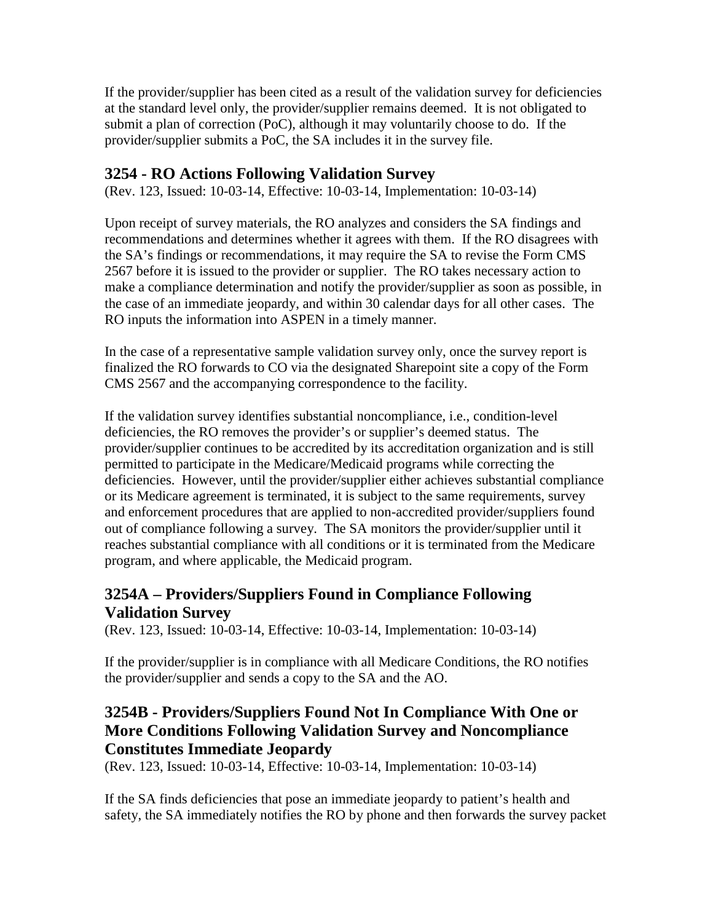If the provider/supplier has been cited as a result of the validation survey for deficiencies at the standard level only, the provider/supplier remains deemed. It is not obligated to submit a plan of correction (PoC), although it may voluntarily choose to do. If the provider/supplier submits a PoC, the SA includes it in the survey file.

## 3254 - RO Actions Following Validation Survey

(Rev. 123, Issued: 10-03-14, Effective: 10-03-14, Implementation: 10-03-14)

Upon receipt of survey materials, the RO analyzes and considers the SA findings and recommendations and determines whether it agrees with them. If the RO disagrees with the SA's findings or recommendations, it may require the SA to revise the Form CMS 2567 before it is issued to the provider or supplier. The RO takes necessary action to make a compliance determination and notify the provider/supplier as soon as possible, in the case of an immediate jeopardy, and within 30 calendar days for all other cases. The RO inputs the information into ASPEN in a timely manner.

In the case of a representative sample validation survey only, once the survey report is finalized the RO forwards to CO via the designated Sharepoint site a copy of the Form CMS 2567 and the accompanying correspondence to the facility.

If the validation survey identifies substantial noncompliance, i.e., condition-level deficiencies, the RO removes the provider's or supplier's deemed status. The provider/supplier continues to be accredited by its accreditation organization and is still permitted to participate in the Medicare/Medicaid programs while correcting the deficiencies. However, until the provider/supplier either achieves substantial compliance or its Medicare agreement is terminated, it is subject to the same requirements, survey and enforcement procedures that are applied to non-accredited provider/suppliers found out of compliance following a survey. The SA monitors the provider/supplier until it reaches substantial compliance with all conditions or it is terminated from the Medicare program, and where applicable, the Medicaid program.

## 3254A – Providers/Suppliers Found in Compliance Following Validation Survey

(Rev. 123, Issued: 10-03-14, Effective: 10-03-14, Implementation: 10-03-14)

If the provider/supplier is in compliance with all Medicare Conditions, the RO notifies the provider/supplier and sends a copy to the SA and the AO.

## 3254B - Providers/Suppliers Found Not In Compliance With One or More Conditions Following Validation Survey and Noncompliance Constitutes Immediate Jeopardy

(Rev. 123, Issued: 10-03-14, Effective: 10-03-14, Implementation: 10-03-14)

If the SA finds deficiencies that pose an immediate jeopardy to patient's health and safety, the SA immediately notifies the RO by phone and then forwards the survey packet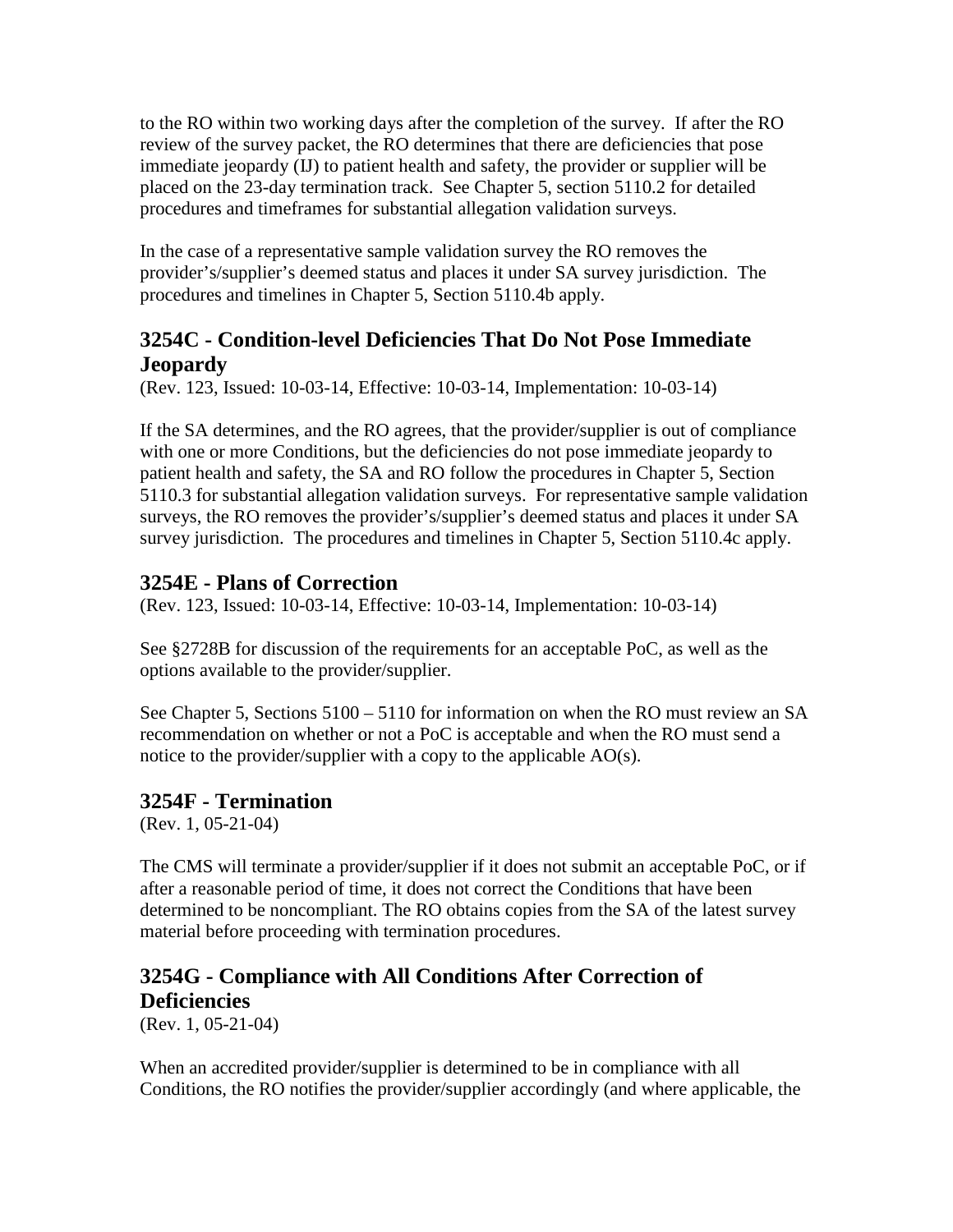to the RO within two working days after the completion of the survey. If after the RO review of the survey packet, the RO determines that there are deficiencies that pose immediate jeopardy (IJ) to patient health and safety, the provider or supplier will be placed on the 23-day termination track. See Chapter 5, section 5110.2 for detailed procedures and timeframes for substantial allegation validation surveys.

In the case of a representative sample validation survey the RO removes the provider's/supplier's deemed status and places it under SA survey jurisdiction. The procedures and timelines in Chapter 5, Section 5110.4b apply.

## 3254C - Condition-level Deficiencies That Do Not Pose Immediate Jeopardy

(Rev. 123, Issued: 10-03-14, Effective: 10-03-14, Implementation: 10-03-14)

If the SA determines, and the RO agrees, that the provider/supplier is out of compliance with one or more Conditions, but the deficiencies do not pose immediate jeopardy to patient health and safety, the SA and RO follow the procedures in Chapter 5, Section 5110.3 for substantial allegation validation surveys. For representative sample validation surveys, the RO removes the provider's/supplier's deemed status and places it under SA survey jurisdiction. The procedures and timelines in Chapter 5, Section 5110.4c apply.

## 3254E - Plans of Correction

(Rev. 123, Issued: 10-03-14, Effective: 10-03-14, Implementation: 10-03-14)

See §2728B for discussion of the requirements for an acceptable PoC, as well as the options available to the provider/supplier.

See Chapter 5, Sections 5100 – 5110 for information on when the RO must review an SA recommendation on whether or not a PoC is acceptable and when the RO must send a notice to the provider/supplier with a copy to the applicable AO(s).

## 3254F - Termination

(Rev. 1, 05-21-04)

The CMS will terminate a provider/supplier if it does not submit an acceptable PoC, or if after a reasonable period of time, it does not correct the Conditions that have been determined to be noncompliant. The RO obtains copies from the SA of the latest survey material before proceeding with termination procedures.

## 3254G - Compliance with All Conditions After Correction of Deficiencies

(Rev. 1, 05-21-04)

When an accredited provider/supplier is determined to be in compliance with all Conditions, the RO notifies the provider/supplier accordingly (and where applicable, the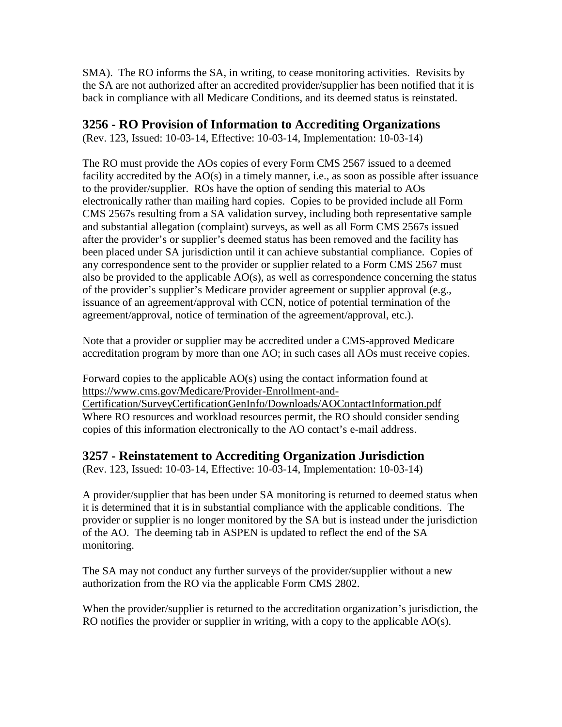SMA). The RO informs the SA, in writing, to cease monitoring activities. Revisits by the SA are not authorized after an accredited provider/supplier has been notified that it is back in compliance with all Medicare Conditions, and its deemed status is reinstated.

## 3256 - RO Provision of Information to Accrediting Organizations

(Rev. 123, Issued: 10-03-14, Effective: 10-03-14, Implementation: 10-03-14)

The RO must provide the AOs copies of every Form CMS 2567 issued to a deemed facility accredited by the AO(s) in a timely manner, i.e., as soon as possible after issuance to the provider/supplier. ROs have the option of sending this material to AOs electronically rather than mailing hard copies. Copies to be provided include all Form CMS 2567s resulting from a SA validation survey, including both representative sample and substantial allegation (complaint) surveys, as well as all Form CMS 2567s issued after the provider's or supplier's deemed status has been removed and the facility has been placed under SA jurisdiction until it can achieve substantial compliance. Copies of any correspondence sent to the provider or supplier related to a Form CMS 2567 must also be provided to the applicable AO(s), as well as correspondence concerning the status of the provider's supplier's Medicare provider agreement or supplier approval (e.g., issuance of an agreement/approval with CCN, notice of potential termination of the agreement/approval, notice of termination of the agreement/approval, etc.).

Note that a provider or supplier may be accredited under a CMS-approved Medicare accreditation program by more than one AO; in such cases all AOs must receive copies.

Forward copies to the applicable AO(s) using the contact information found at https://www.cms.gov/Medicare/Provider-Enrollment-and-Certification/SurveyCertificationGenInfo/Downloads/AOContactInformation.pdf Where RO resources and workload resources permit, the RO should consider sending copies of this information electronically to the AO contact's e-mail address.

## 3257 - Reinstatement to Accrediting Organization Jurisdiction

(Rev. 123, Issued: 10-03-14, Effective: 10-03-14, Implementation: 10-03-14)

A provider/supplier that has been under SA monitoring is returned to deemed status when it is determined that it is in substantial compliance with the applicable conditions. The provider or supplier is no longer monitored by the SA but is instead under the jurisdiction of the AO. The deeming tab in ASPEN is updated to reflect the end of the SA monitoring.

The SA may not conduct any further surveys of the provider/supplier without a new authorization from the RO via the applicable Form CMS 2802.

When the provider/supplier is returned to the accreditation organization's jurisdiction, the RO notifies the provider or supplier in writing, with a copy to the applicable AO(s).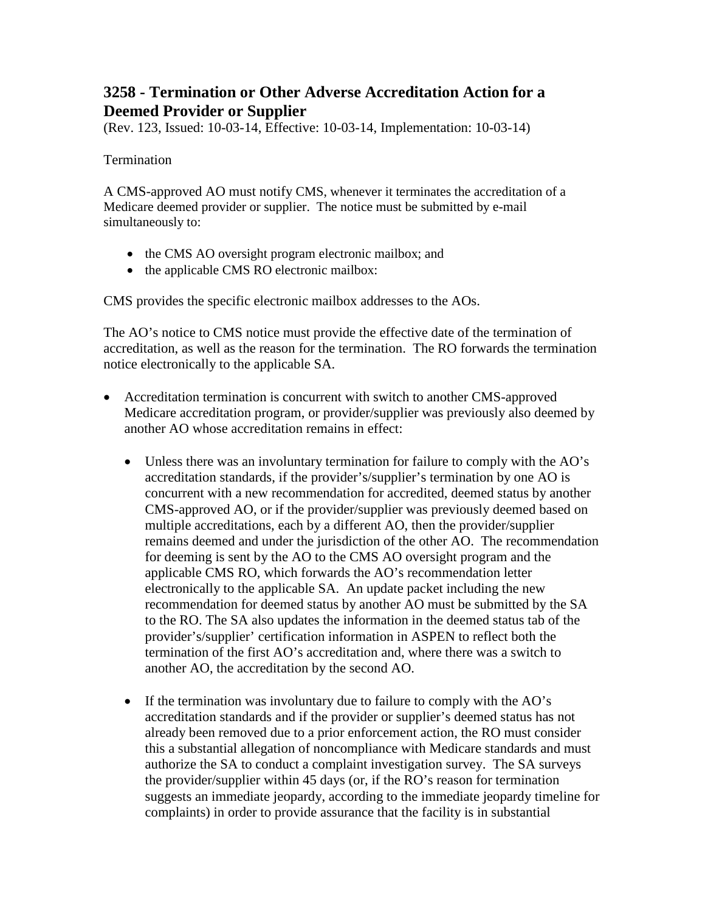## 3258 - Termination or Other Adverse Accreditation Action for a Deemed Provider or Supplier

(Rev. 123, Issued: 10-03-14, Effective: 10-03-14, Implementation: 10-03-14)

Termination

A CMS-approved AO must notify CMS, whenever it terminates the accreditation of a Medicare deemed provider or supplier. The notice must be submitted by e-mail simultaneously to:

- the CMS AO oversight program electronic mailbox; and
- the applicable CMS RO electronic mailbox:

CMS provides the specific electronic mailbox addresses to the AOs.

The AO's notice to CMS notice must provide the effective date of the termination of accreditation, as well as the reason for the termination. The RO forwards the termination notice electronically to the applicable SA.

- Accreditation termination is concurrent with switch to another CMS-approved Medicare accreditation program, or provider/supplier was previously also deemed by another AO whose accreditation remains in effect:
  - Unless there was an involuntary termination for failure to comply with the AO's accreditation standards, if the provider's/supplier's termination by one AO is concurrent with a new recommendation for accredited, deemed status by another CMS-approved AO, or if the provider/supplier was previously deemed based on multiple accreditations, each by a different AO, then the provider/supplier remains deemed and under the jurisdiction of the other AO. The recommendation for deeming is sent by the AO to the CMS AO oversight program and the applicable CMS RO, which forwards the AO's recommendation letter electronically to the applicable SA. An update packet including the new recommendation for deemed status by another AO must be submitted by the SA to the RO. The SA also updates the information in the deemed status tab of the provider's/supplier' certification information in ASPEN to reflect both the termination of the first AO's accreditation and, where there was a switch to another AO, the accreditation by the second AO.
  - If the termination was involuntary due to failure to comply with the AO's accreditation standards and if the provider or supplier's deemed status has not already been removed due to a prior enforcement action, the RO must consider this a substantial allegation of noncompliance with Medicare standards and must authorize the SA to conduct a complaint investigation survey. The SA surveys the provider/supplier within 45 days (or, if the RO's reason for termination suggests an immediate jeopardy, according to the immediate jeopardy timeline for complaints) in order to provide assurance that the facility is in substantial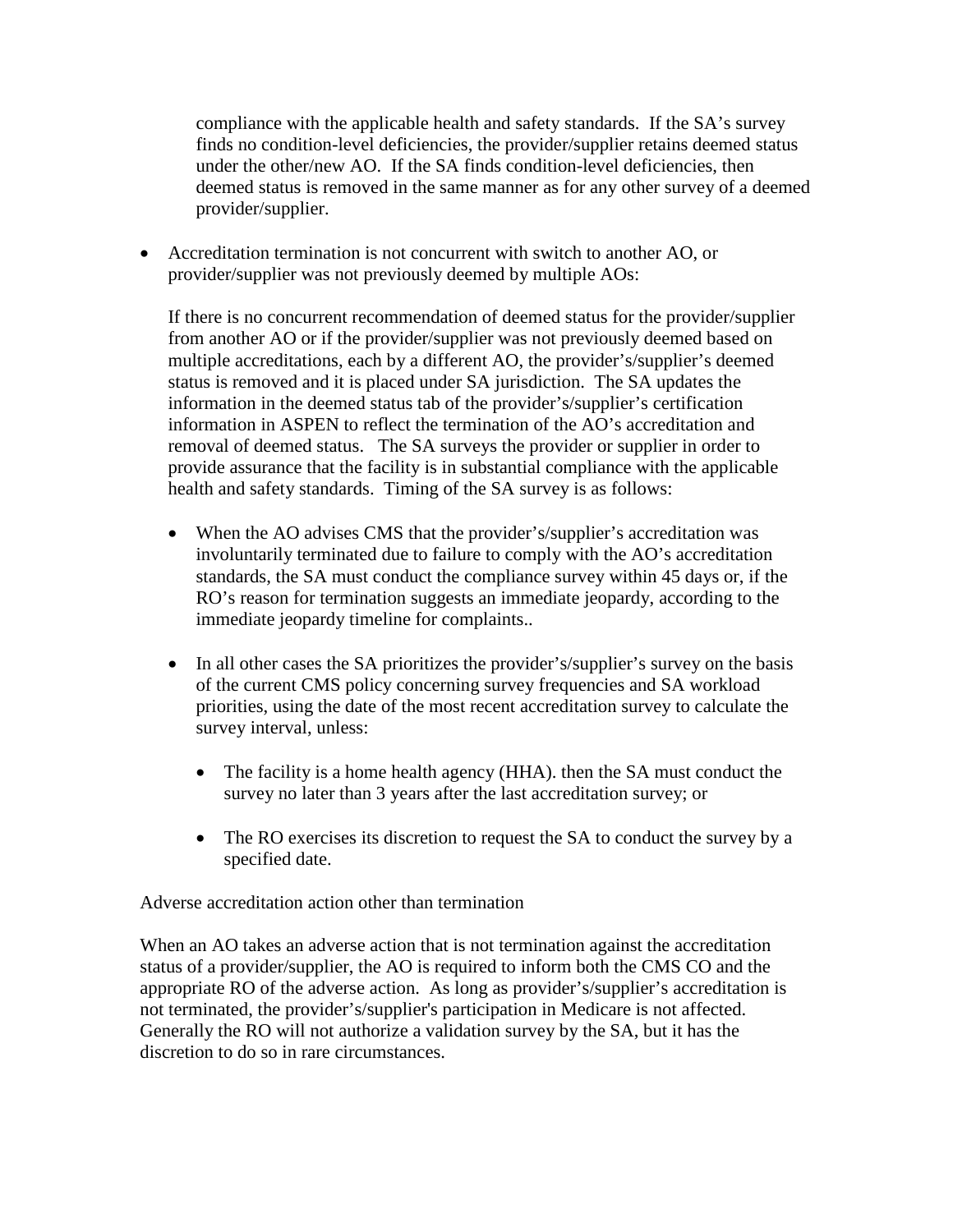compliance with the applicable health and safety standards. If the SA's survey finds no condition-level deficiencies, the provider/supplier retains deemed status under the other/new AO. If the SA finds condition-level deficiencies, then deemed status is removed in the same manner as for any other survey of a deemed provider/supplier.

- Accreditation termination is not concurrent with switch to another AO, or provider/supplier was not previously deemed by multiple AOs:

  If there is no concurrent recommendation of deemed status for the provider/supplier from another AO or if the provider/supplier was not previously deemed based on multiple accreditations, each by a different AO, the provider's/supplier's deemed status is removed and it is placed under SA jurisdiction. The SA updates the information in the deemed status tab of the provider's/supplier's certification information in ASPEN to reflect the termination of the AO's accreditation and removal of deemed status. The SA surveys the provider or supplier in order to provide assurance that the facility is in substantial compliance with the applicable health and safety standards. Timing of the SA survey is as follows:

  - When the AO advises CMS that the provider's/supplier's accreditation was involuntarily terminated due to failure to comply with the AO's accreditation standards, the SA must conduct the compliance survey within 45 days or, if the RO's reason for termination suggests an immediate jeopardy, according to the immediate jeopardy timeline for complaints..

  - In all other cases the SA prioritizes the provider's/supplier's survey on the basis of the current CMS policy concerning survey frequencies and SA workload priorities, using the date of the most recent accreditation survey to calculate the survey interval, unless:

    - The facility is a home health agency (HHA). then the SA must conduct the survey no later than 3 years after the last accreditation survey; or

    - The RO exercises its discretion to request the SA to conduct the survey by a specified date.

Adverse accreditation action other than termination

When an AO takes an adverse action that is not termination against the accreditation status of a provider/supplier, the AO is required to inform both the CMS CO and the appropriate RO of the adverse action. As long as provider's/supplier's accreditation is not terminated, the provider's/supplier's participation in Medicare is not affected. Generally the RO will not authorize a validation survey by the SA, but it has the discretion to do so in rare circumstances.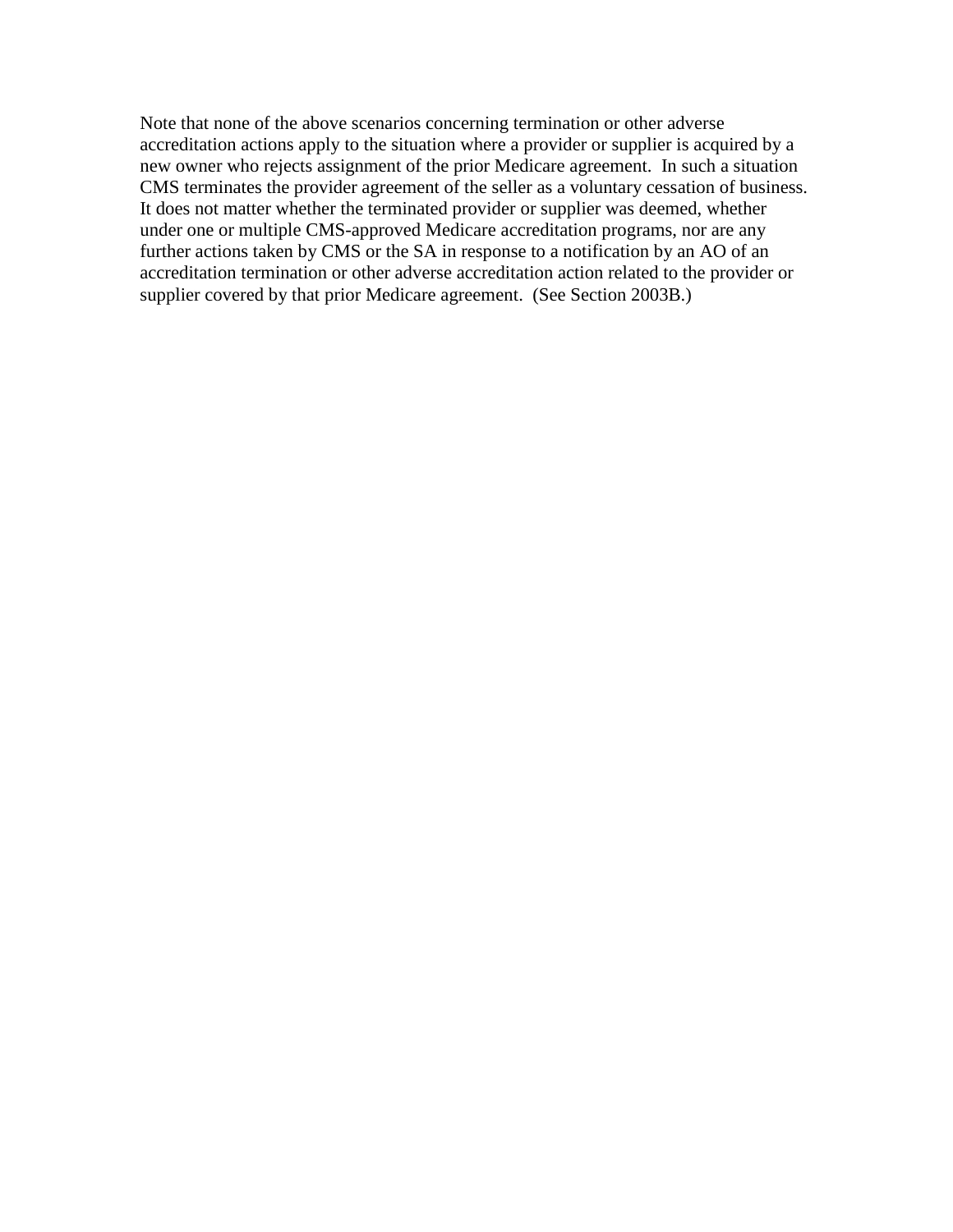Note that none of the above scenarios concerning termination or other adverse accreditation actions apply to the situation where a provider or supplier is acquired by a new owner who rejects assignment of the prior Medicare agreement. In such a situation CMS terminates the provider agreement of the seller as a voluntary cessation of business. It does not matter whether the terminated provider or supplier was deemed, whether under one or multiple CMS-approved Medicare accreditation programs, nor are any further actions taken by CMS or the SA in response to a notification by an AO of an accreditation termination or other adverse accreditation action related to the provider or supplier covered by that prior Medicare agreement. (See Section 2003B.)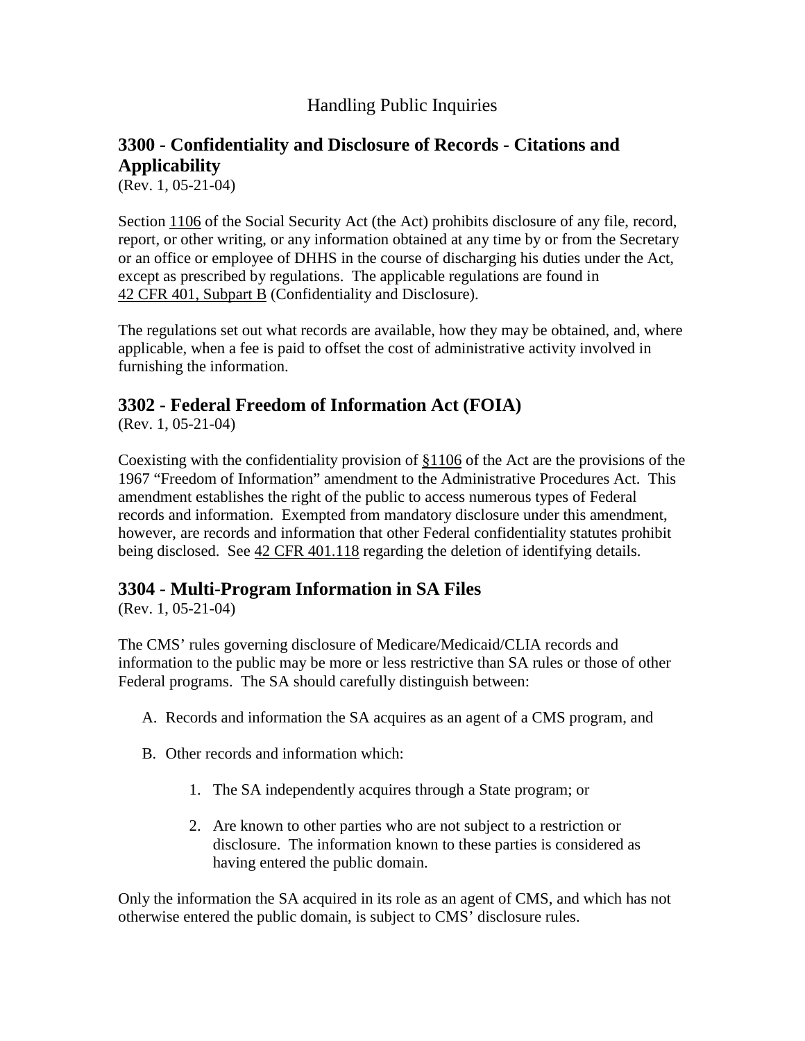Handling Public Inquiries

## 3300 - Confidentiality and Disclosure of Records - Citations and Applicability

(Rev. 1, 05-21-04)

Section 1106 of the Social Security Act (the Act) prohibits disclosure of any file, record, report, or other writing, or any information obtained at any time by or from the Secretary or an office or employee of DHHS in the course of discharging his duties under the Act, except as prescribed by regulations. The applicable regulations are found in 42 CFR 401, Subpart B (Confidentiality and Disclosure).

The regulations set out what records are available, how they may be obtained, and, where applicable, when a fee is paid to offset the cost of administrative activity involved in furnishing the information.

## 3302 - Federal Freedom of Information Act (FOIA)

(Rev. 1, 05-21-04)

Coexisting with the confidentiality provision of §1106 of the Act are the provisions of the 1967 "Freedom of Information" amendment to the Administrative Procedures Act. This amendment establishes the right of the public to access numerous types of Federal records and information. Exempted from mandatory disclosure under this amendment, however, are records and information that other Federal confidentiality statutes prohibit being disclosed. See 42 CFR 401.118 regarding the deletion of identifying details.

## 3304 - Multi-Program Information in SA Files

(Rev. 1, 05-21-04)

The CMS' rules governing disclosure of Medicare/Medicaid/CLIA records and information to the public may be more or less restrictive than SA rules or those of other Federal programs. The SA should carefully distinguish between:

A. Records and information the SA acquires as an agent of a CMS program, and

B. Other records and information which:

   1. The SA independently acquires through a State program; or

   2. Are known to other parties who are not subject to a restriction or disclosure. The information known to these parties is considered as having entered the public domain.

Only the information the SA acquired in its role as an agent of CMS, and which has not otherwise entered the public domain, is subject to CMS' disclosure rules.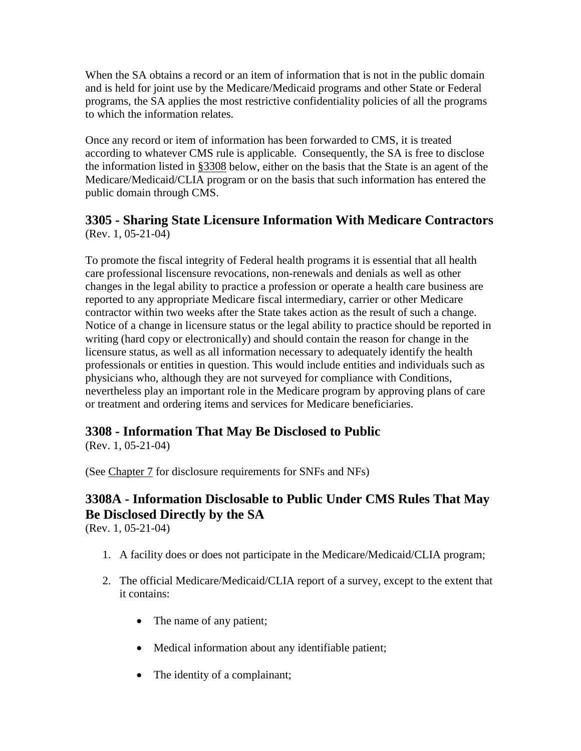When the SA obtains a record or an item of information that is not in the public domain and is held for joint use by the Medicare/Medicaid programs and other State or Federal programs, the SA applies the most restrictive confidentiality policies of all the programs to which the information relates.

Once any record or item of information has been forwarded to CMS, it is treated according to whatever CMS rule is applicable. Consequently, the SA is free to disclose the information listed in §3308 below, either on the basis that the State is an agent of the Medicare/Medicaid/CLIA program or on the basis that such information has entered the public domain through CMS.

## 3305 - Sharing State Licensure Information With Medicare Contractors

(Rev. 1, 05-21-04)

To promote the fiscal integrity of Federal health programs it is essential that all health care professional liscensure revocations, non-renewals and denials as well as other changes in the legal ability to practice a profession or operate a health care business are reported to any appropriate Medicare fiscal intermediary, carrier or other Medicare contractor within two weeks after the State takes action as the result of such a change. Notice of a change in licensure status or the legal ability to practice should be reported in writing (hard copy or electronically) and should contain the reason for change in the licensure status, as well as all information necessary to adequately identify the health professionals or entities in question. This would include entities and individuals such as physicians who, although they are not surveyed for compliance with Conditions, nevertheless play an important role in the Medicare program by approving plans of care or treatment and ordering items and services for Medicare beneficiaries.

## 3308 - Information That May Be Disclosed to Public

(Rev. 1, 05-21-04)

(See Chapter 7 for disclosure requirements for SNFs and NFs)

## 3308A - Information Disclosable to Public Under CMS Rules That May Be Disclosed Directly by the SA

(Rev. 1, 05-21-04)

1. A facility does or does not participate in the Medicare/Medicaid/CLIA program;
2. The official Medicare/Medicaid/CLIA report of a survey, except to the extent that it contains:
    - The name of any patient;
    - Medical information about any identifiable patient;
    - The identity of a complainant;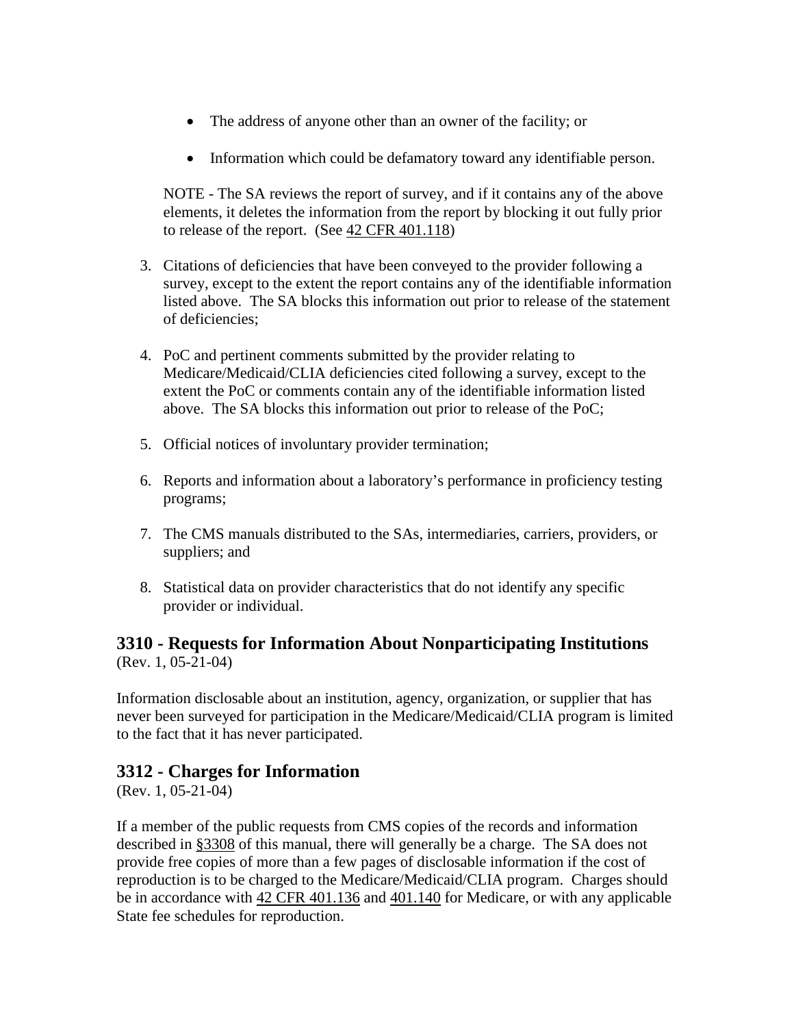- The address of anyone other than an owner of the facility; or
- Information which could be defamatory toward any identifiable person.

NOTE - The SA reviews the report of survey, and if it contains any of the above elements, it deletes the information from the report by blocking it out fully prior to release of the report. (See 42 CFR 401.118)

3. Citations of deficiencies that have been conveyed to the provider following a survey, except to the extent the report contains any of the identifiable information listed above. The SA blocks this information out prior to release of the statement of deficiencies;
4. PoC and pertinent comments submitted by the provider relating to Medicare/Medicaid/CLIA deficiencies cited following a survey, except to the extent the PoC or comments contain any of the identifiable information listed above. The SA blocks this information out prior to release of the PoC;
5. Official notices of involuntary provider termination;
6. Reports and information about a laboratory's performance in proficiency testing programs;
7. The CMS manuals distributed to the SAs, intermediaries, carriers, providers, or suppliers; and
8. Statistical data on provider characteristics that do not identify any specific provider or individual.

## 3310 - Requests for Information About Nonparticipating Institutions

(Rev. 1, 05-21-04)

Information disclosable about an institution, agency, organization, or supplier that has never been surveyed for participation in the Medicare/Medicaid/CLIA program is limited to the fact that it has never participated.

## 3312 - Charges for Information

(Rev. 1, 05-21-04)

If a member of the public requests from CMS copies of the records and information described in §3308 of this manual, there will generally be a charge. The SA does not provide free copies of more than a few pages of disclosable information if the cost of reproduction is to be charged to the Medicare/Medicaid/CLIA program. Charges should be in accordance with 42 CFR 401.136 and 401.140 for Medicare, or with any applicable State fee schedules for reproduction.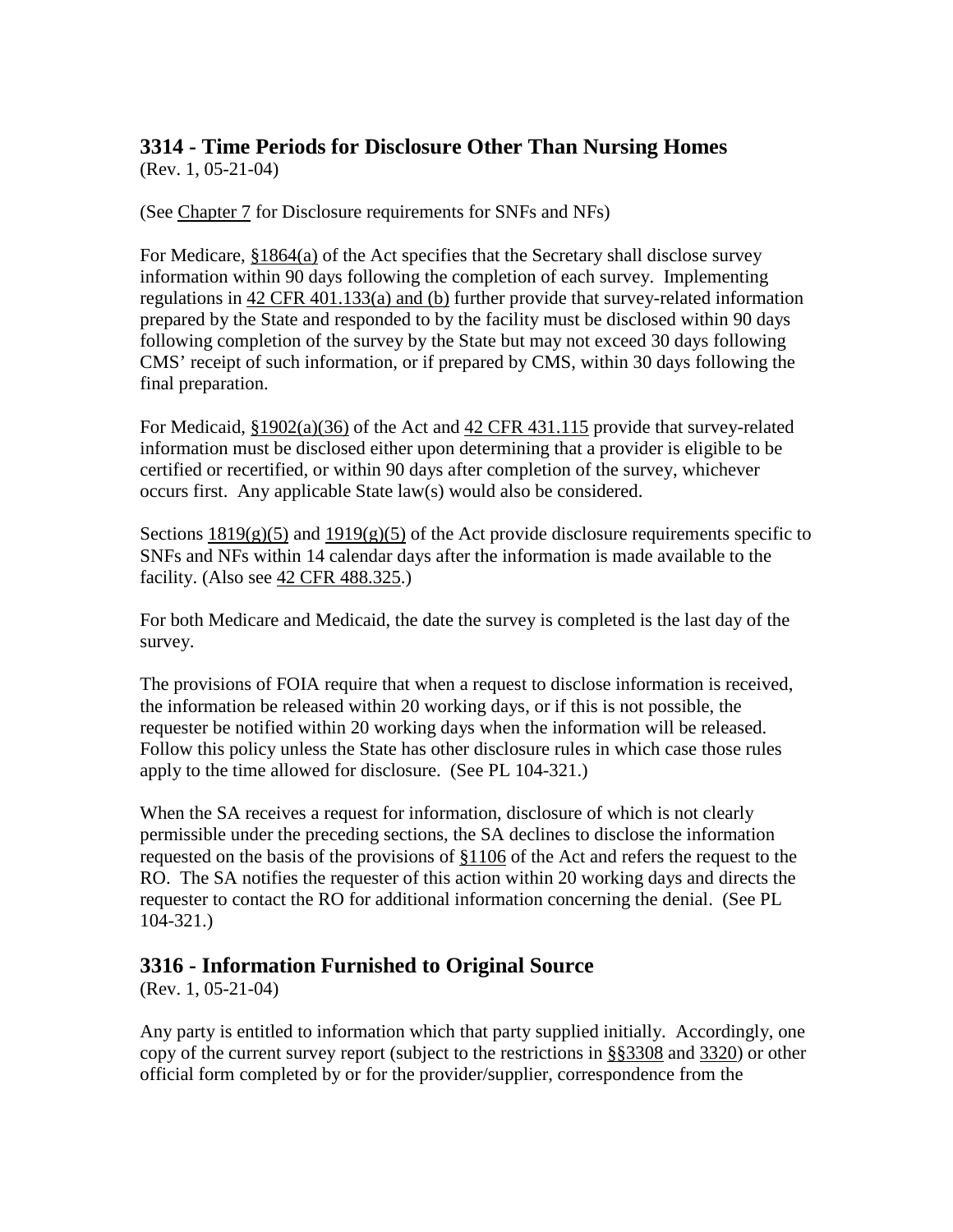## 3314 - Time Periods for Disclosure Other Than Nursing Homes

(Rev. 1, 05-21-04)

(See Chapter 7 for Disclosure requirements for SNFs and NFs)

For Medicare, §1864(a) of the Act specifies that the Secretary shall disclose survey information within 90 days following the completion of each survey. Implementing regulations in 42 CFR 401.133(a) and (b) further provide that survey-related information prepared by the State and responded to by the facility must be disclosed within 90 days following completion of the survey by the State but may not exceed 30 days following CMS' receipt of such information, or if prepared by CMS, within 30 days following the final preparation.

For Medicaid, §1902(a)(36) of the Act and 42 CFR 431.115 provide that survey-related information must be disclosed either upon determining that a provider is eligible to be certified or recertified, or within 90 days after completion of the survey, whichever occurs first. Any applicable State law(s) would also be considered.

Sections 1819(g)(5) and 1919(g)(5) of the Act provide disclosure requirements specific to SNFs and NFs within 14 calendar days after the information is made available to the facility. (Also see 42 CFR 488.325.)

For both Medicare and Medicaid, the date the survey is completed is the last day of the survey.

The provisions of FOIA require that when a request to disclose information is received, the information be released within 20 working days, or if this is not possible, the requester be notified within 20 working days when the information will be released. Follow this policy unless the State has other disclosure rules in which case those rules apply to the time allowed for disclosure. (See PL 104-321.)

When the SA receives a request for information, disclosure of which is not clearly permissible under the preceding sections, the SA declines to disclose the information requested on the basis of the provisions of §1106 of the Act and refers the request to the RO. The SA notifies the requester of this action within 20 working days and directs the requester to contact the RO for additional information concerning the denial. (See PL 104-321.)

## 3316 - Information Furnished to Original Source

(Rev. 1, 05-21-04)

Any party is entitled to information which that party supplied initially. Accordingly, one copy of the current survey report (subject to the restrictions in §§3308 and 3320) or other official form completed by or for the provider/supplier, correspondence from the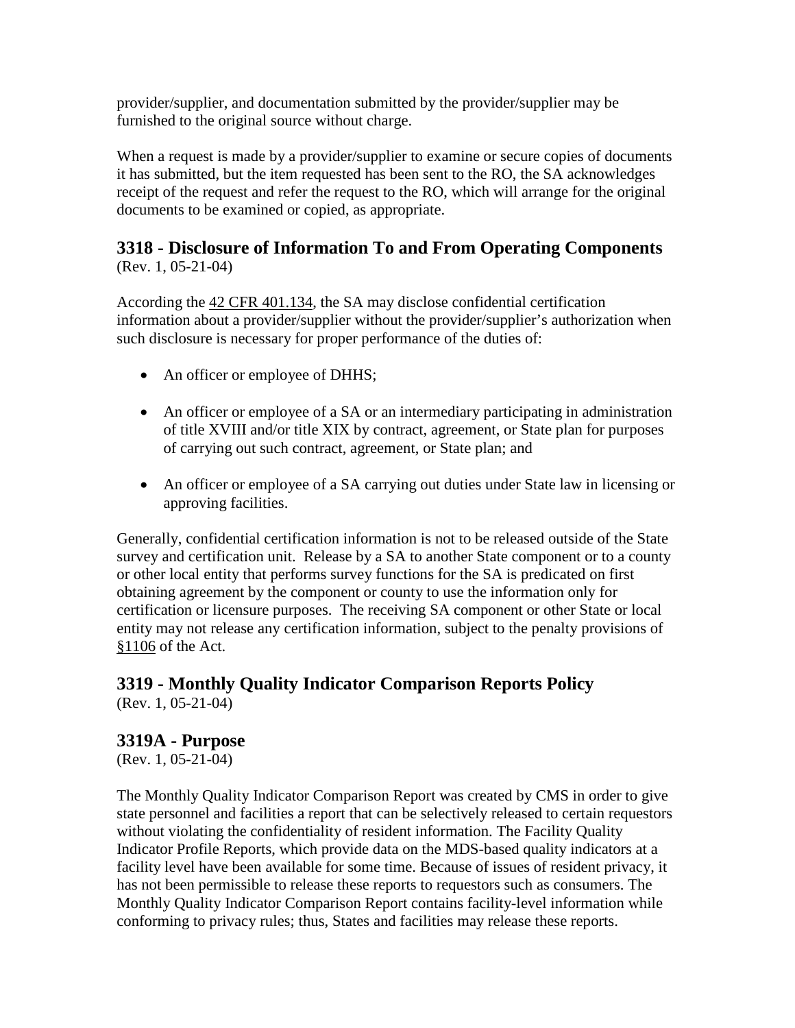provider/supplier, and documentation submitted by the provider/supplier may be furnished to the original source without charge.

When a request is made by a provider/supplier to examine or secure copies of documents it has submitted, but the item requested has been sent to the RO, the SA acknowledges receipt of the request and refer the request to the RO, which will arrange for the original documents to be examined or copied, as appropriate.

## 3318 - Disclosure of Information To and From Operating Components

(Rev. 1, 05-21-04)

According the 42 CFR 401.134, the SA may disclose confidential certification information about a provider/supplier without the provider/supplier's authorization when such disclosure is necessary for proper performance of the duties of:

- An officer or employee of DHHS;
- An officer or employee of a SA or an intermediary participating in administration of title XVIII and/or title XIX by contract, agreement, or State plan for purposes of carrying out such contract, agreement, or State plan; and
- An officer or employee of a SA carrying out duties under State law in licensing or approving facilities.

Generally, confidential certification information is not to be released outside of the State survey and certification unit. Release by a SA to another State component or to a county or other local entity that performs survey functions for the SA is predicated on first obtaining agreement by the component or county to use the information only for certification or licensure purposes. The receiving SA component or other State or local entity may not release any certification information, subject to the penalty provisions of §1106 of the Act.

## 3319 - Monthly Quality Indicator Comparison Reports Policy

(Rev. 1, 05-21-04)

## 3319A - Purpose

(Rev. 1, 05-21-04)

The Monthly Quality Indicator Comparison Report was created by CMS in order to give state personnel and facilities a report that can be selectively released to certain requestors without violating the confidentiality of resident information. The Facility Quality Indicator Profile Reports, which provide data on the MDS-based quality indicators at a facility level have been available for some time. Because of issues of resident privacy, it has not been permissible to release these reports to requestors such as consumers. The Monthly Quality Indicator Comparison Report contains facility-level information while conforming to privacy rules; thus, States and facilities may release these reports.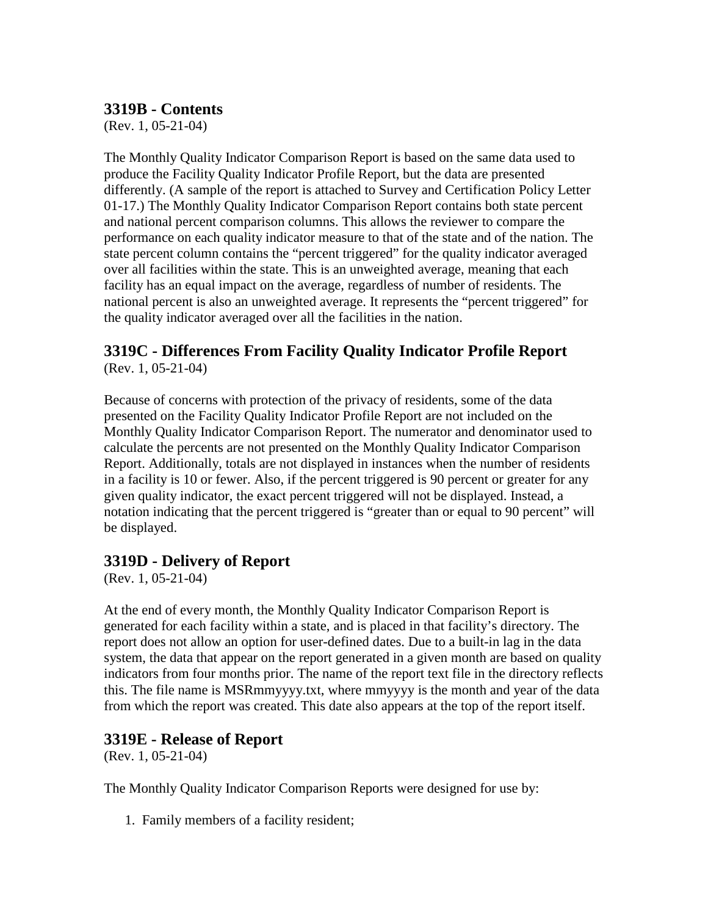### 3319B - Contents

(Rev. 1, 05-21-04)

The Monthly Quality Indicator Comparison Report is based on the same data used to produce the Facility Quality Indicator Profile Report, but the data are presented differently. (A sample of the report is attached to Survey and Certification Policy Letter 01-17.) The Monthly Quality Indicator Comparison Report contains both state percent and national percent comparison columns. This allows the reviewer to compare the performance on each quality indicator measure to that of the state and of the nation. The state percent column contains the "percent triggered" for the quality indicator averaged over all facilities within the state. This is an unweighted average, meaning that each facility has an equal impact on the average, regardless of number of residents. The national percent is also an unweighted average. It represents the "percent triggered" for the quality indicator averaged over all the facilities in the nation.

### 3319C - Differences From Facility Quality Indicator Profile Report

(Rev. 1, 05-21-04)

Because of concerns with protection of the privacy of residents, some of the data presented on the Facility Quality Indicator Profile Report are not included on the Monthly Quality Indicator Comparison Report. The numerator and denominator used to calculate the percents are not presented on the Monthly Quality Indicator Comparison Report. Additionally, totals are not displayed in instances when the number of residents in a facility is 10 or fewer. Also, if the percent triggered is 90 percent or greater for any given quality indicator, the exact percent triggered will not be displayed. Instead, a notation indicating that the percent triggered is "greater than or equal to 90 percent" will be displayed.

### 3319D - Delivery of Report

(Rev. 1, 05-21-04)

At the end of every month, the Monthly Quality Indicator Comparison Report is generated for each facility within a state, and is placed in that facility's directory. The report does not allow an option for user-defined dates. Due to a built-in lag in the data system, the data that appear on the report generated in a given month are based on quality indicators from four months prior. The name of the report text file in the directory reflects this. The file name is MSRmmyyyy.txt, where mmyyyy is the month and year of the data from which the report was created. This date also appears at the top of the report itself.

### 3319E - Release of Report

(Rev. 1, 05-21-04)

The Monthly Quality Indicator Comparison Reports were designed for use by:

1. Family members of a facility resident;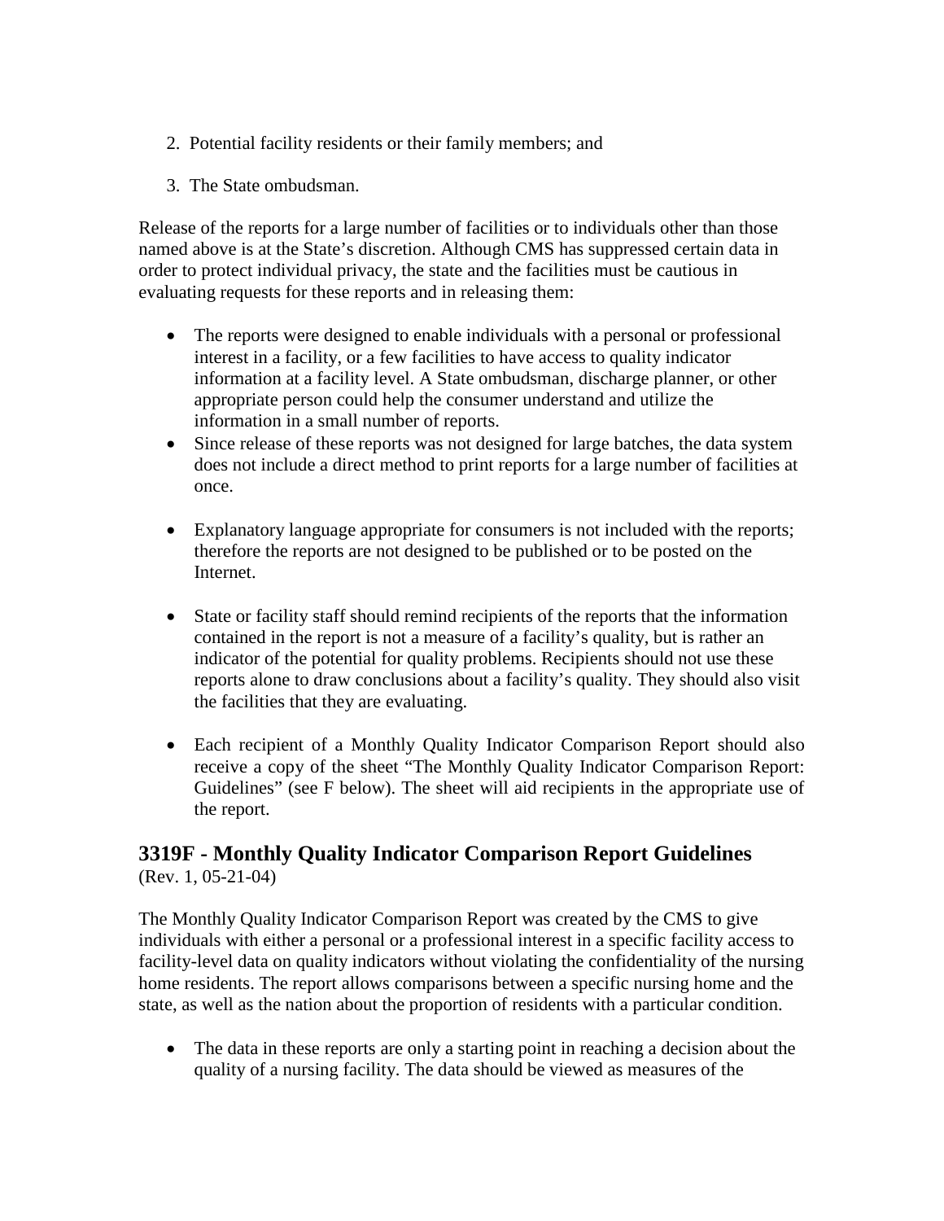2. Potential facility residents or their family members; and

3. The State ombudsman.

Release of the reports for a large number of facilities or to individuals other than those named above is at the State's discretion. Although CMS has suppressed certain data in order to protect individual privacy, the state and the facilities must be cautious in evaluating requests for these reports and in releasing them:

- The reports were designed to enable individuals with a personal or professional interest in a facility, or a few facilities to have access to quality indicator information at a facility level. A State ombudsman, discharge planner, or other appropriate person could help the consumer understand and utilize the information in a small number of reports.
- Since release of these reports was not designed for large batches, the data system does not include a direct method to print reports for a large number of facilities at once.
- Explanatory language appropriate for consumers is not included with the reports; therefore the reports are not designed to be published or to be posted on the Internet.
- State or facility staff should remind recipients of the reports that the information contained in the report is not a measure of a facility's quality, but is rather an indicator of the potential for quality problems. Recipients should not use these reports alone to draw conclusions about a facility's quality. They should also visit the facilities that they are evaluating.
- Each recipient of a Monthly Quality Indicator Comparison Report should also receive a copy of the sheet "The Monthly Quality Indicator Comparison Report: Guidelines" (see F below). The sheet will aid recipients in the appropriate use of the report.

## 3319F - Monthly Quality Indicator Comparison Report Guidelines

(Rev. 1, 05-21-04)

The Monthly Quality Indicator Comparison Report was created by the CMS to give individuals with either a personal or a professional interest in a specific facility access to facility-level data on quality indicators without violating the confidentiality of the nursing home residents. The report allows comparisons between a specific nursing home and the state, as well as the nation about the proportion of residents with a particular condition.

- The data in these reports are only a starting point in reaching a decision about the quality of a nursing facility. The data should be viewed as measures of the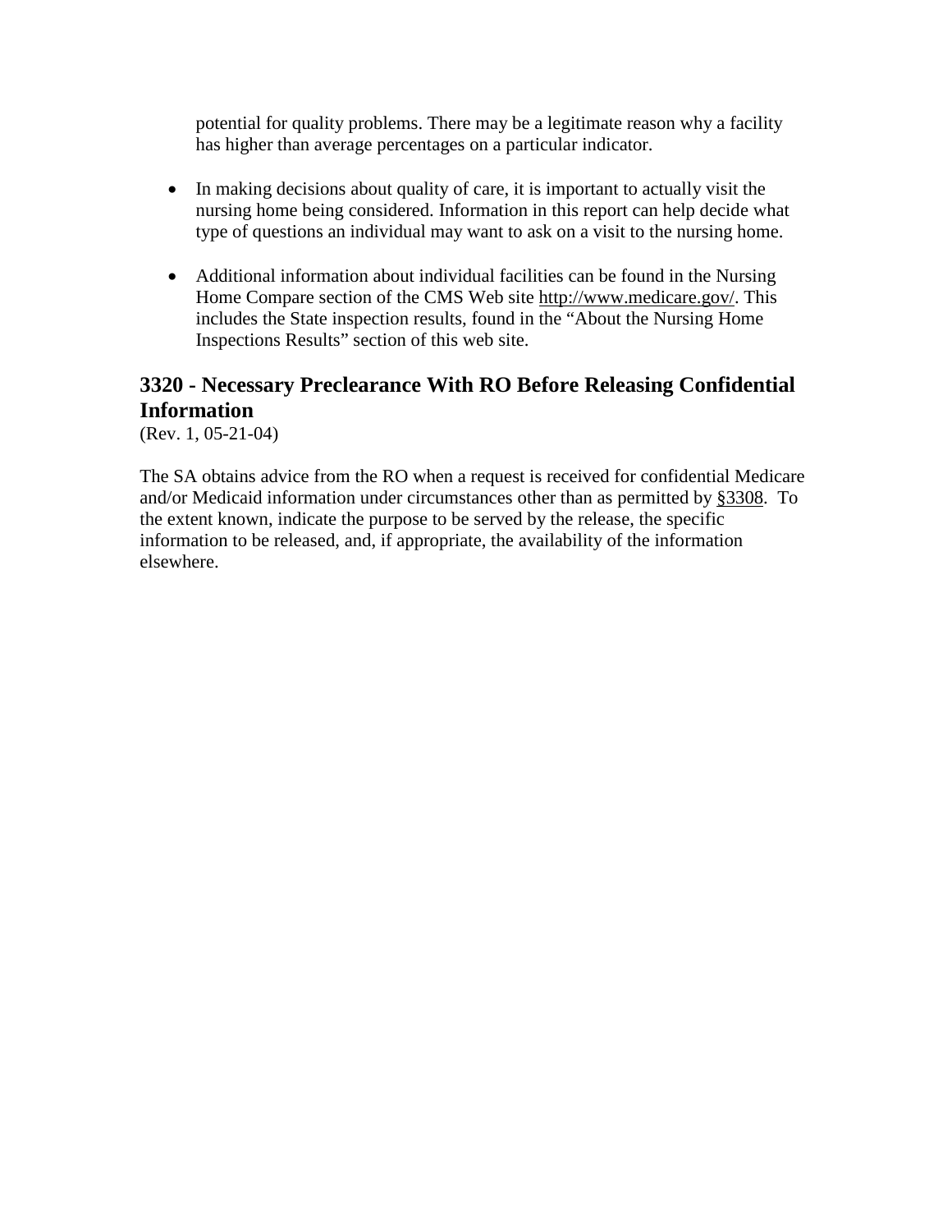potential for quality problems. There may be a legitimate reason why a facility has higher than average percentages on a particular indicator.

- In making decisions about quality of care, it is important to actually visit the nursing home being considered. Information in this report can help decide what type of questions an individual may want to ask on a visit to the nursing home.

- Additional information about individual facilities can be found in the Nursing Home Compare section of the CMS Web site http://www.medicare.gov/. This includes the State inspection results, found in the "About the Nursing Home Inspections Results" section of this web site.

## 3320 - Necessary Preclearance With RO Before Releasing Confidential Information

(Rev. 1, 05-21-04)

The SA obtains advice from the RO when a request is received for confidential Medicare and/or Medicaid information under circumstances other than as permitted by §3308. To the extent known, indicate the purpose to be served by the release, the specific information to be released, and, if appropriate, the availability of the information elsewhere.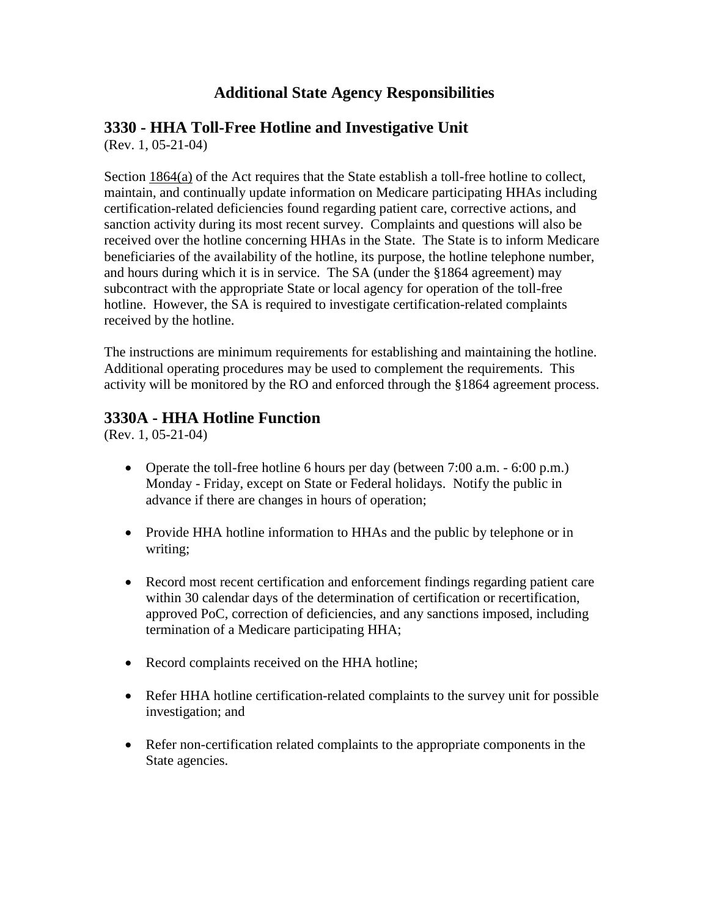# Additional State Agency Responsibilities

## 3330 - HHA Toll-Free Hotline and Investigative Unit

(Rev. 1, 05-21-04)

Section 1864(a) of the Act requires that the State establish a toll-free hotline to collect, maintain, and continually update information on Medicare participating HHAs including certification-related deficiencies found regarding patient care, corrective actions, and sanction activity during its most recent survey. Complaints and questions will also be received over the hotline concerning HHAs in the State. The State is to inform Medicare beneficiaries of the availability of the hotline, its purpose, the hotline telephone number, and hours during which it is in service. The SA (under the §1864 agreement) may subcontract with the appropriate State or local agency for operation of the toll-free hotline. However, the SA is required to investigate certification-related complaints received by the hotline.

The instructions are minimum requirements for establishing and maintaining the hotline. Additional operating procedures may be used to complement the requirements. This activity will be monitored by the RO and enforced through the §1864 agreement process.

## 3330A - HHA Hotline Function

(Rev. 1, 05-21-04)

- Operate the toll-free hotline 6 hours per day (between 7:00 a.m. - 6:00 p.m.) Monday - Friday, except on State or Federal holidays. Notify the public in advance if there are changes in hours of operation;
- Provide HHA hotline information to HHAs and the public by telephone or in writing;
- Record most recent certification and enforcement findings regarding patient care within 30 calendar days of the determination of certification or recertification, approved PoC, correction of deficiencies, and any sanctions imposed, including termination of a Medicare participating HHA;
- Record complaints received on the HHA hotline;
- Refer HHA hotline certification-related complaints to the survey unit for possible investigation; and
- Refer non-certification related complaints to the appropriate components in the State agencies.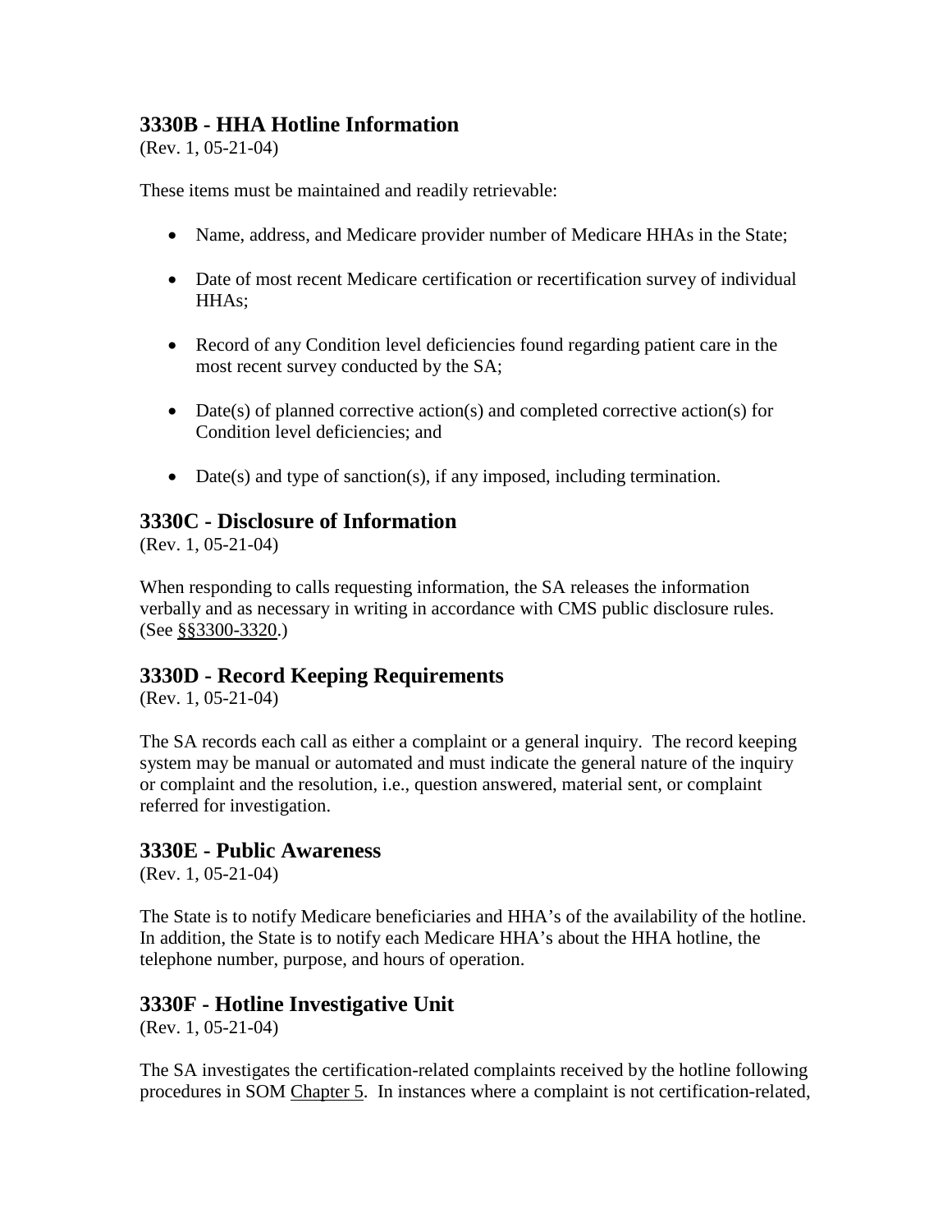## 3330B - HHA Hotline Information

(Rev. 1, 05-21-04)

These items must be maintained and readily retrievable:

- Name, address, and Medicare provider number of Medicare HHAs in the State;
- Date of most recent Medicare certification or recertification survey of individual HHAs;
- Record of any Condition level deficiencies found regarding patient care in the most recent survey conducted by the SA;
- Date(s) of planned corrective action(s) and completed corrective action(s) for Condition level deficiencies; and
- Date(s) and type of sanction(s), if any imposed, including termination.

## 3330C - Disclosure of Information

(Rev. 1, 05-21-04)

When responding to calls requesting information, the SA releases the information verbally and as necessary in writing in accordance with CMS public disclosure rules. (See §§3300-3320.)

## 3330D - Record Keeping Requirements

(Rev. 1, 05-21-04)

The SA records each call as either a complaint or a general inquiry. The record keeping system may be manual or automated and must indicate the general nature of the inquiry or complaint and the resolution, i.e., question answered, material sent, or complaint referred for investigation.

## 3330E - Public Awareness

(Rev. 1, 05-21-04)

The State is to notify Medicare beneficiaries and HHA's of the availability of the hotline. In addition, the State is to notify each Medicare HHA's about the HHA hotline, the telephone number, purpose, and hours of operation.

## 3330F - Hotline Investigative Unit

(Rev. 1, 05-21-04)

The SA investigates the certification-related complaints received by the hotline following procedures in SOM Chapter 5. In instances where a complaint is not certification-related,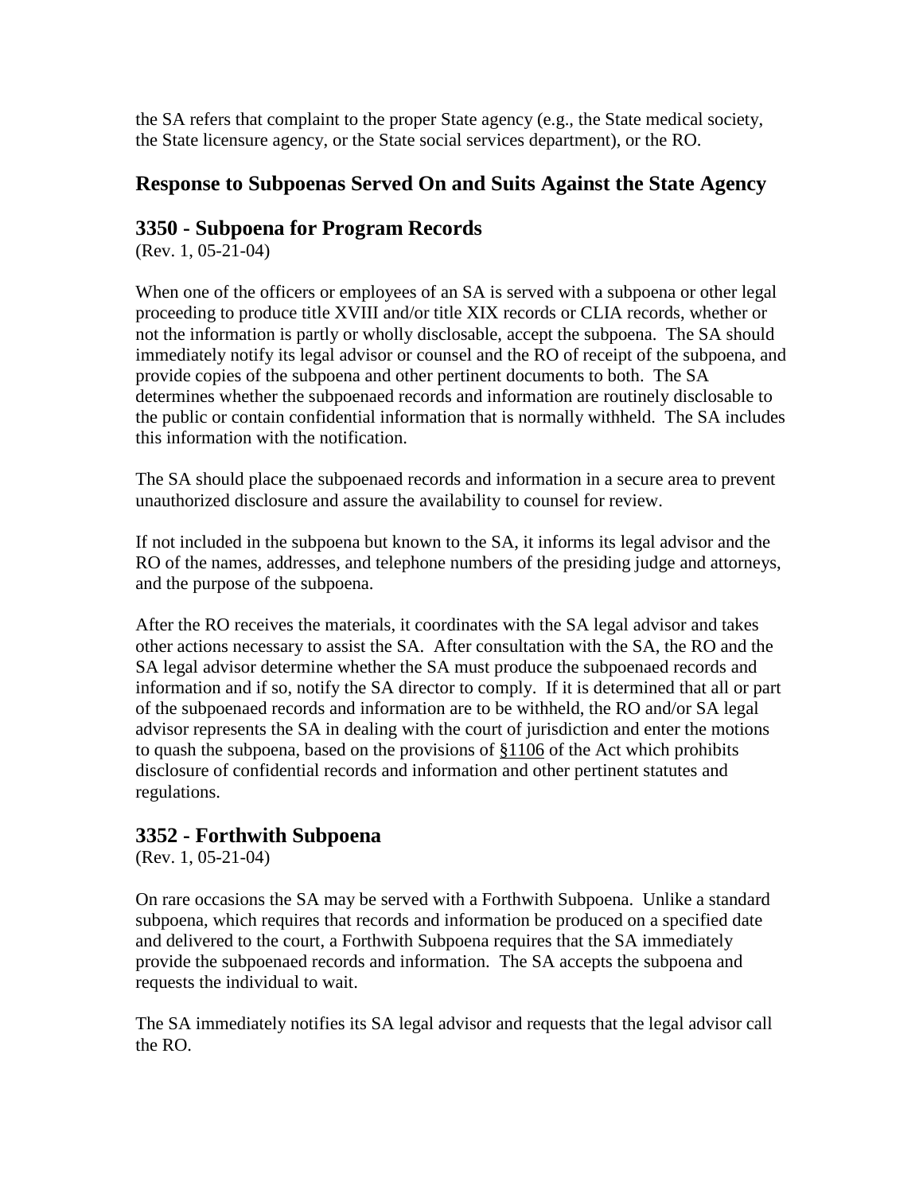the SA refers that complaint to the proper State agency (e.g., the State medical society, the State licensure agency, or the State social services department), or the RO.

## Response to Subpoenas Served On and Suits Against the State Agency

### 3350 - Subpoena for Program Records

(Rev. 1, 05-21-04)

When one of the officers or employees of an SA is served with a subpoena or other legal proceeding to produce title XVIII and/or title XIX records or CLIA records, whether or not the information is partly or wholly disclosable, accept the subpoena. The SA should immediately notify its legal advisor or counsel and the RO of receipt of the subpoena, and provide copies of the subpoena and other pertinent documents to both. The SA determines whether the subpoenaed records and information are routinely disclosable to the public or contain confidential information that is normally withheld. The SA includes this information with the notification.

The SA should place the subpoenaed records and information in a secure area to prevent unauthorized disclosure and assure the availability to counsel for review.

If not included in the subpoena but known to the SA, it informs its legal advisor and the RO of the names, addresses, and telephone numbers of the presiding judge and attorneys, and the purpose of the subpoena.

After the RO receives the materials, it coordinates with the SA legal advisor and takes other actions necessary to assist the SA. After consultation with the SA, the RO and the SA legal advisor determine whether the SA must produce the subpoenaed records and information and if so, notify the SA director to comply. If it is determined that all or part of the subpoenaed records and information are to be withheld, the RO and/or SA legal advisor represents the SA in dealing with the court of jurisdiction and enter the motions to quash the subpoena, based on the provisions of §1106 of the Act which prohibits disclosure of confidential records and information and other pertinent statutes and regulations.

### 3352 - Forthwith Subpoena

(Rev. 1, 05-21-04)

On rare occasions the SA may be served with a Forthwith Subpoena. Unlike a standard subpoena, which requires that records and information be produced on a specified date and delivered to the court, a Forthwith Subpoena requires that the SA immediately provide the subpoenaed records and information. The SA accepts the subpoena and requests the individual to wait.

The SA immediately notifies its SA legal advisor and requests that the legal advisor call the RO.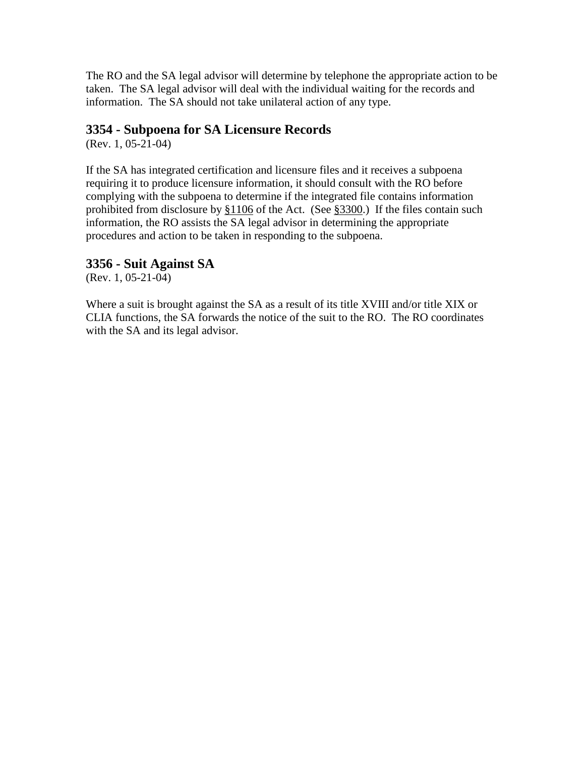The RO and the SA legal advisor will determine by telephone the appropriate action to be taken. The SA legal advisor will deal with the individual waiting for the records and information. The SA should not take unilateral action of any type.

## 3354 - Subpoena for SA Licensure Records

(Rev. 1, 05-21-04)

If the SA has integrated certification and licensure files and it receives a subpoena requiring it to produce licensure information, it should consult with the RO before complying with the subpoena to determine if the integrated file contains information prohibited from disclosure by §1106 of the Act. (See §3300.) If the files contain such information, the RO assists the SA legal advisor in determining the appropriate procedures and action to be taken in responding to the subpoena.

## 3356 - Suit Against SA

(Rev. 1, 05-21-04)

Where a suit is brought against the SA as a result of its title XVIII and/or title XIX or CLIA functions, the SA forwards the notice of the suit to the RO. The RO coordinates with the SA and its legal advisor.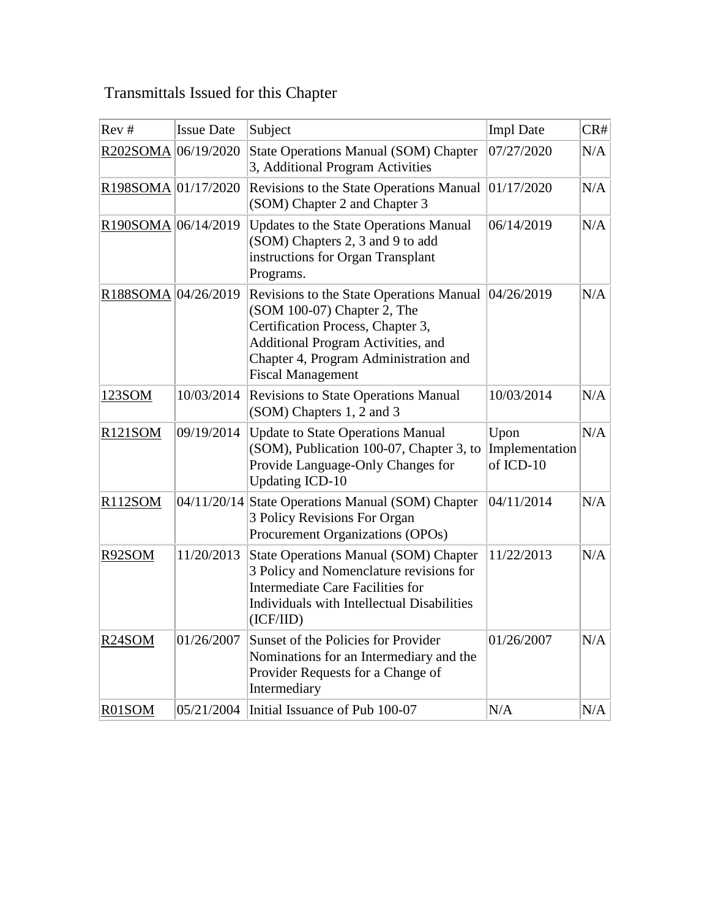# Transmittals Issued for this Chapter

| Rev # | Issue Date | Subject | Impl Date | CR# |
|---|---|---|---|---|
| R202SOMA | 06/19/2020 | State Operations Manual (SOM) Chapter 3, Additional Program Activities | 07/27/2020 | N/A |
| R198SOMA | 01/17/2020 | Revisions to the State Operations Manual (SOM) Chapter 2 and Chapter 3 | 01/17/2020 | N/A |
| R190SOMA | 06/14/2019 | Updates to the State Operations Manual (SOM) Chapters 2, 3 and 9 to add instructions for Organ Transplant Programs. | 06/14/2019 | N/A |
| R188SOMA | 04/26/2019 | Revisions to the State Operations Manual (SOM 100-07) Chapter 2, The Certification Process, Chapter 3, Additional Program Activities, and Chapter 4, Program Administration and Fiscal Management | 04/26/2019 | N/A |
| 123SOM | 10/03/2014 | Revisions to State Operations Manual (SOM) Chapters 1, 2 and 3 | 10/03/2014 | N/A |
| R121SOM | 09/19/2014 | Update to State Operations Manual (SOM), Publication 100-07, Chapter 3, to Provide Language-Only Changes for Updating ICD-10 | Upon Implementation of ICD-10 | N/A |
| R112SOM | 04/11/20/14 | State Operations Manual (SOM) Chapter 3 Policy Revisions For Organ Procurement Organizations (OPOs) | 04/11/2014 | N/A |
| R92SOM | 11/20/2013 | State Operations Manual (SOM) Chapter 3 Policy and Nomenclature revisions for Intermediate Care Facilities for Individuals with Intellectual Disabilities (ICF/IID) | 11/22/2013 | N/A |
| R24SOM | 01/26/2007 | Sunset of the Policies for Provider Nominations for an Intermediary and the Provider Requests for a Change of Intermediary | 01/26/2007 | N/A |
| R01SOM | 05/21/2004 | Initial Issuance of Pub 100-07 | N/A | N/A |